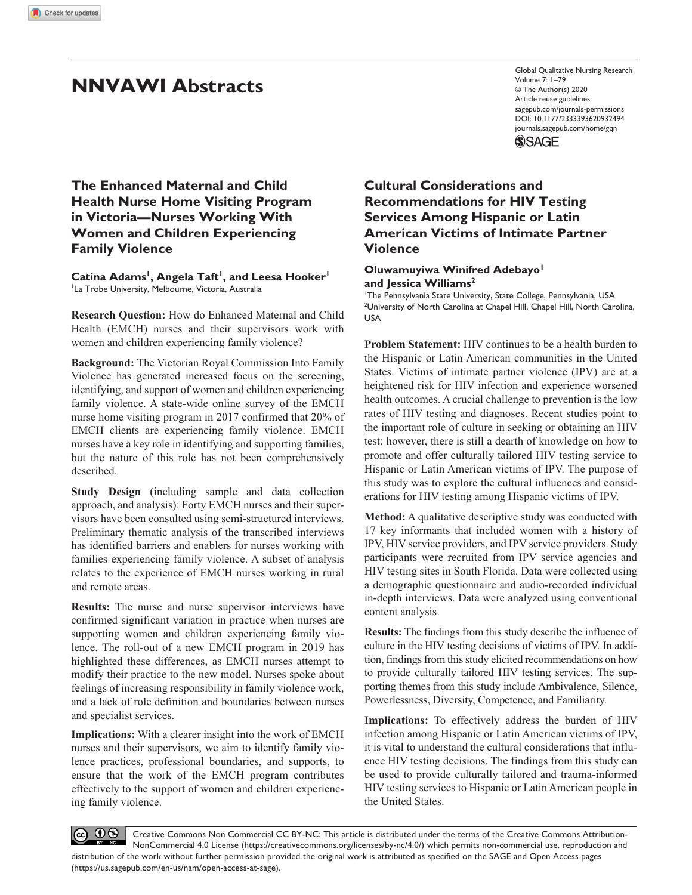# NNVAWI Abstracts

## The Enhanced Maternal and Child Health Nurse Home Visiting Program in Victoria—Nurses Working With Women and Children Experiencing Family Violence

**Catina Adams[1], Angela Taft[1], and Leesa Hooker[1]**
[1]La Trobe University, Melbourne, Victoria, Australia

**Research Question:** How do Enhanced Maternal and Child Health (EMCH) nurses and their supervisors work with women and children experiencing family violence?

**Background:** The Victorian Royal Commission Into Family Violence has generated increased focus on the screening, identifying, and support of women and children experiencing family violence. A state-wide online survey of the EMCH nurse home visiting program in 2017 confirmed that 20% of EMCH clients are experiencing family violence. EMCH nurses have a key role in identifying and supporting families, but the nature of this role has not been comprehensively described.

**Study Design** (including sample and data collection approach, and analysis): Forty EMCH nurses and their supervisors have been consulted using semi-structured interviews. Preliminary thematic analysis of the transcribed interviews has identified barriers and enablers for nurses working with families experiencing family violence. A subset of analysis relates to the experience of EMCH nurses working in rural and remote areas.

**Results:** The nurse and nurse supervisor interviews have confirmed significant variation in practice when nurses are supporting women and children experiencing family violence. The roll-out of a new EMCH program in 2019 has highlighted these differences, as EMCH nurses attempt to modify their practice to the new model. Nurses spoke about feelings of increasing responsibility in family violence work, and a lack of role definition and boundaries between nurses and specialist services.

**Implications:** With a clearer insight into the work of EMCH nurses and their supervisors, we aim to identify family violence practices, professional boundaries, and supports, to ensure that the work of the EMCH program contributes effectively to the support of women and children experiencing family violence.

## Cultural Considerations and Recommendations for HIV Testing Services Among Hispanic or Latin American Victims of Intimate Partner Violence

**Oluwamuyiwa Winifred Adebayo[1] and Jessica Williams[2]**
[1]The Pennsylvania State University, State College, Pennsylvania, USA
[2]University of North Carolina at Chapel Hill, Chapel Hill, North Carolina, USA

**Problem Statement:** HIV continues to be a health burden to the Hispanic or Latin American communities in the United States. Victims of intimate partner violence (IPV) are at a heightened risk for HIV infection and experience worsened health outcomes. A crucial challenge to prevention is the low rates of HIV testing and diagnoses. Recent studies point to the important role of culture in seeking or obtaining an HIV test; however, there is still a dearth of knowledge on how to promote and offer culturally tailored HIV testing service to Hispanic or Latin American victims of IPV. The purpose of this study was to explore the cultural influences and considerations for HIV testing among Hispanic victims of IPV.

**Method:** A qualitative descriptive study was conducted with 17 key informants that included women with a history of IPV, HIV service providers, and IPV service providers. Study participants were recruited from IPV service agencies and HIV testing sites in South Florida. Data were collected using a demographic questionnaire and audio-recorded individual in-depth interviews. Data were analyzed using conventional content analysis.

**Results:** The findings from this study describe the influence of culture in the HIV testing decisions of victims of IPV. In addition, findings from this study elicited recommendations on how to provide culturally tailored HIV testing services. The supporting themes from this study include Ambivalence, Silence, Powerlessness, Diversity, Competence, and Familiarity.

**Implications:** To effectively address the burden of HIV infection among Hispanic or Latin American victims of IPV, it is vital to understand the cultural considerations that influence HIV testing decisions. The findings from this study can be used to provide culturally tailored and trauma-informed HIV testing services to Hispanic or Latin American people in the United States.

Creative Commons Non Commercial CC BY-NC: This article is distributed under the terms of the Creative Commons Attribution-NonCommercial 4.0 License (https://creativecommons.org/licenses/by-nc/4.0/) which permits non-commercial use, reproduction and distribution of the work without further permission provided the original work is attributed as specified on the SAGE and Open Access pages (https://us.sagepub.com/en-us/nam/open-access-at-sage).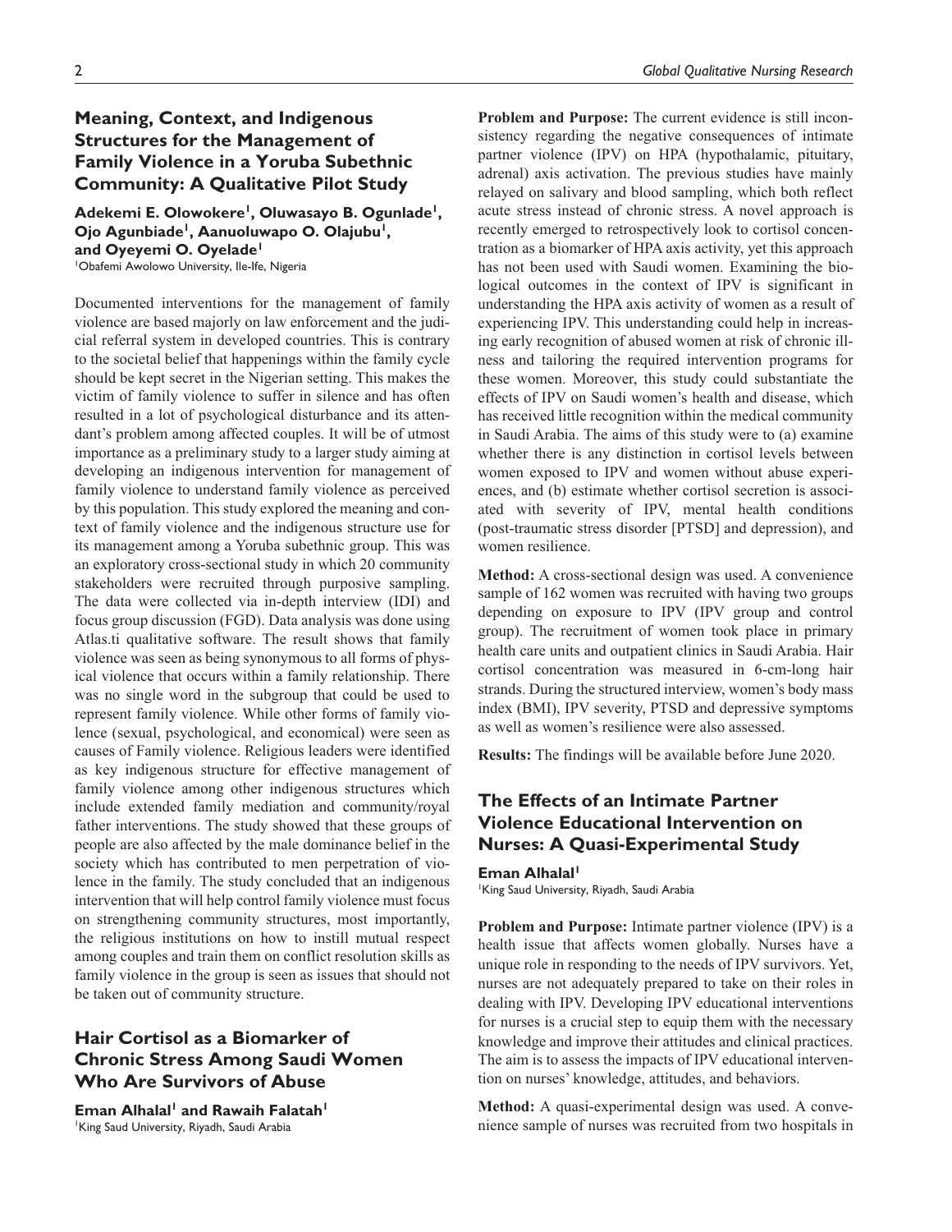## Meaning, Context, and Indigenous Structures for the Management of Family Violence in a Yoruba Subethnic Community: A Qualitative Pilot Study

**Adekemi E. Olowokere[1], Oluwasayo B. Ogunlade[1], Ojo Agunbiade[1], Aanuoluwapo O. Olajubu[1], and Oyeyemi O. Oyelade[1]**

[1]Obafemi Awolowo University, Ile-Ife, Nigeria

Documented interventions for the management of family violence are based majorly on law enforcement and the judicial referral system in developed countries. This is contrary to the societal belief that happenings within the family cycle should be kept secret in the Nigerian setting. This makes the victim of family violence to suffer in silence and has often resulted in a lot of psychological disturbance and its attendant's problem among affected couples. It will be of utmost importance as a preliminary study to a larger study aiming at developing an indigenous intervention for management of family violence to understand family violence as perceived by this population. This study explored the meaning and context of family violence and the indigenous structure use for its management among a Yoruba subethnic group. This was an exploratory cross-sectional study in which 20 community stakeholders were recruited through purposive sampling. The data were collected via in-depth interview (IDI) and focus group discussion (FGD). Data analysis was done using Atlas.ti qualitative software. The result shows that family violence was seen as being synonymous to all forms of physical violence that occurs within a family relationship. There was no single word in the subgroup that could be used to represent family violence. While other forms of family violence (sexual, psychological, and economical) were seen as causes of Family violence. Religious leaders were identified as key indigenous structure for effective management of family violence among other indigenous structures which include extended family mediation and community/royal father interventions. The study showed that these groups of people are also affected by the male dominance belief in the society which has contributed to men perpetration of violence in the family. The study concluded that an indigenous intervention that will help control family violence must focus on strengthening community structures, most importantly, the religious institutions on how to instill mutual respect among couples and train them on conflict resolution skills as family violence in the group is seen as issues that should not be taken out of community structure.

## Hair Cortisol as a Biomarker of Chronic Stress Among Saudi Women Who Are Survivors of Abuse

**Eman Alhalal[1] and Rawaih Falatah[1]**

[1]King Saud University, Riyadh, Saudi Arabia

**Problem and Purpose:** The current evidence is still inconsistency regarding the negative consequences of intimate partner violence (IPV) on HPA (hypothalamic, pituitary, adrenal) axis activation. The previous studies have mainly relayed on salivary and blood sampling, which both reflect acute stress instead of chronic stress. A novel approach is recently emerged to retrospectively look to cortisol concentration as a biomarker of HPA axis activity, yet this approach has not been used with Saudi women. Examining the biological outcomes in the context of IPV is significant in understanding the HPA axis activity of women as a result of experiencing IPV. This understanding could help in increasing early recognition of abused women at risk of chronic illness and tailoring the required intervention programs for these women. Moreover, this study could substantiate the effects of IPV on Saudi women's health and disease, which has received little recognition within the medical community in Saudi Arabia. The aims of this study were to (a) examine whether there is any distinction in cortisol levels between women exposed to IPV and women without abuse experiences, and (b) estimate whether cortisol secretion is associated with severity of IPV, mental health conditions (post-traumatic stress disorder [PTSD] and depression), and women resilience.

**Method:** A cross-sectional design was used. A convenience sample of 162 women was recruited with having two groups depending on exposure to IPV (IPV group and control group). The recruitment of women took place in primary health care units and outpatient clinics in Saudi Arabia. Hair cortisol concentration was measured in 6-cm-long hair strands. During the structured interview, women's body mass index (BMI), IPV severity, PTSD and depressive symptoms as well as women's resilience were also assessed.

**Results:** The findings will be available before June 2020.

## The Effects of an Intimate Partner Violence Educational Intervention on Nurses: A Quasi-Experimental Study

**Eman Alhalal[1]**

[1]King Saud University, Riyadh, Saudi Arabia

**Problem and Purpose:** Intimate partner violence (IPV) is a health issue that affects women globally. Nurses have a unique role in responding to the needs of IPV survivors. Yet, nurses are not adequately prepared to take on their roles in dealing with IPV. Developing IPV educational interventions for nurses is a crucial step to equip them with the necessary knowledge and improve their attitudes and clinical practices. The aim is to assess the impacts of IPV educational intervention on nurses' knowledge, attitudes, and behaviors.

**Method:** A quasi-experimental design was used. A convenience sample of nurses was recruited from two hospitals in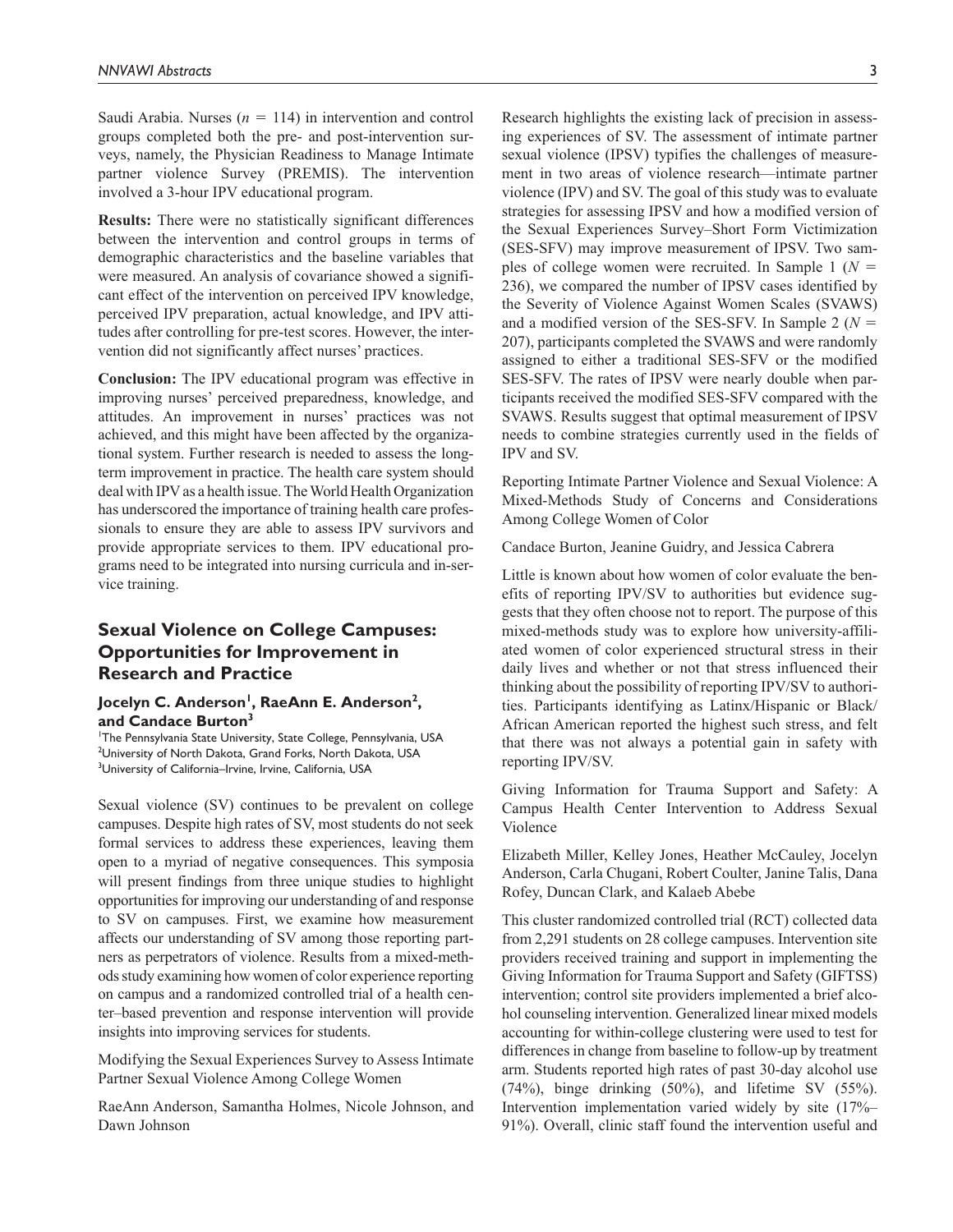Saudi Arabia. Nurses ($n$ = 114) in intervention and control groups completed both the pre- and post-intervention surveys, namely, the Physician Readiness to Manage Intimate partner violence Survey (PREMIS). The intervention involved a 3-hour IPV educational program.

**Results:** There were no statistically significant differences between the intervention and control groups in terms of demographic characteristics and the baseline variables that were measured. An analysis of covariance showed a significant effect of the intervention on perceived IPV knowledge, perceived IPV preparation, actual knowledge, and IPV attitudes after controlling for pre-test scores. However, the intervention did not significantly affect nurses' practices.

**Conclusion:** The IPV educational program was effective in improving nurses' perceived preparedness, knowledge, and attitudes. An improvement in nurses' practices was not achieved, and this might have been affected by the organizational system. Further research is needed to assess the long-term improvement in practice. The health care system should deal with IPV as a health issue. The World Health Organization has underscored the importance of training health care professionals to ensure they are able to assess IPV survivors and provide appropriate services to them. IPV educational programs need to be integrated into nursing curricula and in-service training.

## Sexual Violence on College Campuses: Opportunities for Improvement in Research and Practice

**Jocelyn C. Anderson[1], RaeAnn E. Anderson[2], and Candace Burton[3]**

[1]The Pennsylvania State University, State College, Pennsylvania, USA
[2]University of North Dakota, Grand Forks, North Dakota, USA
[3]University of California–Irvine, Irvine, California, USA

Sexual violence (SV) continues to be prevalent on college campuses. Despite high rates of SV, most students do not seek formal services to address these experiences, leaving them open to a myriad of negative consequences. This symposia will present findings from three unique studies to highlight opportunities for improving our understanding of and response to SV on campuses. First, we examine how measurement affects our understanding of SV among those reporting partners as perpetrators of violence. Results from a mixed-methods study examining how women of color experience reporting on campus and a randomized controlled trial of a health center–based prevention and response intervention will provide insights into improving services for students.

Modifying the Sexual Experiences Survey to Assess Intimate Partner Sexual Violence Among College Women

RaeAnn Anderson, Samantha Holmes, Nicole Johnson, and Dawn Johnson

Research highlights the existing lack of precision in assessing experiences of SV. The assessment of intimate partner sexual violence (IPSV) typifies the challenges of measurement in two areas of violence research—intimate partner violence (IPV) and SV. The goal of this study was to evaluate strategies for assessing IPSV and how a modified version of the Sexual Experiences Survey–Short Form Victimization (SES-SFV) may improve measurement of IPSV. Two samples of college women were recruited. In Sample 1 ($N$ = 236), we compared the number of IPSV cases identified by the Severity of Violence Against Women Scales (SVAWS) and a modified version of the SES-SFV. In Sample 2 ($N$ = 207), participants completed the SVAWS and were randomly assigned to either a traditional SES-SFV or the modified SES-SFV. The rates of IPSV were nearly double when participants received the modified SES-SFV compared with the SVAWS. Results suggest that optimal measurement of IPSV needs to combine strategies currently used in the fields of IPV and SV.

Reporting Intimate Partner Violence and Sexual Violence: A Mixed-Methods Study of Concerns and Considerations Among College Women of Color

Candace Burton, Jeanine Guidry, and Jessica Cabrera

Little is known about how women of color evaluate the benefits of reporting IPV/SV to authorities but evidence suggests that they often choose not to report. The purpose of this mixed-methods study was to explore how university-affiliated women of color experienced structural stress in their daily lives and whether or not that stress influenced their thinking about the possibility of reporting IPV/SV to authorities. Participants identifying as Latinx/Hispanic or Black/African American reported the highest such stress, and felt that there was not always a potential gain in safety with reporting IPV/SV.

Giving Information for Trauma Support and Safety: A Campus Health Center Intervention to Address Sexual Violence

Elizabeth Miller, Kelley Jones, Heather McCauley, Jocelyn Anderson, Carla Chugani, Robert Coulter, Janine Talis, Dana Rofey, Duncan Clark, and Kalaeb Abebe

This cluster randomized controlled trial (RCT) collected data from 2,291 students on 28 college campuses. Intervention site providers received training and support in implementing the Giving Information for Trauma Support and Safety (GIFTSS) intervention; control site providers implemented a brief alcohol counseling intervention. Generalized linear mixed models accounting for within-college clustering were used to test for differences in change from baseline to follow-up by treatment arm. Students reported high rates of past 30-day alcohol use (74%), binge drinking (50%), and lifetime SV (55%). Intervention implementation varied widely by site (17%–91%). Overall, clinic staff found the intervention useful and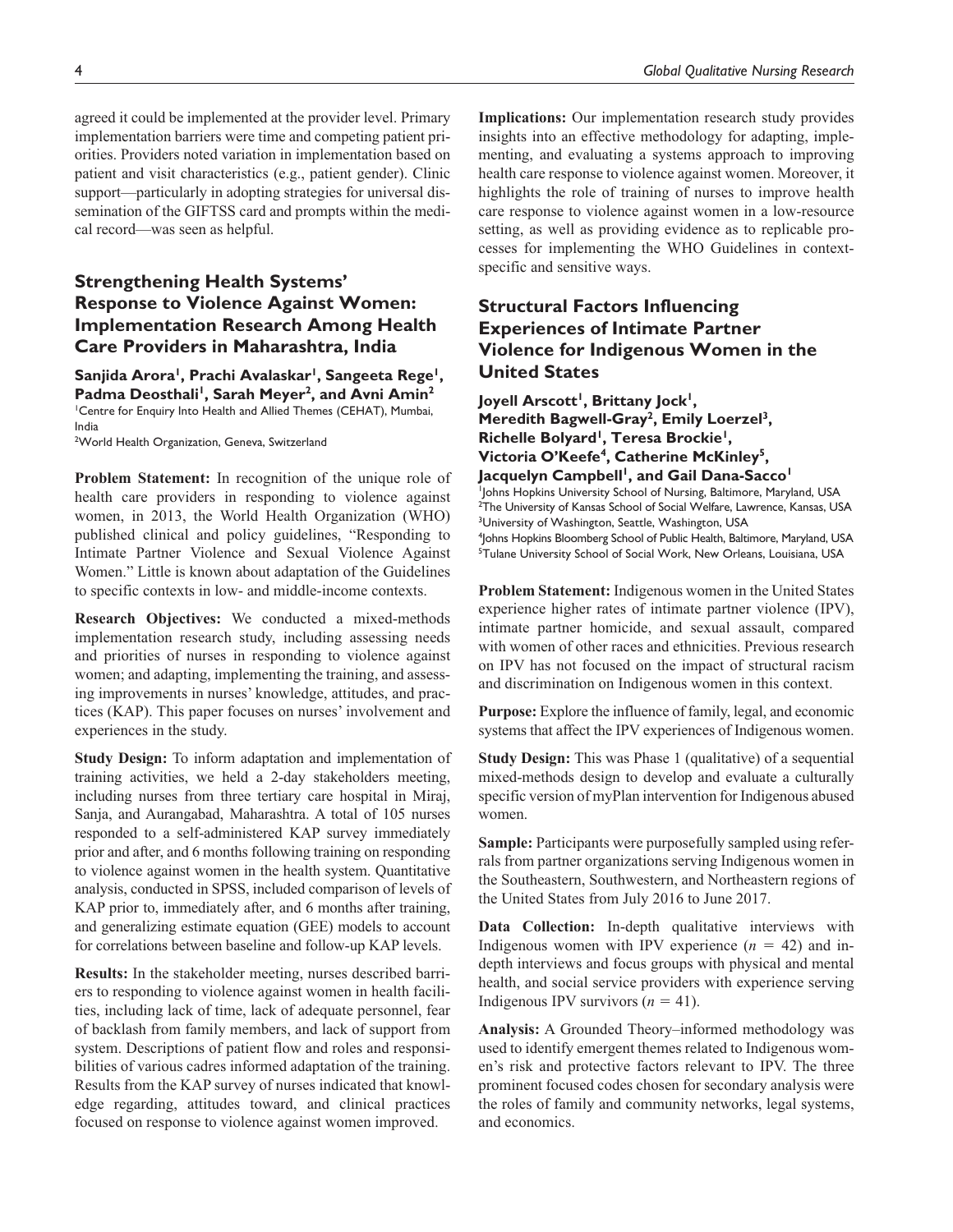agreed it could be implemented at the provider level. Primary implementation barriers were time and competing patient priorities. Providers noted variation in implementation based on patient and visit characteristics (e.g., patient gender). Clinic support—particularly in adopting strategies for universal dissemination of the GIFTSS card and prompts within the medical record—was seen as helpful.

## Strengthening Health Systems' Response to Violence Against Women: Implementation Research Among Health Care Providers in Maharashtra, India

**Sanjida Arora[1], Prachi Avalaskar[1], Sangeeta Rege[1], Padma Deosthali[1], Sarah Meyer[2], and Avni Amin[2]**

[1]Centre for Enquiry Into Health and Allied Themes (CEHAT), Mumbai, India
[2]World Health Organization, Geneva, Switzerland

**Problem Statement:** In recognition of the unique role of health care providers in responding to violence against women, in 2013, the World Health Organization (WHO) published clinical and policy guidelines, "Responding to Intimate Partner Violence and Sexual Violence Against Women." Little is known about adaptation of the Guidelines to specific contexts in low- and middle-income contexts.

**Research Objectives:** We conducted a mixed-methods implementation research study, including assessing needs and priorities of nurses in responding to violence against women; and adapting, implementing the training, and assessing improvements in nurses' knowledge, attitudes, and practices (KAP). This paper focuses on nurses' involvement and experiences in the study.

**Study Design:** To inform adaptation and implementation of training activities, we held a 2-day stakeholders meeting, including nurses from three tertiary care hospital in Miraj, Sanja, and Aurangabad, Maharashtra. A total of 105 nurses responded to a self-administered KAP survey immediately prior and after, and 6 months following training on responding to violence against women in the health system. Quantitative analysis, conducted in SPSS, included comparison of levels of KAP prior to, immediately after, and 6 months after training, and generalizing estimate equation (GEE) models to account for correlations between baseline and follow-up KAP levels.

**Results:** In the stakeholder meeting, nurses described barriers to responding to violence against women in health facilities, including lack of time, lack of adequate personnel, fear of backlash from family members, and lack of support from system. Descriptions of patient flow and roles and responsibilities of various cadres informed adaptation of the training. Results from the KAP survey of nurses indicated that knowledge regarding, attitudes toward, and clinical practices focused on response to violence against women improved.

**Implications:** Our implementation research study provides insights into an effective methodology for adapting, implementing, and evaluating a systems approach to improving health care response to violence against women. Moreover, it highlights the role of training of nurses to improve health care response to violence against women in a low-resource setting, as well as providing evidence as to replicable processes for implementing the WHO Guidelines in context-specific and sensitive ways.

## Structural Factors Influencing Experiences of Intimate Partner Violence for Indigenous Women in the United States

**Joyell Arscott[1], Brittany Jock[1], Meredith Bagwell-Gray[2], Emily Loerzel[3], Richelle Bolyard[1], Teresa Brockie[1], Victoria O'Keefe[4], Catherine McKinley[5], Jacquelyn Campbell[1], and Gail Dana-Sacco[1]**

[1]Johns Hopkins University School of Nursing, Baltimore, Maryland, USA
[2]The University of Kansas School of Social Welfare, Lawrence, Kansas, USA
[3]University of Washington, Seattle, Washington, USA
[4]Johns Hopkins Bloomberg School of Public Health, Baltimore, Maryland, USA
[5]Tulane University School of Social Work, New Orleans, Louisiana, USA

**Problem Statement:** Indigenous women in the United States experience higher rates of intimate partner violence (IPV), intimate partner homicide, and sexual assault, compared with women of other races and ethnicities. Previous research on IPV has not focused on the impact of structural racism and discrimination on Indigenous women in this context.

**Purpose:** Explore the influence of family, legal, and economic systems that affect the IPV experiences of Indigenous women.

**Study Design:** This was Phase 1 (qualitative) of a sequential mixed-methods design to develop and evaluate a culturally specific version of myPlan intervention for Indigenous abused women.

**Sample:** Participants were purposefully sampled using referrals from partner organizations serving Indigenous women in the Southeastern, Southwestern, and Northeastern regions of the United States from July 2016 to June 2017.

**Data Collection:** In-depth qualitative interviews with Indigenous women with IPV experience ($n$ = 42) and in-depth interviews and focus groups with physical and mental health, and social service providers with experience serving Indigenous IPV survivors ($n$ = 41).

**Analysis:** A Grounded Theory–informed methodology was used to identify emergent themes related to Indigenous women's risk and protective factors relevant to IPV. The three prominent focused codes chosen for secondary analysis were the roles of family and community networks, legal systems, and economics.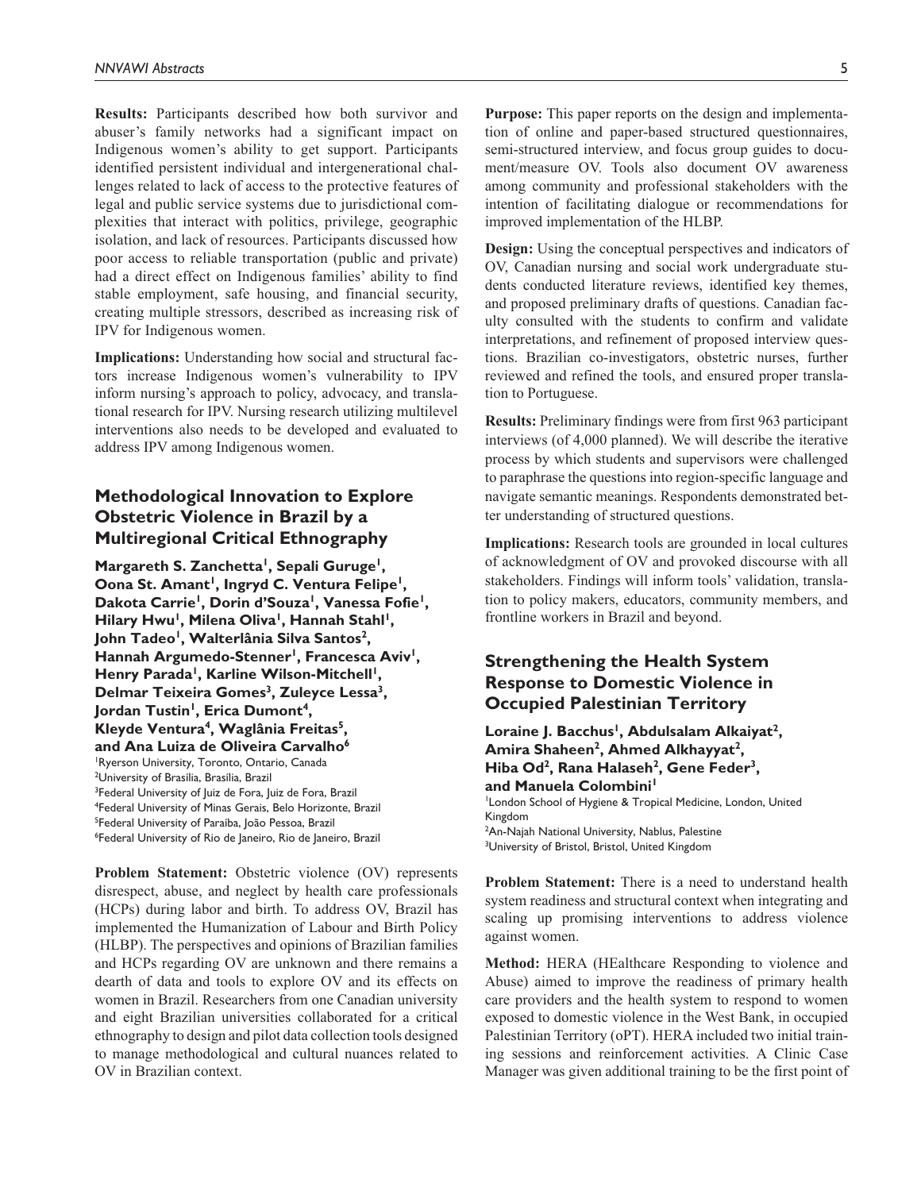**Results:** Participants described how both survivor and abuser's family networks had a significant impact on Indigenous women's ability to get support. Participants identified persistent individual and intergenerational challenges related to lack of access to the protective features of legal and public service systems due to jurisdictional complexities that interact with politics, privilege, geographic isolation, and lack of resources. Participants discussed how poor access to reliable transportation (public and private) had a direct effect on Indigenous families' ability to find stable employment, safe housing, and financial security, creating multiple stressors, described as increasing risk of IPV for Indigenous women.

**Implications:** Understanding how social and structural factors increase Indigenous women's vulnerability to IPV inform nursing's approach to policy, advocacy, and translational research for IPV. Nursing research utilizing multilevel interventions also needs to be developed and evaluated to address IPV among Indigenous women.

## Methodological Innovation to Explore Obstetric Violence in Brazil by a Multiregional Critical Ethnography

**Margareth S. Zanchetta[1], Sepali Guruge[1], Oona St. Amant[1], Ingryd C. Ventura Felipe[1], Dakota Carrie[1], Dorin d'Souza[1], Vanessa Fofie[1], Hilary Hwu[1], Milena Oliva[1], Hannah Stahl[1], John Tadeo[1], Walterlânia Silva Santos[2], Hannah Argumedo-Stenner[1], Francesca Aviv[1], Henry Parada[1], Karline Wilson-Mitchell[1], Delmar Teixeira Gomes[3], Zuleyce Lessa[3], Jordan Tustin[1], Erica Dumont[4], Kleyde Ventura[4], Waglânia Freitas[5], and Ana Luiza de Oliveira Carvalho[6]**

[1]Ryerson University, Toronto, Ontario, Canada
[2]University of Brasília, Brasília, Brazil
[3]Federal University of Juiz de Fora, Juiz de Fora, Brazil
[4]Federal University of Minas Gerais, Belo Horizonte, Brazil
[5]Federal University of Paraíba, João Pessoa, Brazil
[6]Federal University of Rio de Janeiro, Rio de Janeiro, Brazil

**Problem Statement:** Obstetric violence (OV) represents disrespect, abuse, and neglect by health care professionals (HCPs) during labor and birth. To address OV, Brazil has implemented the Humanization of Labour and Birth Policy (HLBP). The perspectives and opinions of Brazilian families and HCPs regarding OV are unknown and there remains a dearth of data and tools to explore OV and its effects on women in Brazil. Researchers from one Canadian university and eight Brazilian universities collaborated for a critical ethnography to design and pilot data collection tools designed to manage methodological and cultural nuances related to OV in Brazilian context.

**Purpose:** This paper reports on the design and implementation of online and paper-based structured questionnaires, semi-structured interview, and focus group guides to document/measure OV. Tools also document OV awareness among community and professional stakeholders with the intention of facilitating dialogue or recommendations for improved implementation of the HLBP.

**Design:** Using the conceptual perspectives and indicators of OV, Canadian nursing and social work undergraduate students conducted literature reviews, identified key themes, and proposed preliminary drafts of questions. Canadian faculty consulted with the students to confirm and validate interpretations, and refinement of proposed interview questions. Brazilian co-investigators, obstetric nurses, further reviewed and refined the tools, and ensured proper translation to Portuguese.

**Results:** Preliminary findings were from first 963 participant interviews (of 4,000 planned). We will describe the iterative process by which students and supervisors were challenged to paraphrase the questions into region-specific language and navigate semantic meanings. Respondents demonstrated better understanding of structured questions.

**Implications:** Research tools are grounded in local cultures of acknowledgment of OV and provoked discourse with all stakeholders. Findings will inform tools' validation, translation to policy makers, educators, community members, and frontline workers in Brazil and beyond.

## Strengthening the Health System Response to Domestic Violence in Occupied Palestinian Territory

**Loraine J. Bacchus[1], Abdulsalam Alkaiyat[2], Amira Shaheen[2], Ahmed Alkhayyat[2], Hiba Od[2], Rana Halaseh[2], Gene Feder[3], and Manuela Colombini[1]**

[1]London School of Hygiene & Tropical Medicine, London, United Kingdom
[2]An-Najah National University, Nablus, Palestine
[3]University of Bristol, Bristol, United Kingdom

**Problem Statement:** There is a need to understand health system readiness and structural context when integrating and scaling up promising interventions to address violence against women.

**Method:** HERA (HEalthcare Responding to violence and Abuse) aimed to improve the readiness of primary health care providers and the health system to respond to women exposed to domestic violence in the West Bank, in occupied Palestinian Territory (oPT). HERA included two initial training sessions and reinforcement activities. A Clinic Case Manager was given additional training to be the first point of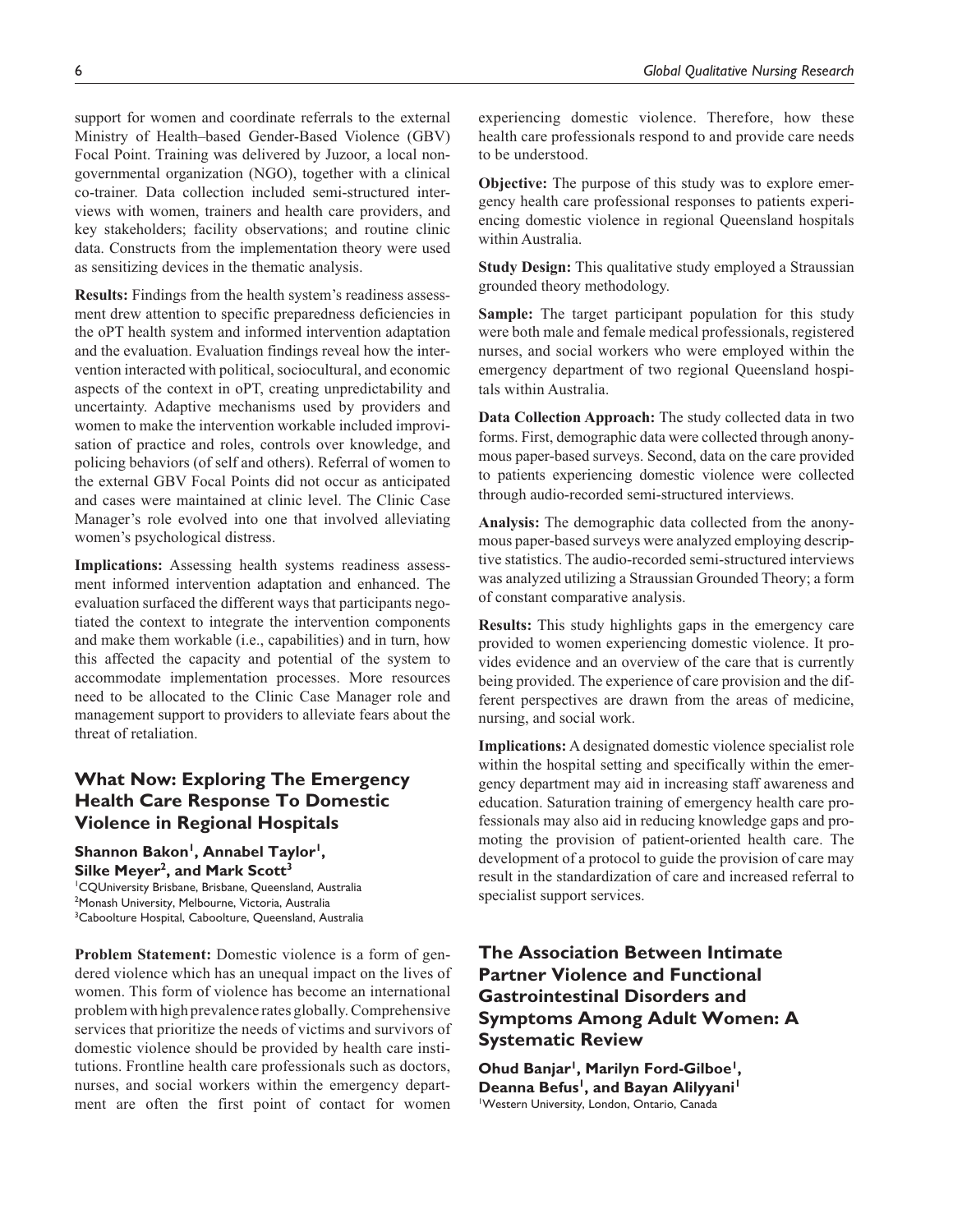support for women and coordinate referrals to the external Ministry of Health–based Gender-Based Violence (GBV) Focal Point. Training was delivered by Juzoor, a local non-governmental organization (NGO), together with a clinical co-trainer. Data collection included semi-structured interviews with women, trainers and health care providers, and key stakeholders; facility observations; and routine clinic data. Constructs from the implementation theory were used as sensitizing devices in the thematic analysis.

**Results:** Findings from the health system's readiness assessment drew attention to specific preparedness deficiencies in the oPT health system and informed intervention adaptation and the evaluation. Evaluation findings reveal how the intervention interacted with political, sociocultural, and economic aspects of the context in oPT, creating unpredictability and uncertainty. Adaptive mechanisms used by providers and women to make the intervention workable included improvisation of practice and roles, controls over knowledge, and policing behaviors (of self and others). Referral of women to the external GBV Focal Points did not occur as anticipated and cases were maintained at clinic level. The Clinic Case Manager's role evolved into one that involved alleviating women's psychological distress.

**Implications:** Assessing health systems readiness assessment informed intervention adaptation and enhanced. The evaluation surfaced the different ways that participants negotiated the context to integrate the intervention components and make them workable (i.e., capabilities) and in turn, how this affected the capacity and potential of the system to accommodate implementation processes. More resources need to be allocated to the Clinic Case Manager role and management support to providers to alleviate fears about the threat of retaliation.

## What Now: Exploring The Emergency Health Care Response To Domestic Violence in Regional Hospitals

**Shannon Bakon[1], Annabel Taylor[1], Silke Meyer[2], and Mark Scott[3]**

[1]CQUniversity Brisbane, Brisbane, Queensland, Australia
[2]Monash University, Melbourne, Victoria, Australia
[3]Caboolture Hospital, Caboolture, Queensland, Australia

**Problem Statement:** Domestic violence is a form of gendered violence which has an unequal impact on the lives of women. This form of violence has become an international problem with high prevalence rates globally. Comprehensive services that prioritize the needs of victims and survivors of domestic violence should be provided by health care institutions. Frontline health care professionals such as doctors, nurses, and social workers within the emergency department are often the first point of contact for women experiencing domestic violence. Therefore, how these health care professionals respond to and provide care needs to be understood.

**Objective:** The purpose of this study was to explore emergency health care professional responses to patients experiencing domestic violence in regional Queensland hospitals within Australia.

**Study Design:** This qualitative study employed a Straussian grounded theory methodology.

**Sample:** The target participant population for this study were both male and female medical professionals, registered nurses, and social workers who were employed within the emergency department of two regional Queensland hospitals within Australia.

**Data Collection Approach:** The study collected data in two forms. First, demographic data were collected through anonymous paper-based surveys. Second, data on the care provided to patients experiencing domestic violence were collected through audio-recorded semi-structured interviews.

**Analysis:** The demographic data collected from the anonymous paper-based surveys were analyzed employing descriptive statistics. The audio-recorded semi-structured interviews was analyzed utilizing a Straussian Grounded Theory; a form of constant comparative analysis.

**Results:** This study highlights gaps in the emergency care provided to women experiencing domestic violence. It provides evidence and an overview of the care that is currently being provided. The experience of care provision and the different perspectives are drawn from the areas of medicine, nursing, and social work.

**Implications:** A designated domestic violence specialist role within the hospital setting and specifically within the emergency department may aid in increasing staff awareness and education. Saturation training of emergency health care professionals may also aid in reducing knowledge gaps and promoting the provision of patient-oriented health care. The development of a protocol to guide the provision of care may result in the standardization of care and increased referral to specialist support services.

## The Association Between Intimate Partner Violence and Functional Gastrointestinal Disorders and Symptoms Among Adult Women: A Systematic Review

**Ohud Banjar[1], Marilyn Ford-Gilboe[1], Deanna Befus[1], and Bayan Alilyyani[1]**

[1]Western University, London, Ontario, Canada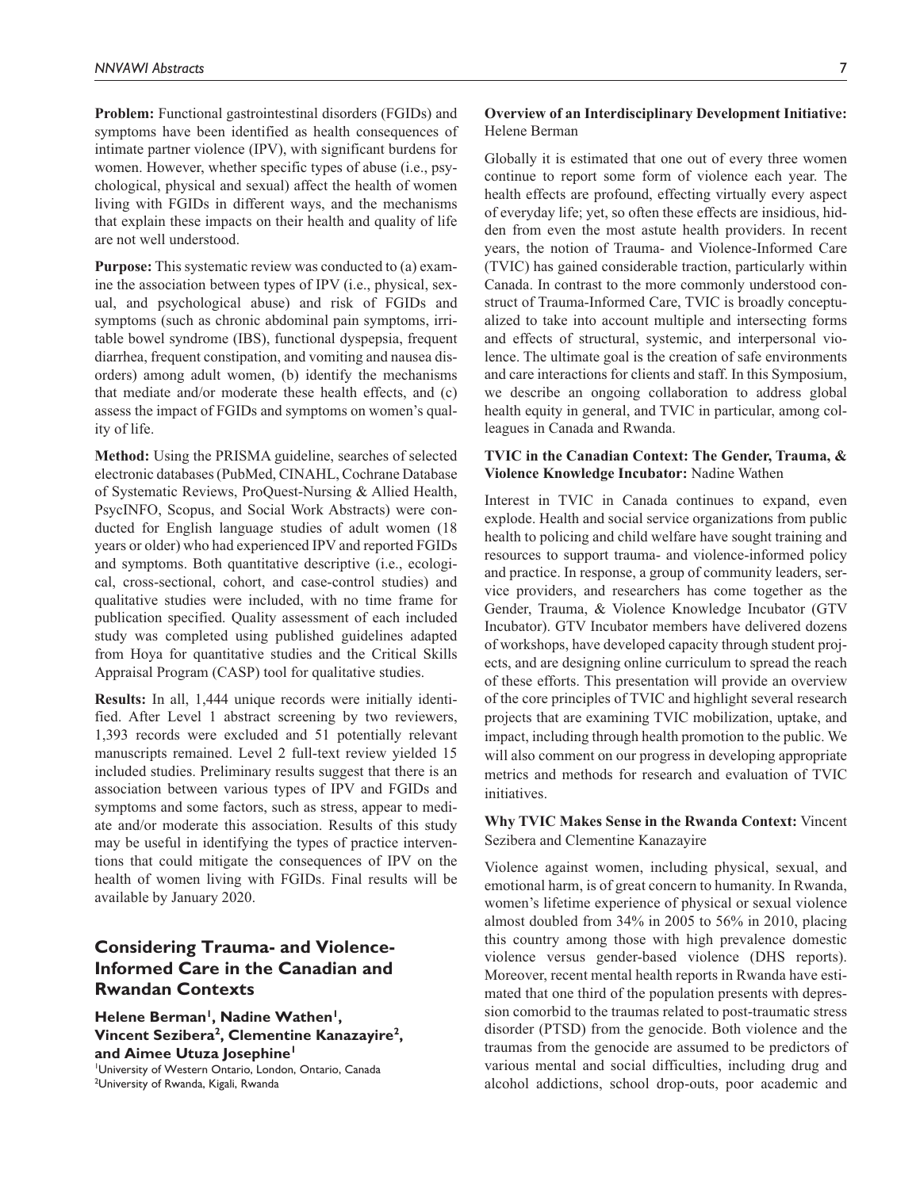**Problem:** Functional gastrointestinal disorders (FGIDs) and symptoms have been identified as health consequences of intimate partner violence (IPV), with significant burdens for women. However, whether specific types of abuse (i.e., psychological, physical and sexual) affect the health of women living with FGIDs in different ways, and the mechanisms that explain these impacts on their health and quality of life are not well understood.

**Purpose:** This systematic review was conducted to (a) examine the association between types of IPV (i.e., physical, sexual, and psychological abuse) and risk of FGIDs and symptoms (such as chronic abdominal pain symptoms, irritable bowel syndrome (IBS), functional dyspepsia, frequent diarrhea, frequent constipation, and vomiting and nausea disorders) among adult women, (b) identify the mechanisms that mediate and/or moderate these health effects, and (c) assess the impact of FGIDs and symptoms on women's quality of life.

**Method:** Using the PRISMA guideline, searches of selected electronic databases (PubMed, CINAHL, Cochrane Database of Systematic Reviews, ProQuest-Nursing & Allied Health, PsycINFO, Scopus, and Social Work Abstracts) were conducted for English language studies of adult women (18 years or older) who had experienced IPV and reported FGIDs and symptoms. Both quantitative descriptive (i.e., ecological, cross-sectional, cohort, and case-control studies) and qualitative studies were included, with no time frame for publication specified. Quality assessment of each included study was completed using published guidelines adapted from Hoya for quantitative studies and the Critical Skills Appraisal Program (CASP) tool for qualitative studies.

**Results:** In all, 1,444 unique records were initially identified. After Level 1 abstract screening by two reviewers, 1,393 records were excluded and 51 potentially relevant manuscripts remained. Level 2 full-text review yielded 15 included studies. Preliminary results suggest that there is an association between various types of IPV and FGIDs and symptoms and some factors, such as stress, appear to mediate and/or moderate this association. Results of this study may be useful in identifying the types of practice interventions that could mitigate the consequences of IPV on the health of women living with FGIDs. Final results will be available by January 2020.

## Considering Trauma- and Violence-Informed Care in the Canadian and Rwandan Contexts

**Helene Berman[1], Nadine Wathen[1], Vincent Sezibera[2], Clementine Kanazayire[2], and Aimee Utuza Josephine[1]**

[1]University of Western Ontario, London, Ontario, Canada
[2]University of Rwanda, Kigali, Rwanda

**Overview of an Interdisciplinary Development Initiative:** Helene Berman

Globally it is estimated that one out of every three women continue to report some form of violence each year. The health effects are profound, effecting virtually every aspect of everyday life; yet, so often these effects are insidious, hidden from even the most astute health providers. In recent years, the notion of Trauma- and Violence-Informed Care (TVIC) has gained considerable traction, particularly within Canada. In contrast to the more commonly understood construct of Trauma-Informed Care, TVIC is broadly conceptualized to take into account multiple and intersecting forms and effects of structural, systemic, and interpersonal violence. The ultimate goal is the creation of safe environments and care interactions for clients and staff. In this Symposium, we describe an ongoing collaboration to address global health equity in general, and TVIC in particular, among colleagues in Canada and Rwanda.

**TVIC in the Canadian Context: The Gender, Trauma, & Violence Knowledge Incubator:** Nadine Wathen

Interest in TVIC in Canada continues to expand, even explode. Health and social service organizations from public health to policing and child welfare have sought training and resources to support trauma- and violence-informed policy and practice. In response, a group of community leaders, service providers, and researchers has come together as the Gender, Trauma, & Violence Knowledge Incubator (GTV Incubator). GTV Incubator members have delivered dozens of workshops, have developed capacity through student projects, and are designing online curriculum to spread the reach of these efforts. This presentation will provide an overview of the core principles of TVIC and highlight several research projects that are examining TVIC mobilization, uptake, and impact, including through health promotion to the public. We will also comment on our progress in developing appropriate metrics and methods for research and evaluation of TVIC initiatives.

**Why TVIC Makes Sense in the Rwanda Context:** Vincent Sezibera and Clementine Kanazayire

Violence against women, including physical, sexual, and emotional harm, is of great concern to humanity. In Rwanda, women's lifetime experience of physical or sexual violence almost doubled from 34% in 2005 to 56% in 2010, placing this country among those with high prevalence domestic violence versus gender-based violence (DHS reports). Moreover, recent mental health reports in Rwanda have estimated that one third of the population presents with depression comorbid to the traumas related to post-traumatic stress disorder (PTSD) from the genocide. Both violence and the traumas from the genocide are assumed to be predictors of various mental and social difficulties, including drug and alcohol addictions, school drop-outs, poor academic and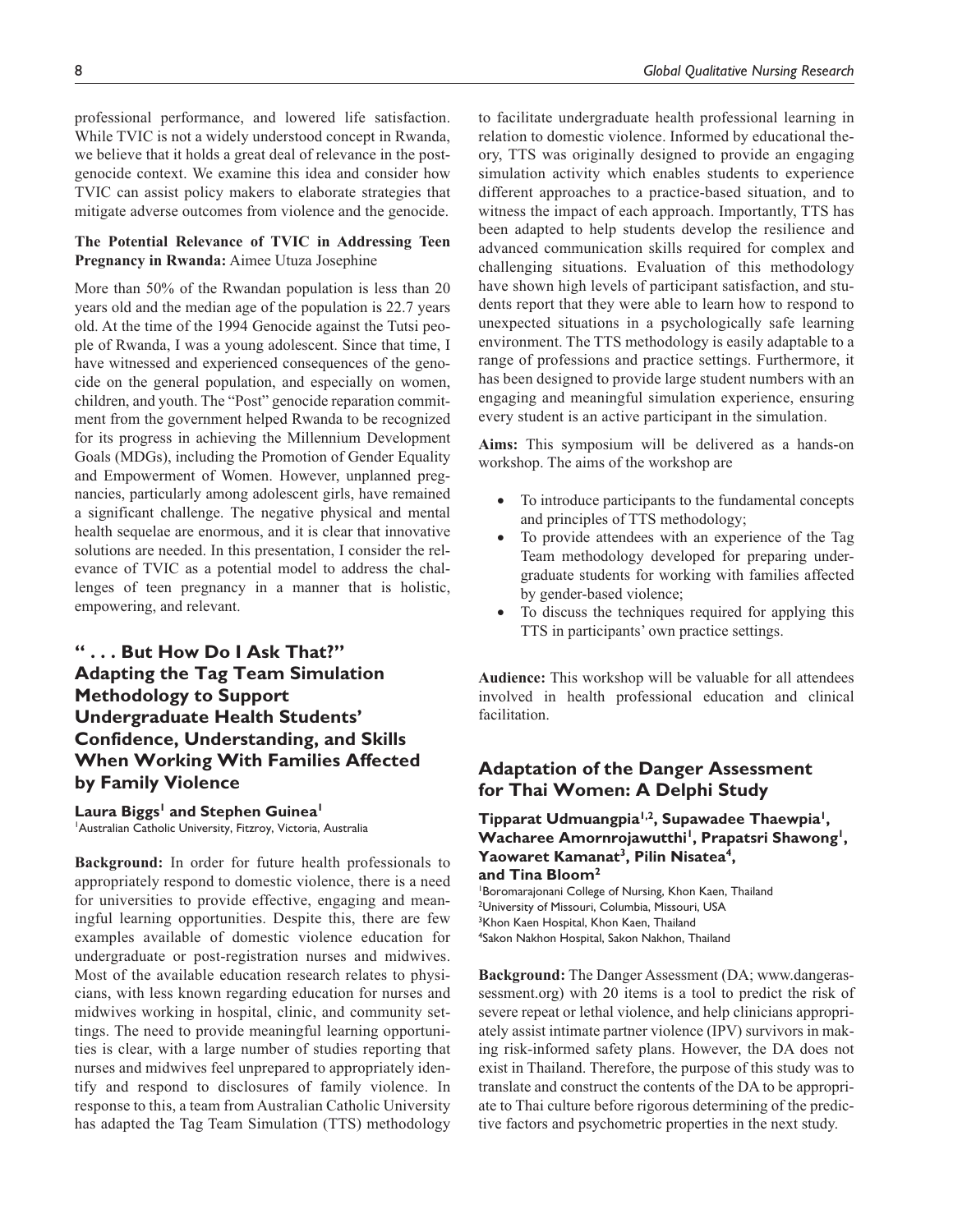professional performance, and lowered life satisfaction. While TVIC is not a widely understood concept in Rwanda, we believe that it holds a great deal of relevance in the post-genocide context. We examine this idea and consider how TVIC can assist policy makers to elaborate strategies that mitigate adverse outcomes from violence and the genocide.

**The Potential Relevance of TVIC in Addressing Teen Pregnancy in Rwanda:** Aimee Utuza Josephine

More than 50% of the Rwandan population is less than 20 years old and the median age of the population is 22.7 years old. At the time of the 1994 Genocide against the Tutsi people of Rwanda, I was a young adolescent. Since that time, I have witnessed and experienced consequences of the genocide on the general population, and especially on women, children, and youth. The "Post" genocide reparation commitment from the government helped Rwanda to be recognized for its progress in achieving the Millennium Development Goals (MDGs), including the Promotion of Gender Equality and Empowerment of Women. However, unplanned pregnancies, particularly among adolescent girls, have remained a significant challenge. The negative physical and mental health sequelae are enormous, and it is clear that innovative solutions are needed. In this presentation, I consider the relevance of TVIC as a potential model to address the challenges of teen pregnancy in a manner that is holistic, empowering, and relevant.

## " . . . But How Do I Ask That?" Adapting the Tag Team Simulation Methodology to Support Undergraduate Health Students' Confidence, Understanding, and Skills When Working With Families Affected by Family Violence

**Laura Biggs[1] and Stephen Guinea[1]**

[1]Australian Catholic University, Fitzroy, Victoria, Australia

**Background:** In order for future health professionals to appropriately respond to domestic violence, there is a need for universities to provide effective, engaging and meaningful learning opportunities. Despite this, there are few examples available of domestic violence education for undergraduate or post-registration nurses and midwives. Most of the available education research relates to physicians, with less known regarding education for nurses and midwives working in hospital, clinic, and community settings. The need to provide meaningful learning opportunities is clear, with a large number of studies reporting that nurses and midwives feel unprepared to appropriately identify and respond to disclosures of family violence. In response to this, a team from Australian Catholic University has adapted the Tag Team Simulation (TTS) methodology to facilitate undergraduate health professional learning in relation to domestic violence. Informed by educational theory, TTS was originally designed to provide an engaging simulation activity which enables students to experience different approaches to a practice-based situation, and to witness the impact of each approach. Importantly, TTS has been adapted to help students develop the resilience and advanced communication skills required for complex and challenging situations. Evaluation of this methodology have shown high levels of participant satisfaction, and students report that they were able to learn how to respond to unexpected situations in a psychologically safe learning environment. The TTS methodology is easily adaptable to a range of professions and practice settings. Furthermore, it has been designed to provide large student numbers with an engaging and meaningful simulation experience, ensuring every student is an active participant in the simulation.

**Aims:** This symposium will be delivered as a hands-on workshop. The aims of the workshop are

- To introduce participants to the fundamental concepts and principles of TTS methodology;
- To provide attendees with an experience of the Tag Team methodology developed for preparing undergraduate students for working with families affected by gender-based violence;
- To discuss the techniques required for applying this TTS in participants' own practice settings.

**Audience:** This workshop will be valuable for all attendees involved in health professional education and clinical facilitation.

## Adaptation of the Danger Assessment for Thai Women: A Delphi Study

**Tipparat Udmuangpia[1,2], Supawadee Thaewpia[1], Wacharee Amornrojawutthi[1], Prapatsri Shawong[1], Yaowaret Kamanat[3], Pilin Nisatea[4], and Tina Bloom[2]**

[1]Boromarajonani College of Nursing, Khon Kaen, Thailand
[2]University of Missouri, Columbia, Missouri, USA
[3]Khon Kaen Hospital, Khon Kaen, Thailand
[4]Sakon Nakhon Hospital, Sakon Nakhon, Thailand

**Background:** The Danger Assessment (DA; www.dangerassessment.org) with 20 items is a tool to predict the risk of severe repeat or lethal violence, and help clinicians appropriately assist intimate partner violence (IPV) survivors in making risk-informed safety plans. However, the DA does not exist in Thailand. Therefore, the purpose of this study was to translate and construct the contents of the DA to be appropriate to Thai culture before rigorous determining of the predictive factors and psychometric properties in the next study.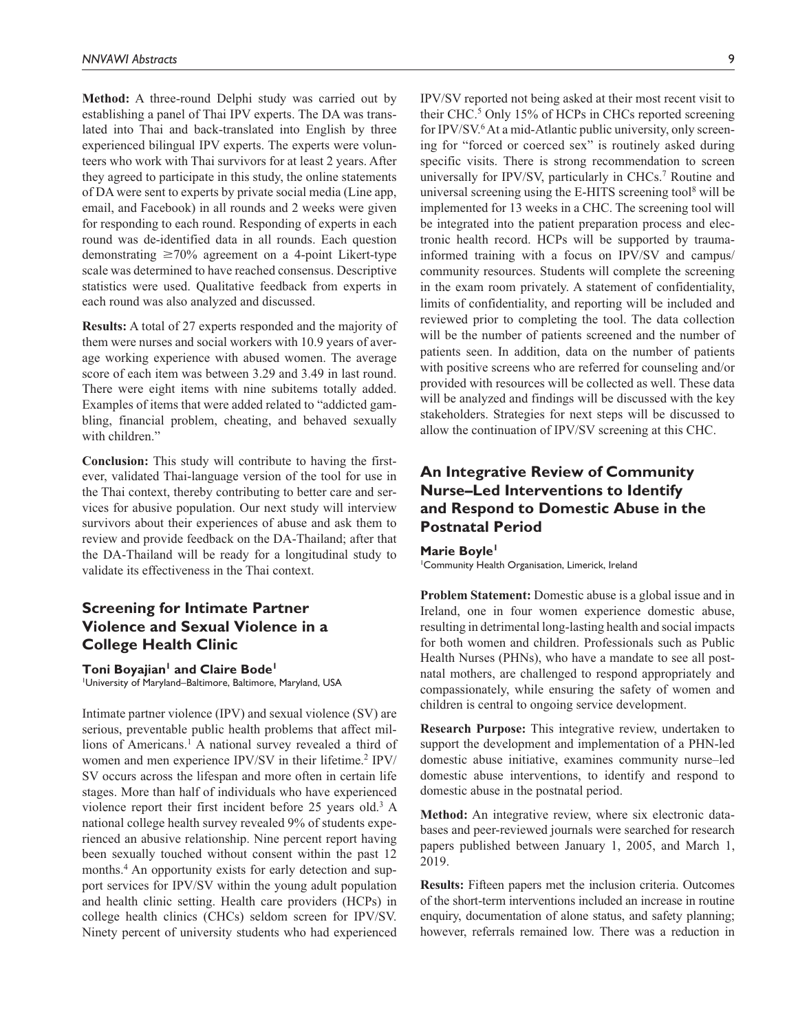**Method:** A three-round Delphi study was carried out by establishing a panel of Thai IPV experts. The DA was translated into Thai and back-translated into English by three experienced bilingual IPV experts. The experts were volunteers who work with Thai survivors for at least 2 years. After they agreed to participate in this study, the online statements of DA were sent to experts by private social media (Line app, email, and Facebook) in all rounds and 2 weeks were given for responding to each round. Responding of experts in each round was de-identified data in all rounds. Each question demonstrating ≥70% agreement on a 4-point Likert-type scale was determined to have reached consensus. Descriptive statistics were used. Qualitative feedback from experts in each round was also analyzed and discussed.

**Results:** A total of 27 experts responded and the majority of them were nurses and social workers with 10.9 years of average working experience with abused women. The average score of each item was between 3.29 and 3.49 in last round. There were eight items with nine subitems totally added. Examples of items that were added related to "addicted gambling, financial problem, cheating, and behaved sexually with children."

**Conclusion:** This study will contribute to having the first-ever, validated Thai-language version of the tool for use in the Thai context, thereby contributing to better care and services for abusive population. Our next study will interview survivors about their experiences of abuse and ask them to review and provide feedback on the DA-Thailand; after that the DA-Thailand will be ready for a longitudinal study to validate its effectiveness in the Thai context.

## Screening for Intimate Partner Violence and Sexual Violence in a College Health Clinic

**Toni Boyajian[1] and Claire Bode[1]**

[1]University of Maryland–Baltimore, Baltimore, Maryland, USA

Intimate partner violence (IPV) and sexual violence (SV) are serious, preventable public health problems that affect millions of Americans.[1] A national survey revealed a third of women and men experience IPV/SV in their lifetime.[2] IPV/SV occurs across the lifespan and more often in certain life stages. More than half of individuals who have experienced violence report their first incident before 25 years old.[3] A national college health survey revealed 9% of students experienced an abusive relationship. Nine percent report having been sexually touched without consent within the past 12 months.[4] An opportunity exists for early detection and support services for IPV/SV within the young adult population and health clinic setting. Health care providers (HCPs) in college health clinics (CHCs) seldom screen for IPV/SV. Ninety percent of university students who had experienced IPV/SV reported not being asked at their most recent visit to their CHC.[5] Only 15% of HCPs in CHCs reported screening for IPV/SV.[6] At a mid-Atlantic public university, only screening for "forced or coerced sex" is routinely asked during specific visits. There is strong recommendation to screen universally for IPV/SV, particularly in CHCs.[7] Routine and universal screening using the E-HITS screening tool[8] will be implemented for 13 weeks in a CHC. The screening tool will be integrated into the patient preparation process and electronic health record. HCPs will be supported by trauma-informed training with a focus on IPV/SV and campus/community resources. Students will complete the screening in the exam room privately. A statement of confidentiality, limits of confidentiality, and reporting will be included and reviewed prior to completing the tool. The data collection will be the number of patients screened and the number of patients seen. In addition, data on the number of patients with positive screens who are referred for counseling and/or provided with resources will be collected as well. These data will be analyzed and findings will be discussed with the key stakeholders. Strategies for next steps will be discussed to allow the continuation of IPV/SV screening at this CHC.

## An Integrative Review of Community Nurse–Led Interventions to Identify and Respond to Domestic Abuse in the Postnatal Period

**Marie Boyle[1]**

[1]Community Health Organisation, Limerick, Ireland

**Problem Statement:** Domestic abuse is a global issue and in Ireland, one in four women experience domestic abuse, resulting in detrimental long-lasting health and social impacts for both women and children. Professionals such as Public Health Nurses (PHNs), who have a mandate to see all postnatal mothers, are challenged to respond appropriately and compassionately, while ensuring the safety of women and children is central to ongoing service development.

**Research Purpose:** This integrative review, undertaken to support the development and implementation of a PHN-led domestic abuse initiative, examines community nurse–led domestic abuse interventions, to identify and respond to domestic abuse in the postnatal period.

**Method:** An integrative review, where six electronic databases and peer-reviewed journals were searched for research papers published between January 1, 2005, and March 1, 2019.

**Results:** Fifteen papers met the inclusion criteria. Outcomes of the short-term interventions included an increase in routine enquiry, documentation of alone status, and safety planning; however, referrals remained low. There was a reduction in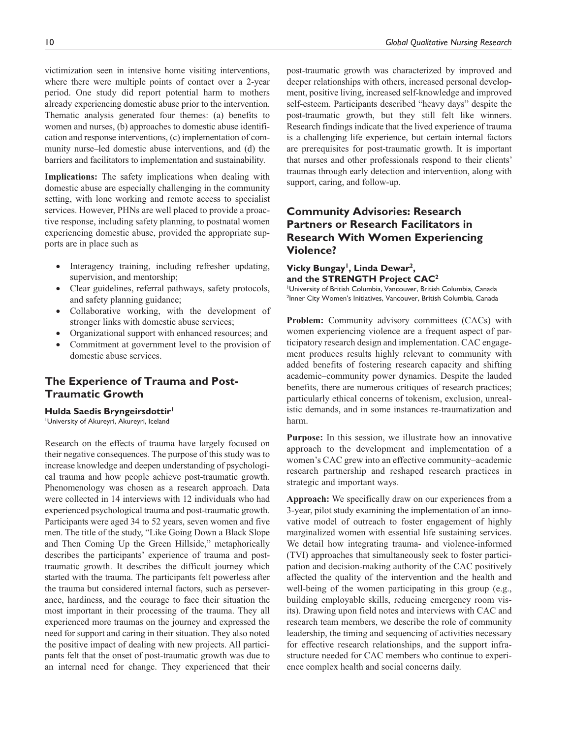victimization seen in intensive home visiting interventions, where there were multiple points of contact over a 2-year period. One study did report potential harm to mothers already experiencing domestic abuse prior to the intervention. Thematic analysis generated four themes: (a) benefits to women and nurses, (b) approaches to domestic abuse identification and response interventions, (c) implementation of community nurse–led domestic abuse interventions, and (d) the barriers and facilitators to implementation and sustainability.

**Implications:** The safety implications when dealing with domestic abuse are especially challenging in the community setting, with lone working and remote access to specialist services. However, PHNs are well placed to provide a proactive response, including safety planning, to postnatal women experiencing domestic abuse, provided the appropriate supports are in place such as

- Interagency training, including refresher updating, supervision, and mentorship;
- Clear guidelines, referral pathways, safety protocols, and safety planning guidance;
- Collaborative working, with the development of stronger links with domestic abuse services;
- Organizational support with enhanced resources; and
- Commitment at government level to the provision of domestic abuse services.

## The Experience of Trauma and Post-Traumatic Growth

**Hulda Saedis Bryngeirsdottir[1]**

[1]University of Akureyri, Akureyri, Iceland

Research on the effects of trauma have largely focused on their negative consequences. The purpose of this study was to increase knowledge and deepen understanding of psychological trauma and how people achieve post-traumatic growth. Phenomenology was chosen as a research approach. Data were collected in 14 interviews with 12 individuals who had experienced psychological trauma and post-traumatic growth. Participants were aged 34 to 52 years, seven women and five men. The title of the study, "Like Going Down a Black Slope and Then Coming Up the Green Hillside," metaphorically describes the participants' experience of trauma and post-traumatic growth. It describes the difficult journey which started with the trauma. The participants felt powerless after the trauma but considered internal factors, such as perseverance, hardiness, and the courage to face their situation the most important in their processing of the trauma. They all experienced more traumas on the journey and expressed the need for support and caring in their situation. They also noted the positive impact of dealing with new projects. All participants felt that the onset of post-traumatic growth was due to an internal need for change. They experienced that their post-traumatic growth was characterized by improved and deeper relationships with others, increased personal development, positive living, increased self-knowledge and improved self-esteem. Participants described "heavy days" despite the post-traumatic growth, but they still felt like winners. Research findings indicate that the lived experience of trauma is a challenging life experience, but certain internal factors are prerequisites for post-traumatic growth. It is important that nurses and other professionals respond to their clients' traumas through early detection and intervention, along with support, caring, and follow-up.

## Community Advisories: Research Partners or Research Facilitators in Research With Women Experiencing Violence?

**Vicky Bungay[1], Linda Dewar[2], and the STRENGTH Project CAC[2]**

[1]University of British Columbia, Vancouver, British Columbia, Canada
[2]Inner City Women's Initiatives, Vancouver, British Columbia, Canada

**Problem:** Community advisory committees (CACs) with women experiencing violence are a frequent aspect of participatory research design and implementation. CAC engagement produces results highly relevant to community with added benefits of fostering research capacity and shifting academic–community power dynamics. Despite the lauded benefits, there are numerous critiques of research practices; particularly ethical concerns of tokenism, exclusion, unrealistic demands, and in some instances re-traumatization and harm.

**Purpose:** In this session, we illustrate how an innovative approach to the development and implementation of a women's CAC grew into an effective community–academic research partnership and reshaped research practices in strategic and important ways.

**Approach:** We specifically draw on our experiences from a 3-year, pilot study examining the implementation of an innovative model of outreach to foster engagement of highly marginalized women with essential life sustaining services. We detail how integrating trauma- and violence-informed (TVI) approaches that simultaneously seek to foster participation and decision-making authority of the CAC positively affected the quality of the intervention and the health and well-being of the women participating in this group (e.g., building employable skills, reducing emergency room visits). Drawing upon field notes and interviews with CAC and research team members, we describe the role of community leadership, the timing and sequencing of activities necessary for effective research relationships, and the support infrastructure needed for CAC members who continue to experience complex health and social concerns daily.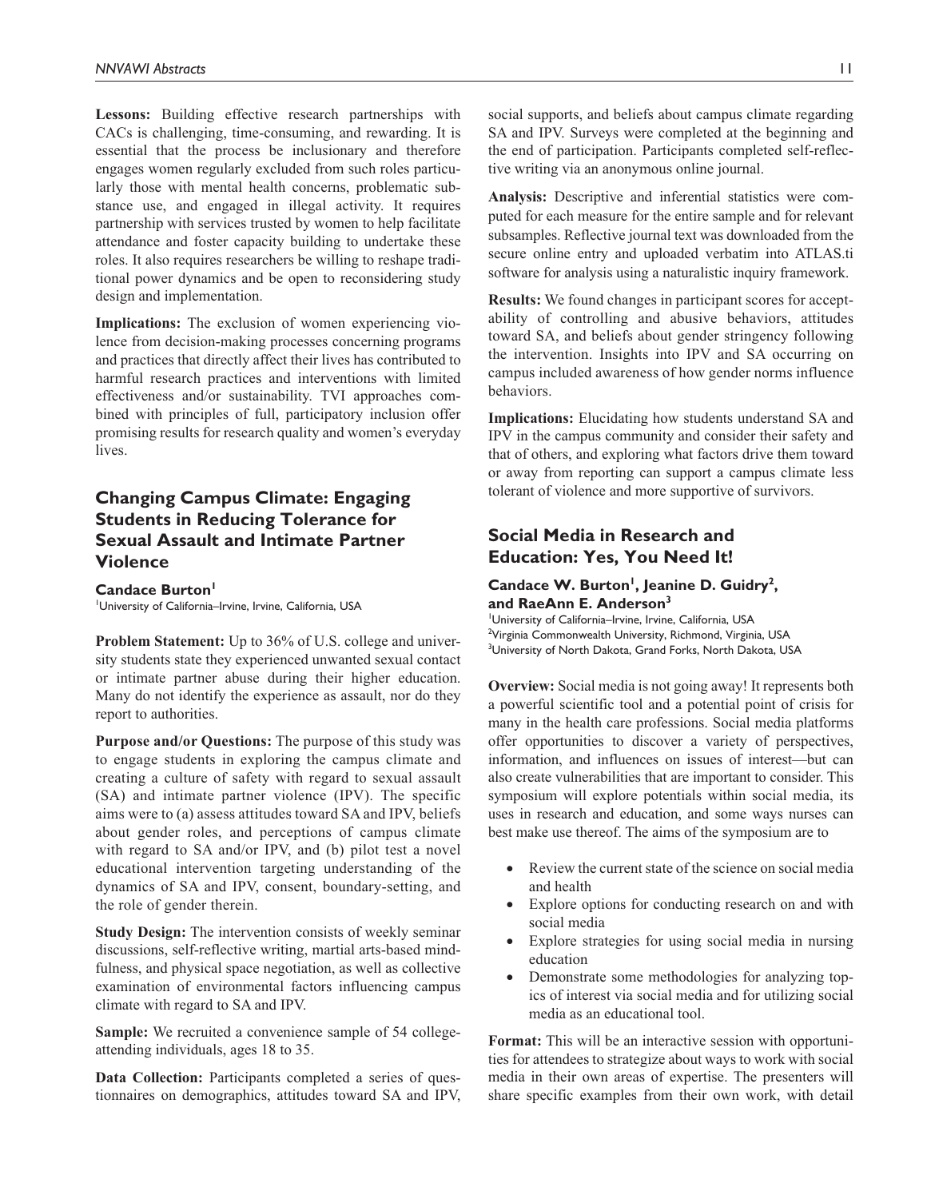**Lessons:** Building effective research partnerships with CACs is challenging, time-consuming, and rewarding. It is essential that the process be inclusionary and therefore engages women regularly excluded from such roles particularly those with mental health concerns, problematic substance use, and engaged in illegal activity. It requires partnership with services trusted by women to help facilitate attendance and foster capacity building to undertake these roles. It also requires researchers be willing to reshape traditional power dynamics and be open to reconsidering study design and implementation.

**Implications:** The exclusion of women experiencing violence from decision-making processes concerning programs and practices that directly affect their lives has contributed to harmful research practices and interventions with limited effectiveness and/or sustainability. TVI approaches combined with principles of full, participatory inclusion offer promising results for research quality and women's everyday lives.

## Changing Campus Climate: Engaging Students in Reducing Tolerance for Sexual Assault and Intimate Partner Violence

**Candace Burton[1]**

[1]University of California–Irvine, Irvine, California, USA

**Problem Statement:** Up to 36% of U.S. college and university students state they experienced unwanted sexual contact or intimate partner abuse during their higher education. Many do not identify the experience as assault, nor do they report to authorities.

**Purpose and/or Questions:** The purpose of this study was to engage students in exploring the campus climate and creating a culture of safety with regard to sexual assault (SA) and intimate partner violence (IPV). The specific aims were to (a) assess attitudes toward SA and IPV, beliefs about gender roles, and perceptions of campus climate with regard to SA and/or IPV, and (b) pilot test a novel educational intervention targeting understanding of the dynamics of SA and IPV, consent, boundary-setting, and the role of gender therein.

**Study Design:** The intervention consists of weekly seminar discussions, self-reflective writing, martial arts-based mindfulness, and physical space negotiation, as well as collective examination of environmental factors influencing campus climate with regard to SA and IPV.

**Sample:** We recruited a convenience sample of 54 college-attending individuals, ages 18 to 35.

**Data Collection:** Participants completed a series of questionnaires on demographics, attitudes toward SA and IPV, social supports, and beliefs about campus climate regarding SA and IPV. Surveys were completed at the beginning and the end of participation. Participants completed self-reflective writing via an anonymous online journal.

**Analysis:** Descriptive and inferential statistics were computed for each measure for the entire sample and for relevant subsamples. Reflective journal text was downloaded from the secure online entry and uploaded verbatim into ATLAS.ti software for analysis using a naturalistic inquiry framework.

**Results:** We found changes in participant scores for acceptability of controlling and abusive behaviors, attitudes toward SA, and beliefs about gender stringency following the intervention. Insights into IPV and SA occurring on campus included awareness of how gender norms influence behaviors.

**Implications:** Elucidating how students understand SA and IPV in the campus community and consider their safety and that of others, and exploring what factors drive them toward or away from reporting can support a campus climate less tolerant of violence and more supportive of survivors.

## Social Media in Research and Education: Yes, You Need It!

**Candace W. Burton[1], Jeanine D. Guidry[2], and RaeAnn E. Anderson[3]**

[1]University of California–Irvine, Irvine, California, USA
[2]Virginia Commonwealth University, Richmond, Virginia, USA
[3]University of North Dakota, Grand Forks, North Dakota, USA

**Overview:** Social media is not going away! It represents both a powerful scientific tool and a potential point of crisis for many in the health care professions. Social media platforms offer opportunities to discover a variety of perspectives, information, and influences on issues of interest—but can also create vulnerabilities that are important to consider. This symposium will explore potentials within social media, its uses in research and education, and some ways nurses can best make use thereof. The aims of the symposium are to

- Review the current state of the science on social media and health
- Explore options for conducting research on and with social media
- Explore strategies for using social media in nursing education
- Demonstrate some methodologies for analyzing topics of interest via social media and for utilizing social media as an educational tool.

**Format:** This will be an interactive session with opportunities for attendees to strategize about ways to work with social media in their own areas of expertise. The presenters will share specific examples from their own work, with detail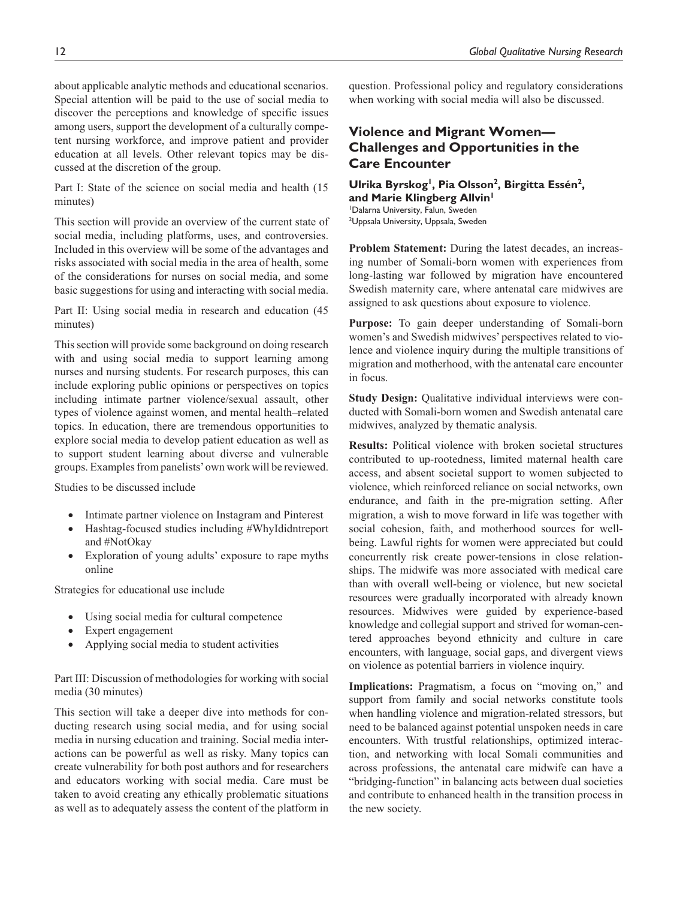about applicable analytic methods and educational scenarios. Special attention will be paid to the use of social media to discover the perceptions and knowledge of specific issues among users, support the development of a culturally competent nursing workforce, and improve patient and provider education at all levels. Other relevant topics may be discussed at the discretion of the group.

Part I: State of the science on social media and health (15 minutes)

This section will provide an overview of the current state of social media, including platforms, uses, and controversies. Included in this overview will be some of the advantages and risks associated with social media in the area of health, some of the considerations for nurses on social media, and some basic suggestions for using and interacting with social media.

Part II: Using social media in research and education (45 minutes)

This section will provide some background on doing research with and using social media to support learning among nurses and nursing students. For research purposes, this can include exploring public opinions or perspectives on topics including intimate partner violence/sexual assault, other types of violence against women, and mental health–related topics. In education, there are tremendous opportunities to explore social media to develop patient education as well as to support student learning about diverse and vulnerable groups. Examples from panelists' own work will be reviewed.

Studies to be discussed include

- Intimate partner violence on Instagram and Pinterest
- Hashtag-focused studies including #WhyIdidntreport and #NotOkay
- Exploration of young adults' exposure to rape myths online

Strategies for educational use include

- Using social media for cultural competence
- Expert engagement
- Applying social media to student activities

Part III: Discussion of methodologies for working with social media (30 minutes)

This section will take a deeper dive into methods for conducting research using social media, and for using social media in nursing education and training. Social media interactions can be powerful as well as risky. Many topics can create vulnerability for both post authors and for researchers and educators working with social media. Care must be taken to avoid creating any ethically problematic situations as well as to adequately assess the content of the platform in question. Professional policy and regulatory considerations when working with social media will also be discussed.

## Violence and Migrant Women—Challenges and Opportunities in the Care Encounter

**Ulrika Byrskog[1], Pia Olsson[2], Birgitta Essén[2], and Marie Klingberg Allvin[1]**

[1]Dalarna University, Falun, Sweden
[2]Uppsala University, Uppsala, Sweden

**Problem Statement:** During the latest decades, an increasing number of Somali-born women with experiences from long-lasting war followed by migration have encountered Swedish maternity care, where antenatal care midwives are assigned to ask questions about exposure to violence.

**Purpose:** To gain deeper understanding of Somali-born women's and Swedish midwives' perspectives related to violence and violence inquiry during the multiple transitions of migration and motherhood, with the antenatal care encounter in focus.

**Study Design:** Qualitative individual interviews were conducted with Somali-born women and Swedish antenatal care midwives, analyzed by thematic analysis.

**Results:** Political violence with broken societal structures contributed to up-rootedness, limited maternal health care access, and absent societal support to women subjected to violence, which reinforced reliance on social networks, own endurance, and faith in the pre-migration setting. After migration, a wish to move forward in life was together with social cohesion, faith, and motherhood sources for well-being. Lawful rights for women were appreciated but could concurrently risk create power-tensions in close relationships. The midwife was more associated with medical care than with overall well-being or violence, but new societal resources were gradually incorporated with already known resources. Midwives were guided by experience-based knowledge and collegial support and strived for woman-centered approaches beyond ethnicity and culture in care encounters, with language, social gaps, and divergent views on violence as potential barriers in violence inquiry.

**Implications:** Pragmatism, a focus on "moving on," and support from family and social networks constitute tools when handling violence and migration-related stressors, but need to be balanced against potential unspoken needs in care encounters. With trustful relationships, optimized interaction, and networking with local Somali communities and across professions, the antenatal care midwife can have a "bridging-function" in balancing acts between dual societies and contribute to enhanced health in the transition process in the new society.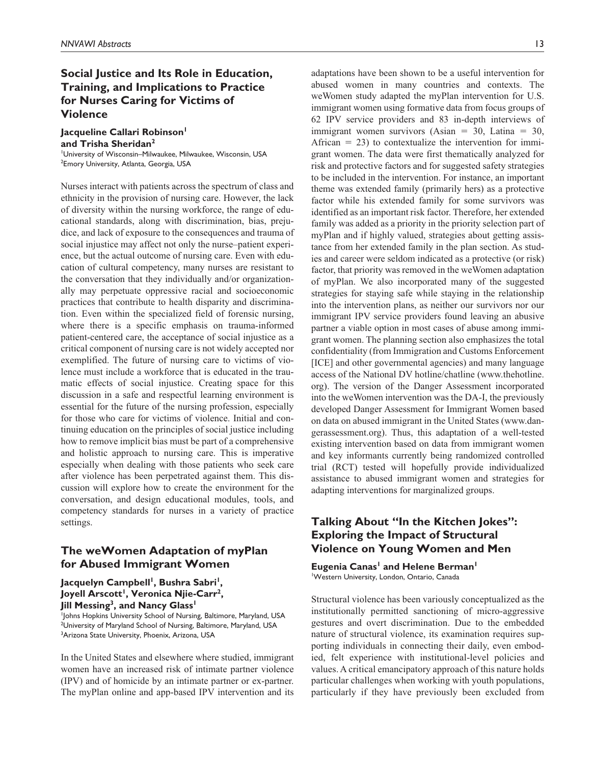## Social Justice and Its Role in Education, Training, and Implications to Practice for Nurses Caring for Victims of Violence

**Jacqueline Callari Robinson[1] and Trisha Sheridan[2]**

[1]University of Wisconsin–Milwaukee, Milwaukee, Wisconsin, USA
[2]Emory University, Atlanta, Georgia, USA

Nurses interact with patients across the spectrum of class and ethnicity in the provision of nursing care. However, the lack of diversity within the nursing workforce, the range of educational standards, along with discrimination, bias, prejudice, and lack of exposure to the consequences and trauma of social injustice may affect not only the nurse–patient experience, but the actual outcome of nursing care. Even with education of cultural competency, many nurses are resistant to the conversation that they individually and/or organizationally may perpetuate oppressive racial and socioeconomic practices that contribute to health disparity and discrimination. Even within the specialized field of forensic nursing, where there is a specific emphasis on trauma-informed patient-centered care, the acceptance of social injustice as a critical component of nursing care is not widely accepted nor exemplified. The future of nursing care to victims of violence must include a workforce that is educated in the traumatic effects of social injustice. Creating space for this discussion in a safe and respectful learning environment is essential for the future of the nursing profession, especially for those who care for victims of violence. Initial and continuing education on the principles of social justice including how to remove implicit bias must be part of a comprehensive and holistic approach to nursing care. This is imperative especially when dealing with those patients who seek care after violence has been perpetrated against them. This discussion will explore how to create the environment for the conversation, and design educational modules, tools, and competency standards for nurses in a variety of practice settings.

## The weWomen Adaptation of myPlan for Abused Immigrant Women

**Jacquelyn Campbell[1], Bushra Sabri[1], Joyell Arscott[1], Veronica Njie-Carr[2], Jill Messing[3], and Nancy Glass[1]**

[1]Johns Hopkins University School of Nursing, Baltimore, Maryland, USA
[2]University of Maryland School of Nursing, Baltimore, Maryland, USA
[3]Arizona State University, Phoenix, Arizona, USA

In the United States and elsewhere where studied, immigrant women have an increased risk of intimate partner violence (IPV) and of homicide by an intimate partner or ex-partner. The myPlan online and app-based IPV intervention and its adaptations have been shown to be a useful intervention for abused women in many countries and contexts. The weWomen study adapted the myPlan intervention for U.S. immigrant women using formative data from focus groups of 62 IPV service providers and 83 in-depth interviews of immigrant women survivors (Asian = 30, Latina = 30, African = 23) to contextualize the intervention for immigrant women. The data were first thematically analyzed for risk and protective factors and for suggested safety strategies to be included in the intervention. For instance, an important theme was extended family (primarily hers) as a protective factor while his extended family for some survivors was identified as an important risk factor. Therefore, her extended family was added as a priority in the priority selection part of myPlan and if highly valued, strategies about getting assistance from her extended family in the plan section. As studies and career were seldom indicated as a protective (or risk) factor, that priority was removed in the weWomen adaptation of myPlan. We also incorporated many of the suggested strategies for staying safe while staying in the relationship into the intervention plans, as neither our survivors nor our immigrant IPV service providers found leaving an abusive partner a viable option in most cases of abuse among immigrant women. The planning section also emphasizes the total confidentiality (from Immigration and Customs Enforcement [ICE] and other governmental agencies) and many language access of the National DV hotline/chatline (www.thehotline.org). The version of the Danger Assessment incorporated into the weWomen intervention was the DA-I, the previously developed Danger Assessment for Immigrant Women based on data on abused immigrant in the United States (www.dangerassessment.org). Thus, this adaptation of a well-tested existing intervention based on data from immigrant women and key informants currently being randomized controlled trial (RCT) tested will hopefully provide individualized assistance to abused immigrant women and strategies for adapting interventions for marginalized groups.

## Talking About "In the Kitchen Jokes": Exploring the Impact of Structural Violence on Young Women and Men

**Eugenia Canas[1] and Helene Berman[1]**

[1]Western University, London, Ontario, Canada

Structural violence has been variously conceptualized as the institutionally permitted sanctioning of micro-aggressive gestures and overt discrimination. Due to the embedded nature of structural violence, its examination requires supporting individuals in connecting their daily, even embodied, felt experience with institutional-level policies and values. A critical emancipatory approach of this nature holds particular challenges when working with youth populations, particularly if they have previously been excluded from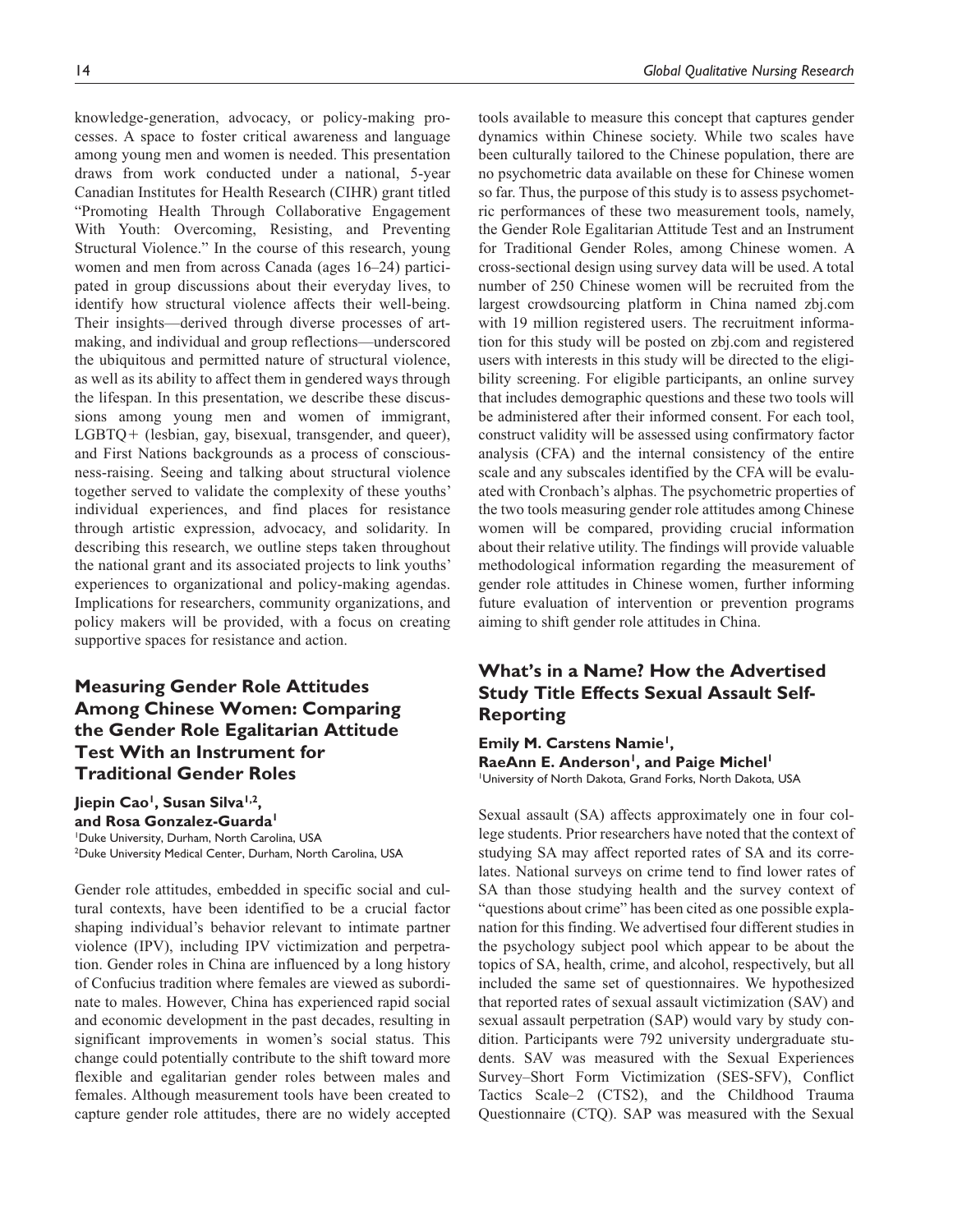knowledge-generation, advocacy, or policy-making processes. A space to foster critical awareness and language among young men and women is needed. This presentation draws from work conducted under a national, 5-year Canadian Institutes for Health Research (CIHR) grant titled "Promoting Health Through Collaborative Engagement With Youth: Overcoming, Resisting, and Preventing Structural Violence." In the course of this research, young women and men from across Canada (ages 16–24) participated in group discussions about their everyday lives, to identify how structural violence affects their well-being. Their insights—derived through diverse processes of art-making, and individual and group reflections—underscored the ubiquitous and permitted nature of structural violence, as well as its ability to affect them in gendered ways through the lifespan. In this presentation, we describe these discussions among young men and women of immigrant, LGBTQ+ (lesbian, gay, bisexual, transgender, and queer), and First Nations backgrounds as a process of consciousness-raising. Seeing and talking about structural violence together served to validate the complexity of these youths' individual experiences, and find places for resistance through artistic expression, advocacy, and solidarity. In describing this research, we outline steps taken throughout the national grant and its associated projects to link youths' experiences to organizational and policy-making agendas. Implications for researchers, community organizations, and policy makers will be provided, with a focus on creating supportive spaces for resistance and action.

## Measuring Gender Role Attitudes Among Chinese Women: Comparing the Gender Role Egalitarian Attitude Test With an Instrument for Traditional Gender Roles

**Jiepin Cao[1], Susan Silva[1,2], and Rosa Gonzalez-Guarda[1]**

[1]Duke University, Durham, North Carolina, USA
[2]Duke University Medical Center, Durham, North Carolina, USA

Gender role attitudes, embedded in specific social and cultural contexts, have been identified to be a crucial factor shaping individual's behavior relevant to intimate partner violence (IPV), including IPV victimization and perpetration. Gender roles in China are influenced by a long history of Confucius tradition where females are viewed as subordinate to males. However, China has experienced rapid social and economic development in the past decades, resulting in significant improvements in women's social status. This change could potentially contribute to the shift toward more flexible and egalitarian gender roles between males and females. Although measurement tools have been created to capture gender role attitudes, there are no widely accepted tools available to measure this concept that captures gender dynamics within Chinese society. While two scales have been culturally tailored to the Chinese population, there are no psychometric data available on these for Chinese women so far. Thus, the purpose of this study is to assess psychometric performances of these two measurement tools, namely, the Gender Role Egalitarian Attitude Test and an Instrument for Traditional Gender Roles, among Chinese women. A cross-sectional design using survey data will be used. A total number of 250 Chinese women will be recruited from the largest crowdsourcing platform in China named zbj.com with 19 million registered users. The recruitment information for this study will be posted on zbj.com and registered users with interests in this study will be directed to the eligibility screening. For eligible participants, an online survey that includes demographic questions and these two tools will be administered after their informed consent. For each tool, construct validity will be assessed using confirmatory factor analysis (CFA) and the internal consistency of the entire scale and any subscales identified by the CFA will be evaluated with Cronbach's alphas. The psychometric properties of the two tools measuring gender role attitudes among Chinese women will be compared, providing crucial information about their relative utility. The findings will provide valuable methodological information regarding the measurement of gender role attitudes in Chinese women, further informing future evaluation of intervention or prevention programs aiming to shift gender role attitudes in China.

## What's in a Name? How the Advertised Study Title Effects Sexual Assault Self-Reporting

**Emily M. Carstens Namie[1], RaeAnn E. Anderson[1], and Paige Michel[1]**

[1]University of North Dakota, Grand Forks, North Dakota, USA

Sexual assault (SA) affects approximately one in four college students. Prior researchers have noted that the context of studying SA may affect reported rates of SA and its correlates. National surveys on crime tend to find lower rates of SA than those studying health and the survey context of "questions about crime" has been cited as one possible explanation for this finding. We advertised four different studies in the psychology subject pool which appear to be about the topics of SA, health, crime, and alcohol, respectively, but all included the same set of questionnaires. We hypothesized that reported rates of sexual assault victimization (SAV) and sexual assault perpetration (SAP) would vary by study condition. Participants were 792 university undergraduate students. SAV was measured with the Sexual Experiences Survey–Short Form Victimization (SES-SFV), Conflict Tactics Scale–2 (CTS2), and the Childhood Trauma Questionnaire (CTQ). SAP was measured with the Sexual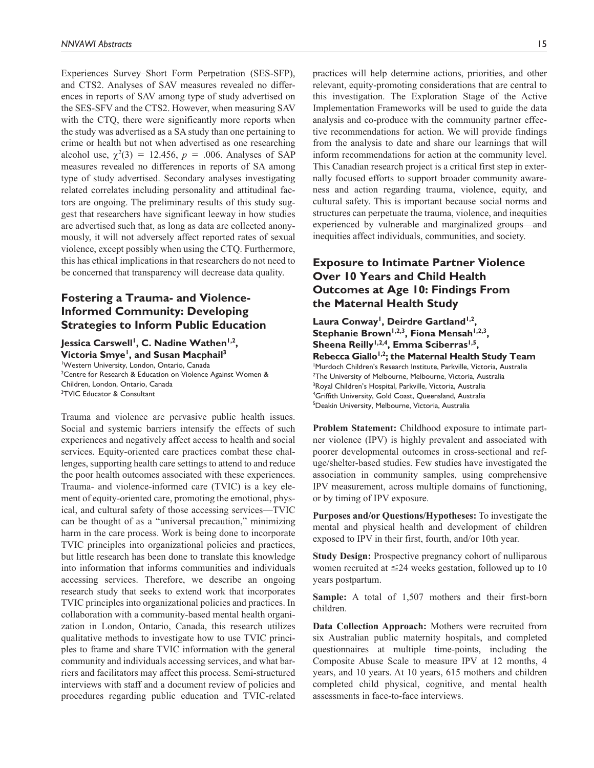Experiences Survey–Short Form Perpetration (SES-SFP), and CTS2. Analyses of SAV measures revealed no differences in reports of SAV among type of study advertised on the SES-SFV and the CTS2. However, when measuring SAV with the CTQ, there were significantly more reports when the study was advertised as a SA study than one pertaining to crime or health but not when advertised as one researching alcohol use, $\chi^2(3) = 12.456$, $p = .006$. Analyses of SAP measures revealed no differences in reports of SA among type of study advertised. Secondary analyses investigating related correlates including personality and attitudinal factors are ongoing. The preliminary results of this study suggest that researchers have significant leeway in how studies are advertised such that, as long as data are collected anonymously, it will not adversely affect reported rates of sexual violence, except possibly when using the CTQ. Furthermore, this has ethical implications in that researchers do not need to be concerned that transparency will decrease data quality.

## Fostering a Trauma- and Violence-Informed Community: Developing Strategies to Inform Public Education

**Jessica Carswell[1], C. Nadine Wathen[1,2], Victoria Smye[1], and Susan Macphail[3]**

[1]Western University, London, Ontario, Canada
[2]Centre for Research & Education on Violence Against Women & Children, London, Ontario, Canada
[3]TVIC Educator & Consultant

Trauma and violence are pervasive public health issues. Social and systemic barriers intensify the effects of such experiences and negatively affect access to health and social services. Equity-oriented care practices combat these challenges, supporting health care settings to attend to and reduce the poor health outcomes associated with these experiences. Trauma- and violence-informed care (TVIC) is a key element of equity-oriented care, promoting the emotional, physical, and cultural safety of those accessing services—TVIC can be thought of as a "universal precaution," minimizing harm in the care process. Work is being done to incorporate TVIC principles into organizational policies and practices, but little research has been done to translate this knowledge into information that informs communities and individuals accessing services. Therefore, we describe an ongoing research study that seeks to extend work that incorporates TVIC principles into organizational policies and practices. In collaboration with a community-based mental health organization in London, Ontario, Canada, this research utilizes qualitative methods to investigate how to use TVIC principles to frame and share TVIC information with the general community and individuals accessing services, and what barriers and facilitators may affect this process. Semi-structured interviews with staff and a document review of policies and procedures regarding public education and TVIC-related practices will help determine actions, priorities, and other relevant, equity-promoting considerations that are central to this investigation. The Exploration Stage of the Active Implementation Frameworks will be used to guide the data analysis and co-produce with the community partner effective recommendations for action. We will provide findings from the analysis to date and share our learnings that will inform recommendations for action at the community level. This Canadian research project is a critical first step in externally focused efforts to support broader community awareness and action regarding trauma, violence, equity, and cultural safety. This is important because social norms and structures can perpetuate the trauma, violence, and inequities experienced by vulnerable and marginalized groups—and inequities affect individuals, communities, and society.

## Exposure to Intimate Partner Violence Over 10 Years and Child Health Outcomes at Age 10: Findings From the Maternal Health Study

**Laura Conway[1], Deirdre Gartland[1,2], Stephanie Brown[1,2,3], Fiona Mensah[1,2,3], Sheena Reilly[1,2,4], Emma Sciberras[1,5], Rebecca Giallo[1,2]; the Maternal Health Study Team**

[1]Murdoch Children's Research Institute, Parkville, Victoria, Australia
[2]The University of Melbourne, Melbourne, Victoria, Australia
[3]Royal Children's Hospital, Parkville, Victoria, Australia
[4]Griffith University, Gold Coast, Queensland, Australia
[5]Deakin University, Melbourne, Victoria, Australia

**Problem Statement:** Childhood exposure to intimate partner violence (IPV) is highly prevalent and associated with poorer developmental outcomes in cross-sectional and refuge/shelter-based studies. Few studies have investigated the association in community samples, using comprehensive IPV measurement, across multiple domains of functioning, or by timing of IPV exposure.

**Purposes and/or Questions/Hypotheses:** To investigate the mental and physical health and development of children exposed to IPV in their first, fourth, and/or 10th year.

**Study Design:** Prospective pregnancy cohort of nulliparous women recruited at $\leq$24 weeks gestation, followed up to 10 years postpartum.

**Sample:** A total of 1,507 mothers and their first-born children.

**Data Collection Approach:** Mothers were recruited from six Australian public maternity hospitals, and completed questionnaires at multiple time-points, including the Composite Abuse Scale to measure IPV at 12 months, 4 years, and 10 years. At 10 years, 615 mothers and children completed child physical, cognitive, and mental health assessments in face-to-face interviews.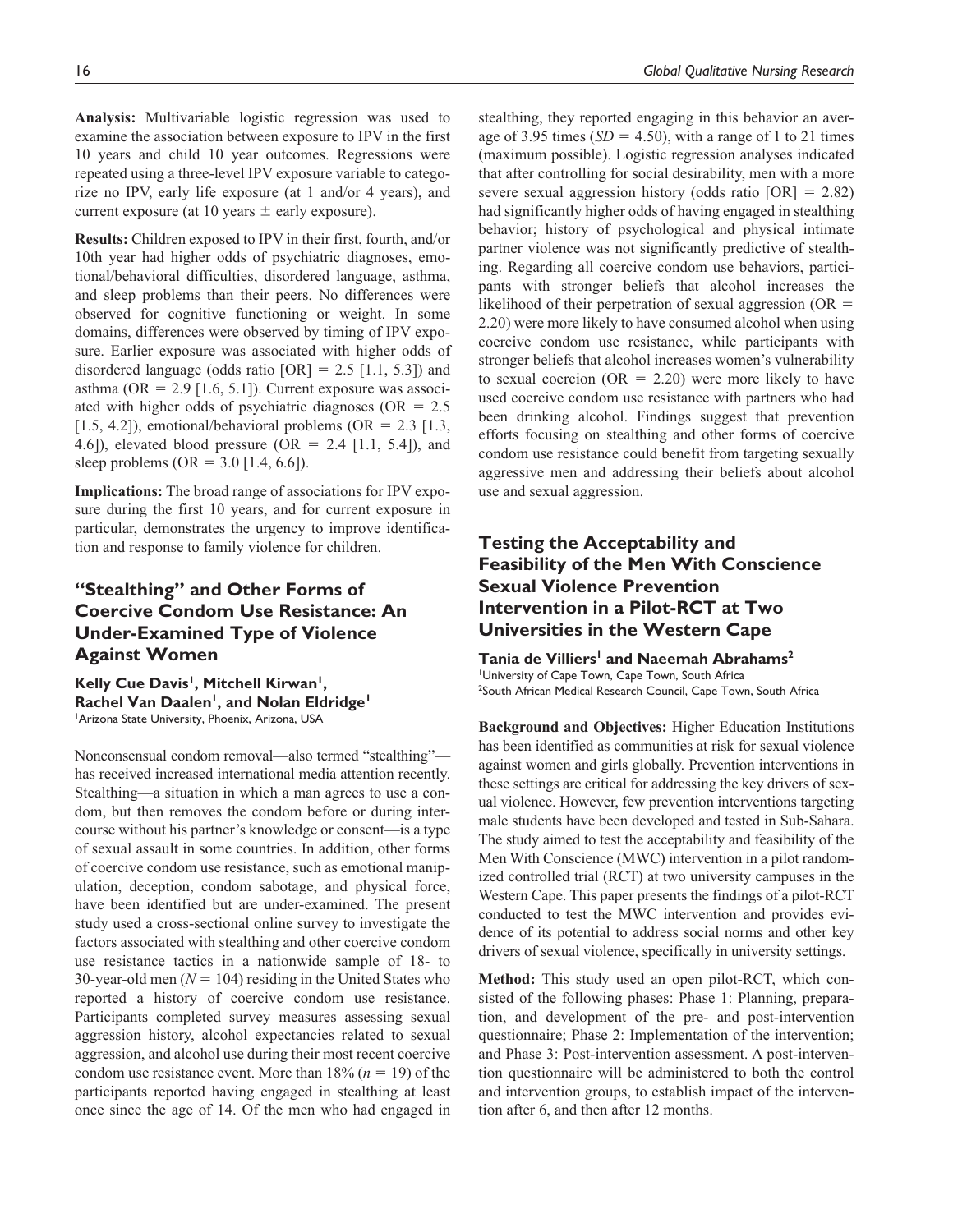**Analysis:** Multivariable logistic regression was used to examine the association between exposure to IPV in the first 10 years and child 10 year outcomes. Regressions were repeated using a three-level IPV exposure variable to categorize no IPV, early life exposure (at 1 and/or 4 years), and current exposure (at 10 years ± early exposure).

**Results:** Children exposed to IPV in their first, fourth, and/or 10th year had higher odds of psychiatric diagnoses, emotional/behavioral difficulties, disordered language, asthma, and sleep problems than their peers. No differences were observed for cognitive functioning or weight. In some domains, differences were observed by timing of IPV exposure. Earlier exposure was associated with higher odds of disordered language (odds ratio [OR] = 2.5 [1.1, 5.3]) and asthma (OR = 2.9 [1.6, 5.1]). Current exposure was associated with higher odds of psychiatric diagnoses (OR = 2.5 [1.5, 4.2]), emotional/behavioral problems (OR = 2.3 [1.3, 4.6]), elevated blood pressure (OR = 2.4 [1.1, 5.4]), and sleep problems (OR = 3.0 [1.4, 6.6]).

**Implications:** The broad range of associations for IPV exposure during the first 10 years, and for current exposure in particular, demonstrates the urgency to improve identification and response to family violence for children.

## "Stealthing" and Other Forms of Coercive Condom Use Resistance: An Under-Examined Type of Violence Against Women

**Kelly Cue Davis[1], Mitchell Kirwan[1], Rachel Van Daalen[1], and Nolan Eldridge[1]**

[1]Arizona State University, Phoenix, Arizona, USA

Nonconsensual condom removal—also termed "stealthing"—has received increased international media attention recently. Stealthing—a situation in which a man agrees to use a condom, but then removes the condom before or during intercourse without his partner's knowledge or consent—is a type of sexual assault in some countries. In addition, other forms of coercive condom use resistance, such as emotional manipulation, deception, condom sabotage, and physical force, have been identified but are under-examined. The present study used a cross-sectional online survey to investigate the factors associated with stealthing and other coercive condom use resistance tactics in a nationwide sample of 18- to 30-year-old men ($N$ = 104) residing in the United States who reported a history of coercive condom use resistance. Participants completed survey measures assessing sexual aggression history, alcohol expectancies related to sexual aggression, and alcohol use during their most recent coercive condom use resistance event. More than 18% ($n$ = 19) of the participants reported having engaged in stealthing at least once since the age of 14. Of the men who had engaged in stealthing, they reported engaging in this behavior an average of 3.95 times ($SD$ = 4.50), with a range of 1 to 21 times (maximum possible). Logistic regression analyses indicated that after controlling for social desirability, men with a more severe sexual aggression history (odds ratio [OR] = 2.82) had significantly higher odds of having engaged in stealthing behavior; history of psychological and physical intimate partner violence was not significantly predictive of stealthing. Regarding all coercive condom use behaviors, participants with stronger beliefs that alcohol increases the likelihood of their perpetration of sexual aggression (OR = 2.20) were more likely to have consumed alcohol when using coercive condom use resistance, while participants with stronger beliefs that alcohol increases women's vulnerability to sexual coercion (OR = 2.20) were more likely to have used coercive condom use resistance with partners who had been drinking alcohol. Findings suggest that prevention efforts focusing on stealthing and other forms of coercive condom use resistance could benefit from targeting sexually aggressive men and addressing their beliefs about alcohol use and sexual aggression.

## Testing the Acceptability and Feasibility of the Men With Conscience Sexual Violence Prevention Intervention in a Pilot-RCT at Two Universities in the Western Cape

**Tania de Villiers[1] and Naeemah Abrahams[2]**

[1]University of Cape Town, Cape Town, South Africa
[2]South African Medical Research Council, Cape Town, South Africa

**Background and Objectives:** Higher Education Institutions has been identified as communities at risk for sexual violence against women and girls globally. Prevention interventions in these settings are critical for addressing the key drivers of sexual violence. However, few prevention interventions targeting male students have been developed and tested in Sub-Sahara. The study aimed to test the acceptability and feasibility of the Men With Conscience (MWC) intervention in a pilot randomized controlled trial (RCT) at two university campuses in the Western Cape. This paper presents the findings of a pilot-RCT conducted to test the MWC intervention and provides evidence of its potential to address social norms and other key drivers of sexual violence, specifically in university settings.

**Method:** This study used an open pilot-RCT, which consisted of the following phases: Phase 1: Planning, preparation, and development of the pre- and post-intervention questionnaire; Phase 2: Implementation of the intervention; and Phase 3: Post-intervention assessment. A post-intervention questionnaire will be administered to both the control and intervention groups, to establish impact of the intervention after 6, and then after 12 months.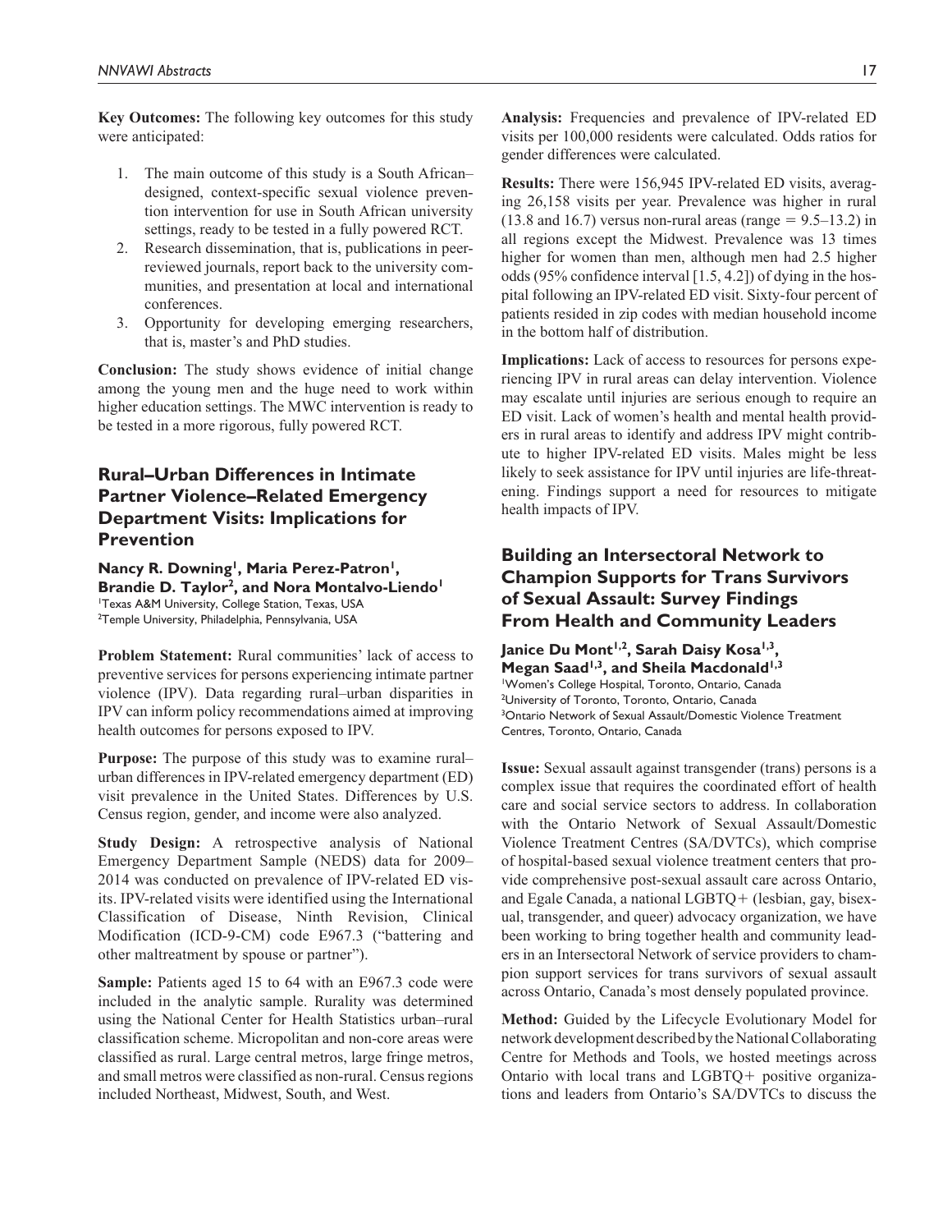**Key Outcomes:** The following key outcomes for this study were anticipated:

1. The main outcome of this study is a South African–designed, context-specific sexual violence prevention intervention for use in South African university settings, ready to be tested in a fully powered RCT.
2. Research dissemination, that is, publications in peer-reviewed journals, report back to the university communities, and presentation at local and international conferences.
3. Opportunity for developing emerging researchers, that is, master's and PhD studies.

**Conclusion:** The study shows evidence of initial change among the young men and the huge need to work within higher education settings. The MWC intervention is ready to be tested in a more rigorous, fully powered RCT.

## Rural–Urban Differences in Intimate Partner Violence–Related Emergency Department Visits: Implications for Prevention

**Nancy R. Downing[1], Maria Perez-Patron[1], Brandie D. Taylor[2], and Nora Montalvo-Liendo[1]**

[1]Texas A&M University, College Station, Texas, USA
[2]Temple University, Philadelphia, Pennsylvania, USA

**Problem Statement:** Rural communities' lack of access to preventive services for persons experiencing intimate partner violence (IPV). Data regarding rural–urban disparities in IPV can inform policy recommendations aimed at improving health outcomes for persons exposed to IPV.

**Purpose:** The purpose of this study was to examine rural–urban differences in IPV-related emergency department (ED) visit prevalence in the United States. Differences by U.S. Census region, gender, and income were also analyzed.

**Study Design:** A retrospective analysis of National Emergency Department Sample (NEDS) data for 2009–2014 was conducted on prevalence of IPV-related ED visits. IPV-related visits were identified using the International Classification of Disease, Ninth Revision, Clinical Modification (ICD-9-CM) code E967.3 ("battering and other maltreatment by spouse or partner").

**Sample:** Patients aged 15 to 64 with an E967.3 code were included in the analytic sample. Rurality was determined using the National Center for Health Statistics urban–rural classification scheme. Micropolitan and non-core areas were classified as rural. Large central metros, large fringe metros, and small metros were classified as non-rural. Census regions included Northeast, Midwest, South, and West.

**Analysis:** Frequencies and prevalence of IPV-related ED visits per 100,000 residents were calculated. Odds ratios for gender differences were calculated.

**Results:** There were 156,945 IPV-related ED visits, averaging 26,158 visits per year. Prevalence was higher in rural (13.8 and 16.7) versus non-rural areas (range = 9.5–13.2) in all regions except the Midwest. Prevalence was 13 times higher for women than men, although men had 2.5 higher odds (95% confidence interval [1.5, 4.2]) of dying in the hospital following an IPV-related ED visit. Sixty-four percent of patients resided in zip codes with median household income in the bottom half of distribution.

**Implications:** Lack of access to resources for persons experiencing IPV in rural areas can delay intervention. Violence may escalate until injuries are serious enough to require an ED visit. Lack of women's health and mental health providers in rural areas to identify and address IPV might contribute to higher IPV-related ED visits. Males might be less likely to seek assistance for IPV until injuries are life-threatening. Findings support a need for resources to mitigate health impacts of IPV.

## Building an Intersectoral Network to Champion Supports for Trans Survivors of Sexual Assault: Survey Findings From Health and Community Leaders

**Janice Du Mont[1,2], Sarah Daisy Kosa[1,3], Megan Saad[1,3], and Sheila Macdonald[1,3]**

[1]Women's College Hospital, Toronto, Ontario, Canada
[2]University of Toronto, Toronto, Ontario, Canada
[3]Ontario Network of Sexual Assault/Domestic Violence Treatment Centres, Toronto, Ontario, Canada

**Issue:** Sexual assault against transgender (trans) persons is a complex issue that requires the coordinated effort of health care and social service sectors to address. In collaboration with the Ontario Network of Sexual Assault/Domestic Violence Treatment Centres (SA/DVTCs), which comprise of hospital-based sexual violence treatment centers that provide comprehensive post-sexual assault care across Ontario, and Egale Canada, a national LGBTQ+ (lesbian, gay, bisexual, transgender, and queer) advocacy organization, we have been working to bring together health and community leaders in an Intersectoral Network of service providers to champion support services for trans survivors of sexual assault across Ontario, Canada's most densely populated province.

**Method:** Guided by the Lifecycle Evolutionary Model for network development described by the National Collaborating Centre for Methods and Tools, we hosted meetings across Ontario with local trans and LGBTQ+ positive organizations and leaders from Ontario's SA/DVTCs to discuss the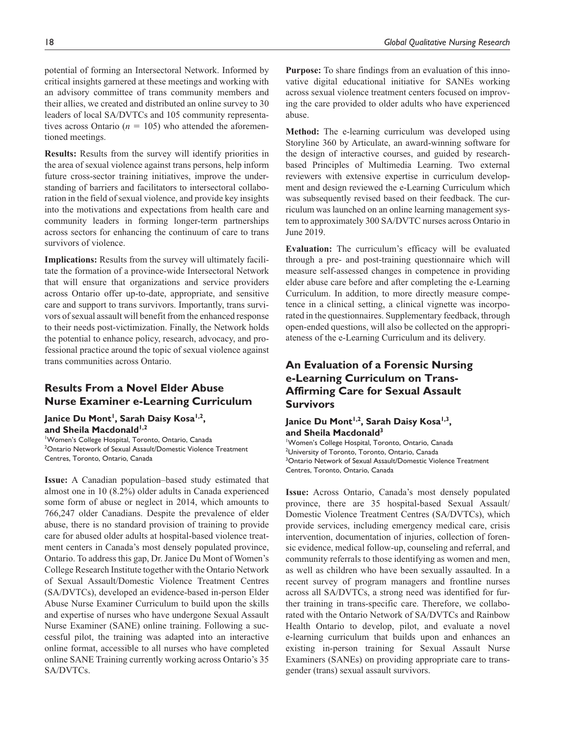potential of forming an Intersectoral Network. Informed by critical insights garnered at these meetings and working with an advisory committee of trans community members and their allies, we created and distributed an online survey to 30 leaders of local SA/DVTCs and 105 community representatives across Ontario ($n$ = 105) who attended the aforementioned meetings.

**Results:** Results from the survey will identify priorities in the area of sexual violence against trans persons, help inform future cross-sector training initiatives, improve the understanding of barriers and facilitators to intersectoral collaboration in the field of sexual violence, and provide key insights into the motivations and expectations from health care and community leaders in forming longer-term partnerships across sectors for enhancing the continuum of care to trans survivors of violence.

**Implications:** Results from the survey will ultimately facilitate the formation of a province-wide Intersectoral Network that will ensure that organizations and service providers across Ontario offer up-to-date, appropriate, and sensitive care and support to trans survivors. Importantly, trans survivors of sexual assault will benefit from the enhanced response to their needs post-victimization. Finally, the Network holds the potential to enhance policy, research, advocacy, and professional practice around the topic of sexual violence against trans communities across Ontario.

## Results From a Novel Elder Abuse Nurse Examiner e-Learning Curriculum

**Janice Du Mont[1], Sarah Daisy Kosa[1,2], and Sheila Macdonald[1,2]**

[1]Women's College Hospital, Toronto, Ontario, Canada
[2]Ontario Network of Sexual Assault/Domestic Violence Treatment Centres, Toronto, Ontario, Canada

**Issue:** A Canadian population–based study estimated that almost one in 10 (8.2%) older adults in Canada experienced some form of abuse or neglect in 2014, which amounts to 766,247 older Canadians. Despite the prevalence of elder abuse, there is no standard provision of training to provide care for abused older adults at hospital-based violence treatment centers in Canada's most densely populated province, Ontario. To address this gap, Dr. Janice Du Mont of Women's College Research Institute together with the Ontario Network of Sexual Assault/Domestic Violence Treatment Centres (SA/DVTCs), developed an evidence-based in-person Elder Abuse Nurse Examiner Curriculum to build upon the skills and expertise of nurses who have undergone Sexual Assault Nurse Examiner (SANE) online training. Following a successful pilot, the training was adapted into an interactive online format, accessible to all nurses who have completed online SANE Training currently working across Ontario's 35 SA/DVTCs.

**Purpose:** To share findings from an evaluation of this innovative digital educational initiative for SANEs working across sexual violence treatment centers focused on improving the care provided to older adults who have experienced abuse.

**Method:** The e-learning curriculum was developed using Storyline 360 by Articulate, an award-winning software for the design of interactive courses, and guided by research-based Principles of Multimedia Learning. Two external reviewers with extensive expertise in curriculum development and design reviewed the e-Learning Curriculum which was subsequently revised based on their feedback. The curriculum was launched on an online learning management system to approximately 300 SA/DVTC nurses across Ontario in June 2019.

**Evaluation:** The curriculum's efficacy will be evaluated through a pre- and post-training questionnaire which will measure self-assessed changes in competence in providing elder abuse care before and after completing the e-Learning Curriculum. In addition, to more directly measure competence in a clinical setting, a clinical vignette was incorporated in the questionnaires. Supplementary feedback, through open-ended questions, will also be collected on the appropriateness of the e-Learning Curriculum and its delivery.

## An Evaluation of a Forensic Nursing e-Learning Curriculum on Trans-Affirming Care for Sexual Assault Survivors

**Janice Du Mont[1,2], Sarah Daisy Kosa[1,3], and Sheila Macdonald[3]**

[1]Women's College Hospital, Toronto, Ontario, Canada
[2]University of Toronto, Toronto, Ontario, Canada
[3]Ontario Network of Sexual Assault/Domestic Violence Treatment Centres, Toronto, Ontario, Canada

**Issue:** Across Ontario, Canada's most densely populated province, there are 35 hospital-based Sexual Assault/Domestic Violence Treatment Centres (SA/DVTCs), which provide services, including emergency medical care, crisis intervention, documentation of injuries, collection of forensic evidence, medical follow-up, counseling and referral, and community referrals to those identifying as women and men, as well as children who have been sexually assaulted. In a recent survey of program managers and frontline nurses across all SA/DVTCs, a strong need was identified for further training in trans-specific care. Therefore, we collaborated with the Ontario Network of SA/DVTCs and Rainbow Health Ontario to develop, pilot, and evaluate a novel e-learning curriculum that builds upon and enhances an existing in-person training for Sexual Assault Nurse Examiners (SANEs) on providing appropriate care to transgender (trans) sexual assault survivors.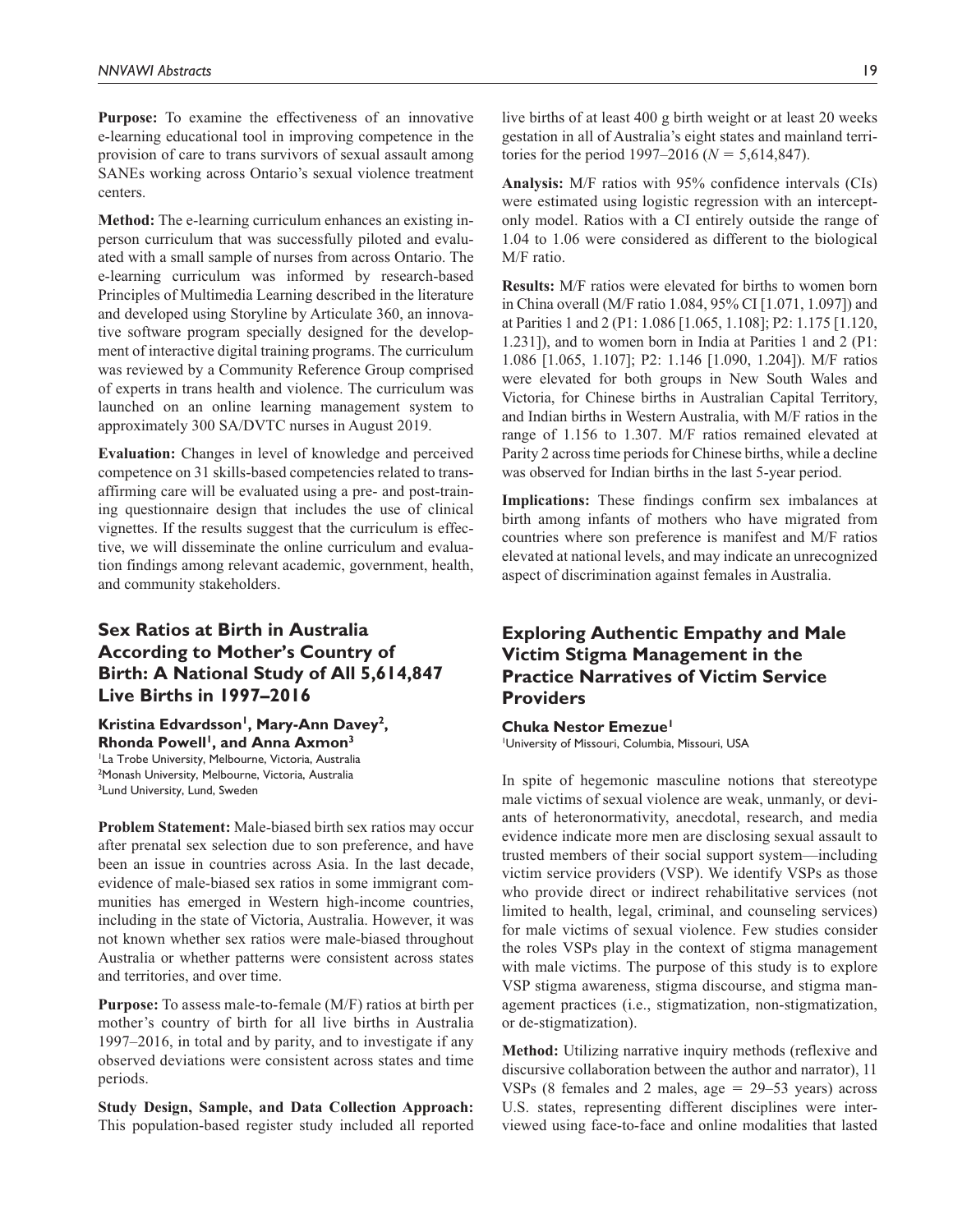**Purpose:** To examine the effectiveness of an innovative e-learning educational tool in improving competence in the provision of care to trans survivors of sexual assault among SANEs working across Ontario's sexual violence treatment centers.

**Method:** The e-learning curriculum enhances an existing in-person curriculum that was successfully piloted and evaluated with a small sample of nurses from across Ontario. The e-learning curriculum was informed by research-based Principles of Multimedia Learning described in the literature and developed using Storyline by Articulate 360, an innovative software program specially designed for the development of interactive digital training programs. The curriculum was reviewed by a Community Reference Group comprised of experts in trans health and violence. The curriculum was launched on an online learning management system to approximately 300 SA/DVTC nurses in August 2019.

**Evaluation:** Changes in level of knowledge and perceived competence on 31 skills-based competencies related to trans-affirming care will be evaluated using a pre- and post-training questionnaire design that includes the use of clinical vignettes. If the results suggest that the curriculum is effective, we will disseminate the online curriculum and evaluation findings among relevant academic, government, health, and community stakeholders.

## Sex Ratios at Birth in Australia According to Mother's Country of Birth: A National Study of All 5,614,847 Live Births in 1997–2016

**Kristina Edvardsson[1], Mary-Ann Davey[2], Rhonda Powell[1], and Anna Axmon[3]**

[1]La Trobe University, Melbourne, Victoria, Australia
[2]Monash University, Melbourne, Victoria, Australia
[3]Lund University, Lund, Sweden

**Problem Statement:** Male-biased birth sex ratios may occur after prenatal sex selection due to son preference, and have been an issue in countries across Asia. In the last decade, evidence of male-biased sex ratios in some immigrant communities has emerged in Western high-income countries, including in the state of Victoria, Australia. However, it was not known whether sex ratios were male-biased throughout Australia or whether patterns were consistent across states and territories, and over time.

**Purpose:** To assess male-to-female (M/F) ratios at birth per mother's country of birth for all live births in Australia 1997–2016, in total and by parity, and to investigate if any observed deviations were consistent across states and time periods.

**Study Design, Sample, and Data Collection Approach:** This population-based register study included all reported live births of at least 400 g birth weight or at least 20 weeks gestation in all of Australia's eight states and mainland territories for the period 1997–2016 ($N = 5{,}614{,}847$).

**Analysis:** M/F ratios with 95% confidence intervals (CIs) were estimated using logistic regression with an intercept-only model. Ratios with a CI entirely outside the range of 1.04 to 1.06 were considered as different to the biological M/F ratio.

**Results:** M/F ratios were elevated for births to women born in China overall (M/F ratio 1.084, 95% CI [1.071, 1.097]) and at Parities 1 and 2 (P1: 1.086 [1.065, 1.108]; P2: 1.175 [1.120, 1.231]), and to women born in India at Parities 1 and 2 (P1: 1.086 [1.065, 1.107]; P2: 1.146 [1.090, 1.204]). M/F ratios were elevated for both groups in New South Wales and Victoria, for Chinese births in Australian Capital Territory, and Indian births in Western Australia, with M/F ratios in the range of 1.156 to 1.307. M/F ratios remained elevated at Parity 2 across time periods for Chinese births, while a decline was observed for Indian births in the last 5-year period.

**Implications:** These findings confirm sex imbalances at birth among infants of mothers who have migrated from countries where son preference is manifest and M/F ratios elevated at national levels, and may indicate an unrecognized aspect of discrimination against females in Australia.

## Exploring Authentic Empathy and Male Victim Stigma Management in the Practice Narratives of Victim Service Providers

**Chuka Nestor Emezue[1]**

[1]University of Missouri, Columbia, Missouri, USA

In spite of hegemonic masculine notions that stereotype male victims of sexual violence are weak, unmanly, or deviants of heteronormativity, anecdotal, research, and media evidence indicate more men are disclosing sexual assault to trusted members of their social support system—including victim service providers (VSP). We identify VSPs as those who provide direct or indirect rehabilitative services (not limited to health, legal, criminal, and counseling services) for male victims of sexual violence. Few studies consider the roles VSPs play in the context of stigma management with male victims. The purpose of this study is to explore VSP stigma awareness, stigma discourse, and stigma management practices (i.e., stigmatization, non-stigmatization, or de-stigmatization).

**Method:** Utilizing narrative inquiry methods (reflexive and discursive collaboration between the author and narrator), 11 VSPs (8 females and 2 males, age = 29–53 years) across U.S. states, representing different disciplines were interviewed using face-to-face and online modalities that lasted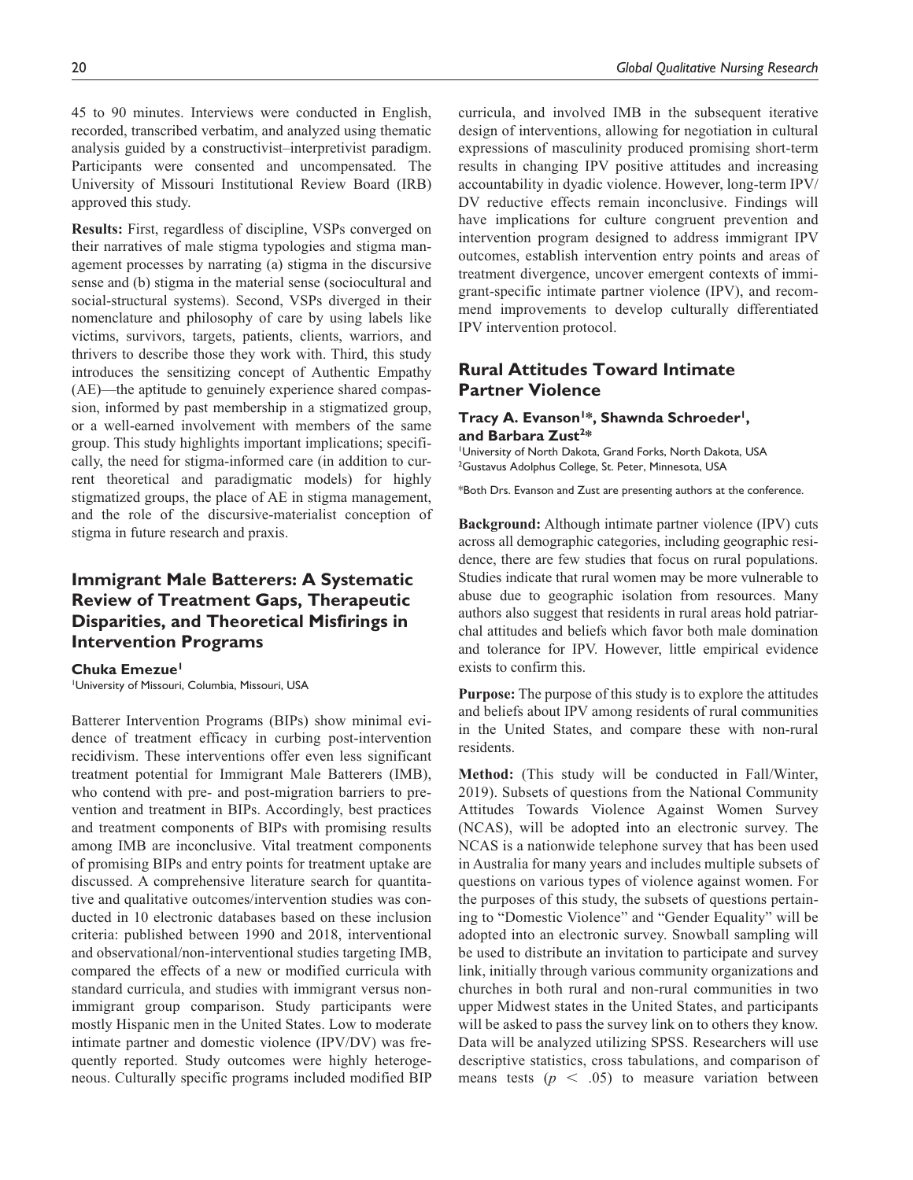45 to 90 minutes. Interviews were conducted in English, recorded, transcribed verbatim, and analyzed using thematic analysis guided by a constructivist–interpretivist paradigm. Participants were consented and uncompensated. The University of Missouri Institutional Review Board (IRB) approved this study.

**Results:** First, regardless of discipline, VSPs converged on their narratives of male stigma typologies and stigma management processes by narrating (a) stigma in the discursive sense and (b) stigma in the material sense (sociocultural and social-structural systems). Second, VSPs diverged in their nomenclature and philosophy of care by using labels like victims, survivors, targets, patients, clients, warriors, and thrivers to describe those they work with. Third, this study introduces the sensitizing concept of Authentic Empathy (AE)—the aptitude to genuinely experience shared compassion, informed by past membership in a stigmatized group, or a well-earned involvement with members of the same group. This study highlights important implications; specifically, the need for stigma-informed care (in addition to current theoretical and paradigmatic models) for highly stigmatized groups, the place of AE in stigma management, and the role of the discursive-materialist conception of stigma in future research and praxis.

## Immigrant Male Batterers: A Systematic Review of Treatment Gaps, Therapeutic Disparities, and Theoretical Misfirings in Intervention Programs

**Chuka Emezue[1]**

[1]University of Missouri, Columbia, Missouri, USA

Batterer Intervention Programs (BIPs) show minimal evidence of treatment efficacy in curbing post-intervention recidivism. These interventions offer even less significant treatment potential for Immigrant Male Batterers (IMB), who contend with pre- and post-migration barriers to prevention and treatment in BIPs. Accordingly, best practices and treatment components of BIPs with promising results among IMB are inconclusive. Vital treatment components of promising BIPs and entry points for treatment uptake are discussed. A comprehensive literature search for quantitative and qualitative outcomes/intervention studies was conducted in 10 electronic databases based on these inclusion criteria: published between 1990 and 2018, interventional and observational/non-interventional studies targeting IMB, compared the effects of a new or modified curricula with standard curricula, and studies with immigrant versus non-immigrant group comparison. Study participants were mostly Hispanic men in the United States. Low to moderate intimate partner and domestic violence (IPV/DV) was frequently reported. Study outcomes were highly heterogeneous. Culturally specific programs included modified BIP curricula, and involved IMB in the subsequent iterative design of interventions, allowing for negotiation in cultural expressions of masculinity produced promising short-term results in changing IPV positive attitudes and increasing accountability in dyadic violence. However, long-term IPV/DV reductive effects remain inconclusive. Findings will have implications for culture congruent prevention and intervention program designed to address immigrant IPV outcomes, establish intervention entry points and areas of treatment divergence, uncover emergent contexts of immigrant-specific intimate partner violence (IPV), and recommend improvements to develop culturally differentiated IPV intervention protocol.

## Rural Attitudes Toward Intimate Partner Violence

**Tracy A. Evanson[1]*, Shawnda Schroeder[1], and Barbara Zust[2]***

[1]University of North Dakota, Grand Forks, North Dakota, USA
[2]Gustavus Adolphus College, St. Peter, Minnesota, USA

*Both Drs. Evanson and Zust are presenting authors at the conference.

**Background:** Although intimate partner violence (IPV) cuts across all demographic categories, including geographic residence, there are few studies that focus on rural populations. Studies indicate that rural women may be more vulnerable to abuse due to geographic isolation from resources. Many authors also suggest that residents in rural areas hold patriarchal attitudes and beliefs which favor both male domination and tolerance for IPV. However, little empirical evidence exists to confirm this.

**Purpose:** The purpose of this study is to explore the attitudes and beliefs about IPV among residents of rural communities in the United States, and compare these with non-rural residents.

**Method:** (This study will be conducted in Fall/Winter, 2019). Subsets of questions from the National Community Attitudes Towards Violence Against Women Survey (NCAS), will be adopted into an electronic survey. The NCAS is a nationwide telephone survey that has been used in Australia for many years and includes multiple subsets of questions on various types of violence against women. For the purposes of this study, the subsets of questions pertaining to "Domestic Violence" and "Gender Equality" will be adopted into an electronic survey. Snowball sampling will be used to distribute an invitation to participate and survey link, initially through various community organizations and churches in both rural and non-rural communities in two upper Midwest states in the United States, and participants will be asked to pass the survey link on to others they know. Data will be analyzed utilizing SPSS. Researchers will use descriptive statistics, cross tabulations, and comparison of means tests ($p < .05$) to measure variation between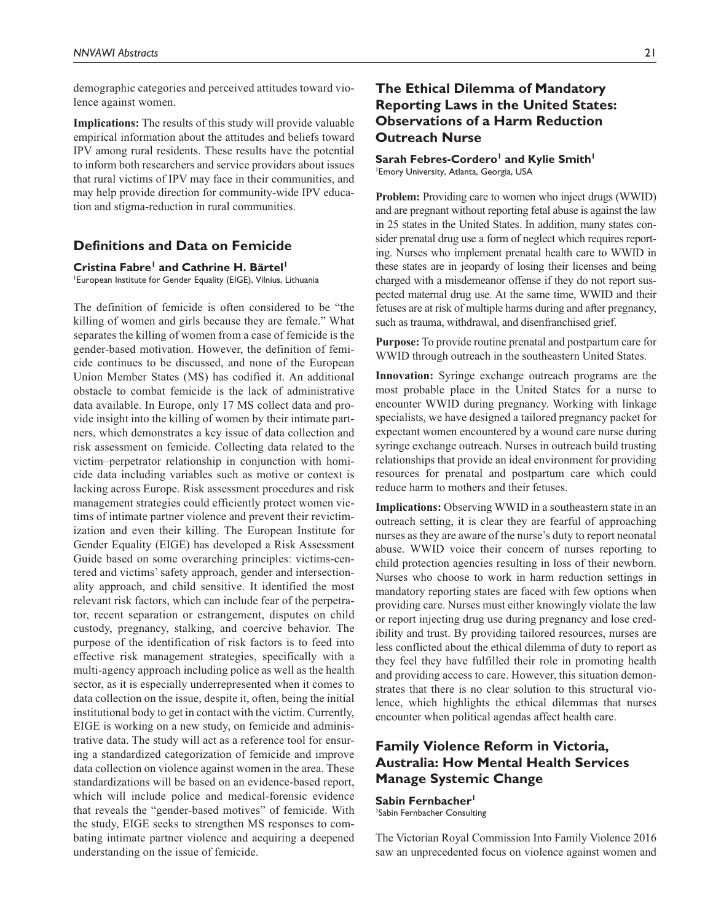demographic categories and perceived attitudes toward violence against women.

**Implications:** The results of this study will provide valuable empirical information about the attitudes and beliefs toward IPV among rural residents. These results have the potential to inform both researchers and service providers about issues that rural victims of IPV may face in their communities, and may help provide direction for community-wide IPV education and stigma-reduction in rural communities.

## Definitions and Data on Femicide

**Cristina Fabre[1] and Cathrine H. Bärtel[1]**
[1]European Institute for Gender Equality (EIGE), Vilnius, Lithuania

The definition of femicide is often considered to be "the killing of women and girls because they are female." What separates the killing of women from a case of femicide is the gender-based motivation. However, the definition of femicide continues to be discussed, and none of the European Union Member States (MS) has codified it. An additional obstacle to combat femicide is the lack of administrative data available. In Europe, only 17 MS collect data and provide insight into the killing of women by their intimate partners, which demonstrates a key issue of data collection and risk assessment on femicide. Collecting data related to the victim–perpetrator relationship in conjunction with homicide data including variables such as motive or context is lacking across Europe. Risk assessment procedures and risk management strategies could efficiently protect women victims of intimate partner violence and prevent their revictimization and even their killing. The European Institute for Gender Equality (EIGE) has developed a Risk Assessment Guide based on some overarching principles: victims-centered and victims' safety approach, gender and intersectionality approach, and child sensitive. It identified the most relevant risk factors, which can include fear of the perpetrator, recent separation or estrangement, disputes on child custody, pregnancy, stalking, and coercive behavior. The purpose of the identification of risk factors is to feed into effective risk management strategies, specifically with a multi-agency approach including police as well as the health sector, as it is especially underrepresented when it comes to data collection on the issue, despite it, often, being the initial institutional body to get in contact with the victim. Currently, EIGE is working on a new study, on femicide and administrative data. The study will act as a reference tool for ensuring a standardized categorization of femicide and improve data collection on violence against women in the area. These standardizations will be based on an evidence-based report, which will include police and medical-forensic evidence that reveals the "gender-based motives" of femicide. With the study, EIGE seeks to strengthen MS responses to combating intimate partner violence and acquiring a deepened understanding on the issue of femicide.

## The Ethical Dilemma of Mandatory Reporting Laws in the United States: Observations of a Harm Reduction Outreach Nurse

**Sarah Febres-Cordero[1] and Kylie Smith[1]**
[1]Emory University, Atlanta, Georgia, USA

**Problem:** Providing care to women who inject drugs (WWID) and are pregnant without reporting fetal abuse is against the law in 25 states in the United States. In addition, many states consider prenatal drug use a form of neglect which requires reporting. Nurses who implement prenatal health care to WWID in these states are in jeopardy of losing their licenses and being charged with a misdemeanor offense if they do not report suspected maternal drug use. At the same time, WWID and their fetuses are at risk of multiple harms during and after pregnancy, such as trauma, withdrawal, and disenfranchised grief.

**Purpose:** To provide routine prenatal and postpartum care for WWID through outreach in the southeastern United States.

**Innovation:** Syringe exchange outreach programs are the most probable place in the United States for a nurse to encounter WWID during pregnancy. Working with linkage specialists, we have designed a tailored pregnancy packet for expectant women encountered by a wound care nurse during syringe exchange outreach. Nurses in outreach build trusting relationships that provide an ideal environment for providing resources for prenatal and postpartum care which could reduce harm to mothers and their fetuses.

**Implications:** Observing WWID in a southeastern state in an outreach setting, it is clear they are fearful of approaching nurses as they are aware of the nurse's duty to report neonatal abuse. WWID voice their concern of nurses reporting to child protection agencies resulting in loss of their newborn. Nurses who choose to work in harm reduction settings in mandatory reporting states are faced with few options when providing care. Nurses must either knowingly violate the law or report injecting drug use during pregnancy and lose credibility and trust. By providing tailored resources, nurses are less conflicted about the ethical dilemma of duty to report as they feel they have fulfilled their role in promoting health and providing access to care. However, this situation demonstrates that there is no clear solution to this structural violence, which highlights the ethical dilemmas that nurses encounter when political agendas affect health care.

## Family Violence Reform in Victoria, Australia: How Mental Health Services Manage Systemic Change

**Sabin Fernbacher[1]**
[1]Sabin Fernbacher Consulting

The Victorian Royal Commission Into Family Violence 2016 saw an unprecedented focus on violence against women and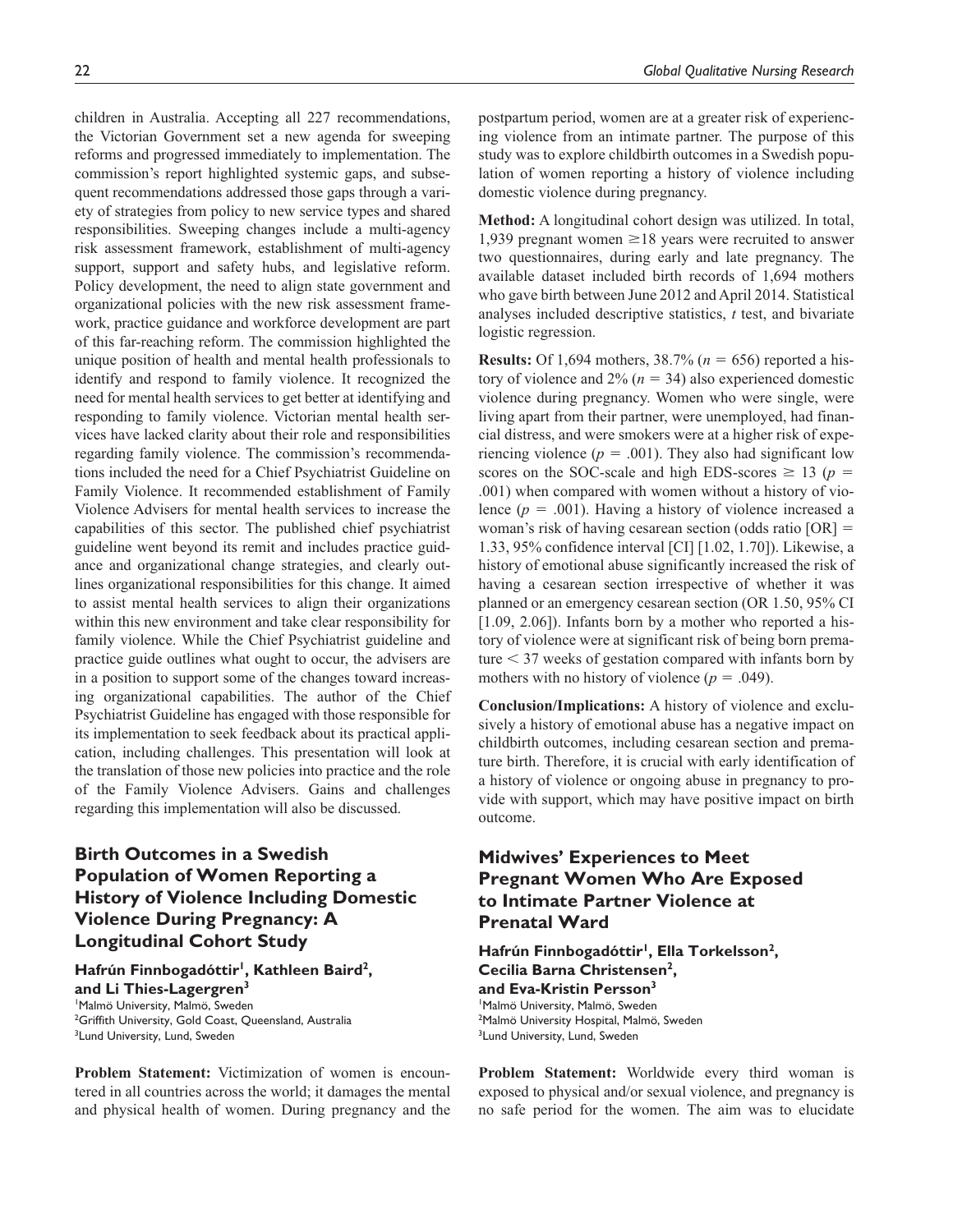children in Australia. Accepting all 227 recommendations, the Victorian Government set a new agenda for sweeping reforms and progressed immediately to implementation. The commission's report highlighted systemic gaps, and subsequent recommendations addressed those gaps through a variety of strategies from policy to new service types and shared responsibilities. Sweeping changes include a multi-agency risk assessment framework, establishment of multi-agency support, support and safety hubs, and legislative reform. Policy development, the need to align state government and organizational policies with the new risk assessment framework, practice guidance and workforce development are part of this far-reaching reform. The commission highlighted the unique position of health and mental health professionals to identify and respond to family violence. It recognized the need for mental health services to get better at identifying and responding to family violence. Victorian mental health services have lacked clarity about their role and responsibilities regarding family violence. The commission's recommendations included the need for a Chief Psychiatrist Guideline on Family Violence. It recommended establishment of Family Violence Advisers for mental health services to increase the capabilities of this sector. The published chief psychiatrist guideline went beyond its remit and includes practice guidance and organizational change strategies, and clearly outlines organizational responsibilities for this change. It aimed to assist mental health services to align their organizations within this new environment and take clear responsibility for family violence. While the Chief Psychiatrist guideline and practice guide outlines what ought to occur, the advisers are in a position to support some of the changes toward increasing organizational capabilities. The author of the Chief Psychiatrist Guideline has engaged with those responsible for its implementation to seek feedback about its practical application, including challenges. This presentation will look at the translation of those new policies into practice and the role of the Family Violence Advisers. Gains and challenges regarding this implementation will also be discussed.

## Birth Outcomes in a Swedish Population of Women Reporting a History of Violence Including Domestic Violence During Pregnancy: A Longitudinal Cohort Study

**Hafrún Finnbogadóttir[1], Kathleen Baird[2], and Li Thies-Lagergren[3]**

[1]Malmö University, Malmö, Sweden
[2]Griffith University, Gold Coast, Queensland, Australia
[3]Lund University, Lund, Sweden

**Problem Statement:** Victimization of women is encountered in all countries across the world; it damages the mental and physical health of women. During pregnancy and the postpartum period, women are at a greater risk of experiencing violence from an intimate partner. The purpose of this study was to explore childbirth outcomes in a Swedish population of women reporting a history of violence including domestic violence during pregnancy.

**Method:** A longitudinal cohort design was utilized. In total, 1,939 pregnant women $\geq$18 years were recruited to answer two questionnaires, during early and late pregnancy. The available dataset included birth records of 1,694 mothers who gave birth between June 2012 and April 2014. Statistical analyses included descriptive statistics, *t* test, and bivariate logistic regression.

**Results:** Of 1,694 mothers, 38.7% ($n = 656$) reported a history of violence and 2% ($n = 34$) also experienced domestic violence during pregnancy. Women who were single, were living apart from their partner, were unemployed, had financial distress, and were smokers were at a higher risk of experiencing violence ($p = .001$). They also had significant low scores on the SOC-scale and high EDS-scores $\geq$ 13 ($p = .001$) when compared with women without a history of violence ($p = .001$). Having a history of violence increased a woman's risk of having cesarean section (odds ratio [OR] = 1.33, 95% confidence interval [CI] [1.02, 1.70]). Likewise, a history of emotional abuse significantly increased the risk of having a cesarean section irrespective of whether it was planned or an emergency cesarean section (OR 1.50, 95% CI [1.09, 2.06]). Infants born by a mother who reported a history of violence were at significant risk of being born premature < 37 weeks of gestation compared with infants born by mothers with no history of violence ($p = .049$).

**Conclusion/Implications:** A history of violence and exclusively a history of emotional abuse has a negative impact on childbirth outcomes, including cesarean section and premature birth. Therefore, it is crucial with early identification of a history of violence or ongoing abuse in pregnancy to provide with support, which may have positive impact on birth outcome.

## Midwives' Experiences to Meet Pregnant Women Who Are Exposed to Intimate Partner Violence at Prenatal Ward

**Hafrún Finnbogadóttir[1], Ella Torkelsson[2], Cecilia Barna Christensen[2], and Eva-Kristin Persson[3]**

[1]Malmö University, Malmö, Sweden
[2]Malmö University Hospital, Malmö, Sweden
[3]Lund University, Lund, Sweden

**Problem Statement:** Worldwide every third woman is exposed to physical and/or sexual violence, and pregnancy is no safe period for the women. The aim was to elucidate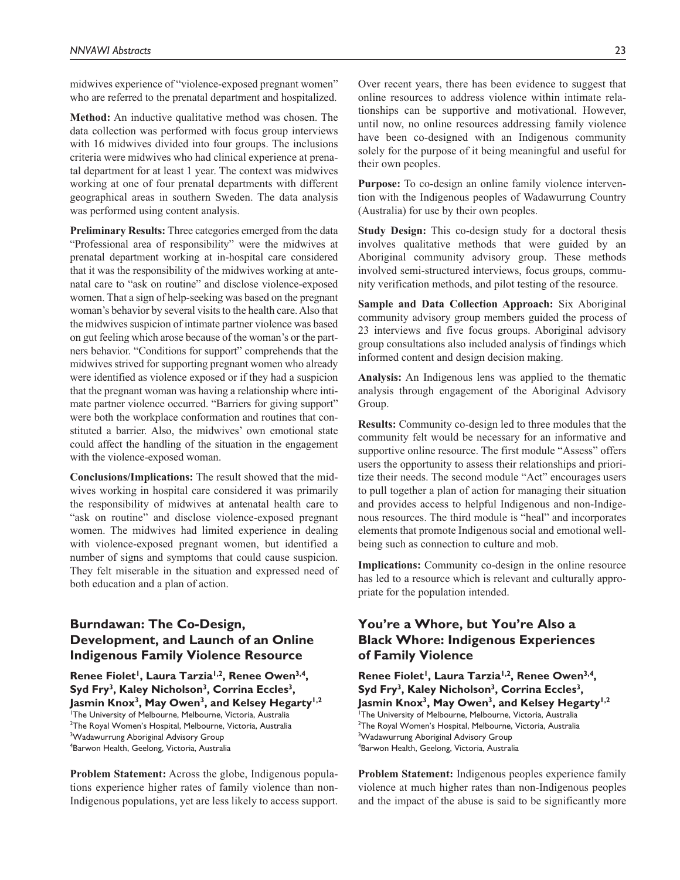midwives experience of "violence-exposed pregnant women" who are referred to the prenatal department and hospitalized.

**Method:** An inductive qualitative method was chosen. The data collection was performed with focus group interviews with 16 midwives divided into four groups. The inclusions criteria were midwives who had clinical experience at prenatal department for at least 1 year. The context was midwives working at one of four prenatal departments with different geographical areas in southern Sweden. The data analysis was performed using content analysis.

**Preliminary Results:** Three categories emerged from the data "Professional area of responsibility" were the midwives at prenatal department working at in-hospital care considered that it was the responsibility of the midwives working at antenatal care to "ask on routine" and disclose violence-exposed women. That a sign of help-seeking was based on the pregnant woman's behavior by several visits to the health care. Also that the midwives suspicion of intimate partner violence was based on gut feeling which arose because of the woman's or the partners behavior. "Conditions for support" comprehends that the midwives strived for supporting pregnant women who already were identified as violence exposed or if they had a suspicion that the pregnant woman was having a relationship where intimate partner violence occurred. "Barriers for giving support" were both the workplace conformation and routines that constituted a barrier. Also, the midwives' own emotional state could affect the handling of the situation in the engagement with the violence-exposed woman.

**Conclusions/Implications:** The result showed that the midwives working in hospital care considered it was primarily the responsibility of midwives at antenatal health care to "ask on routine" and disclose violence-exposed pregnant women. The midwives had limited experience in dealing with violence-exposed pregnant women, but identified a number of signs and symptoms that could cause suspicion. They felt miserable in the situation and expressed need of both education and a plan of action.

## Burndawan: The Co-Design, Development, and Launch of an Online Indigenous Family Violence Resource

**Renee Fiolet[1], Laura Tarzia[1,2], Renee Owen[3,4], Syd Fry[3], Kaley Nicholson[3], Corrina Eccles[3], Jasmin Knox[3], May Owen[3], and Kelsey Hegarty[1,2]**

[1]The University of Melbourne, Melbourne, Victoria, Australia
[2]The Royal Women's Hospital, Melbourne, Victoria, Australia
[3]Wadawurrung Aboriginal Advisory Group
[4]Barwon Health, Geelong, Victoria, Australia

**Problem Statement:** Across the globe, Indigenous populations experience higher rates of family violence than non-Indigenous populations, yet are less likely to access support. Over recent years, there has been evidence to suggest that online resources to address violence within intimate relationships can be supportive and motivational. However, until now, no online resources addressing family violence have been co-designed with an Indigenous community solely for the purpose of it being meaningful and useful for their own peoples.

**Purpose:** To co-design an online family violence intervention with the Indigenous peoples of Wadawurrung Country (Australia) for use by their own peoples.

**Study Design:** This co-design study for a doctoral thesis involves qualitative methods that were guided by an Aboriginal community advisory group. These methods involved semi-structured interviews, focus groups, community verification methods, and pilot testing of the resource.

**Sample and Data Collection Approach:** Six Aboriginal community advisory group members guided the process of 23 interviews and five focus groups. Aboriginal advisory group consultations also included analysis of findings which informed content and design decision making.

**Analysis:** An Indigenous lens was applied to the thematic analysis through engagement of the Aboriginal Advisory Group.

**Results:** Community co-design led to three modules that the community felt would be necessary for an informative and supportive online resource. The first module "Assess" offers users the opportunity to assess their relationships and prioritize their needs. The second module "Act" encourages users to pull together a plan of action for managing their situation and provides access to helpful Indigenous and non-Indigenous resources. The third module is "heal" and incorporates elements that promote Indigenous social and emotional wellbeing such as connection to culture and mob.

**Implications:** Community co-design in the online resource has led to a resource which is relevant and culturally appropriate for the population intended.

## You're a Whore, but You're Also a Black Whore: Indigenous Experiences of Family Violence

**Renee Fiolet[1], Laura Tarzia[1,2], Renee Owen[3,4], Syd Fry[3], Kaley Nicholson[3], Corrina Eccles[3], Jasmin Knox[3], May Owen[3], and Kelsey Hegarty[1,2]**

[1]The University of Melbourne, Melbourne, Victoria, Australia
[2]The Royal Women's Hospital, Melbourne, Victoria, Australia
[3]Wadawurrung Aboriginal Advisory Group
[4]Barwon Health, Geelong, Victoria, Australia

**Problem Statement:** Indigenous peoples experience family violence at much higher rates than non-Indigenous peoples and the impact of the abuse is said to be significantly more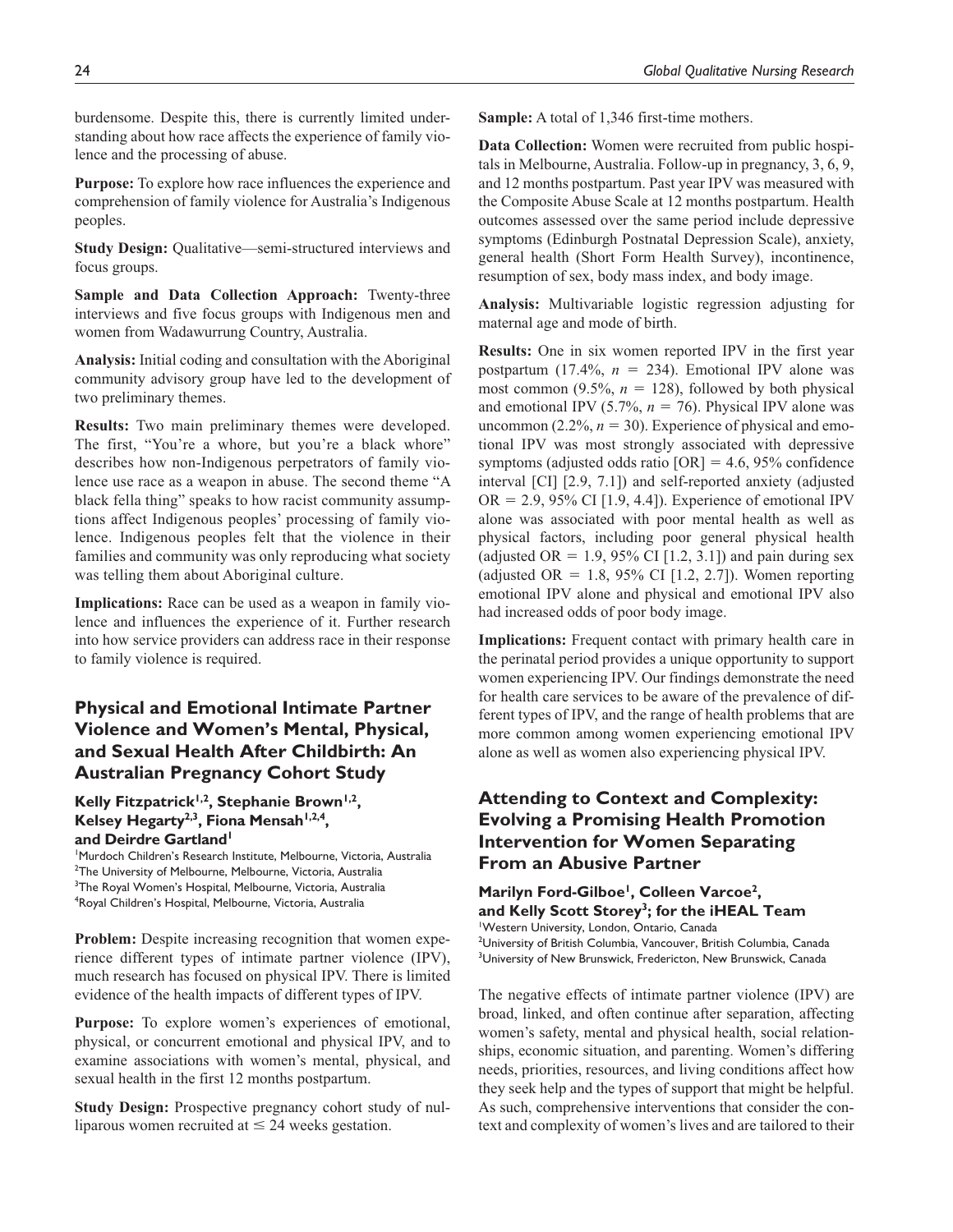burdensome. Despite this, there is currently limited understanding about how race affects the experience of family violence and the processing of abuse.

**Purpose:** To explore how race influences the experience and comprehension of family violence for Australia's Indigenous peoples.

**Study Design:** Qualitative—semi-structured interviews and focus groups.

**Sample and Data Collection Approach:** Twenty-three interviews and five focus groups with Indigenous men and women from Wadawurrung Country, Australia.

**Analysis:** Initial coding and consultation with the Aboriginal community advisory group have led to the development of two preliminary themes.

**Results:** Two main preliminary themes were developed. The first, "You're a whore, but you're a black whore" describes how non-Indigenous perpetrators of family violence use race as a weapon in abuse. The second theme "A black fella thing" speaks to how racist community assumptions affect Indigenous peoples' processing of family violence. Indigenous peoples felt that the violence in their families and community was only reproducing what society was telling them about Aboriginal culture.

**Implications:** Race can be used as a weapon in family violence and influences the experience of it. Further research into how service providers can address race in their response to family violence is required.

## Physical and Emotional Intimate Partner Violence and Women's Mental, Physical, and Sexual Health After Childbirth: An Australian Pregnancy Cohort Study

**Kelly Fitzpatrick[1,2], Stephanie Brown[1,2], Kelsey Hegarty[2,3], Fiona Mensah[1,2,4], and Deirdre Gartland[1]**

[1]Murdoch Children's Research Institute, Melbourne, Victoria, Australia
[2]The University of Melbourne, Melbourne, Victoria, Australia
[3]The Royal Women's Hospital, Melbourne, Victoria, Australia
[4]Royal Children's Hospital, Melbourne, Victoria, Australia

**Problem:** Despite increasing recognition that women experience different types of intimate partner violence (IPV), much research has focused on physical IPV. There is limited evidence of the health impacts of different types of IPV.

**Purpose:** To explore women's experiences of emotional, physical, or concurrent emotional and physical IPV, and to examine associations with women's mental, physical, and sexual health in the first 12 months postpartum.

**Study Design:** Prospective pregnancy cohort study of nulliparous women recruited at ≤ 24 weeks gestation.

**Sample:** A total of 1,346 first-time mothers.

**Data Collection:** Women were recruited from public hospitals in Melbourne, Australia. Follow-up in pregnancy, 3, 6, 9, and 12 months postpartum. Past year IPV was measured with the Composite Abuse Scale at 12 months postpartum. Health outcomes assessed over the same period include depressive symptoms (Edinburgh Postnatal Depression Scale), anxiety, general health (Short Form Health Survey), incontinence, resumption of sex, body mass index, and body image.

**Analysis:** Multivariable logistic regression adjusting for maternal age and mode of birth.

**Results:** One in six women reported IPV in the first year postpartum (17.4%, $n$ = 234). Emotional IPV alone was most common (9.5%, $n$ = 128), followed by both physical and emotional IPV (5.7%, $n$ = 76). Physical IPV alone was uncommon (2.2%, $n$ = 30). Experience of physical and emotional IPV was most strongly associated with depressive symptoms (adjusted odds ratio [OR] = 4.6, 95% confidence interval [CI] [2.9, 7.1]) and self-reported anxiety (adjusted OR = 2.9, 95% CI [1.9, 4.4]). Experience of emotional IPV alone was associated with poor mental health as well as physical factors, including poor general physical health (adjusted OR = 1.9, 95% CI [1.2, 3.1]) and pain during sex (adjusted OR = 1.8, 95% CI [1.2, 2.7]). Women reporting emotional IPV alone and physical and emotional IPV also had increased odds of poor body image.

**Implications:** Frequent contact with primary health care in the perinatal period provides a unique opportunity to support women experiencing IPV. Our findings demonstrate the need for health care services to be aware of the prevalence of different types of IPV, and the range of health problems that are more common among women experiencing emotional IPV alone as well as women also experiencing physical IPV.

## Attending to Context and Complexity: Evolving a Promising Health Promotion Intervention for Women Separating From an Abusive Partner

**Marilyn Ford-Gilboe[1], Colleen Varcoe[2], and Kelly Scott Storey[3]; for the iHEAL Team**

[1]Western University, London, Ontario, Canada
[2]University of British Columbia, Vancouver, British Columbia, Canada
[3]University of New Brunswick, Fredericton, New Brunswick, Canada

The negative effects of intimate partner violence (IPV) are broad, linked, and often continue after separation, affecting women's safety, mental and physical health, social relationships, economic situation, and parenting. Women's differing needs, priorities, resources, and living conditions affect how they seek help and the types of support that might be helpful. As such, comprehensive interventions that consider the context and complexity of women's lives and are tailored to their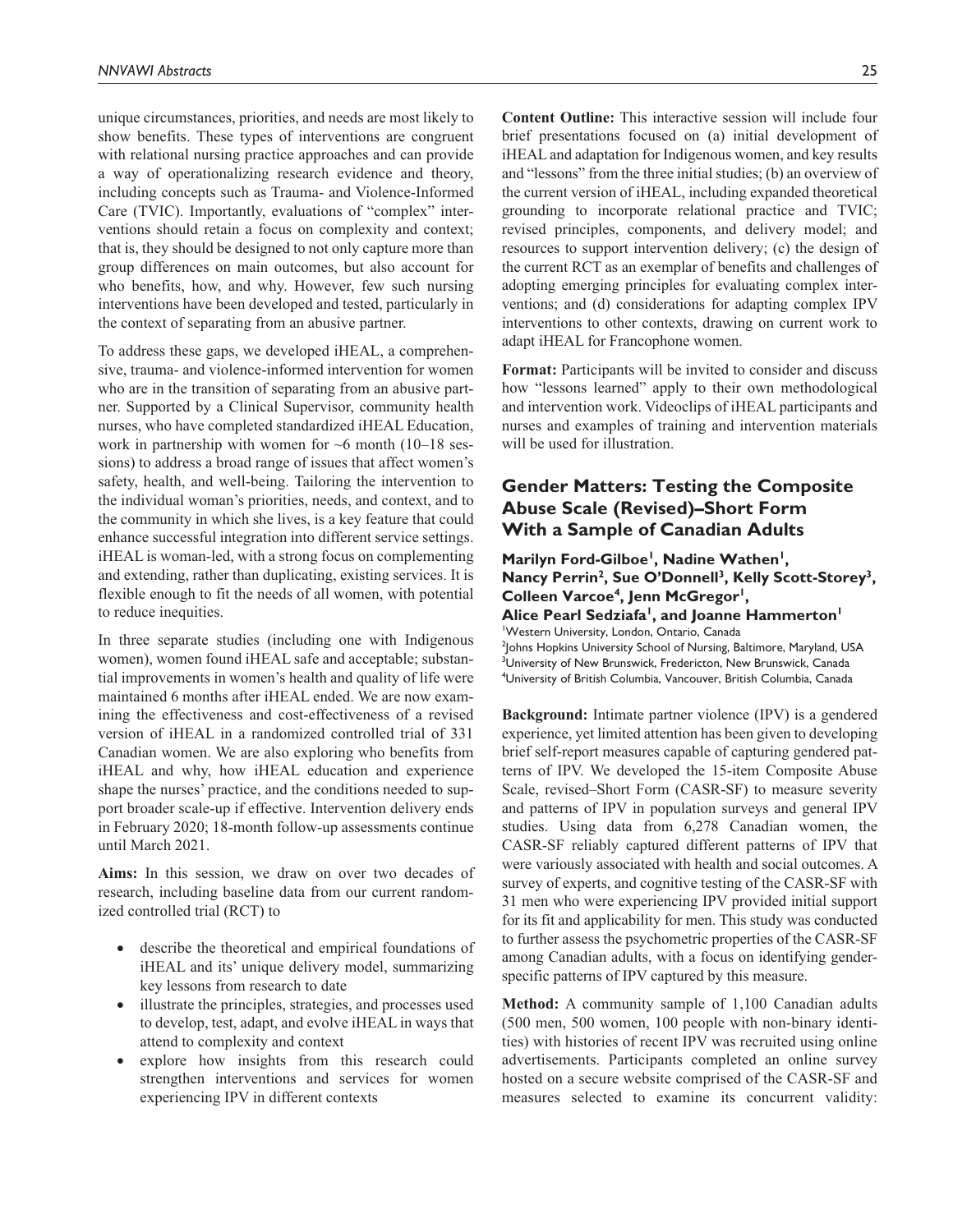unique circumstances, priorities, and needs are most likely to show benefits. These types of interventions are congruent with relational nursing practice approaches and can provide a way of operationalizing research evidence and theory, including concepts such as Trauma- and Violence-Informed Care (TVIC). Importantly, evaluations of "complex" interventions should retain a focus on complexity and context; that is, they should be designed to not only capture more than group differences on main outcomes, but also account for who benefits, how, and why. However, few such nursing interventions have been developed and tested, particularly in the context of separating from an abusive partner.

To address these gaps, we developed iHEAL, a comprehensive, trauma- and violence-informed intervention for women who are in the transition of separating from an abusive partner. Supported by a Clinical Supervisor, community health nurses, who have completed standardized iHEAL Education, work in partnership with women for ~6 month (10–18 sessions) to address a broad range of issues that affect women's safety, health, and well-being. Tailoring the intervention to the individual woman's priorities, needs, and context, and to the community in which she lives, is a key feature that could enhance successful integration into different service settings. iHEAL is woman-led, with a strong focus on complementing and extending, rather than duplicating, existing services. It is flexible enough to fit the needs of all women, with potential to reduce inequities.

In three separate studies (including one with Indigenous women), women found iHEAL safe and acceptable; substantial improvements in women's health and quality of life were maintained 6 months after iHEAL ended. We are now examining the effectiveness and cost-effectiveness of a revised version of iHEAL in a randomized controlled trial of 331 Canadian women. We are also exploring who benefits from iHEAL and why, how iHEAL education and experience shape the nurses' practice, and the conditions needed to support broader scale-up if effective. Intervention delivery ends in February 2020; 18-month follow-up assessments continue until March 2021.

**Aims:** In this session, we draw on over two decades of research, including baseline data from our current randomized controlled trial (RCT) to

- describe the theoretical and empirical foundations of iHEAL and its' unique delivery model, summarizing key lessons from research to date
- illustrate the principles, strategies, and processes used to develop, test, adapt, and evolve iHEAL in ways that attend to complexity and context
- explore how insights from this research could strengthen interventions and services for women experiencing IPV in different contexts

**Content Outline:** This interactive session will include four brief presentations focused on (a) initial development of iHEAL and adaptation for Indigenous women, and key results and "lessons" from the three initial studies; (b) an overview of the current version of iHEAL, including expanded theoretical grounding to incorporate relational practice and TVIC; revised principles, components, and delivery model; and resources to support intervention delivery; (c) the design of the current RCT as an exemplar of benefits and challenges of adopting emerging principles for evaluating complex interventions; and (d) considerations for adapting complex IPV interventions to other contexts, drawing on current work to adapt iHEAL for Francophone women.

**Format:** Participants will be invited to consider and discuss how "lessons learned" apply to their own methodological and intervention work. Videoclips of iHEAL participants and nurses and examples of training and intervention materials will be used for illustration.

## Gender Matters: Testing the Composite Abuse Scale (Revised)–Short Form With a Sample of Canadian Adults

**Marilyn Ford-Gilboe[1], Nadine Wathen[1], Nancy Perrin[2], Sue O'Donnell[3], Kelly Scott-Storey[3], Colleen Varcoe[4], Jenn McGregor[1], Alice Pearl Sedziafa[1], and Joanne Hammerton[1]**

[1]Western University, London, Ontario, Canada
[2]Johns Hopkins University School of Nursing, Baltimore, Maryland, USA
[3]University of New Brunswick, Fredericton, New Brunswick, Canada
[4]University of British Columbia, Vancouver, British Columbia, Canada

**Background:** Intimate partner violence (IPV) is a gendered experience, yet limited attention has been given to developing brief self-report measures capable of capturing gendered patterns of IPV. We developed the 15-item Composite Abuse Scale, revised–Short Form (CASR-SF) to measure severity and patterns of IPV in population surveys and general IPV studies. Using data from 6,278 Canadian women, the CASR-SF reliably captured different patterns of IPV that were variously associated with health and social outcomes. A survey of experts, and cognitive testing of the CASR-SF with 31 men who were experiencing IPV provided initial support for its fit and applicability for men. This study was conducted to further assess the psychometric properties of the CASR-SF among Canadian adults, with a focus on identifying gender-specific patterns of IPV captured by this measure.

**Method:** A community sample of 1,100 Canadian adults (500 men, 500 women, 100 people with non-binary identities) with histories of recent IPV was recruited using online advertisements. Participants completed an online survey hosted on a secure website comprised of the CASR-SF and measures selected to examine its concurrent validity: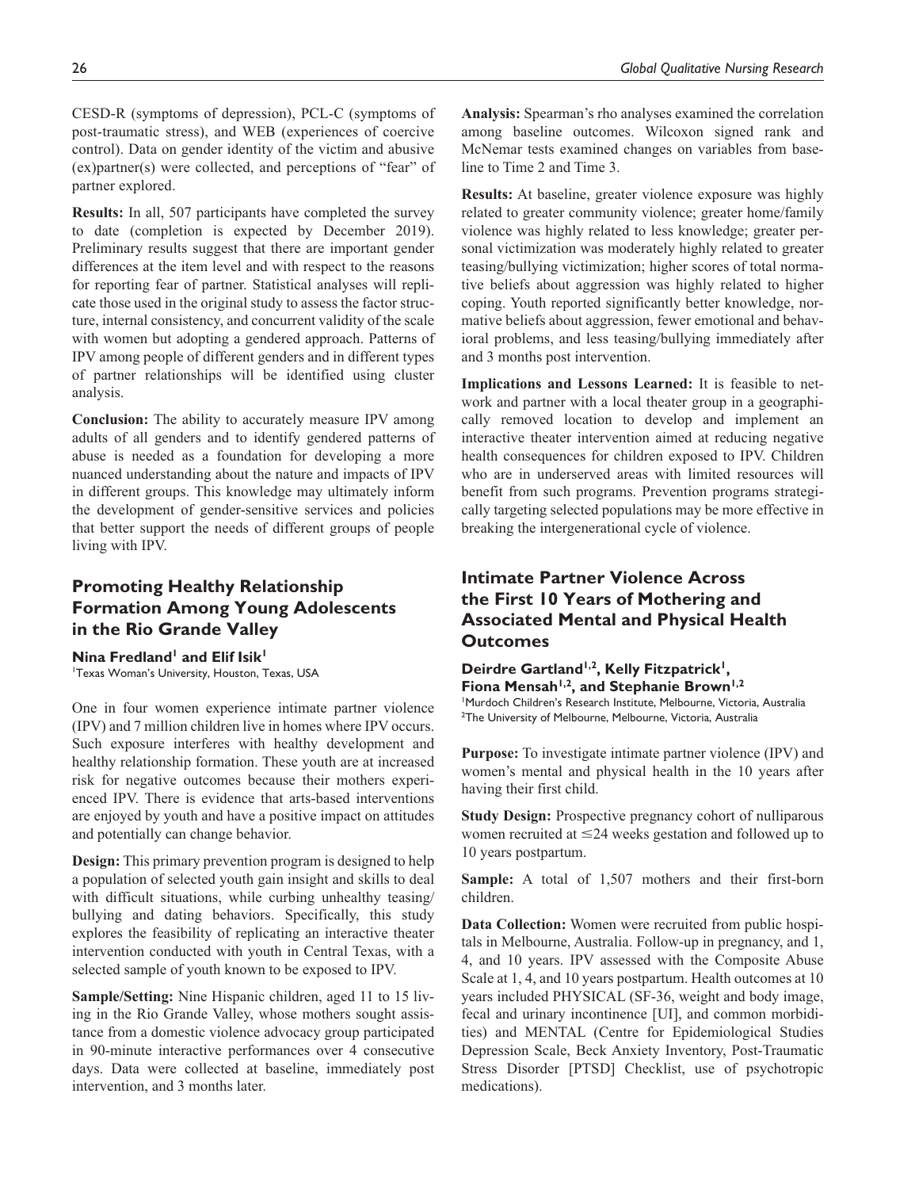CESD-R (symptoms of depression), PCL-C (symptoms of post-traumatic stress), and WEB (experiences of coercive control). Data on gender identity of the victim and abusive (ex)partner(s) were collected, and perceptions of "fear" of partner explored.

**Results:** In all, 507 participants have completed the survey to date (completion is expected by December 2019). Preliminary results suggest that there are important gender differences at the item level and with respect to the reasons for reporting fear of partner. Statistical analyses will replicate those used in the original study to assess the factor structure, internal consistency, and concurrent validity of the scale with women but adopting a gendered approach. Patterns of IPV among people of different genders and in different types of partner relationships will be identified using cluster analysis.

**Conclusion:** The ability to accurately measure IPV among adults of all genders and to identify gendered patterns of abuse is needed as a foundation for developing a more nuanced understanding about the nature and impacts of IPV in different groups. This knowledge may ultimately inform the development of gender-sensitive services and policies that better support the needs of different groups of people living with IPV.

## Promoting Healthy Relationship Formation Among Young Adolescents in the Rio Grande Valley

**Nina Fredland[1] and Elif Isik[1]**

[1]Texas Woman's University, Houston, Texas, USA

One in four women experience intimate partner violence (IPV) and 7 million children live in homes where IPV occurs. Such exposure interferes with healthy development and healthy relationship formation. These youth are at increased risk for negative outcomes because their mothers experienced IPV. There is evidence that arts-based interventions are enjoyed by youth and have a positive impact on attitudes and potentially can change behavior.

**Design:** This primary prevention program is designed to help a population of selected youth gain insight and skills to deal with difficult situations, while curbing unhealthy teasing/bullying and dating behaviors. Specifically, this study explores the feasibility of replicating an interactive theater intervention conducted with youth in Central Texas, with a selected sample of youth known to be exposed to IPV.

**Sample/Setting:** Nine Hispanic children, aged 11 to 15 living in the Rio Grande Valley, whose mothers sought assistance from a domestic violence advocacy group participated in 90-minute interactive performances over 4 consecutive days. Data were collected at baseline, immediately post intervention, and 3 months later.

**Analysis:** Spearman's rho analyses examined the correlation among baseline outcomes. Wilcoxon signed rank and McNemar tests examined changes on variables from baseline to Time 2 and Time 3.

**Results:** At baseline, greater violence exposure was highly related to greater community violence; greater home/family violence was highly related to less knowledge; greater personal victimization was moderately highly related to greater teasing/bullying victimization; higher scores of total normative beliefs about aggression was highly related to higher coping. Youth reported significantly better knowledge, normative beliefs about aggression, fewer emotional and behavioral problems, and less teasing/bullying immediately after and 3 months post intervention.

**Implications and Lessons Learned:** It is feasible to network and partner with a local theater group in a geographically removed location to develop and implement an interactive theater intervention aimed at reducing negative health consequences for children exposed to IPV. Children who are in underserved areas with limited resources will benefit from such programs. Prevention programs strategically targeting selected populations may be more effective in breaking the intergenerational cycle of violence.

## Intimate Partner Violence Across the First 10 Years of Mothering and Associated Mental and Physical Health Outcomes

**Deirdre Gartland[1,2], Kelly Fitzpatrick[1], Fiona Mensah[1,2], and Stephanie Brown[1,2]**

[1]Murdoch Children's Research Institute, Melbourne, Victoria, Australia
[2]The University of Melbourne, Melbourne, Victoria, Australia

**Purpose:** To investigate intimate partner violence (IPV) and women's mental and physical health in the 10 years after having their first child.

**Study Design:** Prospective pregnancy cohort of nulliparous women recruited at $\leq$24 weeks gestation and followed up to 10 years postpartum.

**Sample:** A total of 1,507 mothers and their first-born children.

**Data Collection:** Women were recruited from public hospitals in Melbourne, Australia. Follow-up in pregnancy, and 1, 4, and 10 years. IPV assessed with the Composite Abuse Scale at 1, 4, and 10 years postpartum. Health outcomes at 10 years included PHYSICAL (SF-36, weight and body image, fecal and urinary incontinence [UI], and common morbidities) and MENTAL (Centre for Epidemiological Studies Depression Scale, Beck Anxiety Inventory, Post-Traumatic Stress Disorder [PTSD] Checklist, use of psychotropic medications).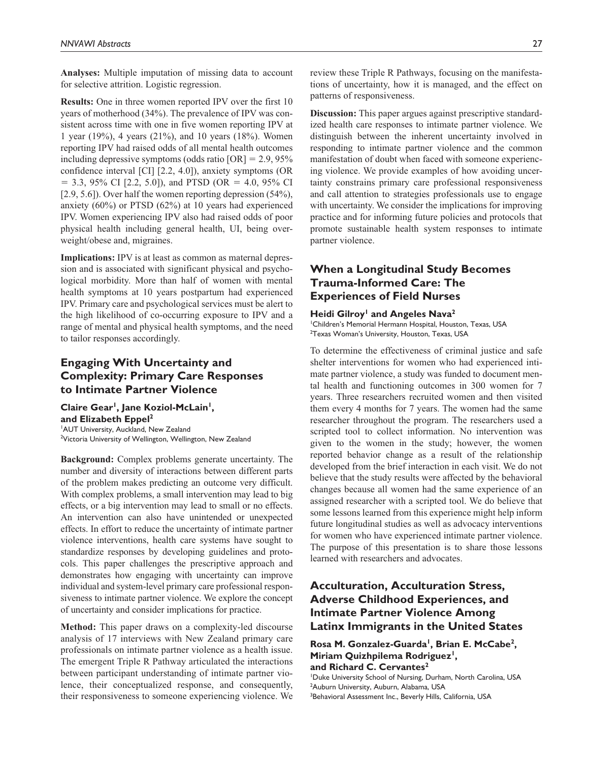**Analyses:** Multiple imputation of missing data to account for selective attrition. Logistic regression.

**Results:** One in three women reported IPV over the first 10 years of motherhood (34%). The prevalence of IPV was consistent across time with one in five women reporting IPV at 1 year (19%), 4 years (21%), and 10 years (18%). Women reporting IPV had raised odds of all mental health outcomes including depressive symptoms (odds ratio [OR] = 2.9, 95% confidence interval [CI] [2.2, 4.0]), anxiety symptoms (OR = 3.3, 95% CI [2.2, 5.0]), and PTSD (OR = 4.0, 95% CI [2.9, 5.6]). Over half the women reporting depression (54%), anxiety (60%) or PTSD (62%) at 10 years had experienced IPV. Women experiencing IPV also had raised odds of poor physical health including general health, UI, being overweight/obese and, migraines.

**Implications:** IPV is at least as common as maternal depression and is associated with significant physical and psychological morbidity. More than half of women with mental health symptoms at 10 years postpartum had experienced IPV. Primary care and psychological services must be alert to the high likelihood of co-occurring exposure to IPV and a range of mental and physical health symptoms, and the need to tailor responses accordingly.

## Engaging With Uncertainty and Complexity: Primary Care Responses to Intimate Partner Violence

**Claire Gear[1], Jane Koziol-McLain[1], and Elizabeth Eppel[2]**

[1]AUT University, Auckland, New Zealand
[2]Victoria University of Wellington, Wellington, New Zealand

**Background:** Complex problems generate uncertainty. The number and diversity of interactions between different parts of the problem makes predicting an outcome very difficult. With complex problems, a small intervention may lead to big effects, or a big intervention may lead to small or no effects. An intervention can also have unintended or unexpected effects. In effort to reduce the uncertainty of intimate partner violence interventions, health care systems have sought to standardize responses by developing guidelines and protocols. This paper challenges the prescriptive approach and demonstrates how engaging with uncertainty can improve individual and system-level primary care professional responsiveness to intimate partner violence. We explore the concept of uncertainty and consider implications for practice.

**Method:** This paper draws on a complexity-led discourse analysis of 17 interviews with New Zealand primary care professionals on intimate partner violence as a health issue. The emergent Triple R Pathway articulated the interactions between participant understanding of intimate partner violence, their conceptualized response, and consequently, their responsiveness to someone experiencing violence. We review these Triple R Pathways, focusing on the manifestations of uncertainty, how it is managed, and the effect on patterns of responsiveness.

**Discussion:** This paper argues against prescriptive standardized health care responses to intimate partner violence. We distinguish between the inherent uncertainty involved in responding to intimate partner violence and the common manifestation of doubt when faced with someone experiencing violence. We provide examples of how avoiding uncertainty constrains primary care professional responsiveness and call attention to strategies professionals use to engage with uncertainty. We consider the implications for improving practice and for informing future policies and protocols that promote sustainable health system responses to intimate partner violence.

## When a Longitudinal Study Becomes Trauma-Informed Care: The Experiences of Field Nurses

**Heidi Gilroy[1] and Angeles Nava[2]**

[1]Children's Memorial Hermann Hospital, Houston, Texas, USA
[2]Texas Woman's University, Houston, Texas, USA

To determine the effectiveness of criminal justice and safe shelter interventions for women who had experienced intimate partner violence, a study was funded to document mental health and functioning outcomes in 300 women for 7 years. Three researchers recruited women and then visited them every 4 months for 7 years. The women had the same researcher throughout the program. The researchers used a scripted tool to collect information. No intervention was given to the women in the study; however, the women reported behavior change as a result of the relationship developed from the brief interaction in each visit. We do not believe that the study results were affected by the behavioral changes because all women had the same experience of an assigned researcher with a scripted tool. We do believe that some lessons learned from this experience might help inform future longitudinal studies as well as advocacy interventions for women who have experienced intimate partner violence. The purpose of this presentation is to share those lessons learned with researchers and advocates.

## Acculturation, Acculturation Stress, Adverse Childhood Experiences, and Intimate Partner Violence Among Latinx Immigrants in the United States

**Rosa M. Gonzalez-Guarda[1], Brian E. McCabe[2], Miriam Quizhpilema Rodriguez[1], and Richard C. Cervantes[2]**

[1]Duke University School of Nursing, Durham, North Carolina, USA
[2]Auburn University, Auburn, Alabama, USA
[3]Behavioral Assessment Inc., Beverly Hills, California, USA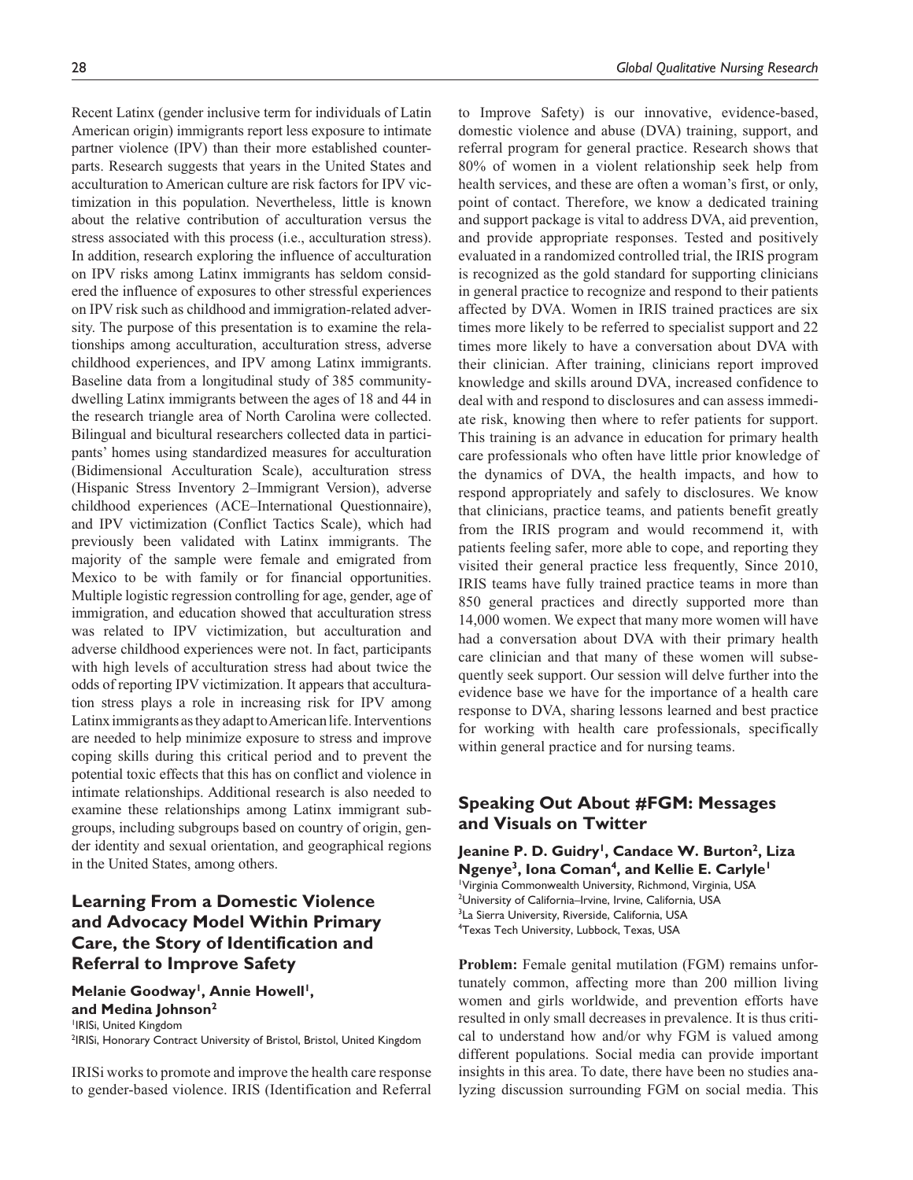Recent Latinx (gender inclusive term for individuals of Latin American origin) immigrants report less exposure to intimate partner violence (IPV) than their more established counterparts. Research suggests that years in the United States and acculturation to American culture are risk factors for IPV victimization in this population. Nevertheless, little is known about the relative contribution of acculturation versus the stress associated with this process (i.e., acculturation stress). In addition, research exploring the influence of acculturation on IPV risks among Latinx immigrants has seldom considered the influence of exposures to other stressful experiences on IPV risk such as childhood and immigration-related adversity. The purpose of this presentation is to examine the relationships among acculturation, acculturation stress, adverse childhood experiences, and IPV among Latinx immigrants. Baseline data from a longitudinal study of 385 community-dwelling Latinx immigrants between the ages of 18 and 44 in the research triangle area of North Carolina were collected. Bilingual and bicultural researchers collected data in participants' homes using standardized measures for acculturation (Bidimensional Acculturation Scale), acculturation stress (Hispanic Stress Inventory 2–Immigrant Version), adverse childhood experiences (ACE–International Questionnaire), and IPV victimization (Conflict Tactics Scale), which had previously been validated with Latinx immigrants. The majority of the sample were female and emigrated from Mexico to be with family or for financial opportunities. Multiple logistic regression controlling for age, gender, age of immigration, and education showed that acculturation stress was related to IPV victimization, but acculturation and adverse childhood experiences were not. In fact, participants with high levels of acculturation stress had about twice the odds of reporting IPV victimization. It appears that acculturation stress plays a role in increasing risk for IPV among Latinx immigrants as they adapt to American life. Interventions are needed to help minimize exposure to stress and improve coping skills during this critical period and to prevent the potential toxic effects that this has on conflict and violence in intimate relationships. Additional research is also needed to examine these relationships among Latinx immigrant subgroups, including subgroups based on country of origin, gender identity and sexual orientation, and geographical regions in the United States, among others.

## Learning From a Domestic Violence and Advocacy Model Within Primary Care, the Story of Identification and Referral to Improve Safety

**Melanie Goodway[1], Annie Howell[1], and Medina Johnson[2]**

[1]IRISi, United Kingdom
[2]IRISi, Honorary Contract University of Bristol, Bristol, United Kingdom

IRISi works to promote and improve the health care response to gender-based violence. IRIS (Identification and Referral to Improve Safety) is our innovative, evidence-based, domestic violence and abuse (DVA) training, support, and referral program for general practice. Research shows that 80% of women in a violent relationship seek help from health services, and these are often a woman's first, or only, point of contact. Therefore, we know a dedicated training and support package is vital to address DVA, aid prevention, and provide appropriate responses. Tested and positively evaluated in a randomized controlled trial, the IRIS program is recognized as the gold standard for supporting clinicians in general practice to recognize and respond to their patients affected by DVA. Women in IRIS trained practices are six times more likely to be referred to specialist support and 22 times more likely to have a conversation about DVA with their clinician. After training, clinicians report improved knowledge and skills around DVA, increased confidence to deal with and respond to disclosures and can assess immediate risk, knowing then where to refer patients for support. This training is an advance in education for primary health care professionals who often have little prior knowledge of the dynamics of DVA, the health impacts, and how to respond appropriately and safely to disclosures. We know that clinicians, practice teams, and patients benefit greatly from the IRIS program and would recommend it, with patients feeling safer, more able to cope, and reporting they visited their general practice less frequently, Since 2010, IRIS teams have fully trained practice teams in more than 850 general practices and directly supported more than 14,000 women. We expect that many more women will have had a conversation about DVA with their primary health care clinician and that many of these women will subsequently seek support. Our session will delve further into the evidence base we have for the importance of a health care response to DVA, sharing lessons learned and best practice for working with health care professionals, specifically within general practice and for nursing teams.

## Speaking Out About #FGM: Messages and Visuals on Twitter

**Jeanine P. D. Guidry[1], Candace W. Burton[2], Liza Ngenye[3], Iona Coman[4], and Kellie E. Carlyle[1]**

[1]Virginia Commonwealth University, Richmond, Virginia, USA
[2]University of California–Irvine, Irvine, California, USA
[3]La Sierra University, Riverside, California, USA
[4]Texas Tech University, Lubbock, Texas, USA

**Problem:** Female genital mutilation (FGM) remains unfortunately common, affecting more than 200 million living women and girls worldwide, and prevention efforts have resulted in only small decreases in prevalence. It is thus critical to understand how and/or why FGM is valued among different populations. Social media can provide important insights in this area. To date, there have been no studies analyzing discussion surrounding FGM on social media. This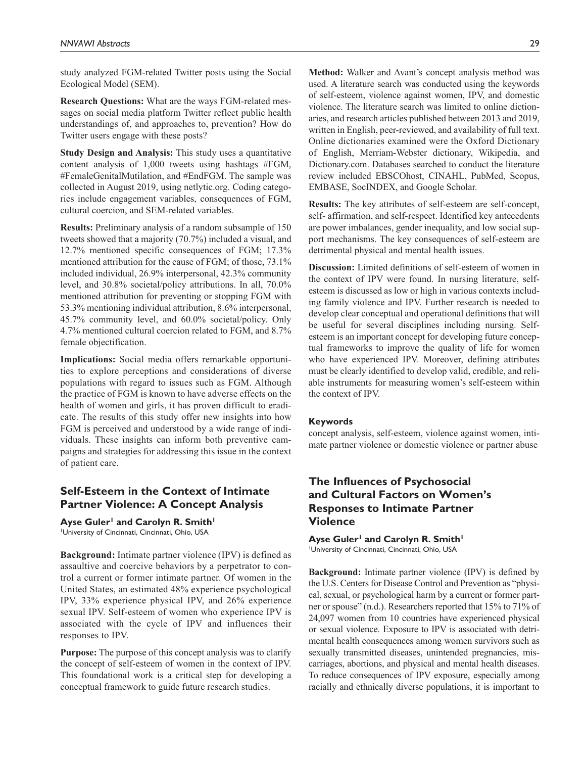study analyzed FGM-related Twitter posts using the Social Ecological Model (SEM).

**Research Questions:** What are the ways FGM-related messages on social media platform Twitter reflect public health understandings of, and approaches to, prevention? How do Twitter users engage with these posts?

**Study Design and Analysis:** This study uses a quantitative content analysis of 1,000 tweets using hashtags #FGM, #FemaleGenitalMutilation, and #EndFGM. The sample was collected in August 2019, using netlytic.org. Coding categories include engagement variables, consequences of FGM, cultural coercion, and SEM-related variables.

**Results:** Preliminary analysis of a random subsample of 150 tweets showed that a majority (70.7%) included a visual, and 12.7% mentioned specific consequences of FGM; 17.3% mentioned attribution for the cause of FGM; of those, 73.1% included individual, 26.9% interpersonal, 42.3% community level, and 30.8% societal/policy attributions. In all, 70.0% mentioned attribution for preventing or stopping FGM with 53.3% mentioning individual attribution, 8.6% interpersonal, 45.7% community level, and 60.0% societal/policy. Only 4.7% mentioned cultural coercion related to FGM, and 8.7% female objectification.

**Implications:** Social media offers remarkable opportunities to explore perceptions and considerations of diverse populations with regard to issues such as FGM. Although the practice of FGM is known to have adverse effects on the health of women and girls, it has proven difficult to eradicate. The results of this study offer new insights into how FGM is perceived and understood by a wide range of individuals. These insights can inform both preventive campaigns and strategies for addressing this issue in the context of patient care.

## Self-Esteem in the Context of Intimate Partner Violence: A Concept Analysis

**Ayse Guler[1] and Carolyn R. Smith[1]**

[1]University of Cincinnati, Cincinnati, Ohio, USA

**Background:** Intimate partner violence (IPV) is defined as assaultive and coercive behaviors by a perpetrator to control a current or former intimate partner. Of women in the United States, an estimated 48% experience psychological IPV, 33% experience physical IPV, and 26% experience sexual IPV. Self-esteem of women who experience IPV is associated with the cycle of IPV and influences their responses to IPV.

**Purpose:** The purpose of this concept analysis was to clarify the concept of self-esteem of women in the context of IPV. This foundational work is a critical step for developing a conceptual framework to guide future research studies.

**Method:** Walker and Avant's concept analysis method was used. A literature search was conducted using the keywords of self-esteem, violence against women, IPV, and domestic violence. The literature search was limited to online dictionaries, and research articles published between 2013 and 2019, written in English, peer-reviewed, and availability of full text. Online dictionaries examined were the Oxford Dictionary of English, Merriam-Webster dictionary, Wikipedia, and Dictionary.com. Databases searched to conduct the literature review included EBSCOhost, CINAHL, PubMed, Scopus, EMBASE, SocINDEX, and Google Scholar.

**Results:** The key attributes of self-esteem are self-concept, self- affirmation, and self-respect. Identified key antecedents are power imbalances, gender inequality, and low social support mechanisms. The key consequences of self-esteem are detrimental physical and mental health issues.

**Discussion:** Limited definitions of self-esteem of women in the context of IPV were found. In nursing literature, self-esteem is discussed as low or high in various contexts including family violence and IPV. Further research is needed to develop clear conceptual and operational definitions that will be useful for several disciplines including nursing. Self-esteem is an important concept for developing future conceptual frameworks to improve the quality of life for women who have experienced IPV. Moreover, defining attributes must be clearly identified to develop valid, credible, and reliable instruments for measuring women's self-esteem within the context of IPV.

#### Keywords

concept analysis, self-esteem, violence against women, intimate partner violence or domestic violence or partner abuse

## The Influences of Psychosocial and Cultural Factors on Women's Responses to Intimate Partner Violence

**Ayse Guler[1] and Carolyn R. Smith[1]**

[1]University of Cincinnati, Cincinnati, Ohio, USA

**Background:** Intimate partner violence (IPV) is defined by the U.S. Centers for Disease Control and Prevention as "physical, sexual, or psychological harm by a current or former partner or spouse" (n.d.). Researchers reported that 15% to 71% of 24,097 women from 10 countries have experienced physical or sexual violence. Exposure to IPV is associated with detrimental health consequences among women survivors such as sexually transmitted diseases, unintended pregnancies, miscarriages, abortions, and physical and mental health diseases. To reduce consequences of IPV exposure, especially among racially and ethnically diverse populations, it is important to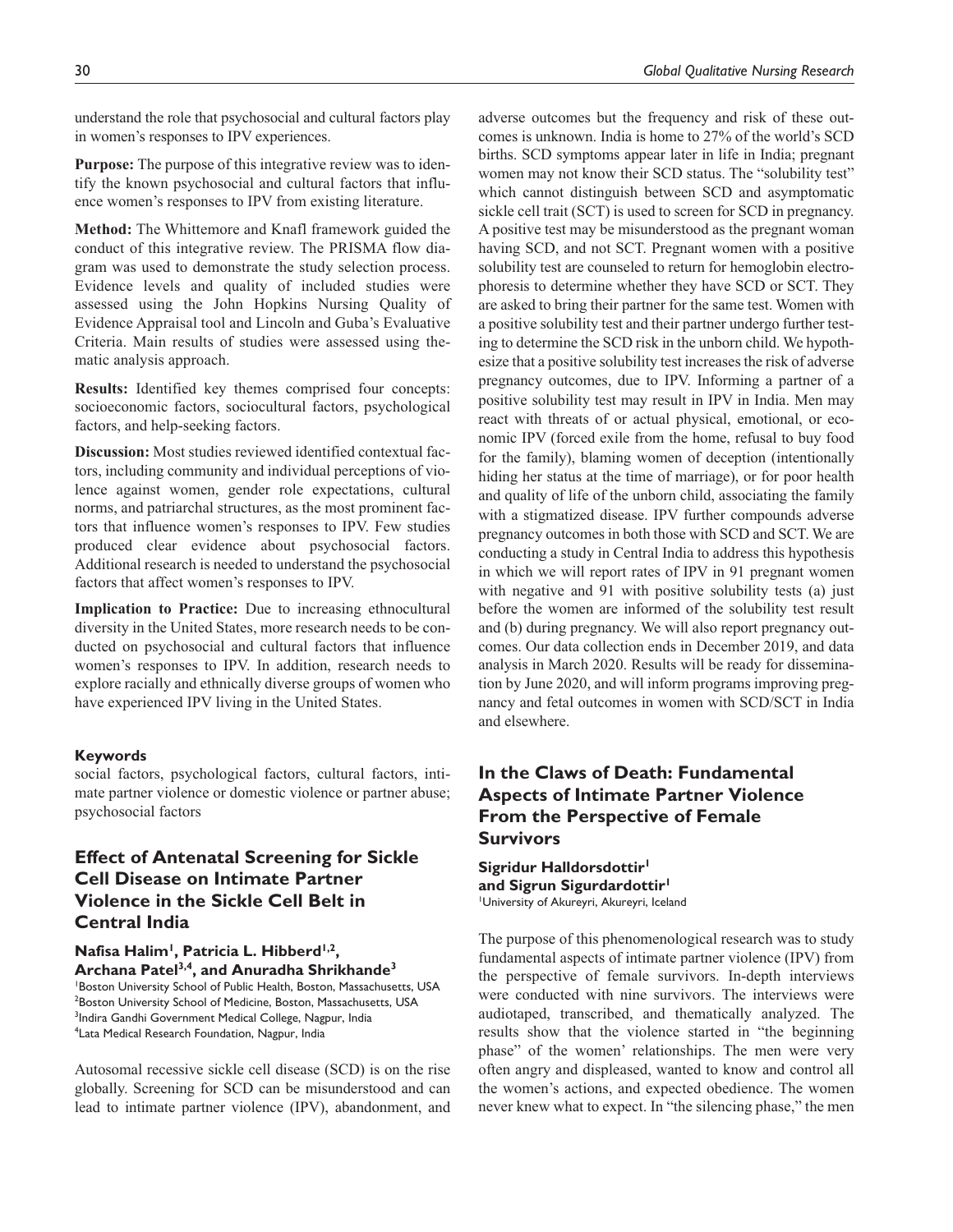understand the role that psychosocial and cultural factors play in women's responses to IPV experiences.

**Purpose:** The purpose of this integrative review was to identify the known psychosocial and cultural factors that influence women's responses to IPV from existing literature.

**Method:** The Whittemore and Knafl framework guided the conduct of this integrative review. The PRISMA flow diagram was used to demonstrate the study selection process. Evidence levels and quality of included studies were assessed using the John Hopkins Nursing Quality of Evidence Appraisal tool and Lincoln and Guba's Evaluative Criteria. Main results of studies were assessed using thematic analysis approach.

**Results:** Identified key themes comprised four concepts: socioeconomic factors, sociocultural factors, psychological factors, and help-seeking factors.

**Discussion:** Most studies reviewed identified contextual factors, including community and individual perceptions of violence against women, gender role expectations, cultural norms, and patriarchal structures, as the most prominent factors that influence women's responses to IPV. Few studies produced clear evidence about psychosocial factors. Additional research is needed to understand the psychosocial factors that affect women's responses to IPV.

**Implication to Practice:** Due to increasing ethnocultural diversity in the United States, more research needs to be conducted on psychosocial and cultural factors that influence women's responses to IPV. In addition, research needs to explore racially and ethnically diverse groups of women who have experienced IPV living in the United States.

#### Keywords

social factors, psychological factors, cultural factors, intimate partner violence or domestic violence or partner abuse; psychosocial factors

## Effect of Antenatal Screening for Sickle Cell Disease on Intimate Partner Violence in the Sickle Cell Belt in Central India

**Nafisa Halim[1], Patricia L. Hibberd[1,2], Archana Patel[3,4], and Anuradha Shrikhande[3]**

[1]Boston University School of Public Health, Boston, Massachusetts, USA
[2]Boston University School of Medicine, Boston, Massachusetts, USA
[3]Indira Gandhi Government Medical College, Nagpur, India
[4]Lata Medical Research Foundation, Nagpur, India

Autosomal recessive sickle cell disease (SCD) is on the rise globally. Screening for SCD can be misunderstood and can lead to intimate partner violence (IPV), abandonment, and adverse outcomes but the frequency and risk of these outcomes is unknown. India is home to 27% of the world's SCD births. SCD symptoms appear later in life in India; pregnant women may not know their SCD status. The "solubility test" which cannot distinguish between SCD and asymptomatic sickle cell trait (SCT) is used to screen for SCD in pregnancy. A positive test may be misunderstood as the pregnant woman having SCD, and not SCT. Pregnant women with a positive solubility test are counseled to return for hemoglobin electrophoresis to determine whether they have SCD or SCT. They are asked to bring their partner for the same test. Women with a positive solubility test and their partner undergo further testing to determine the SCD risk in the unborn child. We hypothesize that a positive solubility test increases the risk of adverse pregnancy outcomes, due to IPV. Informing a partner of a positive solubility test may result in IPV in India. Men may react with threats of or actual physical, emotional, or economic IPV (forced exile from the home, refusal to buy food for the family), blaming women of deception (intentionally hiding her status at the time of marriage), or for poor health and quality of life of the unborn child, associating the family with a stigmatized disease. IPV further compounds adverse pregnancy outcomes in both those with SCD and SCT. We are conducting a study in Central India to address this hypothesis in which we will report rates of IPV in 91 pregnant women with negative and 91 with positive solubility tests (a) just before the women are informed of the solubility test result and (b) during pregnancy. We will also report pregnancy outcomes. Our data collection ends in December 2019, and data analysis in March 2020. Results will be ready for dissemination by June 2020, and will inform programs improving pregnancy and fetal outcomes in women with SCD/SCT in India and elsewhere.

## In the Claws of Death: Fundamental Aspects of Intimate Partner Violence From the Perspective of Female Survivors

**Sigridur Halldorsdottir[1] and Sigrun Sigurdardottir[1]**

[1]University of Akureyri, Akureyri, Iceland

The purpose of this phenomenological research was to study fundamental aspects of intimate partner violence (IPV) from the perspective of female survivors. In-depth interviews were conducted with nine survivors. The interviews were audiotaped, transcribed, and thematically analyzed. The results show that the violence started in "the beginning phase" of the women' relationships. The men were very often angry and displeased, wanted to know and control all the women's actions, and expected obedience. The women never knew what to expect. In "the silencing phase," the men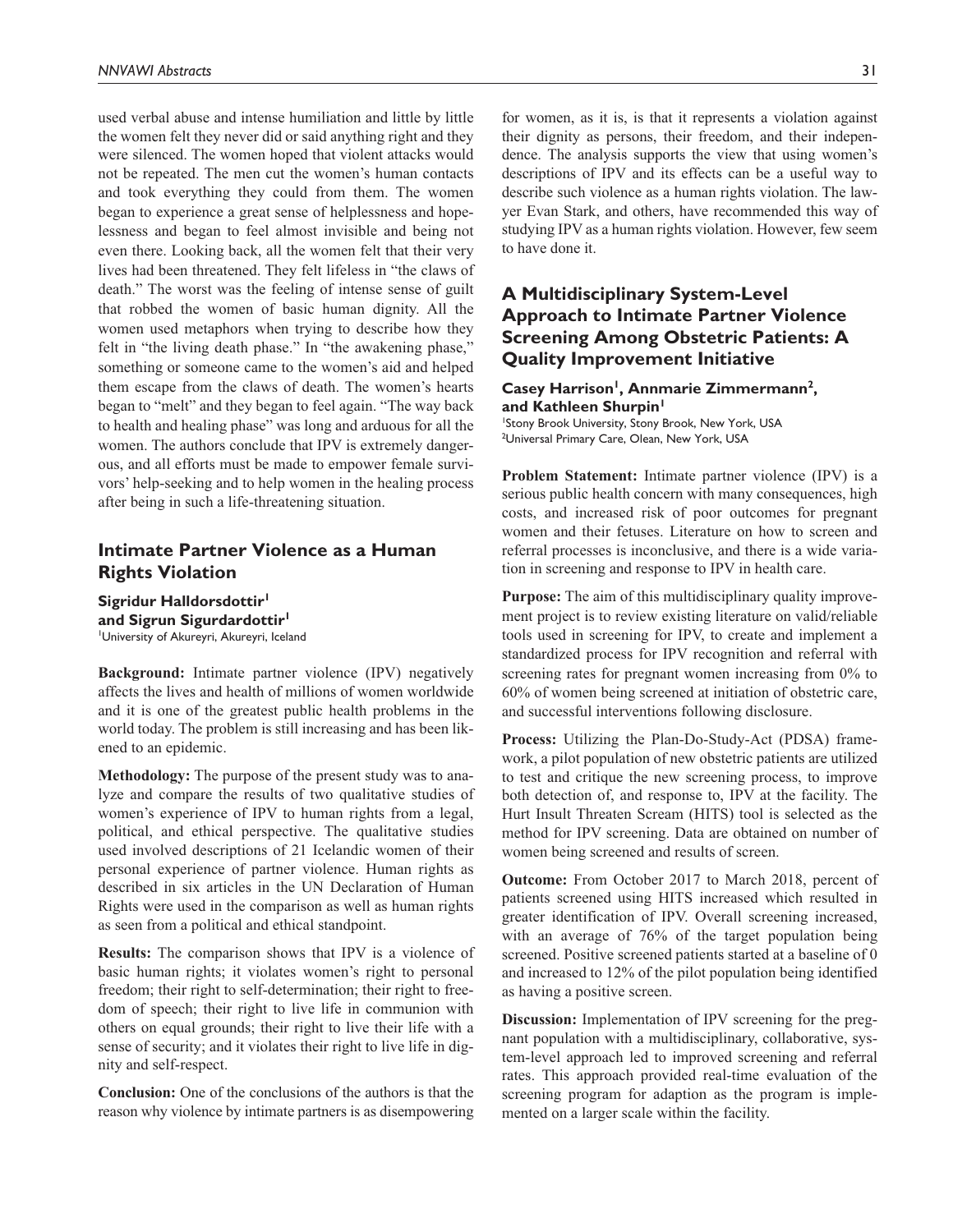used verbal abuse and intense humiliation and little by little the women felt they never did or said anything right and they were silenced. The women hoped that violent attacks would not be repeated. The men cut the women's human contacts and took everything they could from them. The women began to experience a great sense of helplessness and hopelessness and began to feel almost invisible and being not even there. Looking back, all the women felt that their very lives had been threatened. They felt lifeless in "the claws of death." The worst was the feeling of intense sense of guilt that robbed the women of basic human dignity. All the women used metaphors when trying to describe how they felt in "the living death phase." In "the awakening phase," something or someone came to the women's aid and helped them escape from the claws of death. The women's hearts began to "melt" and they began to feel again. "The way back to health and healing phase" was long and arduous for all the women. The authors conclude that IPV is extremely dangerous, and all efforts must be made to empower female survivors' help-seeking and to help women in the healing process after being in such a life-threatening situation.

## Intimate Partner Violence as a Human Rights Violation

**Sigridur Halldorsdottir[1] and Sigrun Sigurdardottir[1]**

[1]University of Akureyri, Akureyri, Iceland

**Background:** Intimate partner violence (IPV) negatively affects the lives and health of millions of women worldwide and it is one of the greatest public health problems in the world today. The problem is still increasing and has been likened to an epidemic.

**Methodology:** The purpose of the present study was to analyze and compare the results of two qualitative studies of women's experience of IPV to human rights from a legal, political, and ethical perspective. The qualitative studies used involved descriptions of 21 Icelandic women of their personal experience of partner violence. Human rights as described in six articles in the UN Declaration of Human Rights were used in the comparison as well as human rights as seen from a political and ethical standpoint.

**Results:** The comparison shows that IPV is a violence of basic human rights; it violates women's right to personal freedom; their right to self-determination; their right to freedom of speech; their right to live life in communion with others on equal grounds; their right to live their life with a sense of security; and it violates their right to live life in dignity and self-respect.

**Conclusion:** One of the conclusions of the authors is that the reason why violence by intimate partners is as disempowering for women, as it is, is that it represents a violation against their dignity as persons, their freedom, and their independence. The analysis supports the view that using women's descriptions of IPV and its effects can be a useful way to describe such violence as a human rights violation. The lawyer Evan Stark, and others, have recommended this way of studying IPV as a human rights violation. However, few seem to have done it.

## A Multidisciplinary System-Level Approach to Intimate Partner Violence Screening Among Obstetric Patients: A Quality Improvement Initiative

**Casey Harrison[1], Annmarie Zimmermann[2], and Kathleen Shurpin[1]**

[1]Stony Brook University, Stony Brook, New York, USA
[2]Universal Primary Care, Olean, New York, USA

**Problem Statement:** Intimate partner violence (IPV) is a serious public health concern with many consequences, high costs, and increased risk of poor outcomes for pregnant women and their fetuses. Literature on how to screen and referral processes is inconclusive, and there is a wide variation in screening and response to IPV in health care.

**Purpose:** The aim of this multidisciplinary quality improvement project is to review existing literature on valid/reliable tools used in screening for IPV, to create and implement a standardized process for IPV recognition and referral with screening rates for pregnant women increasing from 0% to 60% of women being screened at initiation of obstetric care, and successful interventions following disclosure.

**Process:** Utilizing the Plan-Do-Study-Act (PDSA) framework, a pilot population of new obstetric patients are utilized to test and critique the new screening process, to improve both detection of, and response to, IPV at the facility. The Hurt Insult Threaten Scream (HITS) tool is selected as the method for IPV screening. Data are obtained on number of women being screened and results of screen.

**Outcome:** From October 2017 to March 2018, percent of patients screened using HITS increased which resulted in greater identification of IPV. Overall screening increased, with an average of 76% of the target population being screened. Positive screened patients started at a baseline of 0 and increased to 12% of the pilot population being identified as having a positive screen.

**Discussion:** Implementation of IPV screening for the pregnant population with a multidisciplinary, collaborative, system-level approach led to improved screening and referral rates. This approach provided real-time evaluation of the screening program for adaption as the program is implemented on a larger scale within the facility.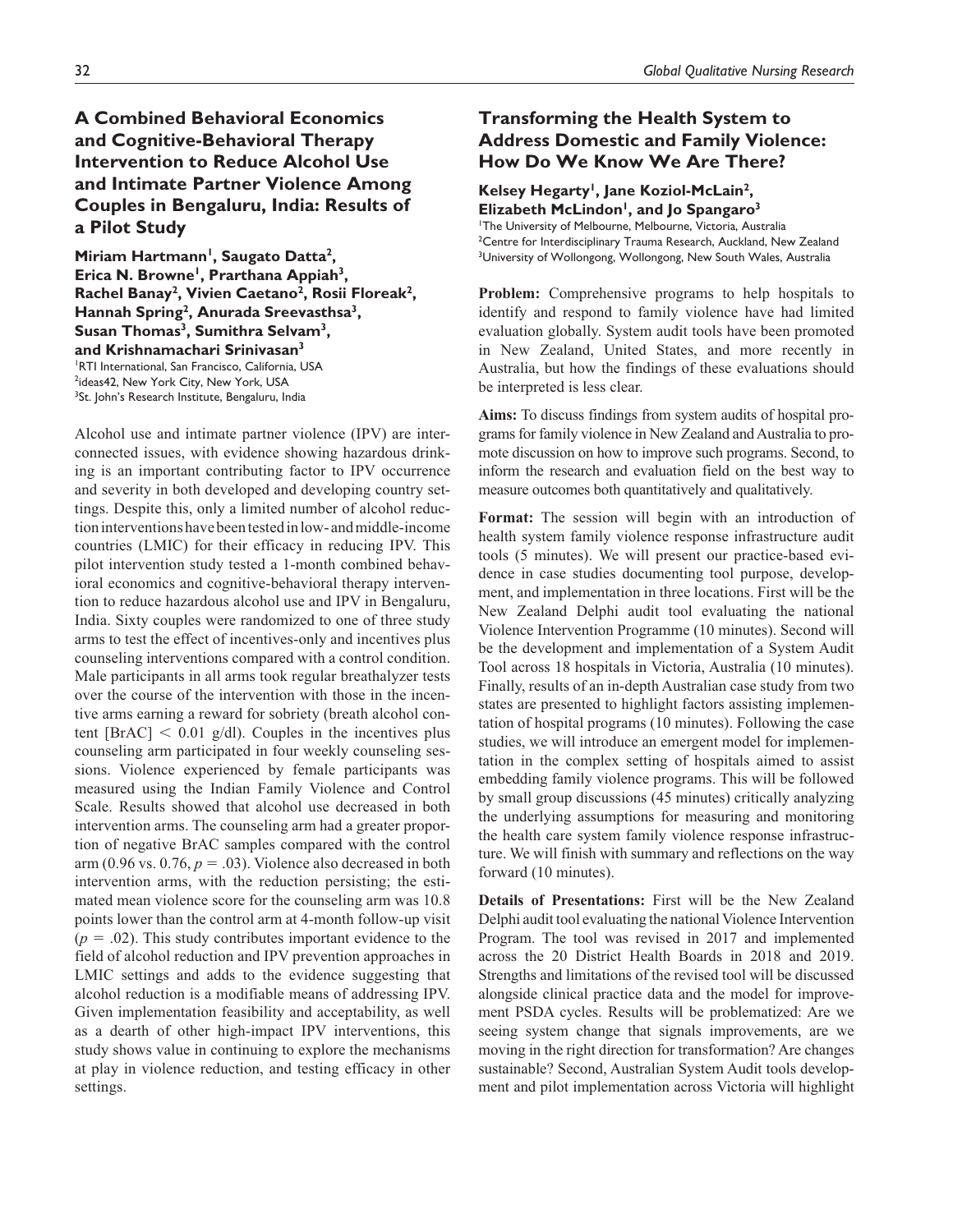## A Combined Behavioral Economics and Cognitive-Behavioral Therapy Intervention to Reduce Alcohol Use and Intimate Partner Violence Among Couples in Bengaluru, India: Results of a Pilot Study

**Miriam Hartmann[1], Saugato Datta[2], Erica N. Browne[1], Prarthana Appiah[3], Rachel Banay[2], Vivien Caetano[2], Rosii Floreak[2], Hannah Spring[2], Anurada Sreevasthsa[3], Susan Thomas[3], Sumithra Selvam[3], and Krishnamachari Srinivasan[3]**

[1]RTI International, San Francisco, California, USA
[2]ideas42, New York City, New York, USA
[3]St. John's Research Institute, Bengaluru, India

Alcohol use and intimate partner violence (IPV) are interconnected issues, with evidence showing hazardous drinking is an important contributing factor to IPV occurrence and severity in both developed and developing country settings. Despite this, only a limited number of alcohol reduction interventions have been tested in low- and middle-income countries (LMIC) for their efficacy in reducing IPV. This pilot intervention study tested a 1-month combined behavioral economics and cognitive-behavioral therapy intervention to reduce hazardous alcohol use and IPV in Bengaluru, India. Sixty couples were randomized to one of three study arms to test the effect of incentives-only and incentives plus counseling interventions compared with a control condition. Male participants in all arms took regular breathalyzer tests over the course of the intervention with those in the incentive arms earning a reward for sobriety (breath alcohol content [BrAC] $< 0.01$ g/dl). Couples in the incentives plus counseling arm participated in four weekly counseling sessions. Violence experienced by female participants was measured using the Indian Family Violence and Control Scale. Results showed that alcohol use decreased in both intervention arms. The counseling arm had a greater proportion of negative BrAC samples compared with the control arm (0.96 vs. 0.76, $p = .03$). Violence also decreased in both intervention arms, with the reduction persisting; the estimated mean violence score for the counseling arm was 10.8 points lower than the control arm at 4-month follow-up visit ($p = .02$). This study contributes important evidence to the field of alcohol reduction and IPV prevention approaches in LMIC settings and adds to the evidence suggesting that alcohol reduction is a modifiable means of addressing IPV. Given implementation feasibility and acceptability, as well as a dearth of other high-impact IPV interventions, this study shows value in continuing to explore the mechanisms at play in violence reduction, and testing efficacy in other settings.

## Transforming the Health System to Address Domestic and Family Violence: How Do We Know We Are There?

**Kelsey Hegarty[1], Jane Koziol-McLain[2], Elizabeth McLindon[1], and Jo Spangaro[3]**

[1]The University of Melbourne, Melbourne, Victoria, Australia
[2]Centre for Interdisciplinary Trauma Research, Auckland, New Zealand
[3]University of Wollongong, Wollongong, New South Wales, Australia

**Problem:** Comprehensive programs to help hospitals to identify and respond to family violence have had limited evaluation globally. System audit tools have been promoted in New Zealand, United States, and more recently in Australia, but how the findings of these evaluations should be interpreted is less clear.

**Aims:** To discuss findings from system audits of hospital programs for family violence in New Zealand and Australia to promote discussion on how to improve such programs. Second, to inform the research and evaluation field on the best way to measure outcomes both quantitatively and qualitatively.

**Format:** The session will begin with an introduction of health system family violence response infrastructure audit tools (5 minutes). We will present our practice-based evidence in case studies documenting tool purpose, development, and implementation in three locations. First will be the New Zealand Delphi audit tool evaluating the national Violence Intervention Programme (10 minutes). Second will be the development and implementation of a System Audit Tool across 18 hospitals in Victoria, Australia (10 minutes). Finally, results of an in-depth Australian case study from two states are presented to highlight factors assisting implementation of hospital programs (10 minutes). Following the case studies, we will introduce an emergent model for implementation in the complex setting of hospitals aimed to assist embedding family violence programs. This will be followed by small group discussions (45 minutes) critically analyzing the underlying assumptions for measuring and monitoring the health care system family violence response infrastructure. We will finish with summary and reflections on the way forward (10 minutes).

**Details of Presentations:** First will be the New Zealand Delphi audit tool evaluating the national Violence Intervention Program. The tool was revised in 2017 and implemented across the 20 District Health Boards in 2018 and 2019. Strengths and limitations of the revised tool will be discussed alongside clinical practice data and the model for improvement PSDA cycles. Results will be problematized: Are we seeing system change that signals improvements, are we moving in the right direction for transformation? Are changes sustainable? Second, Australian System Audit tools development and pilot implementation across Victoria will highlight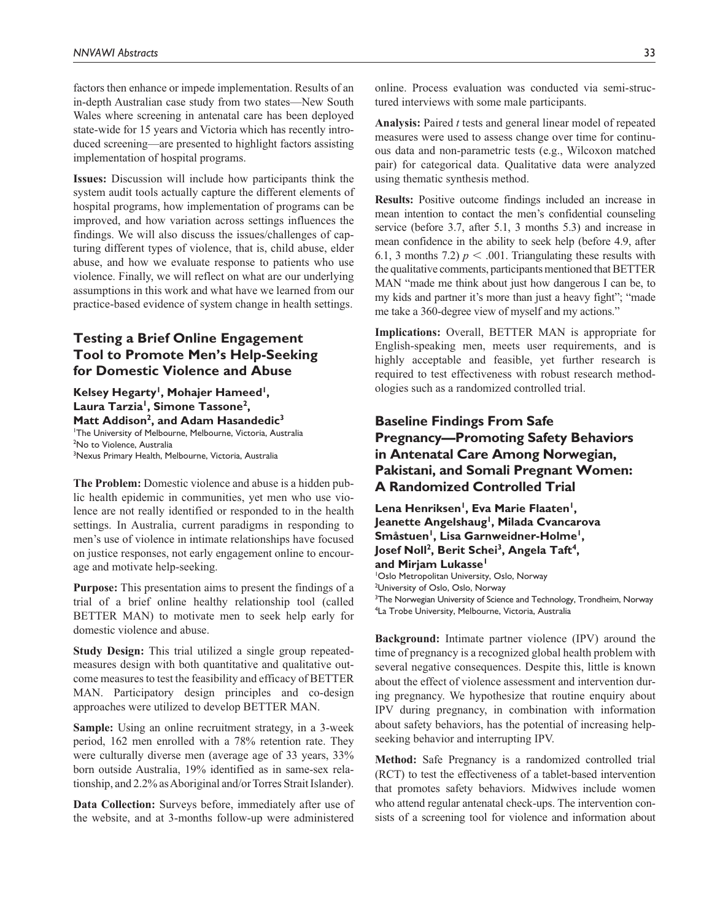factors then enhance or impede implementation. Results of an in-depth Australian case study from two states—New South Wales where screening in antenatal care has been deployed state-wide for 15 years and Victoria which has recently introduced screening—are presented to highlight factors assisting implementation of hospital programs.

**Issues:** Discussion will include how participants think the system audit tools actually capture the different elements of hospital programs, how implementation of programs can be improved, and how variation across settings influences the findings. We will also discuss the issues/challenges of capturing different types of violence, that is, child abuse, elder abuse, and how we evaluate response to patients who use violence. Finally, we will reflect on what are our underlying assumptions in this work and what have we learned from our practice-based evidence of system change in health settings.

## Testing a Brief Online Engagement Tool to Promote Men's Help-Seeking for Domestic Violence and Abuse

**Kelsey Hegarty[1], Mohajer Hameed[1], Laura Tarzia[1], Simone Tassone[2], Matt Addison[2], and Adam Hasandedic[3]**

[1]The University of Melbourne, Melbourne, Victoria, Australia
[2]No to Violence, Australia
[3]Nexus Primary Health, Melbourne, Victoria, Australia

**The Problem:** Domestic violence and abuse is a hidden public health epidemic in communities, yet men who use violence are not really identified or responded to in the health settings. In Australia, current paradigms in responding to men's use of violence in intimate relationships have focused on justice responses, not early engagement online to encourage and motivate help-seeking.

**Purpose:** This presentation aims to present the findings of a trial of a brief online healthy relationship tool (called BETTER MAN) to motivate men to seek help early for domestic violence and abuse.

**Study Design:** This trial utilized a single group repeated-measures design with both quantitative and qualitative outcome measures to test the feasibility and efficacy of BETTER MAN. Participatory design principles and co-design approaches were utilized to develop BETTER MAN.

**Sample:** Using an online recruitment strategy, in a 3-week period, 162 men enrolled with a 78% retention rate. They were culturally diverse men (average age of 33 years, 33% born outside Australia, 19% identified as in same-sex relationship, and 2.2% as Aboriginal and/or Torres Strait Islander).

**Data Collection:** Surveys before, immediately after use of the website, and at 3-months follow-up were administered online. Process evaluation was conducted via semi-structured interviews with some male participants.

**Analysis:** Paired *t* tests and general linear model of repeated measures were used to assess change over time for continuous data and non-parametric tests (e.g., Wilcoxon matched pair) for categorical data. Qualitative data were analyzed using thematic synthesis method.

**Results:** Positive outcome findings included an increase in mean intention to contact the men's confidential counseling service (before 3.7, after 5.1, 3 months 5.3) and increase in mean confidence in the ability to seek help (before 4.9, after 6.1, 3 months 7.2) $p < .001$. Triangulating these results with the qualitative comments, participants mentioned that BETTER MAN "made me think about just how dangerous I can be, to my kids and partner it's more than just a heavy fight"; "made me take a 360-degree view of myself and my actions."

**Implications:** Overall, BETTER MAN is appropriate for English-speaking men, meets user requirements, and is highly acceptable and feasible, yet further research is required to test effectiveness with robust research methodologies such as a randomized controlled trial.

## Baseline Findings From Safe Pregnancy—Promoting Safety Behaviors in Antenatal Care Among Norwegian, Pakistani, and Somali Pregnant Women: A Randomized Controlled Trial

**Lena Henriksen[1], Eva Marie Flaaten[1], Jeanette Angelshaug[1], Milada Cvancarova Småstuen[1], Lisa Garnweidner-Holme[1], Josef Noll[2], Berit Schei[3], Angela Taft[4], and Mirjam Lukasse[1]**

[1]Oslo Metropolitan University, Oslo, Norway
[2]University of Oslo, Oslo, Norway
[3]The Norwegian University of Science and Technology, Trondheim, Norway
[4]La Trobe University, Melbourne, Victoria, Australia

**Background:** Intimate partner violence (IPV) around the time of pregnancy is a recognized global health problem with several negative consequences. Despite this, little is known about the effect of violence assessment and intervention during pregnancy. We hypothesize that routine enquiry about IPV during pregnancy, in combination with information about safety behaviors, has the potential of increasing help-seeking behavior and interrupting IPV.

**Method:** Safe Pregnancy is a randomized controlled trial (RCT) to test the effectiveness of a tablet-based intervention that promotes safety behaviors. Midwives include women who attend regular antenatal check-ups. The intervention consists of a screening tool for violence and information about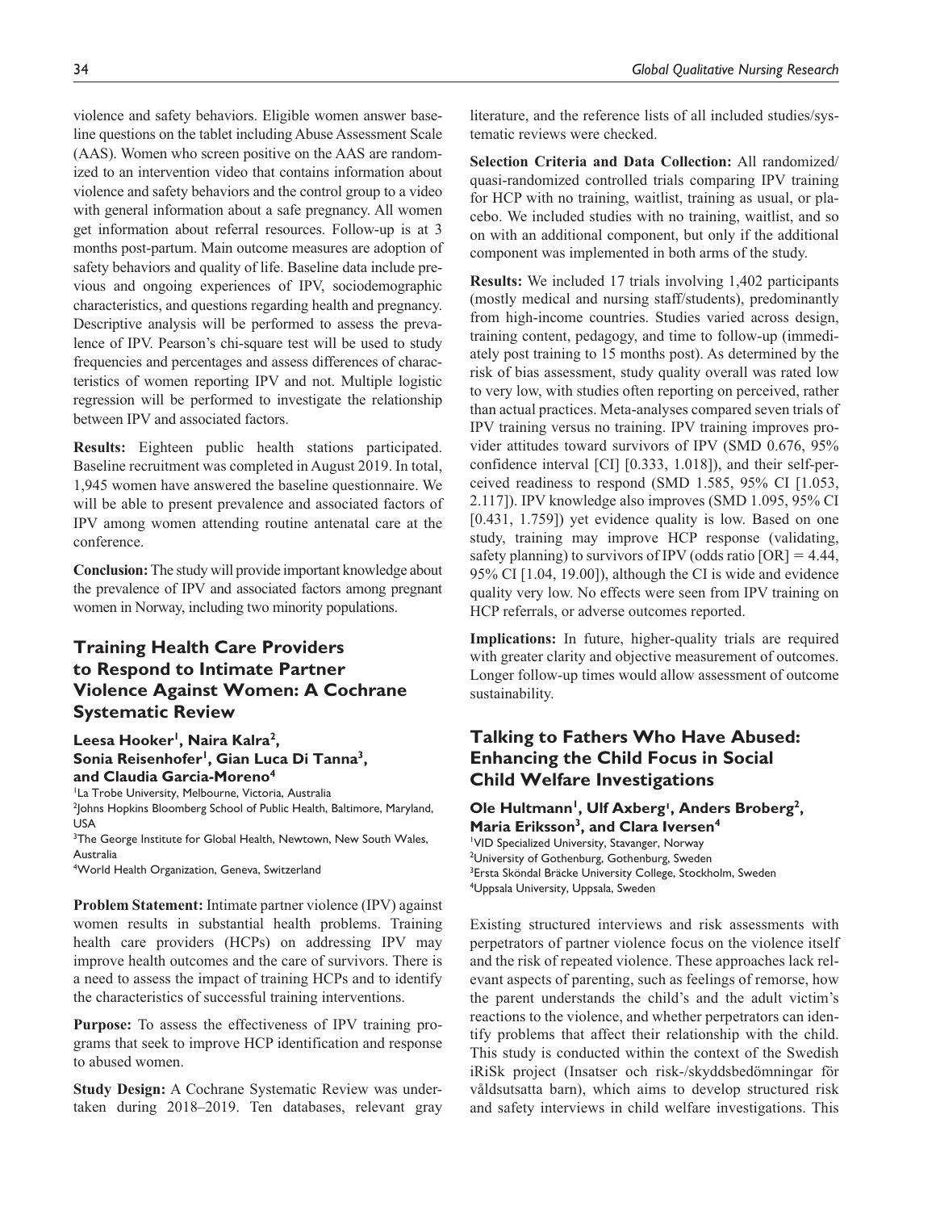violence and safety behaviors. Eligible women answer baseline questions on the tablet including Abuse Assessment Scale (AAS). Women who screen positive on the AAS are randomized to an intervention video that contains information about violence and safety behaviors and the control group to a video with general information about a safe pregnancy. All women get information about referral resources. Follow-up is at 3 months post-partum. Main outcome measures are adoption of safety behaviors and quality of life. Baseline data include previous and ongoing experiences of IPV, sociodemographic characteristics, and questions regarding health and pregnancy. Descriptive analysis will be performed to assess the prevalence of IPV. Pearson's chi-square test will be used to study frequencies and percentages and assess differences of characteristics of women reporting IPV and not. Multiple logistic regression will be performed to investigate the relationship between IPV and associated factors.

**Results:** Eighteen public health stations participated. Baseline recruitment was completed in August 2019. In total, 1,945 women have answered the baseline questionnaire. We will be able to present prevalence and associated factors of IPV among women attending routine antenatal care at the conference.

**Conclusion:** The study will provide important knowledge about the prevalence of IPV and associated factors among pregnant women in Norway, including two minority populations.

## Training Health Care Providers to Respond to Intimate Partner Violence Against Women: A Cochrane Systematic Review

**Leesa Hooker[1], Naira Kalra[2], Sonia Reisenhofer[1], Gian Luca Di Tanna[3], and Claudia Garcia-Moreno[4]**

[1]La Trobe University, Melbourne, Victoria, Australia
[2]Johns Hopkins Bloomberg School of Public Health, Baltimore, Maryland, USA
[3]The George Institute for Global Health, Newtown, New South Wales, Australia
[4]World Health Organization, Geneva, Switzerland

**Problem Statement:** Intimate partner violence (IPV) against women results in substantial health problems. Training health care providers (HCPs) on addressing IPV may improve health outcomes and the care of survivors. There is a need to assess the impact of training HCPs and to identify the characteristics of successful training interventions.

**Purpose:** To assess the effectiveness of IPV training programs that seek to improve HCP identification and response to abused women.

**Study Design:** A Cochrane Systematic Review was undertaken during 2018–2019. Ten databases, relevant gray literature, and the reference lists of all included studies/systematic reviews were checked.

**Selection Criteria and Data Collection:** All randomized/quasi-randomized controlled trials comparing IPV training for HCP with no training, waitlist, training as usual, or placebo. We included studies with no training, waitlist, and so on with an additional component, but only if the additional component was implemented in both arms of the study.

**Results:** We included 17 trials involving 1,402 participants (mostly medical and nursing staff/students), predominantly from high-income countries. Studies varied across design, training content, pedagogy, and time to follow-up (immediately post training to 15 months post). As determined by the risk of bias assessment, study quality overall was rated low to very low, with studies often reporting on perceived, rather than actual practices. Meta-analyses compared seven trials of IPV training versus no training. IPV training improves provider attitudes toward survivors of IPV (SMD 0.676, 95% confidence interval [CI] [0.333, 1.018]), and their self-perceived readiness to respond (SMD 1.585, 95% CI [1.053, 2.117]). IPV knowledge also improves (SMD 1.095, 95% CI [0.431, 1.759]) yet evidence quality is low. Based on one study, training may improve HCP response (validating, safety planning) to survivors of IPV (odds ratio [OR] = 4.44, 95% CI [1.04, 19.00]), although the CI is wide and evidence quality very low. No effects were seen from IPV training on HCP referrals, or adverse outcomes reported.

**Implications:** In future, higher-quality trials are required with greater clarity and objective measurement of outcomes. Longer follow-up times would allow assessment of outcome sustainability.

## Talking to Fathers Who Have Abused: Enhancing the Child Focus in Social Child Welfare Investigations

**Ole Hultmann[1], Ulf Axberg[1], Anders Broberg[2], Maria Eriksson[3], and Clara Iversen[4]**

[1]VID Specialized University, Stavanger, Norway
[2]University of Gothenburg, Gothenburg, Sweden
[3]Ersta Sköndal Bräcke University College, Stockholm, Sweden
[4]Uppsala University, Uppsala, Sweden

Existing structured interviews and risk assessments with perpetrators of partner violence focus on the violence itself and the risk of repeated violence. These approaches lack relevant aspects of parenting, such as feelings of remorse, how the parent understands the child's and the adult victim's reactions to the violence, and whether perpetrators can identify problems that affect their relationship with the child. This study is conducted within the context of the Swedish iRiSk project (Insatser och risk-/skyddsbedömningar för våldsutsatta barn), which aims to develop structured risk and safety interviews in child welfare investigations. This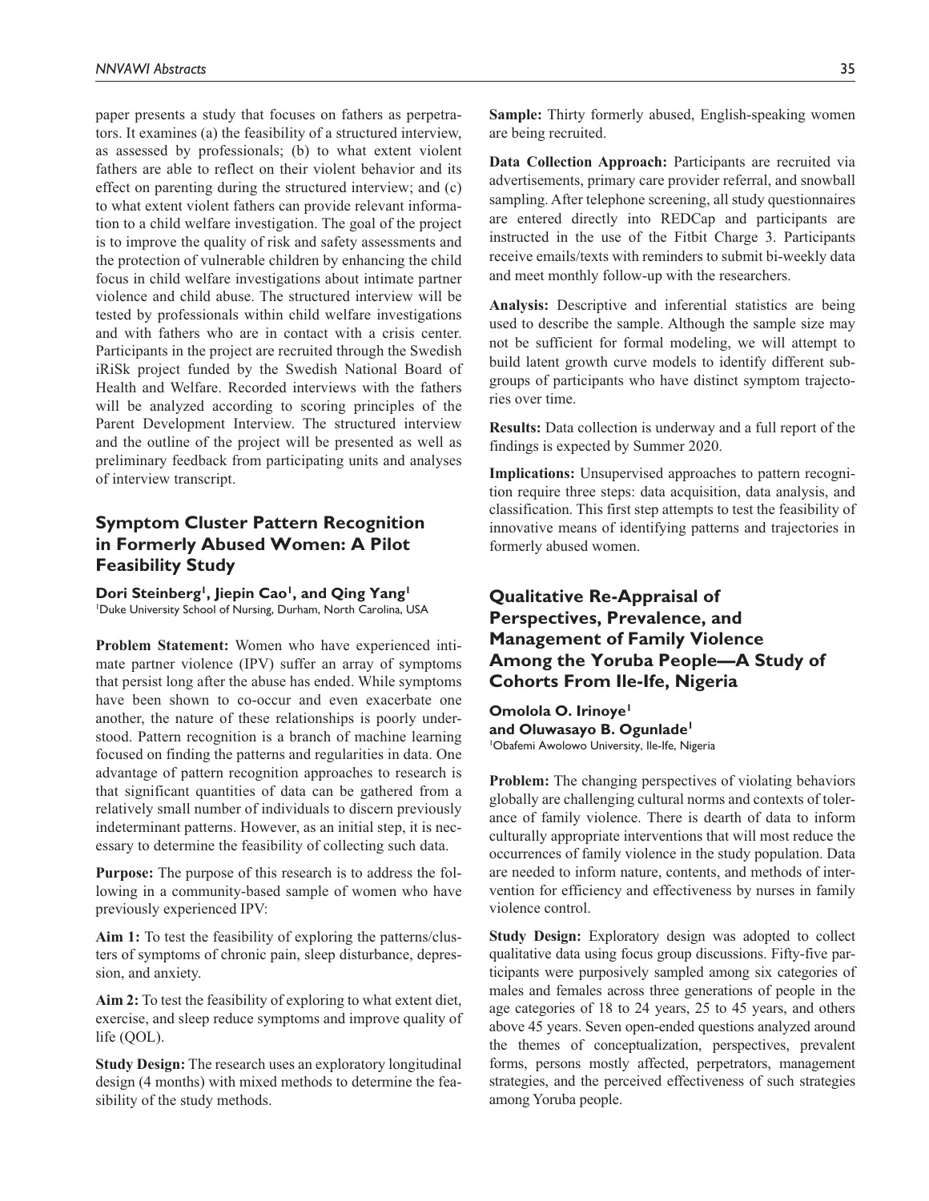paper presents a study that focuses on fathers as perpetrators. It examines (a) the feasibility of a structured interview, as assessed by professionals; (b) to what extent violent fathers are able to reflect on their violent behavior and its effect on parenting during the structured interview; and (c) to what extent violent fathers can provide relevant information to a child welfare investigation. The goal of the project is to improve the quality of risk and safety assessments and the protection of vulnerable children by enhancing the child focus in child welfare investigations about intimate partner violence and child abuse. The structured interview will be tested by professionals within child welfare investigations and with fathers who are in contact with a crisis center. Participants in the project are recruited through the Swedish iRiSk project funded by the Swedish National Board of Health and Welfare. Recorded interviews with the fathers will be analyzed according to scoring principles of the Parent Development Interview. The structured interview and the outline of the project will be presented as well as preliminary feedback from participating units and analyses of interview transcript.

## Symptom Cluster Pattern Recognition in Formerly Abused Women: A Pilot Feasibility Study

**Dori Steinberg[1], Jiepin Cao[1], and Qing Yang[1]**
[1]Duke University School of Nursing, Durham, North Carolina, USA

**Problem Statement:** Women who have experienced intimate partner violence (IPV) suffer an array of symptoms that persist long after the abuse has ended. While symptoms have been shown to co-occur and even exacerbate one another, the nature of these relationships is poorly understood. Pattern recognition is a branch of machine learning focused on finding the patterns and regularities in data. One advantage of pattern recognition approaches to research is that significant quantities of data can be gathered from a relatively small number of individuals to discern previously indeterminant patterns. However, as an initial step, it is necessary to determine the feasibility of collecting such data.

**Purpose:** The purpose of this research is to address the following in a community-based sample of women who have previously experienced IPV:

**Aim 1:** To test the feasibility of exploring the patterns/clusters of symptoms of chronic pain, sleep disturbance, depression, and anxiety.

**Aim 2:** To test the feasibility of exploring to what extent diet, exercise, and sleep reduce symptoms and improve quality of life (QOL).

**Study Design:** The research uses an exploratory longitudinal design (4 months) with mixed methods to determine the feasibility of the study methods.

**Sample:** Thirty formerly abused, English-speaking women are being recruited.

**Data Collection Approach:** Participants are recruited via advertisements, primary care provider referral, and snowball sampling. After telephone screening, all study questionnaires are entered directly into REDCap and participants are instructed in the use of the Fitbit Charge 3. Participants receive emails/texts with reminders to submit bi-weekly data and meet monthly follow-up with the researchers.

**Analysis:** Descriptive and inferential statistics are being used to describe the sample. Although the sample size may not be sufficient for formal modeling, we will attempt to build latent growth curve models to identify different subgroups of participants who have distinct symptom trajectories over time.

**Results:** Data collection is underway and a full report of the findings is expected by Summer 2020.

**Implications:** Unsupervised approaches to pattern recognition require three steps: data acquisition, data analysis, and classification. This first step attempts to test the feasibility of innovative means of identifying patterns and trajectories in formerly abused women.

## Qualitative Re-Appraisal of Perspectives, Prevalence, and Management of Family Violence Among the Yoruba People—A Study of Cohorts From Ile-Ife, Nigeria

**Omolola O. Irinoye[1] and Oluwasayo B. Ogunlade[1]**
[1]Obafemi Awolowo University, Ile-Ife, Nigeria

**Problem:** The changing perspectives of violating behaviors globally are challenging cultural norms and contexts of tolerance of family violence. There is dearth of data to inform culturally appropriate interventions that will most reduce the occurrences of family violence in the study population. Data are needed to inform nature, contents, and methods of intervention for efficiency and effectiveness by nurses in family violence control.

**Study Design:** Exploratory design was adopted to collect qualitative data using focus group discussions. Fifty-five participants were purposively sampled among six categories of males and females across three generations of people in the age categories of 18 to 24 years, 25 to 45 years, and others above 45 years. Seven open-ended questions analyzed around the themes of conceptualization, perspectives, prevalent forms, persons mostly affected, perpetrators, management strategies, and the perceived effectiveness of such strategies among Yoruba people.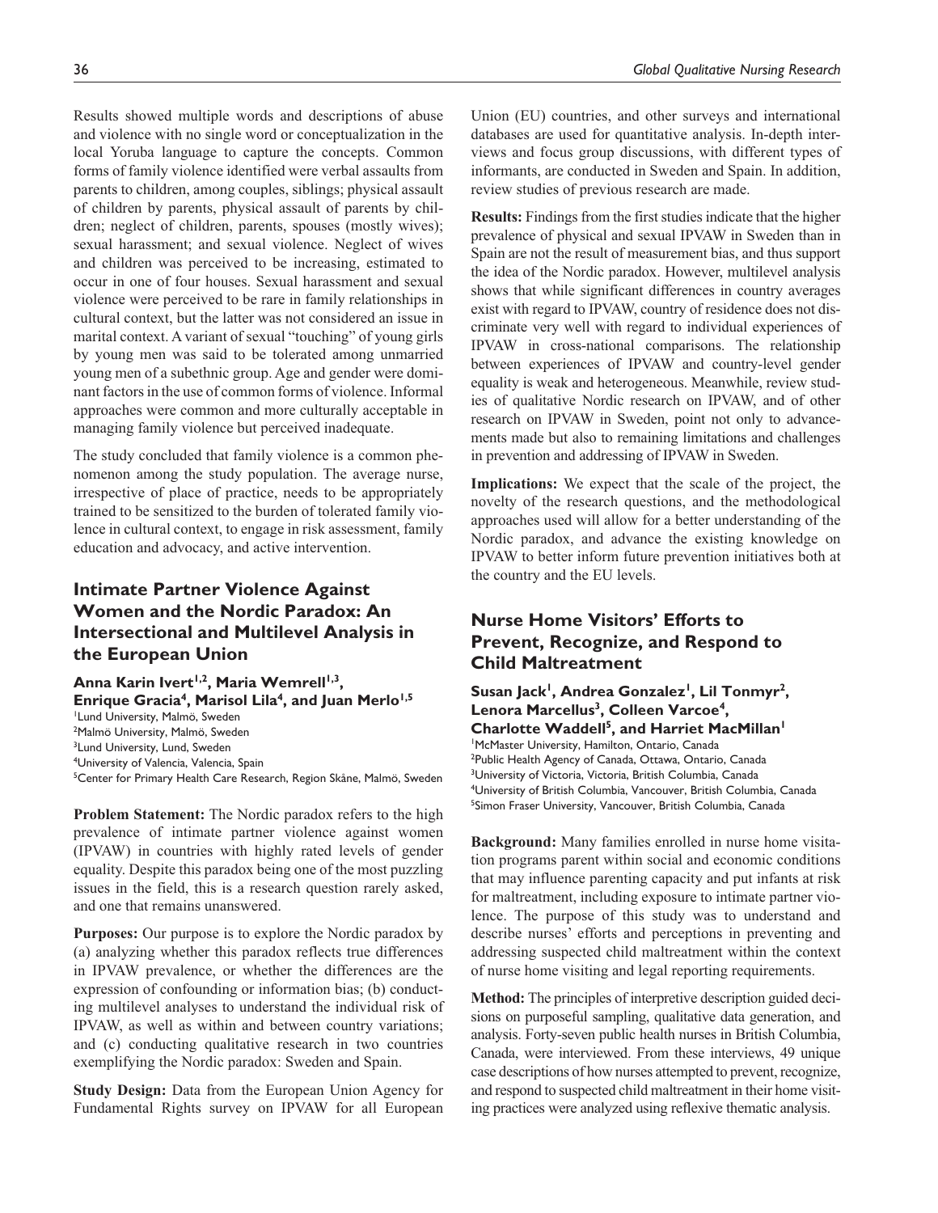Results showed multiple words and descriptions of abuse and violence with no single word or conceptualization in the local Yoruba language to capture the concepts. Common forms of family violence identified were verbal assaults from parents to children, among couples, siblings; physical assault of children by parents, physical assault of parents by children; neglect of children, parents, spouses (mostly wives); sexual harassment; and sexual violence. Neglect of wives and children was perceived to be increasing, estimated to occur in one of four houses. Sexual harassment and sexual violence were perceived to be rare in family relationships in cultural context, but the latter was not considered an issue in marital context. A variant of sexual "touching" of young girls by young men was said to be tolerated among unmarried young men of a subethnic group. Age and gender were dominant factors in the use of common forms of violence. Informal approaches were common and more culturally acceptable in managing family violence but perceived inadequate.

The study concluded that family violence is a common phenomenon among the study population. The average nurse, irrespective of place of practice, needs to be appropriately trained to be sensitized to the burden of tolerated family violence in cultural context, to engage in risk assessment, family education and advocacy, and active intervention.

## Intimate Partner Violence Against Women and the Nordic Paradox: An Intersectional and Multilevel Analysis in the European Union

**Anna Karin Ivert[1,2], Maria Wemrell[1,3], Enrique Gracia[4], Marisol Lila[4], and Juan Merlo[1,5]**

[1]Lund University, Malmö, Sweden
[2]Malmö University, Malmö, Sweden
[3]Lund University, Lund, Sweden
[4]University of Valencia, Valencia, Spain
[5]Center for Primary Health Care Research, Region Skåne, Malmö, Sweden

**Problem Statement:** The Nordic paradox refers to the high prevalence of intimate partner violence against women (IPVAW) in countries with highly rated levels of gender equality. Despite this paradox being one of the most puzzling issues in the field, this is a research question rarely asked, and one that remains unanswered.

**Purposes:** Our purpose is to explore the Nordic paradox by (a) analyzing whether this paradox reflects true differences in IPVAW prevalence, or whether the differences are the expression of confounding or information bias; (b) conducting multilevel analyses to understand the individual risk of IPVAW, as well as within and between country variations; and (c) conducting qualitative research in two countries exemplifying the Nordic paradox: Sweden and Spain.

**Study Design:** Data from the European Union Agency for Fundamental Rights survey on IPVAW for all European Union (EU) countries, and other surveys and international databases are used for quantitative analysis. In-depth interviews and focus group discussions, with different types of informants, are conducted in Sweden and Spain. In addition, review studies of previous research are made.

**Results:** Findings from the first studies indicate that the higher prevalence of physical and sexual IPVAW in Sweden than in Spain are not the result of measurement bias, and thus support the idea of the Nordic paradox. However, multilevel analysis shows that while significant differences in country averages exist with regard to IPVAW, country of residence does not discriminate very well with regard to individual experiences of IPVAW in cross-national comparisons. The relationship between experiences of IPVAW and country-level gender equality is weak and heterogeneous. Meanwhile, review studies of qualitative Nordic research on IPVAW, and of other research on IPVAW in Sweden, point not only to advancements made but also to remaining limitations and challenges in prevention and addressing of IPVAW in Sweden.

**Implications:** We expect that the scale of the project, the novelty of the research questions, and the methodological approaches used will allow for a better understanding of the Nordic paradox, and advance the existing knowledge on IPVAW to better inform future prevention initiatives both at the country and the EU levels.

## Nurse Home Visitors' Efforts to Prevent, Recognize, and Respond to Child Maltreatment

**Susan Jack[1], Andrea Gonzalez[1], Lil Tonmyr[2], Lenora Marcellus[3], Colleen Varcoe[4], Charlotte Waddell[5], and Harriet MacMillan[1]**

[1]McMaster University, Hamilton, Ontario, Canada
[2]Public Health Agency of Canada, Ottawa, Ontario, Canada
[3]University of Victoria, Victoria, British Columbia, Canada
[4]University of British Columbia, Vancouver, British Columbia, Canada
[5]Simon Fraser University, Vancouver, British Columbia, Canada

**Background:** Many families enrolled in nurse home visitation programs parent within social and economic conditions that may influence parenting capacity and put infants at risk for maltreatment, including exposure to intimate partner violence. The purpose of this study was to understand and describe nurses' efforts and perceptions in preventing and addressing suspected child maltreatment within the context of nurse home visiting and legal reporting requirements.

**Method:** The principles of interpretive description guided decisions on purposeful sampling, qualitative data generation, and analysis. Forty-seven public health nurses in British Columbia, Canada, were interviewed. From these interviews, 49 unique case descriptions of how nurses attempted to prevent, recognize, and respond to suspected child maltreatment in their home visiting practices were analyzed using reflexive thematic analysis.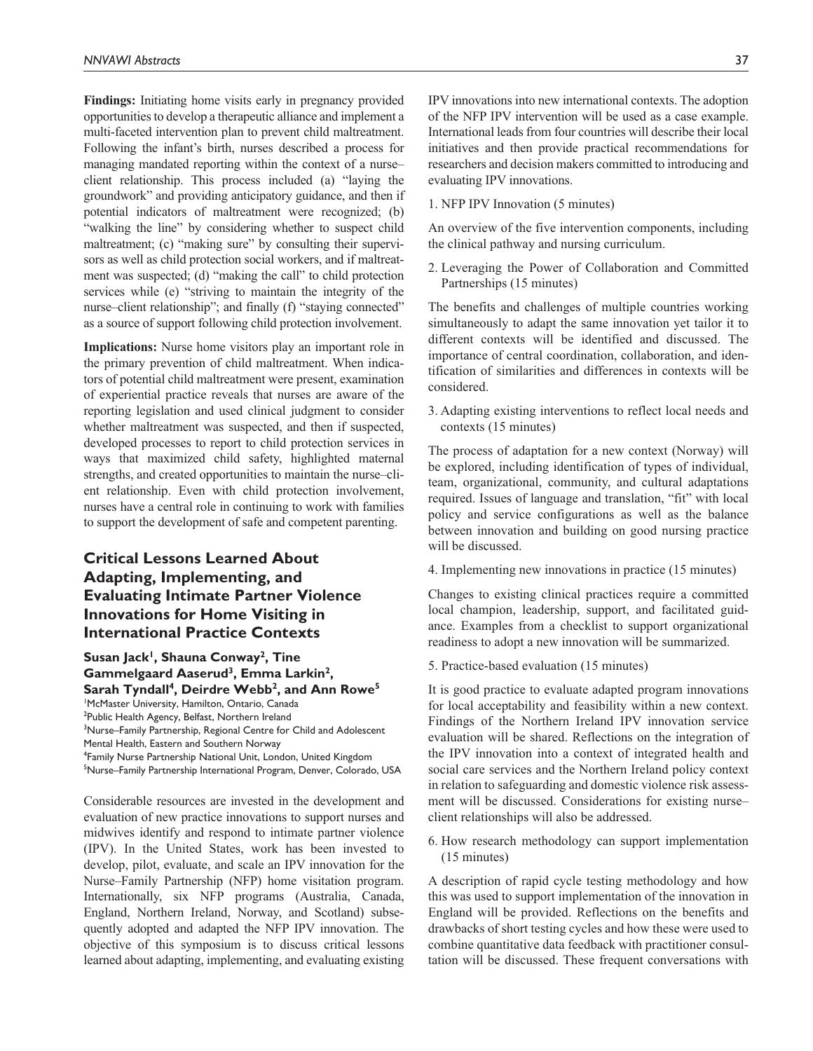**Findings:** Initiating home visits early in pregnancy provided opportunities to develop a therapeutic alliance and implement a multi-faceted intervention plan to prevent child maltreatment. Following the infant's birth, nurses described a process for managing mandated reporting within the context of a nurse–client relationship. This process included (a) "laying the groundwork" and providing anticipatory guidance, and then if potential indicators of maltreatment were recognized; (b) "walking the line" by considering whether to suspect child maltreatment; (c) "making sure" by consulting their supervisors as well as child protection social workers, and if maltreatment was suspected; (d) "making the call" to child protection services while (e) "striving to maintain the integrity of the nurse–client relationship"; and finally (f) "staying connected" as a source of support following child protection involvement.

**Implications:** Nurse home visitors play an important role in the primary prevention of child maltreatment. When indicators of potential child maltreatment were present, examination of experiential practice reveals that nurses are aware of the reporting legislation and used clinical judgment to consider whether maltreatment was suspected, and then if suspected, developed processes to report to child protection services in ways that maximized child safety, highlighted maternal strengths, and created opportunities to maintain the nurse–client relationship. Even with child protection involvement, nurses have a central role in continuing to work with families to support the development of safe and competent parenting.

## Critical Lessons Learned About Adapting, Implementing, and Evaluating Intimate Partner Violence Innovations for Home Visiting in International Practice Contexts

**Susan Jack[1], Shauna Conway[2], Tine Gammelgaard Aaserud[3], Emma Larkin[2], Sarah Tyndall[4], Deirdre Webb[2], and Ann Rowe[5]**

[1]McMaster University, Hamilton, Ontario, Canada
[2]Public Health Agency, Belfast, Northern Ireland
[3]Nurse–Family Partnership, Regional Centre for Child and Adolescent Mental Health, Eastern and Southern Norway
[4]Family Nurse Partnership National Unit, London, United Kingdom
[5]Nurse–Family Partnership International Program, Denver, Colorado, USA

Considerable resources are invested in the development and evaluation of new practice innovations to support nurses and midwives identify and respond to intimate partner violence (IPV). In the United States, work has been invested to develop, pilot, evaluate, and scale an IPV innovation for the Nurse–Family Partnership (NFP) home visitation program. Internationally, six NFP programs (Australia, Canada, England, Northern Ireland, Norway, and Scotland) subsequently adopted and adapted the NFP IPV innovation. The objective of this symposium is to discuss critical lessons learned about adapting, implementing, and evaluating existing IPV innovations into new international contexts. The adoption of the NFP IPV intervention will be used as a case example. International leads from four countries will describe their local initiatives and then provide practical recommendations for researchers and decision makers committed to introducing and evaluating IPV innovations.

1. NFP IPV Innovation (5 minutes)

An overview of the five intervention components, including the clinical pathway and nursing curriculum.

2. Leveraging the Power of Collaboration and Committed Partnerships (15 minutes)

The benefits and challenges of multiple countries working simultaneously to adapt the same innovation yet tailor it to different contexts will be identified and discussed. The importance of central coordination, collaboration, and identification of similarities and differences in contexts will be considered.

3. Adapting existing interventions to reflect local needs and contexts (15 minutes)

The process of adaptation for a new context (Norway) will be explored, including identification of types of individual, team, organizational, community, and cultural adaptations required. Issues of language and translation, "fit" with local policy and service configurations as well as the balance between innovation and building on good nursing practice will be discussed.

4. Implementing new innovations in practice (15 minutes)

Changes to existing clinical practices require a committed local champion, leadership, support, and facilitated guidance. Examples from a checklist to support organizational readiness to adopt a new innovation will be summarized.

5. Practice-based evaluation (15 minutes)

It is good practice to evaluate adapted program innovations for local acceptability and feasibility within a new context. Findings of the Northern Ireland IPV innovation service evaluation will be shared. Reflections on the integration of the IPV innovation into a context of integrated health and social care services and the Northern Ireland policy context in relation to safeguarding and domestic violence risk assessment will be discussed. Considerations for existing nurse–client relationships will also be addressed.

6. How research methodology can support implementation (15 minutes)

A description of rapid cycle testing methodology and how this was used to support implementation of the innovation in England will be provided. Reflections on the benefits and drawbacks of short testing cycles and how these were used to combine quantitative data feedback with practitioner consultation will be discussed. These frequent conversations with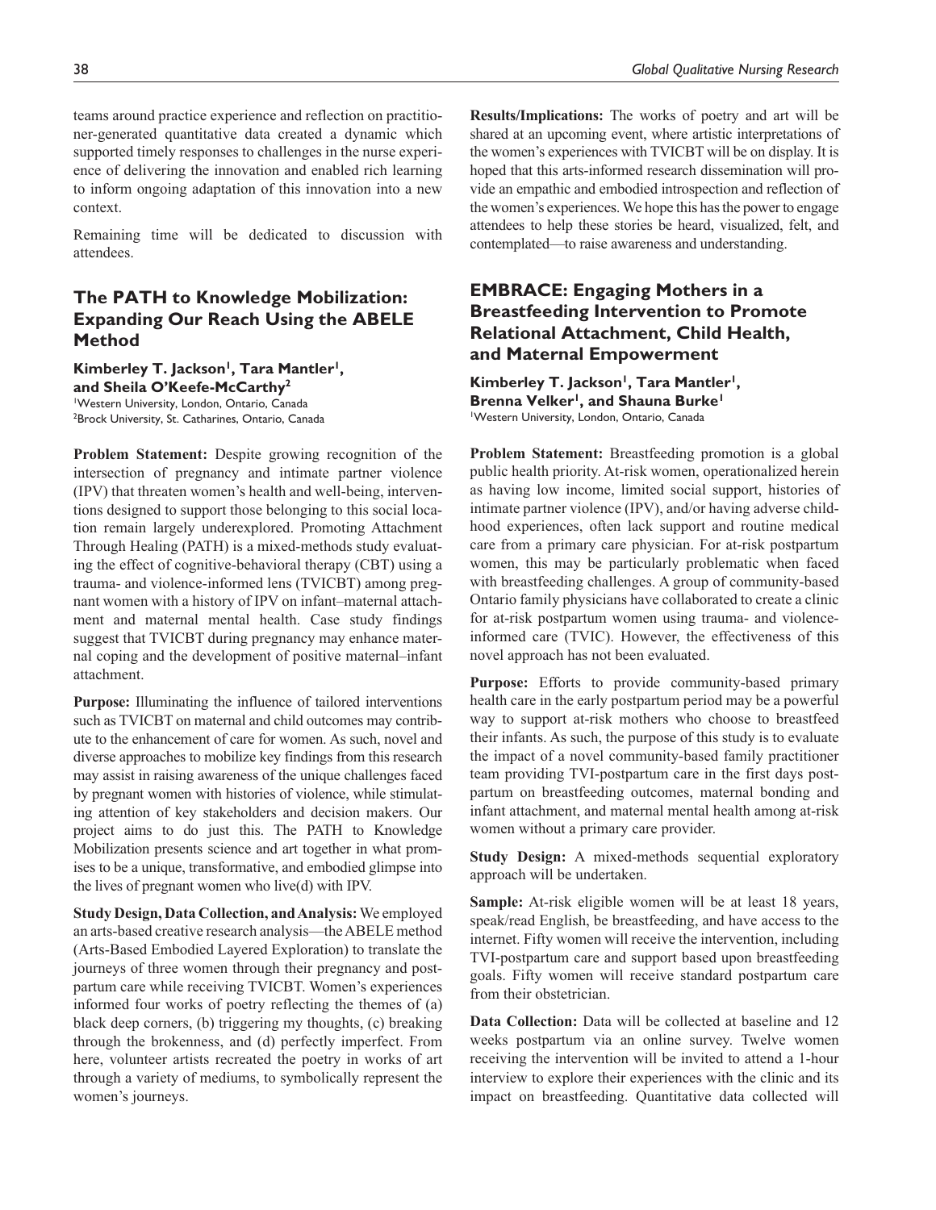teams around practice experience and reflection on practitioner-generated quantitative data created a dynamic which supported timely responses to challenges in the nurse experience of delivering the innovation and enabled rich learning to inform ongoing adaptation of this innovation into a new context.

Remaining time will be dedicated to discussion with attendees.

## The PATH to Knowledge Mobilization: Expanding Our Reach Using the ABELE Method

**Kimberley T. Jackson[1], Tara Mantler[1], and Sheila O'Keefe-McCarthy[2]**
[1]Western University, London, Ontario, Canada
[2]Brock University, St. Catharines, Ontario, Canada

**Problem Statement:** Despite growing recognition of the intersection of pregnancy and intimate partner violence (IPV) that threaten women's health and well-being, interventions designed to support those belonging to this social location remain largely underexplored. Promoting Attachment Through Healing (PATH) is a mixed-methods study evaluating the effect of cognitive-behavioral therapy (CBT) using a trauma- and violence-informed lens (TVICBT) among pregnant women with a history of IPV on infant–maternal attachment and maternal mental health. Case study findings suggest that TVICBT during pregnancy may enhance maternal coping and the development of positive maternal–infant attachment.

**Purpose:** Illuminating the influence of tailored interventions such as TVICBT on maternal and child outcomes may contribute to the enhancement of care for women. As such, novel and diverse approaches to mobilize key findings from this research may assist in raising awareness of the unique challenges faced by pregnant women with histories of violence, while stimulating attention of key stakeholders and decision makers. Our project aims to do just this. The PATH to Knowledge Mobilization presents science and art together in what promises to be a unique, transformative, and embodied glimpse into the lives of pregnant women who live(d) with IPV.

**Study Design, Data Collection, and Analysis:** We employed an arts-based creative research analysis—the ABELE method (Arts-Based Embodied Layered Exploration) to translate the journeys of three women through their pregnancy and postpartum care while receiving TVICBT. Women's experiences informed four works of poetry reflecting the themes of (a) black deep corners, (b) triggering my thoughts, (c) breaking through the brokenness, and (d) perfectly imperfect. From here, volunteer artists recreated the poetry in works of art through a variety of mediums, to symbolically represent the women's journeys.

**Results/Implications:** The works of poetry and art will be shared at an upcoming event, where artistic interpretations of the women's experiences with TVICBT will be on display. It is hoped that this arts-informed research dissemination will provide an empathic and embodied introspection and reflection of the women's experiences. We hope this has the power to engage attendees to help these stories be heard, visualized, felt, and contemplated—to raise awareness and understanding.

## EMBRACE: Engaging Mothers in a Breastfeeding Intervention to Promote Relational Attachment, Child Health, and Maternal Empowerment

**Kimberley T. Jackson[1], Tara Mantler[1], Brenna Velker[1], and Shauna Burke[1]**
[1]Western University, London, Ontario, Canada

**Problem Statement:** Breastfeeding promotion is a global public health priority. At-risk women, operationalized herein as having low income, limited social support, histories of intimate partner violence (IPV), and/or having adverse childhood experiences, often lack support and routine medical care from a primary care physician. For at-risk postpartum women, this may be particularly problematic when faced with breastfeeding challenges. A group of community-based Ontario family physicians have collaborated to create a clinic for at-risk postpartum women using trauma- and violence-informed care (TVIC). However, the effectiveness of this novel approach has not been evaluated.

**Purpose:** Efforts to provide community-based primary health care in the early postpartum period may be a powerful way to support at-risk mothers who choose to breastfeed their infants. As such, the purpose of this study is to evaluate the impact of a novel community-based family practitioner team providing TVI-postpartum care in the first days postpartum on breastfeeding outcomes, maternal bonding and infant attachment, and maternal mental health among at-risk women without a primary care provider.

**Study Design:** A mixed-methods sequential exploratory approach will be undertaken.

**Sample:** At-risk eligible women will be at least 18 years, speak/read English, be breastfeeding, and have access to the internet. Fifty women will receive the intervention, including TVI-postpartum care and support based upon breastfeeding goals. Fifty women will receive standard postpartum care from their obstetrician.

**Data Collection:** Data will be collected at baseline and 12 weeks postpartum via an online survey. Twelve women receiving the intervention will be invited to attend a 1-hour interview to explore their experiences with the clinic and its impact on breastfeeding. Quantitative data collected will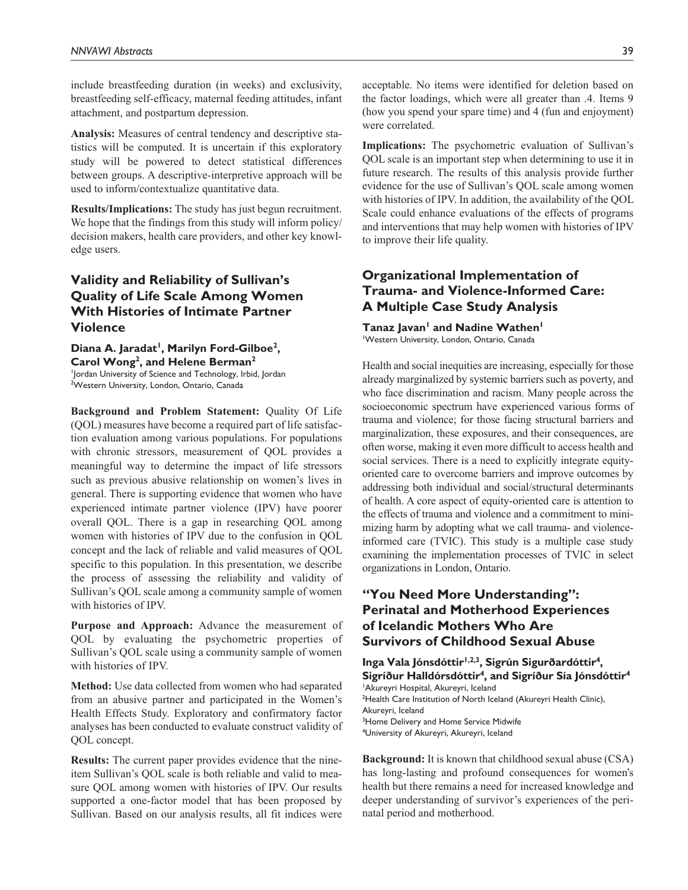include breastfeeding duration (in weeks) and exclusivity, breastfeeding self-efficacy, maternal feeding attitudes, infant attachment, and postpartum depression.

**Analysis:** Measures of central tendency and descriptive statistics will be computed. It is uncertain if this exploratory study will be powered to detect statistical differences between groups. A descriptive-interpretive approach will be used to inform/contextualize quantitative data.

**Results/Implications:** The study has just begun recruitment. We hope that the findings from this study will inform policy/decision makers, health care providers, and other key knowledge users.

## Validity and Reliability of Sullivan's Quality of Life Scale Among Women With Histories of Intimate Partner Violence

**Diana A. Jaradat[1], Marilyn Ford-Gilboe[2], Carol Wong[2], and Helene Berman[2]**

[1]Jordan University of Science and Technology, Irbid, Jordan
[2]Western University, London, Ontario, Canada

**Background and Problem Statement:** Quality Of Life (QOL) measures have become a required part of life satisfaction evaluation among various populations. For populations with chronic stressors, measurement of QOL provides a meaningful way to determine the impact of life stressors such as previous abusive relationship on women's lives in general. There is supporting evidence that women who have experienced intimate partner violence (IPV) have poorer overall QOL. There is a gap in researching QOL among women with histories of IPV due to the confusion in QOL concept and the lack of reliable and valid measures of QOL specific to this population. In this presentation, we describe the process of assessing the reliability and validity of Sullivan's QOL scale among a community sample of women with histories of IPV.

**Purpose and Approach:** Advance the measurement of QOL by evaluating the psychometric properties of Sullivan's QOL scale using a community sample of women with histories of IPV.

**Method:** Use data collected from women who had separated from an abusive partner and participated in the Women's Health Effects Study. Exploratory and confirmatory factor analyses has been conducted to evaluate construct validity of QOL concept.

**Results:** The current paper provides evidence that the nine-item Sullivan's QOL scale is both reliable and valid to measure QOL among women with histories of IPV. Our results supported a one-factor model that has been proposed by Sullivan. Based on our analysis results, all fit indices were acceptable. No items were identified for deletion based on the factor loadings, which were all greater than .4. Items 9 (how you spend your spare time) and 4 (fun and enjoyment) were correlated.

**Implications:** The psychometric evaluation of Sullivan's QOL scale is an important step when determining to use it in future research. The results of this analysis provide further evidence for the use of Sullivan's QOL scale among women with histories of IPV. In addition, the availability of the QOL Scale could enhance evaluations of the effects of programs and interventions that may help women with histories of IPV to improve their life quality.

## Organizational Implementation of Trauma- and Violence-Informed Care: A Multiple Case Study Analysis

**Tanaz Javan[1] and Nadine Wathen[1]**

[1]Western University, London, Ontario, Canada

Health and social inequities are increasing, especially for those already marginalized by systemic barriers such as poverty, and who face discrimination and racism. Many people across the socioeconomic spectrum have experienced various forms of trauma and violence; for those facing structural barriers and marginalization, these exposures, and their consequences, are often worse, making it even more difficult to access health and social services. There is a need to explicitly integrate equity-oriented care to overcome barriers and improve outcomes by addressing both individual and social/structural determinants of health. A core aspect of equity-oriented care is attention to the effects of trauma and violence and a commitment to minimizing harm by adopting what we call trauma- and violence-informed care (TVIC). This study is a multiple case study examining the implementation processes of TVIC in select organizations in London, Ontario.

## "You Need More Understanding": Perinatal and Motherhood Experiences of Icelandic Mothers Who Are Survivors of Childhood Sexual Abuse

**Inga Vala Jónsdóttir[1,2,3], Sigrún Sigurðardóttir[4], Sigríður Halldórsdóttir[4], and Sigríður Sía Jónsdóttir[4]**

[1]Akureyri Hospital, Akureyri, Iceland
[2]Health Care Institution of North Iceland (Akureyri Health Clinic), Akureyri, Iceland
[3]Home Delivery and Home Service Midwife
[4]University of Akureyri, Akureyri, Iceland

**Background:** It is known that childhood sexual abuse (CSA) has long-lasting and profound consequences for women's health but there remains a need for increased knowledge and deeper understanding of survivor's experiences of the perinatal period and motherhood.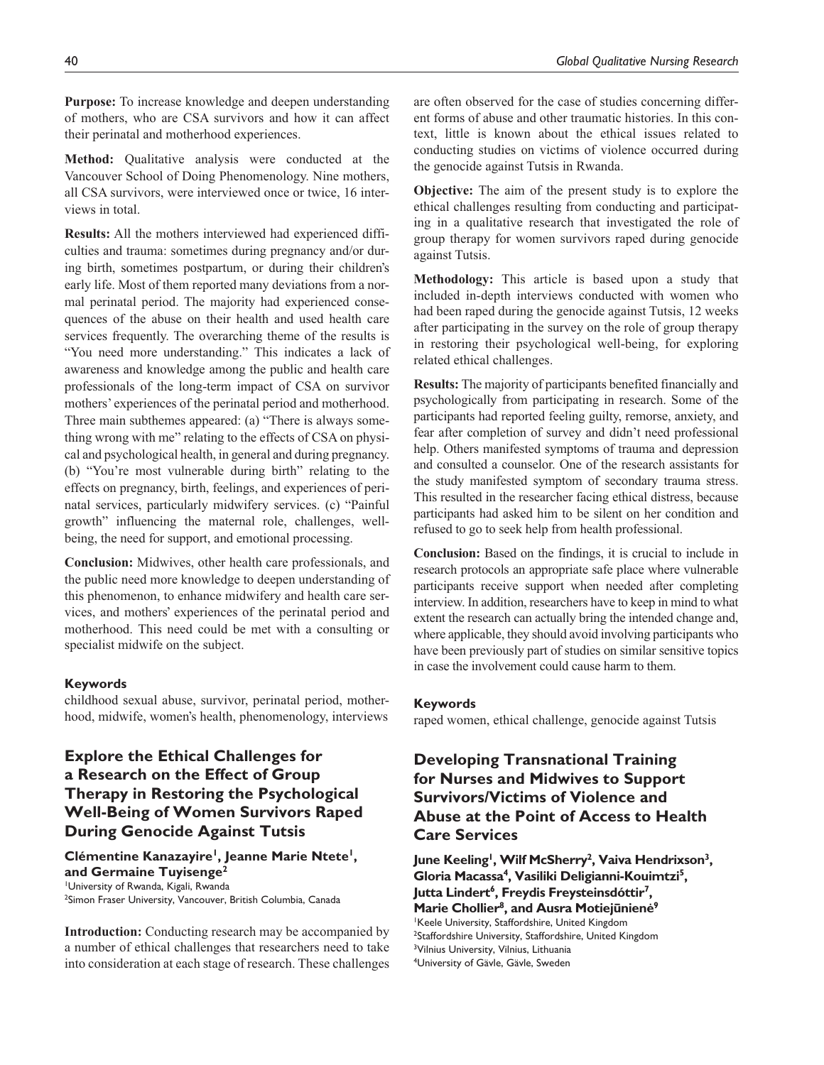**Purpose:** To increase knowledge and deepen understanding of mothers, who are CSA survivors and how it can affect their perinatal and motherhood experiences.

**Method:** Qualitative analysis were conducted at the Vancouver School of Doing Phenomenology. Nine mothers, all CSA survivors, were interviewed once or twice, 16 interviews in total.

**Results:** All the mothers interviewed had experienced difficulties and trauma: sometimes during pregnancy and/or during birth, sometimes postpartum, or during their children's early life. Most of them reported many deviations from a normal perinatal period. The majority had experienced consequences of the abuse on their health and used health care services frequently. The overarching theme of the results is "You need more understanding." This indicates a lack of awareness and knowledge among the public and health care professionals of the long-term impact of CSA on survivor mothers' experiences of the perinatal period and motherhood. Three main subthemes appeared: (a) "There is always something wrong with me" relating to the effects of CSA on physical and psychological health, in general and during pregnancy. (b) "You're most vulnerable during birth" relating to the effects on pregnancy, birth, feelings, and experiences of perinatal services, particularly midwifery services. (c) "Painful growth" influencing the maternal role, challenges, well-being, the need for support, and emotional processing.

**Conclusion:** Midwives, other health care professionals, and the public need more knowledge to deepen understanding of this phenomenon, to enhance midwifery and health care services, and mothers' experiences of the perinatal period and motherhood. This need could be met with a consulting or specialist midwife on the subject.

#### Keywords

childhood sexual abuse, survivor, perinatal period, motherhood, midwife, women's health, phenomenology, interviews

## Explore the Ethical Challenges for a Research on the Effect of Group Therapy in Restoring the Psychological Well-Being of Women Survivors Raped During Genocide Against Tutsis

**Clémentine Kanazayire[1], Jeanne Marie Ntete[1], and Germaine Tuyisenge[2]**

[1]University of Rwanda, Kigali, Rwanda
[2]Simon Fraser University, Vancouver, British Columbia, Canada

**Introduction:** Conducting research may be accompanied by a number of ethical challenges that researchers need to take into consideration at each stage of research. These challenges are often observed for the case of studies concerning different forms of abuse and other traumatic histories. In this context, little is known about the ethical issues related to conducting studies on victims of violence occurred during the genocide against Tutsis in Rwanda.

**Objective:** The aim of the present study is to explore the ethical challenges resulting from conducting and participating in a qualitative research that investigated the role of group therapy for women survivors raped during genocide against Tutsis.

**Methodology:** This article is based upon a study that included in-depth interviews conducted with women who had been raped during the genocide against Tutsis, 12 weeks after participating in the survey on the role of group therapy in restoring their psychological well-being, for exploring related ethical challenges.

**Results:** The majority of participants benefited financially and psychologically from participating in research. Some of the participants had reported feeling guilty, remorse, anxiety, and fear after completion of survey and didn't need professional help. Others manifested symptoms of trauma and depression and consulted a counselor. One of the research assistants for the study manifested symptom of secondary trauma stress. This resulted in the researcher facing ethical distress, because participants had asked him to be silent on her condition and refused to go to seek help from health professional.

**Conclusion:** Based on the findings, it is crucial to include in research protocols an appropriate safe place where vulnerable participants receive support when needed after completing interview. In addition, researchers have to keep in mind to what extent the research can actually bring the intended change and, where applicable, they should avoid involving participants who have been previously part of studies on similar sensitive topics in case the involvement could cause harm to them.

#### Keywords

raped women, ethical challenge, genocide against Tutsis

## Developing Transnational Training for Nurses and Midwives to Support Survivors/Victims of Violence and Abuse at the Point of Access to Health Care Services

**June Keeling[1], Wilf McSherry[2], Vaiva Hendrixson[3], Gloria Macassa[4], Vasiliki Deligianni-Kouimtzi[5], Jutta Lindert[6], Freydis Freysteinsdóttir[7], Marie Chollier[8], and Ausra Motiejūnienė[9]**

[1]Keele University, Staffordshire, United Kingdom
[2]Staffordshire University, Staffordshire, United Kingdom
[3]Vilnius University, Vilnius, Lithuania
[4]University of Gävle, Gävle, Sweden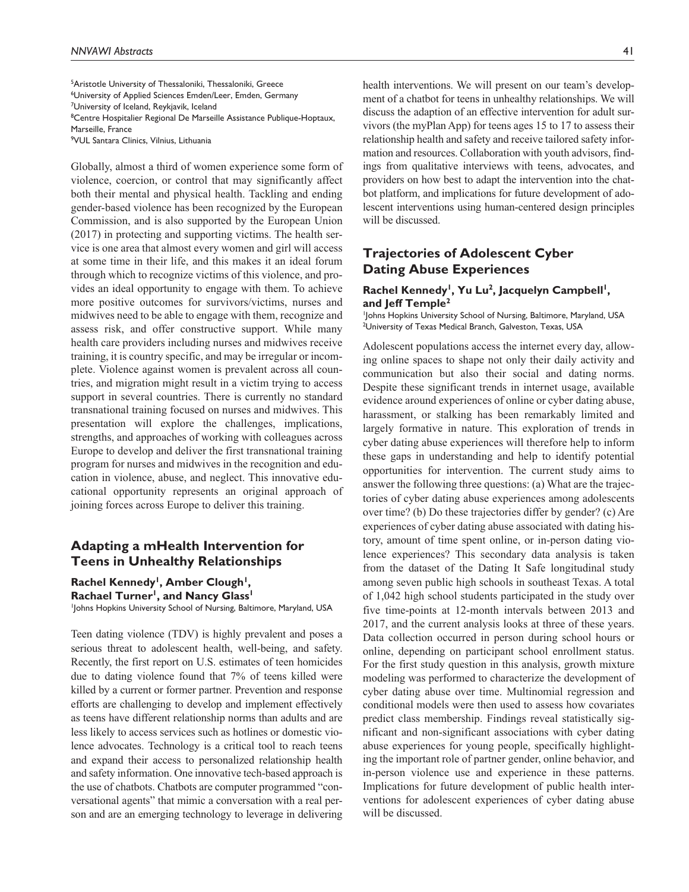[5]Aristotle University of Thessaloniki, Thessaloniki, Greece
[6]University of Applied Sciences Emden/Leer, Emden, Germany
[7]University of Iceland, Reykjavik, Iceland
[8]Centre Hospitalier Regional De Marseille Assistance Publique-Hoptaux, Marseille, France
[9]VUL Santara Clinics, Vilnius, Lithuania

Globally, almost a third of women experience some form of violence, coercion, or control that may significantly affect both their mental and physical health. Tackling and ending gender-based violence has been recognized by the European Commission, and is also supported by the European Union (2017) in protecting and supporting victims. The health service is one area that almost every women and girl will access at some time in their life, and this makes it an ideal forum through which to recognize victims of this violence, and provides an ideal opportunity to engage with them. To achieve more positive outcomes for survivors/victims, nurses and midwives need to be able to engage with them, recognize and assess risk, and offer constructive support. While many health care providers including nurses and midwives receive training, it is country specific, and may be irregular or incomplete. Violence against women is prevalent across all countries, and migration might result in a victim trying to access support in several countries. There is currently no standard transnational training focused on nurses and midwives. This presentation will explore the challenges, implications, strengths, and approaches of working with colleagues across Europe to develop and deliver the first transnational training program for nurses and midwives in the recognition and education in violence, abuse, and neglect. This innovative educational opportunity represents an original approach of joining forces across Europe to deliver this training.

## Adapting a mHealth Intervention for Teens in Unhealthy Relationships

**Rachel Kennedy[1], Amber Clough[1], Rachael Turner[1], and Nancy Glass[1]**

[1]Johns Hopkins University School of Nursing, Baltimore, Maryland, USA

Teen dating violence (TDV) is highly prevalent and poses a serious threat to adolescent health, well-being, and safety. Recently, the first report on U.S. estimates of teen homicides due to dating violence found that 7% of teens killed were killed by a current or former partner. Prevention and response efforts are challenging to develop and implement effectively as teens have different relationship norms than adults and are less likely to access services such as hotlines or domestic violence advocates. Technology is a critical tool to reach teens and expand their access to personalized relationship health and safety information. One innovative tech-based approach is the use of chatbots. Chatbots are computer programmed "conversational agents" that mimic a conversation with a real person and are an emerging technology to leverage in delivering health interventions. We will present on our team's development of a chatbot for teens in unhealthy relationships. We will discuss the adaption of an effective intervention for adult survivors (the myPlan App) for teens ages 15 to 17 to assess their relationship health and safety and receive tailored safety information and resources. Collaboration with youth advisors, findings from qualitative interviews with teens, advocates, and providers on how best to adapt the intervention into the chatbot platform, and implications for future development of adolescent interventions using human-centered design principles will be discussed.

## Trajectories of Adolescent Cyber Dating Abuse Experiences

**Rachel Kennedy[1], Yu Lu[2], Jacquelyn Campbell[1], and Jeff Temple[2]**

[1]Johns Hopkins University School of Nursing, Baltimore, Maryland, USA
[2]University of Texas Medical Branch, Galveston, Texas, USA

Adolescent populations access the internet every day, allowing online spaces to shape not only their daily activity and communication but also their social and dating norms. Despite these significant trends in internet usage, available evidence around experiences of online or cyber dating abuse, harassment, or stalking has been remarkably limited and largely formative in nature. This exploration of trends in cyber dating abuse experiences will therefore help to inform these gaps in understanding and help to identify potential opportunities for intervention. The current study aims to answer the following three questions: (a) What are the trajectories of cyber dating abuse experiences among adolescents over time? (b) Do these trajectories differ by gender? (c) Are experiences of cyber dating abuse associated with dating history, amount of time spent online, or in-person dating violence experiences? This secondary data analysis is taken from the dataset of the Dating It Safe longitudinal study among seven public high schools in southeast Texas. A total of 1,042 high school students participated in the study over five time-points at 12-month intervals between 2013 and 2017, and the current analysis looks at three of these years. Data collection occurred in person during school hours or online, depending on participant school enrollment status. For the first study question in this analysis, growth mixture modeling was performed to characterize the development of cyber dating abuse over time. Multinomial regression and conditional models were then used to assess how covariates predict class membership. Findings reveal statistically significant and non-significant associations with cyber dating abuse experiences for young people, specifically highlighting the important role of partner gender, online behavior, and in-person violence use and experience in these patterns. Implications for future development of public health interventions for adolescent experiences of cyber dating abuse will be discussed.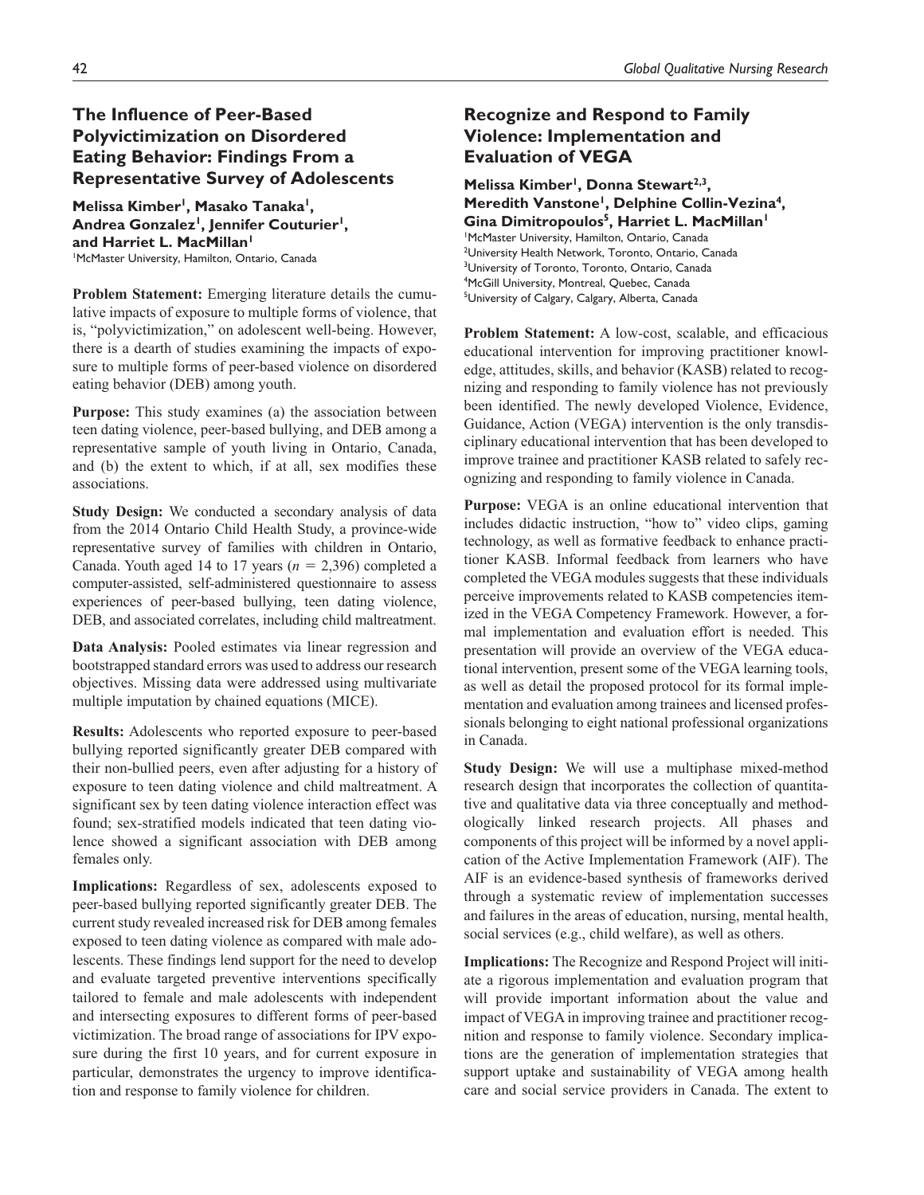## The Influence of Peer-Based Polyvictimization on Disordered Eating Behavior: Findings From a Representative Survey of Adolescents

**Melissa Kimber[1], Masako Tanaka[1], Andrea Gonzalez[1], Jennifer Couturier[1], and Harriet L. MacMillan[1]**

[1]McMaster University, Hamilton, Ontario, Canada

**Problem Statement:** Emerging literature details the cumulative impacts of exposure to multiple forms of violence, that is, "polyvictimization," on adolescent well-being. However, there is a dearth of studies examining the impacts of exposure to multiple forms of peer-based violence on disordered eating behavior (DEB) among youth.

**Purpose:** This study examines (a) the association between teen dating violence, peer-based bullying, and DEB among a representative sample of youth living in Ontario, Canada, and (b) the extent to which, if at all, sex modifies these associations.

**Study Design:** We conducted a secondary analysis of data from the 2014 Ontario Child Health Study, a province-wide representative survey of families with children in Ontario, Canada. Youth aged 14 to 17 years ($n = 2{,}396$) completed a computer-assisted, self-administered questionnaire to assess experiences of peer-based bullying, teen dating violence, DEB, and associated correlates, including child maltreatment.

**Data Analysis:** Pooled estimates via linear regression and bootstrapped standard errors was used to address our research objectives. Missing data were addressed using multivariate multiple imputation by chained equations (MICE).

**Results:** Adolescents who reported exposure to peer-based bullying reported significantly greater DEB compared with their non-bullied peers, even after adjusting for a history of exposure to teen dating violence and child maltreatment. A significant sex by teen dating violence interaction effect was found; sex-stratified models indicated that teen dating violence showed a significant association with DEB among females only.

**Implications:** Regardless of sex, adolescents exposed to peer-based bullying reported significantly greater DEB. The current study revealed increased risk for DEB among females exposed to teen dating violence as compared with male adolescents. These findings lend support for the need to develop and evaluate targeted preventive interventions specifically tailored to female and male adolescents with independent and intersecting exposures to different forms of peer-based victimization. The broad range of associations for IPV exposure during the first 10 years, and for current exposure in particular, demonstrates the urgency to improve identification and response to family violence for children.

## Recognize and Respond to Family Violence: Implementation and Evaluation of VEGA

**Melissa Kimber[1], Donna Stewart[2,3], Meredith Vanstone[1], Delphine Collin-Vezina[4], Gina Dimitropoulos[5], Harriet L. MacMillan[1]**

[1]McMaster University, Hamilton, Ontario, Canada
[2]University Health Network, Toronto, Ontario, Canada
[3]University of Toronto, Toronto, Ontario, Canada
[4]McGill University, Montreal, Quebec, Canada
[5]University of Calgary, Calgary, Alberta, Canada

**Problem Statement:** A low-cost, scalable, and efficacious educational intervention for improving practitioner knowledge, attitudes, skills, and behavior (KASB) related to recognizing and responding to family violence has not previously been identified. The newly developed Violence, Evidence, Guidance, Action (VEGA) intervention is the only transdisciplinary educational intervention that has been developed to improve trainee and practitioner KASB related to safely recognizing and responding to family violence in Canada.

**Purpose:** VEGA is an online educational intervention that includes didactic instruction, "how to" video clips, gaming technology, as well as formative feedback to enhance practitioner KASB. Informal feedback from learners who have completed the VEGA modules suggests that these individuals perceive improvements related to KASB competencies itemized in the VEGA Competency Framework. However, a formal implementation and evaluation effort is needed. This presentation will provide an overview of the VEGA educational intervention, present some of the VEGA learning tools, as well as detail the proposed protocol for its formal implementation and evaluation among trainees and licensed professionals belonging to eight national professional organizations in Canada.

**Study Design:** We will use a multiphase mixed-method research design that incorporates the collection of quantitative and qualitative data via three conceptually and methodologically linked research projects. All phases and components of this project will be informed by a novel application of the Active Implementation Framework (AIF). The AIF is an evidence-based synthesis of frameworks derived through a systematic review of implementation successes and failures in the areas of education, nursing, mental health, social services (e.g., child welfare), as well as others.

**Implications:** The Recognize and Respond Project will initiate a rigorous implementation and evaluation program that will provide important information about the value and impact of VEGA in improving trainee and practitioner recognition and response to family violence. Secondary implications are the generation of implementation strategies that support uptake and sustainability of VEGA among health care and social service providers in Canada. The extent to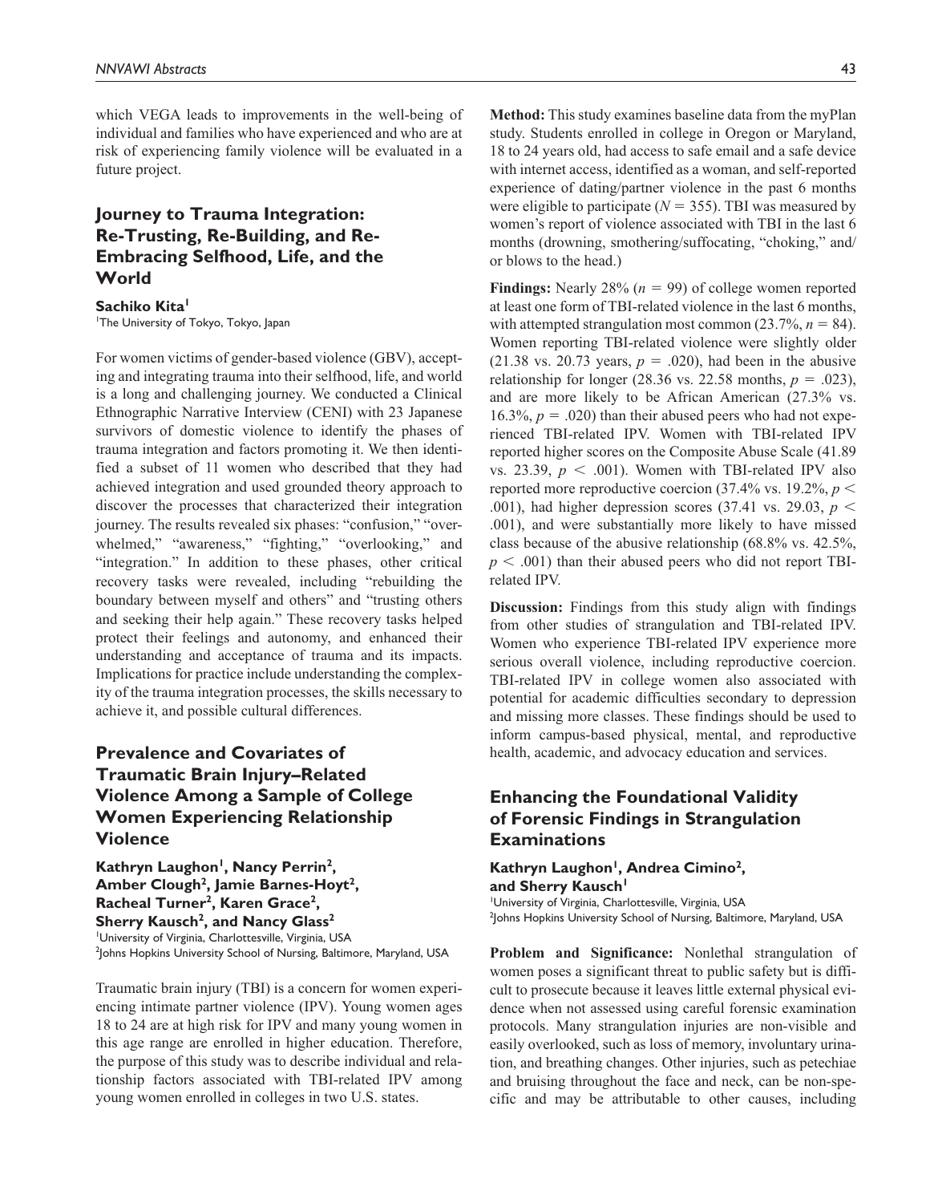which VEGA leads to improvements in the well-being of individual and families who have experienced and who are at risk of experiencing family violence will be evaluated in a future project.

## Journey to Trauma Integration: Re-Trusting, Re-Building, and Re-Embracing Selfhood, Life, and the World

**Sachiko Kita**[1]

[1]The University of Tokyo, Tokyo, Japan

For women victims of gender-based violence (GBV), accepting and integrating trauma into their selfhood, life, and world is a long and challenging journey. We conducted a Clinical Ethnographic Narrative Interview (CENI) with 23 Japanese survivors of domestic violence to identify the phases of trauma integration and factors promoting it. We then identified a subset of 11 women who described that they had achieved integration and used grounded theory approach to discover the processes that characterized their integration journey. The results revealed six phases: "confusion," "overwhelmed," "awareness," "fighting," "overlooking," and "integration." In addition to these phases, other critical recovery tasks were revealed, including "rebuilding the boundary between myself and others" and "trusting others and seeking their help again." These recovery tasks helped protect their feelings and autonomy, and enhanced their understanding and acceptance of trauma and its impacts. Implications for practice include understanding the complexity of the trauma integration processes, the skills necessary to achieve it, and possible cultural differences.

## Prevalence and Covariates of Traumatic Brain Injury–Related Violence Among a Sample of College Women Experiencing Relationship Violence

**Kathryn Laughon**[1]**, Nancy Perrin**[2]**, Amber Clough**[2]**, Jamie Barnes-Hoyt**[2]**, Racheal Turner**[2]**, Karen Grace**[2]**, Sherry Kausch**[2]**, and Nancy Glass**[2]

[1]University of Virginia, Charlottesville, Virginia, USA
[2]Johns Hopkins University School of Nursing, Baltimore, Maryland, USA

Traumatic brain injury (TBI) is a concern for women experiencing intimate partner violence (IPV). Young women ages 18 to 24 are at high risk for IPV and many young women in this age range are enrolled in higher education. Therefore, the purpose of this study was to describe individual and relationship factors associated with TBI-related IPV among young women enrolled in colleges in two U.S. states.

**Method:** This study examines baseline data from the myPlan study. Students enrolled in college in Oregon or Maryland, 18 to 24 years old, had access to safe email and a safe device with internet access, identified as a woman, and self-reported experience of dating/partner violence in the past 6 months were eligible to participate ($N = 355$). TBI was measured by women's report of violence associated with TBI in the last 6 months (drowning, smothering/suffocating, "choking," and/or blows to the head.)

**Findings:** Nearly 28% ($n = 99$) of college women reported at least one form of TBI-related violence in the last 6 months, with attempted strangulation most common (23.7%, $n = 84$). Women reporting TBI-related violence were slightly older (21.38 vs. 20.73 years, $p = .020$), had been in the abusive relationship for longer (28.36 vs. 22.58 months, $p = .023$), and are more likely to be African American (27.3% vs. 16.3%, $p = .020$) than their abused peers who had not experienced TBI-related IPV. Women with TBI-related IPV reported higher scores on the Composite Abuse Scale (41.89 vs. 23.39, $p < .001$). Women with TBI-related IPV also reported more reproductive coercion (37.4% vs. 19.2%, $p < .001$), had higher depression scores (37.41 vs. 29.03, $p < .001$), and were substantially more likely to have missed class because of the abusive relationship (68.8% vs. 42.5%, $p < .001$) than their abused peers who did not report TBI-related IPV.

**Discussion:** Findings from this study align with findings from other studies of strangulation and TBI-related IPV. Women who experience TBI-related IPV experience more serious overall violence, including reproductive coercion. TBI-related IPV in college women also associated with potential for academic difficulties secondary to depression and missing more classes. These findings should be used to inform campus-based physical, mental, and reproductive health, academic, and advocacy education and services.

## Enhancing the Foundational Validity of Forensic Findings in Strangulation Examinations

**Kathryn Laughon**[1]**, Andrea Cimino**[2]**, and Sherry Kausch**[1]

[1]University of Virginia, Charlottesville, Virginia, USA
[2]Johns Hopkins University School of Nursing, Baltimore, Maryland, USA

**Problem and Significance:** Nonlethal strangulation of women poses a significant threat to public safety but is difficult to prosecute because it leaves little external physical evidence when not assessed using careful forensic examination protocols. Many strangulation injuries are non-visible and easily overlooked, such as loss of memory, involuntary urination, and breathing changes. Other injuries, such as petechiae and bruising throughout the face and neck, can be non-specific and may be attributable to other causes, including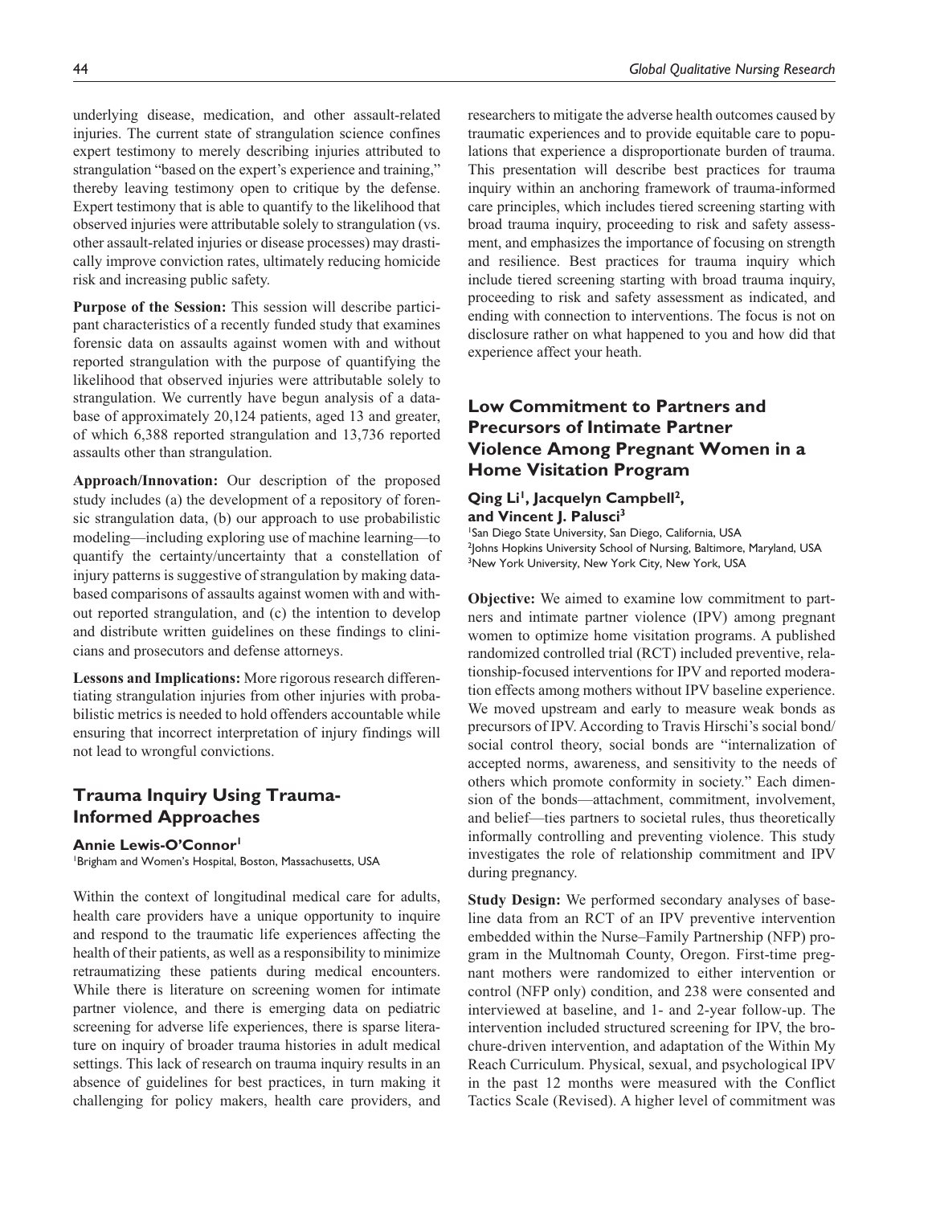underlying disease, medication, and other assault-related injuries. The current state of strangulation science confines expert testimony to merely describing injuries attributed to strangulation "based on the expert's experience and training," thereby leaving testimony open to critique by the defense. Expert testimony that is able to quantify to the likelihood that observed injuries were attributable solely to strangulation (vs. other assault-related injuries or disease processes) may drastically improve conviction rates, ultimately reducing homicide risk and increasing public safety.

**Purpose of the Session:** This session will describe participant characteristics of a recently funded study that examines forensic data on assaults against women with and without reported strangulation with the purpose of quantifying the likelihood that observed injuries were attributable solely to strangulation. We currently have begun analysis of a database of approximately 20,124 patients, aged 13 and greater, of which 6,388 reported strangulation and 13,736 reported assaults other than strangulation.

**Approach/Innovation:** Our description of the proposed study includes (a) the development of a repository of forensic strangulation data, (b) our approach to use probabilistic modeling—including exploring use of machine learning—to quantify the certainty/uncertainty that a constellation of injury patterns is suggestive of strangulation by making data-based comparisons of assaults against women with and without reported strangulation, and (c) the intention to develop and distribute written guidelines on these findings to clinicians and prosecutors and defense attorneys.

**Lessons and Implications:** More rigorous research differentiating strangulation injuries from other injuries with probabilistic metrics is needed to hold offenders accountable while ensuring that incorrect interpretation of injury findings will not lead to wrongful convictions.

## Trauma Inquiry Using Trauma-Informed Approaches

**Annie Lewis-O'Connor[1]**

[1]Brigham and Women's Hospital, Boston, Massachusetts, USA

Within the context of longitudinal medical care for adults, health care providers have a unique opportunity to inquire and respond to the traumatic life experiences affecting the health of their patients, as well as a responsibility to minimize retraumatizing these patients during medical encounters. While there is literature on screening women for intimate partner violence, and there is emerging data on pediatric screening for adverse life experiences, there is sparse literature on inquiry of broader trauma histories in adult medical settings. This lack of research on trauma inquiry results in an absence of guidelines for best practices, in turn making it challenging for policy makers, health care providers, and researchers to mitigate the adverse health outcomes caused by traumatic experiences and to provide equitable care to populations that experience a disproportionate burden of trauma. This presentation will describe best practices for trauma inquiry within an anchoring framework of trauma-informed care principles, which includes tiered screening starting with broad trauma inquiry, proceeding to risk and safety assessment, and emphasizes the importance of focusing on strength and resilience. Best practices for trauma inquiry which include tiered screening starting with broad trauma inquiry, proceeding to risk and safety assessment as indicated, and ending with connection to interventions. The focus is not on disclosure rather on what happened to you and how did that experience affect your heath.

## Low Commitment to Partners and Precursors of Intimate Partner Violence Among Pregnant Women in a Home Visitation Program

**Qing Li[1], Jacquelyn Campbell[2], and Vincent J. Palusci[3]**

[1]San Diego State University, San Diego, California, USA
[2]Johns Hopkins University School of Nursing, Baltimore, Maryland, USA
[3]New York University, New York City, New York, USA

**Objective:** We aimed to examine low commitment to partners and intimate partner violence (IPV) among pregnant women to optimize home visitation programs. A published randomized controlled trial (RCT) included preventive, relationship-focused interventions for IPV and reported moderation effects among mothers without IPV baseline experience. We moved upstream and early to measure weak bonds as precursors of IPV. According to Travis Hirschi's social bond/social control theory, social bonds are "internalization of accepted norms, awareness, and sensitivity to the needs of others which promote conformity in society." Each dimension of the bonds—attachment, commitment, involvement, and belief—ties partners to societal rules, thus theoretically informally controlling and preventing violence. This study investigates the role of relationship commitment and IPV during pregnancy.

**Study Design:** We performed secondary analyses of baseline data from an RCT of an IPV preventive intervention embedded within the Nurse–Family Partnership (NFP) program in the Multnomah County, Oregon. First-time pregnant mothers were randomized to either intervention or control (NFP only) condition, and 238 were consented and interviewed at baseline, and 1- and 2-year follow-up. The intervention included structured screening for IPV, the brochure-driven intervention, and adaptation of the Within My Reach Curriculum. Physical, sexual, and psychological IPV in the past 12 months were measured with the Conflict Tactics Scale (Revised). A higher level of commitment was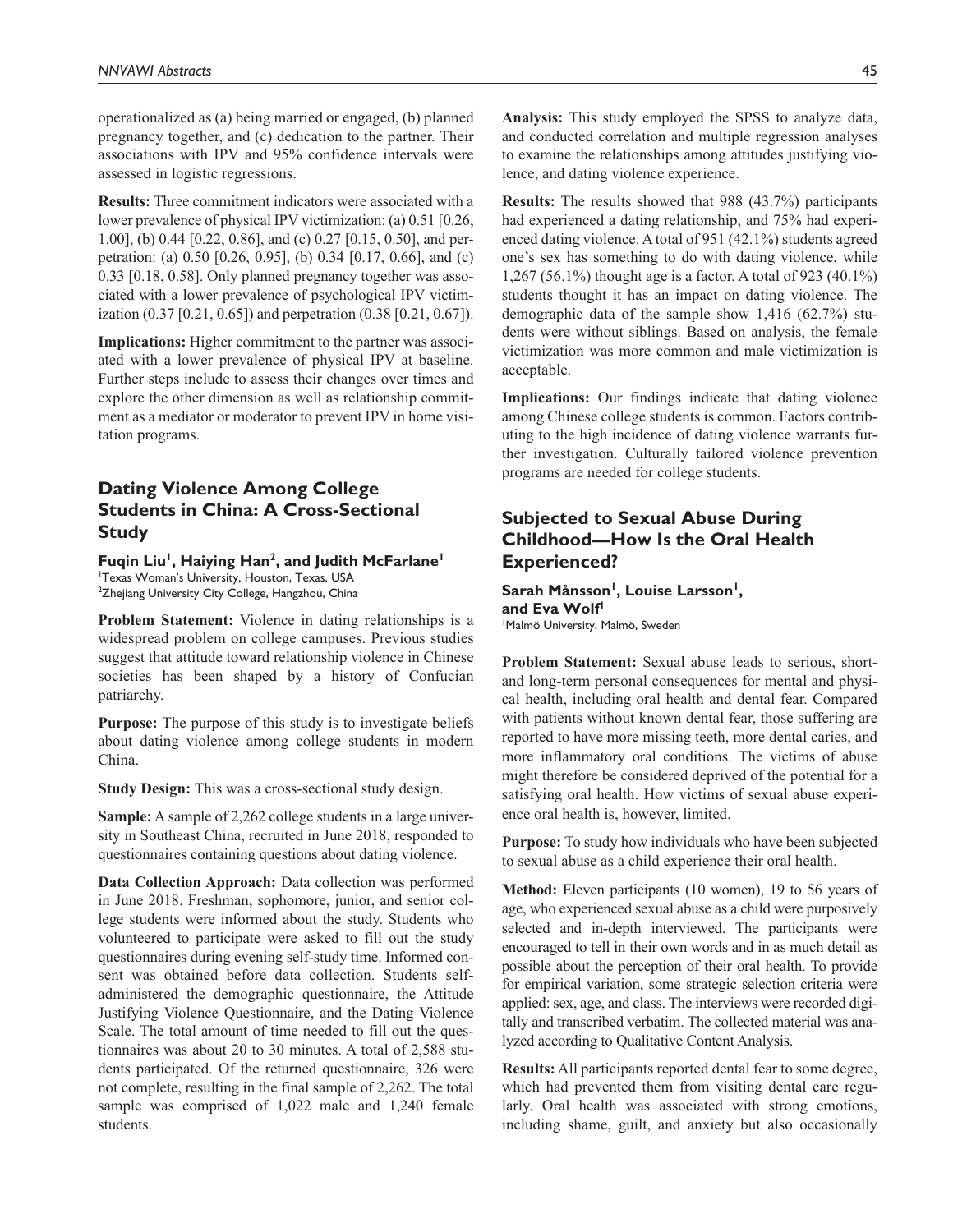operationalized as (a) being married or engaged, (b) planned pregnancy together, and (c) dedication to the partner. Their associations with IPV and 95% confidence intervals were assessed in logistic regressions.

**Results:** Three commitment indicators were associated with a lower prevalence of physical IPV victimization: (a) 0.51 [0.26, 1.00], (b) 0.44 [0.22, 0.86], and (c) 0.27 [0.15, 0.50], and perpetration: (a) 0.50 [0.26, 0.95], (b) 0.34 [0.17, 0.66], and (c) 0.33 [0.18, 0.58]. Only planned pregnancy together was associated with a lower prevalence of psychological IPV victimization (0.37 [0.21, 0.65]) and perpetration (0.38 [0.21, 0.67]).

**Implications:** Higher commitment to the partner was associated with a lower prevalence of physical IPV at baseline. Further steps include to assess their changes over times and explore the other dimension as well as relationship commitment as a mediator or moderator to prevent IPV in home visitation programs.

## Dating Violence Among College Students in China: A Cross-Sectional Study

**Fuqin Liu[1], Haiying Han[2], and Judith McFarlane[1]**
[1]Texas Woman's University, Houston, Texas, USA
[2]Zhejiang University City College, Hangzhou, China

**Problem Statement:** Violence in dating relationships is a widespread problem on college campuses. Previous studies suggest that attitude toward relationship violence in Chinese societies has been shaped by a history of Confucian patriarchy.

**Purpose:** The purpose of this study is to investigate beliefs about dating violence among college students in modern China.

**Study Design:** This was a cross-sectional study design.

**Sample:** A sample of 2,262 college students in a large university in Southeast China, recruited in June 2018, responded to questionnaires containing questions about dating violence.

**Data Collection Approach:** Data collection was performed in June 2018. Freshman, sophomore, junior, and senior college students were informed about the study. Students who volunteered to participate were asked to fill out the study questionnaires during evening self-study time. Informed consent was obtained before data collection. Students self-administered the demographic questionnaire, the Attitude Justifying Violence Questionnaire, and the Dating Violence Scale. The total amount of time needed to fill out the questionnaires was about 20 to 30 minutes. A total of 2,588 students participated. Of the returned questionnaire, 326 were not complete, resulting in the final sample of 2,262. The total sample was comprised of 1,022 male and 1,240 female students.

**Analysis:** This study employed the SPSS to analyze data, and conducted correlation and multiple regression analyses to examine the relationships among attitudes justifying violence, and dating violence experience.

**Results:** The results showed that 988 (43.7%) participants had experienced a dating relationship, and 75% had experienced dating violence. A total of 951 (42.1%) students agreed one's sex has something to do with dating violence, while 1,267 (56.1%) thought age is a factor. A total of 923 (40.1%) students thought it has an impact on dating violence. The demographic data of the sample show 1,416 (62.7%) students were without siblings. Based on analysis, the female victimization was more common and male victimization is acceptable.

**Implications:** Our findings indicate that dating violence among Chinese college students is common. Factors contributing to the high incidence of dating violence warrants further investigation. Culturally tailored violence prevention programs are needed for college students.

## Subjected to Sexual Abuse During Childhood—How Is the Oral Health Experienced?

**Sarah Månsson[1], Louise Larsson[1], and Eva Wolf[1]**
[1]Malmö University, Malmö, Sweden

**Problem Statement:** Sexual abuse leads to serious, short- and long-term personal consequences for mental and physical health, including oral health and dental fear. Compared with patients without known dental fear, those suffering are reported to have more missing teeth, more dental caries, and more inflammatory oral conditions. The victims of abuse might therefore be considered deprived of the potential for a satisfying oral health. How victims of sexual abuse experience oral health is, however, limited.

**Purpose:** To study how individuals who have been subjected to sexual abuse as a child experience their oral health.

**Method:** Eleven participants (10 women), 19 to 56 years of age, who experienced sexual abuse as a child were purposively selected and in-depth interviewed. The participants were encouraged to tell in their own words and in as much detail as possible about the perception of their oral health. To provide for empirical variation, some strategic selection criteria were applied: sex, age, and class. The interviews were recorded digitally and transcribed verbatim. The collected material was analyzed according to Qualitative Content Analysis.

**Results:** All participants reported dental fear to some degree, which had prevented them from visiting dental care regularly. Oral health was associated with strong emotions, including shame, guilt, and anxiety but also occasionally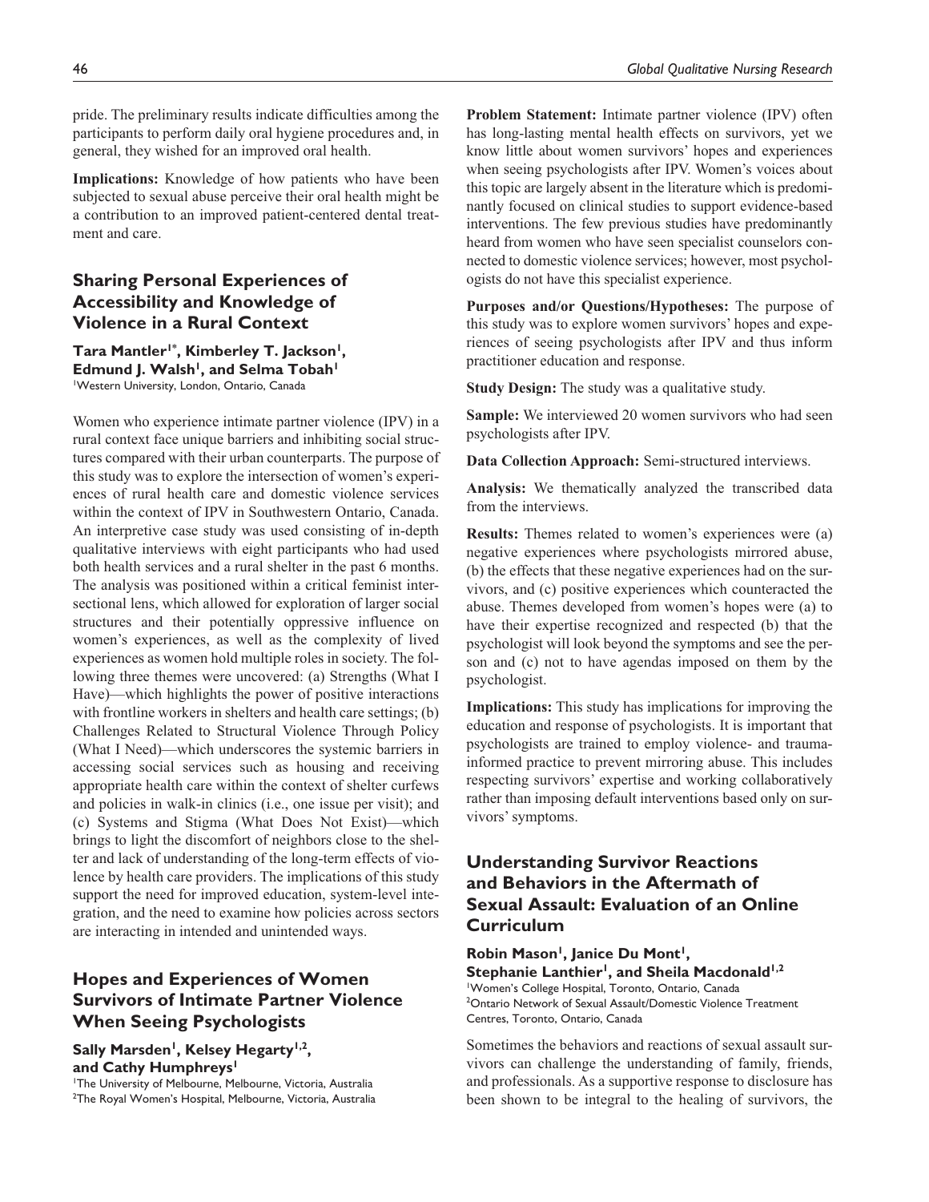pride. The preliminary results indicate difficulties among the participants to perform daily oral hygiene procedures and, in general, they wished for an improved oral health.

**Implications:** Knowledge of how patients who have been subjected to sexual abuse perceive their oral health might be a contribution to an improved patient-centered dental treatment and care.

## Sharing Personal Experiences of Accessibility and Knowledge of Violence in a Rural Context

**Tara Mantler[1*], Kimberley T. Jackson[1], Edmund J. Walsh[1], and Selma Tobah[1]**

[1]Western University, London, Ontario, Canada

Women who experience intimate partner violence (IPV) in a rural context face unique barriers and inhibiting social structures compared with their urban counterparts. The purpose of this study was to explore the intersection of women's experiences of rural health care and domestic violence services within the context of IPV in Southwestern Ontario, Canada. An interpretive case study was used consisting of in-depth qualitative interviews with eight participants who had used both health services and a rural shelter in the past 6 months. The analysis was positioned within a critical feminist intersectional lens, which allowed for exploration of larger social structures and their potentially oppressive influence on women's experiences, as well as the complexity of lived experiences as women hold multiple roles in society. The following three themes were uncovered: (a) Strengths (What I Have)—which highlights the power of positive interactions with frontline workers in shelters and health care settings; (b) Challenges Related to Structural Violence Through Policy (What I Need)—which underscores the systemic barriers in accessing social services such as housing and receiving appropriate health care within the context of shelter curfews and policies in walk-in clinics (i.e., one issue per visit); and (c) Systems and Stigma (What Does Not Exist)—which brings to light the discomfort of neighbors close to the shelter and lack of understanding of the long-term effects of violence by health care providers. The implications of this study support the need for improved education, system-level integration, and the need to examine how policies across sectors are interacting in intended and unintended ways.

## Hopes and Experiences of Women Survivors of Intimate Partner Violence When Seeing Psychologists

**Sally Marsden[1], Kelsey Hegarty[1,2], and Cathy Humphreys[1]**

[1]The University of Melbourne, Melbourne, Victoria, Australia
[2]The Royal Women's Hospital, Melbourne, Victoria, Australia

**Problem Statement:** Intimate partner violence (IPV) often has long-lasting mental health effects on survivors, yet we know little about women survivors' hopes and experiences when seeing psychologists after IPV. Women's voices about this topic are largely absent in the literature which is predominantly focused on clinical studies to support evidence-based interventions. The few previous studies have predominantly heard from women who have seen specialist counselors connected to domestic violence services; however, most psychologists do not have this specialist experience.

**Purposes and/or Questions/Hypotheses:** The purpose of this study was to explore women survivors' hopes and experiences of seeing psychologists after IPV and thus inform practitioner education and response.

**Study Design:** The study was a qualitative study.

**Sample:** We interviewed 20 women survivors who had seen psychologists after IPV.

**Data Collection Approach:** Semi-structured interviews.

**Analysis:** We thematically analyzed the transcribed data from the interviews.

**Results:** Themes related to women's experiences were (a) negative experiences where psychologists mirrored abuse, (b) the effects that these negative experiences had on the survivors, and (c) positive experiences which counteracted the abuse. Themes developed from women's hopes were (a) to have their expertise recognized and respected (b) that the psychologist will look beyond the symptoms and see the person and (c) not to have agendas imposed on them by the psychologist.

**Implications:** This study has implications for improving the education and response of psychologists. It is important that psychologists are trained to employ violence- and trauma-informed practice to prevent mirroring abuse. This includes respecting survivors' expertise and working collaboratively rather than imposing default interventions based only on survivors' symptoms.

## Understanding Survivor Reactions and Behaviors in the Aftermath of Sexual Assault: Evaluation of an Online Curriculum

**Robin Mason[1], Janice Du Mont[1], Stephanie Lanthier[1], and Sheila Macdonald[1,2]**

[1]Women's College Hospital, Toronto, Ontario, Canada
[2]Ontario Network of Sexual Assault/Domestic Violence Treatment Centres, Toronto, Ontario, Canada

Sometimes the behaviors and reactions of sexual assault survivors can challenge the understanding of family, friends, and professionals. As a supportive response to disclosure has been shown to be integral to the healing of survivors, the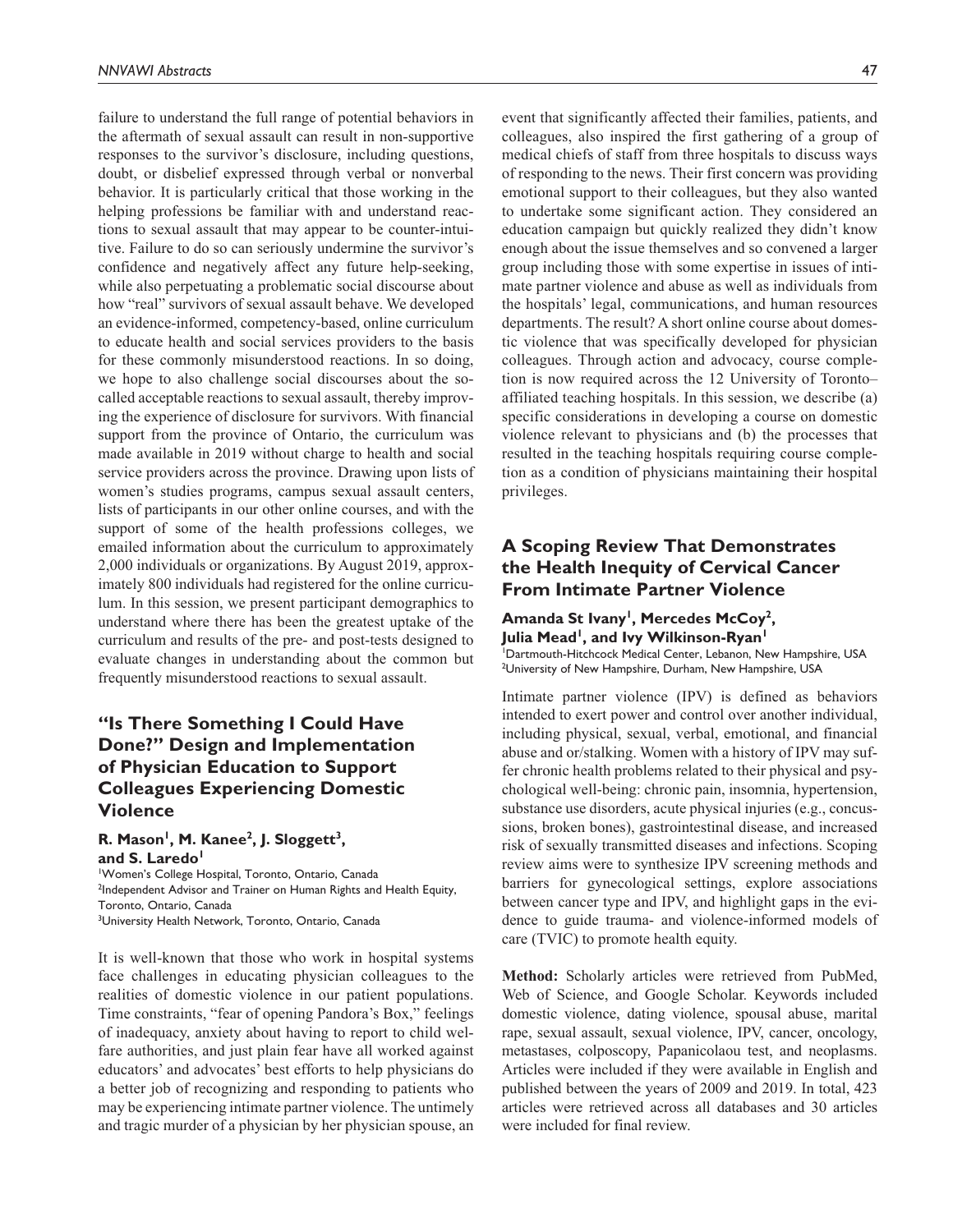failure to understand the full range of potential behaviors in the aftermath of sexual assault can result in non-supportive responses to the survivor's disclosure, including questions, doubt, or disbelief expressed through verbal or nonverbal behavior. It is particularly critical that those working in the helping professions be familiar with and understand reactions to sexual assault that may appear to be counter-intuitive. Failure to do so can seriously undermine the survivor's confidence and negatively affect any future help-seeking, while also perpetuating a problematic social discourse about how "real" survivors of sexual assault behave. We developed an evidence-informed, competency-based, online curriculum to educate health and social services providers to the basis for these commonly misunderstood reactions. In so doing, we hope to also challenge social discourses about the so-called acceptable reactions to sexual assault, thereby improving the experience of disclosure for survivors. With financial support from the province of Ontario, the curriculum was made available in 2019 without charge to health and social service providers across the province. Drawing upon lists of women's studies programs, campus sexual assault centers, lists of participants in our other online courses, and with the support of some of the health professions colleges, we emailed information about the curriculum to approximately 2,000 individuals or organizations. By August 2019, approximately 800 individuals had registered for the online curriculum. In this session, we present participant demographics to understand where there has been the greatest uptake of the curriculum and results of the pre- and post-tests designed to evaluate changes in understanding about the common but frequently misunderstood reactions to sexual assault.

## "Is There Something I Could Have Done?" Design and Implementation of Physician Education to Support Colleagues Experiencing Domestic Violence

**R. Mason[1], M. Kanee[2], J. Sloggett[3], and S. Laredo[1]**

[1]Women's College Hospital, Toronto, Ontario, Canada
[2]Independent Advisor and Trainer on Human Rights and Health Equity, Toronto, Ontario, Canada
[3]University Health Network, Toronto, Ontario, Canada

It is well-known that those who work in hospital systems face challenges in educating physician colleagues to the realities of domestic violence in our patient populations. Time constraints, "fear of opening Pandora's Box," feelings of inadequacy, anxiety about having to report to child welfare authorities, and just plain fear have all worked against educators' and advocates' best efforts to help physicians do a better job of recognizing and responding to patients who may be experiencing intimate partner violence. The untimely and tragic murder of a physician by her physician spouse, an event that significantly affected their families, patients, and colleagues, also inspired the first gathering of a group of medical chiefs of staff from three hospitals to discuss ways of responding to the news. Their first concern was providing emotional support to their colleagues, but they also wanted to undertake some significant action. They considered an education campaign but quickly realized they didn't know enough about the issue themselves and so convened a larger group including those with some expertise in issues of intimate partner violence and abuse as well as individuals from the hospitals' legal, communications, and human resources departments. The result? A short online course about domestic violence that was specifically developed for physician colleagues. Through action and advocacy, course completion is now required across the 12 University of Toronto–affiliated teaching hospitals. In this session, we describe (a) specific considerations in developing a course on domestic violence relevant to physicians and (b) the processes that resulted in the teaching hospitals requiring course completion as a condition of physicians maintaining their hospital privileges.

## A Scoping Review That Demonstrates the Health Inequity of Cervical Cancer From Intimate Partner Violence

**Amanda St Ivany[1], Mercedes McCoy[2], Julia Mead[1], and Ivy Wilkinson-Ryan[1]**

[1]Dartmouth-Hitchcock Medical Center, Lebanon, New Hampshire, USA
[2]University of New Hampshire, Durham, New Hampshire, USA

Intimate partner violence (IPV) is defined as behaviors intended to exert power and control over another individual, including physical, sexual, verbal, emotional, and financial abuse and or/stalking. Women with a history of IPV may suffer chronic health problems related to their physical and psychological well-being: chronic pain, insomnia, hypertension, substance use disorders, acute physical injuries (e.g., concussions, broken bones), gastrointestinal disease, and increased risk of sexually transmitted diseases and infections. Scoping review aims were to synthesize IPV screening methods and barriers for gynecological settings, explore associations between cancer type and IPV, and highlight gaps in the evidence to guide trauma- and violence-informed models of care (TVIC) to promote health equity.

**Method:** Scholarly articles were retrieved from PubMed, Web of Science, and Google Scholar. Keywords included domestic violence, dating violence, spousal abuse, marital rape, sexual assault, sexual violence, IPV, cancer, oncology, metastases, colposcopy, Papanicolaou test, and neoplasms. Articles were included if they were available in English and published between the years of 2009 and 2019. In total, 423 articles were retrieved across all databases and 30 articles were included for final review.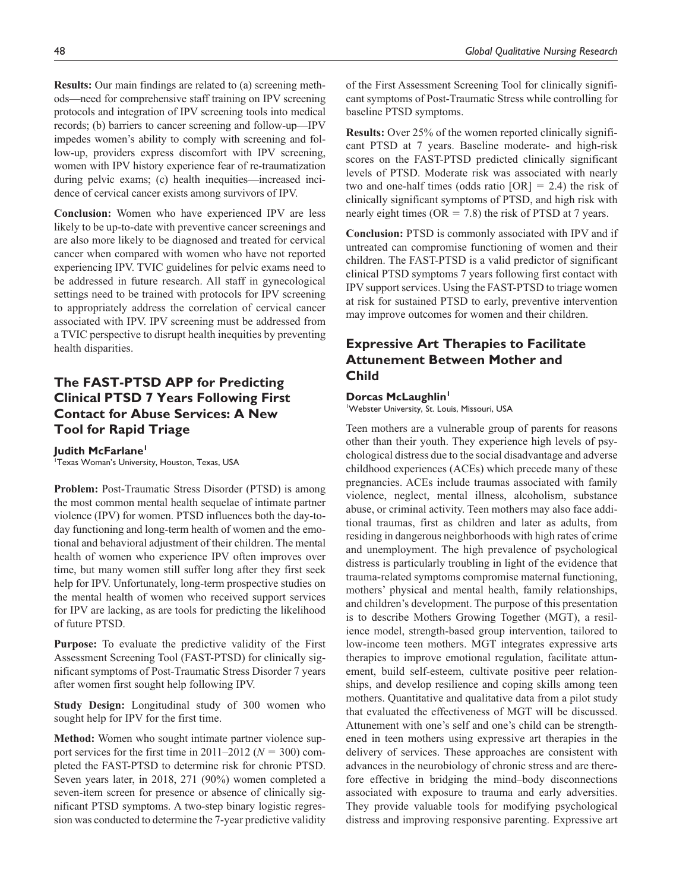**Results:** Our main findings are related to (a) screening methods—need for comprehensive staff training on IPV screening protocols and integration of IPV screening tools into medical records; (b) barriers to cancer screening and follow-up—IPV impedes women's ability to comply with screening and follow-up, providers express discomfort with IPV screening, women with IPV history experience fear of re-traumatization during pelvic exams; (c) health inequities—increased incidence of cervical cancer exists among survivors of IPV.

**Conclusion:** Women who have experienced IPV are less likely to be up-to-date with preventive cancer screenings and are also more likely to be diagnosed and treated for cervical cancer when compared with women who have not reported experiencing IPV. TVIC guidelines for pelvic exams need to be addressed in future research. All staff in gynecological settings need to be trained with protocols for IPV screening to appropriately address the correlation of cervical cancer associated with IPV. IPV screening must be addressed from a TVIC perspective to disrupt health inequities by preventing health disparities.

## The FAST-PTSD APP for Predicting Clinical PTSD 7 Years Following First Contact for Abuse Services: A New Tool for Rapid Triage

**Judith McFarlane**[1]

[1]Texas Woman's University, Houston, Texas, USA

**Problem:** Post-Traumatic Stress Disorder (PTSD) is among the most common mental health sequelae of intimate partner violence (IPV) for women. PTSD influences both the day-to-day functioning and long-term health of women and the emotional and behavioral adjustment of their children. The mental health of women who experience IPV often improves over time, but many women still suffer long after they first seek help for IPV. Unfortunately, long-term prospective studies on the mental health of women who received support services for IPV are lacking, as are tools for predicting the likelihood of future PTSD.

**Purpose:** To evaluate the predictive validity of the First Assessment Screening Tool (FAST-PTSD) for clinically significant symptoms of Post-Traumatic Stress Disorder 7 years after women first sought help following IPV.

**Study Design:** Longitudinal study of 300 women who sought help for IPV for the first time.

**Method:** Women who sought intimate partner violence support services for the first time in 2011–2012 ($N = 300$) completed the FAST-PTSD to determine risk for chronic PTSD. Seven years later, in 2018, 271 (90%) women completed a seven-item screen for presence or absence of clinically significant PTSD symptoms. A two-step binary logistic regression was conducted to determine the 7-year predictive validity of the First Assessment Screening Tool for clinically significant symptoms of Post-Traumatic Stress while controlling for baseline PTSD symptoms.

**Results:** Over 25% of the women reported clinically significant PTSD at 7 years. Baseline moderate- and high-risk scores on the FAST-PTSD predicted clinically significant levels of PTSD. Moderate risk was associated with nearly two and one-half times (odds ratio [OR] = 2.4) the risk of clinically significant symptoms of PTSD, and high risk with nearly eight times (OR = 7.8) the risk of PTSD at 7 years.

**Conclusion:** PTSD is commonly associated with IPV and if untreated can compromise functioning of women and their children. The FAST-PTSD is a valid predictor of significant clinical PTSD symptoms 7 years following first contact with IPV support services. Using the FAST-PTSD to triage women at risk for sustained PTSD to early, preventive intervention may improve outcomes for women and their children.

## Expressive Art Therapies to Facilitate Attunement Between Mother and Child

**Dorcas McLaughlin**[1]

[1]Webster University, St. Louis, Missouri, USA

Teen mothers are a vulnerable group of parents for reasons other than their youth. They experience high levels of psychological distress due to the social disadvantage and adverse childhood experiences (ACEs) which precede many of these pregnancies. ACEs include traumas associated with family violence, neglect, mental illness, alcoholism, substance abuse, or criminal activity. Teen mothers may also face additional traumas, first as children and later as adults, from residing in dangerous neighborhoods with high rates of crime and unemployment. The high prevalence of psychological distress is particularly troubling in light of the evidence that trauma-related symptoms compromise maternal functioning, mothers' physical and mental health, family relationships, and children's development. The purpose of this presentation is to describe Mothers Growing Together (MGT), a resilience model, strength-based group intervention, tailored to low-income teen mothers. MGT integrates expressive arts therapies to improve emotional regulation, facilitate attunement, build self-esteem, cultivate positive peer relationships, and develop resilience and coping skills among teen mothers. Quantitative and qualitative data from a pilot study that evaluated the effectiveness of MGT will be discussed. Attunement with one's self and one's child can be strengthened in teen mothers using expressive art therapies in the delivery of services. These approaches are consistent with advances in the neurobiology of chronic stress and are therefore effective in bridging the mind–body disconnections associated with exposure to trauma and early adversities. They provide valuable tools for modifying psychological distress and improving responsive parenting. Expressive art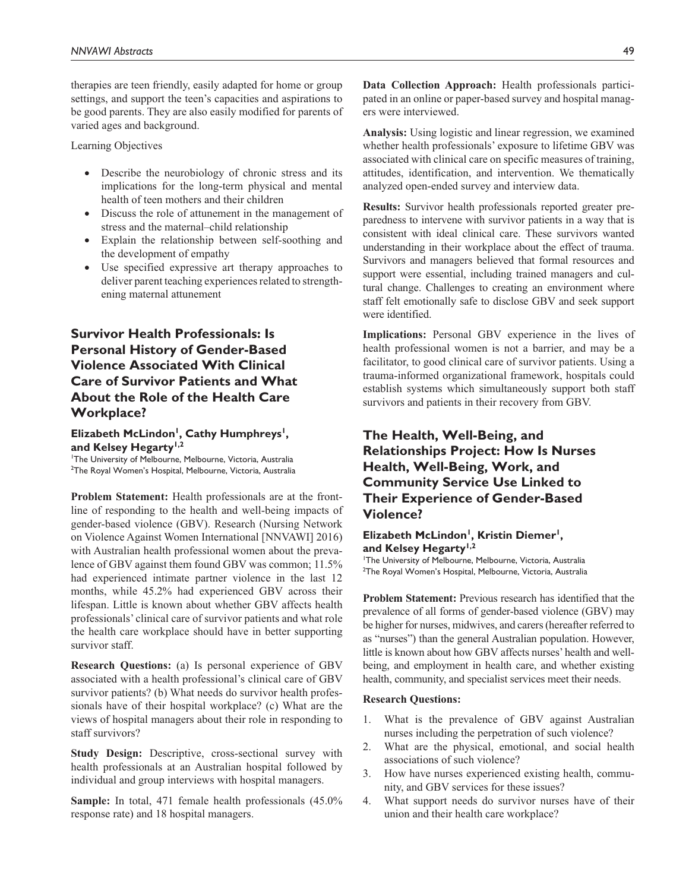therapies are teen friendly, easily adapted for home or group settings, and support the teen's capacities and aspirations to be good parents. They are also easily modified for parents of varied ages and background.

Learning Objectives

- Describe the neurobiology of chronic stress and its implications for the long-term physical and mental health of teen mothers and their children
- Discuss the role of attunement in the management of stress and the maternal–child relationship
- Explain the relationship between self-soothing and the development of empathy
- Use specified expressive art therapy approaches to deliver parent teaching experiences related to strengthening maternal attunement

## Survivor Health Professionals: Is Personal History of Gender-Based Violence Associated With Clinical Care of Survivor Patients and What About the Role of the Health Care Workplace?

**Elizabeth McLindon[1], Cathy Humphreys[1], and Kelsey Hegarty[1,2]**

[1]The University of Melbourne, Melbourne, Victoria, Australia
[2]The Royal Women's Hospital, Melbourne, Victoria, Australia

**Problem Statement:** Health professionals are at the frontline of responding to the health and well-being impacts of gender-based violence (GBV). Research (Nursing Network on Violence Against Women International [NNVAWI] 2016) with Australian health professional women about the prevalence of GBV against them found GBV was common; 11.5% had experienced intimate partner violence in the last 12 months, while 45.2% had experienced GBV across their lifespan. Little is known about whether GBV affects health professionals' clinical care of survivor patients and what role the health care workplace should have in better supporting survivor staff.

**Research Questions:** (a) Is personal experience of GBV associated with a health professional's clinical care of GBV survivor patients? (b) What needs do survivor health professionals have of their hospital workplace? (c) What are the views of hospital managers about their role in responding to staff survivors?

**Study Design:** Descriptive, cross-sectional survey with health professionals at an Australian hospital followed by individual and group interviews with hospital managers.

**Sample:** In total, 471 female health professionals (45.0% response rate) and 18 hospital managers.

**Data Collection Approach:** Health professionals participated in an online or paper-based survey and hospital managers were interviewed.

**Analysis:** Using logistic and linear regression, we examined whether health professionals' exposure to lifetime GBV was associated with clinical care on specific measures of training, attitudes, identification, and intervention. We thematically analyzed open-ended survey and interview data.

**Results:** Survivor health professionals reported greater preparedness to intervene with survivor patients in a way that is consistent with ideal clinical care. These survivors wanted understanding in their workplace about the effect of trauma. Survivors and managers believed that formal resources and support were essential, including trained managers and cultural change. Challenges to creating an environment where staff felt emotionally safe to disclose GBV and seek support were identified.

**Implications:** Personal GBV experience in the lives of health professional women is not a barrier, and may be a facilitator, to good clinical care of survivor patients. Using a trauma-informed organizational framework, hospitals could establish systems which simultaneously support both staff survivors and patients in their recovery from GBV.

## The Health, Well-Being, and Relationships Project: How Is Nurses Health, Well-Being, Work, and Community Service Use Linked to Their Experience of Gender-Based Violence?

**Elizabeth McLindon[1], Kristin Diemer[1], and Kelsey Hegarty[1,2]**

[1]The University of Melbourne, Melbourne, Victoria, Australia
[2]The Royal Women's Hospital, Melbourne, Victoria, Australia

**Problem Statement:** Previous research has identified that the prevalence of all forms of gender-based violence (GBV) may be higher for nurses, midwives, and carers (hereafter referred to as "nurses") than the general Australian population. However, little is known about how GBV affects nurses' health and well-being, and employment in health care, and whether existing health, community, and specialist services meet their needs.

**Research Questions:**

1. What is the prevalence of GBV against Australian nurses including the perpetration of such violence?
2. What are the physical, emotional, and social health associations of such violence?
3. How have nurses experienced existing health, community, and GBV services for these issues?
4. What support needs do survivor nurses have of their union and their health care workplace?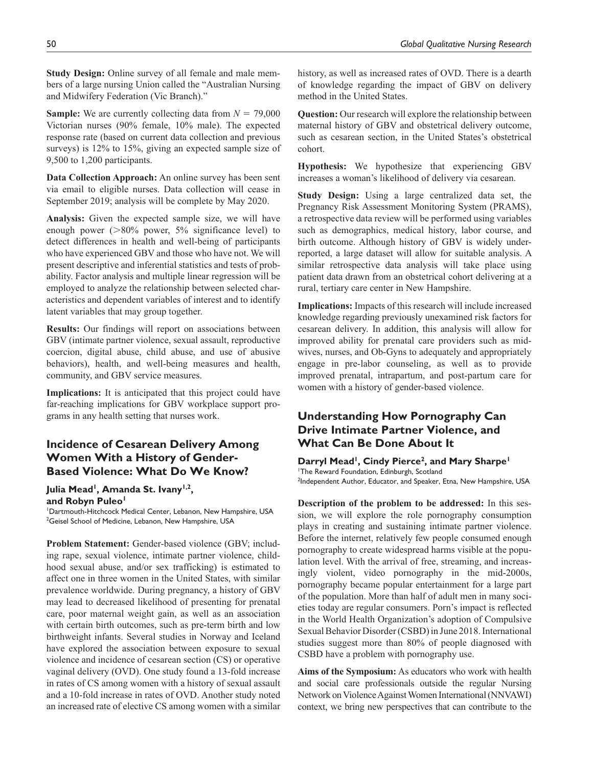**Study Design:** Online survey of all female and male members of a large nursing Union called the "Australian Nursing and Midwifery Federation (Vic Branch)."

**Sample:** We are currently collecting data from $N = 79,000$ Victorian nurses (90% female, 10% male). The expected response rate (based on current data collection and previous surveys) is 12% to 15%, giving an expected sample size of 9,500 to 1,200 participants.

**Data Collection Approach:** An online survey has been sent via email to eligible nurses. Data collection will cease in September 2019; analysis will be complete by May 2020.

**Analysis:** Given the expected sample size, we will have enough power (>80% power, 5% significance level) to detect differences in health and well-being of participants who have experienced GBV and those who have not. We will present descriptive and inferential statistics and tests of probability. Factor analysis and multiple linear regression will be employed to analyze the relationship between selected characteristics and dependent variables of interest and to identify latent variables that may group together.

**Results:** Our findings will report on associations between GBV (intimate partner violence, sexual assault, reproductive coercion, digital abuse, child abuse, and use of abusive behaviors), health, and well-being measures and health, community, and GBV service measures.

**Implications:** It is anticipated that this project could have far-reaching implications for GBV workplace support programs in any health setting that nurses work.

## Incidence of Cesarean Delivery Among Women With a History of Gender-Based Violence: What Do We Know?

**Julia Mead[1], Amanda St. Ivany[1,2], and Robyn Puleo[1]**

[1]Dartmouth-Hitchcock Medical Center, Lebanon, New Hampshire, USA
[2]Geisel School of Medicine, Lebanon, New Hampshire, USA

**Problem Statement:** Gender-based violence (GBV; including rape, sexual violence, intimate partner violence, childhood sexual abuse, and/or sex trafficking) is estimated to affect one in three women in the United States, with similar prevalence worldwide. During pregnancy, a history of GBV may lead to decreased likelihood of presenting for prenatal care, poor maternal weight gain, as well as an association with certain birth outcomes, such as pre-term birth and low birthweight infants. Several studies in Norway and Iceland have explored the association between exposure to sexual violence and incidence of cesarean section (CS) or operative vaginal delivery (OVD). One study found a 13-fold increase in rates of CS among women with a history of sexual assault and a 10-fold increase in rates of OVD. Another study noted an increased rate of elective CS among women with a similar history, as well as increased rates of OVD. There is a dearth of knowledge regarding the impact of GBV on delivery method in the United States.

**Question:** Our research will explore the relationship between maternal history of GBV and obstetrical delivery outcome, such as cesarean section, in the United States's obstetrical cohort.

**Hypothesis:** We hypothesize that experiencing GBV increases a woman's likelihood of delivery via cesarean.

**Study Design:** Using a large centralized data set, the Pregnancy Risk Assessment Monitoring System (PRAMS), a retrospective data review will be performed using variables such as demographics, medical history, labor course, and birth outcome. Although history of GBV is widely underreported, a large dataset will allow for suitable analysis. A similar retrospective data analysis will take place using patient data drawn from an obstetrical cohort delivering at a rural, tertiary care center in New Hampshire.

**Implications:** Impacts of this research will include increased knowledge regarding previously unexamined risk factors for cesarean delivery. In addition, this analysis will allow for improved ability for prenatal care providers such as midwives, nurses, and Ob-Gyns to adequately and appropriately engage in pre-labor counseling, as well as to provide improved prenatal, intrapartum, and post-partum care for women with a history of gender-based violence.

## Understanding How Pornography Can Drive Intimate Partner Violence, and What Can Be Done About It

**Darryl Mead[1], Cindy Pierce[2], and Mary Sharpe[1]**

[1]The Reward Foundation, Edinburgh, Scotland
[2]Independent Author, Educator, and Speaker, Etna, New Hampshire, USA

**Description of the problem to be addressed:** In this session, we will explore the role pornography consumption plays in creating and sustaining intimate partner violence. Before the internet, relatively few people consumed enough pornography to create widespread harms visible at the population level. With the arrival of free, streaming, and increasingly violent, video pornography in the mid-2000s, pornography became popular entertainment for a large part of the population. More than half of adult men in many societies today are regular consumers. Porn's impact is reflected in the World Health Organization's adoption of Compulsive Sexual Behavior Disorder (CSBD) in June 2018. International studies suggest more than 80% of people diagnosed with CSBD have a problem with pornography use.

**Aims of the Symposium:** As educators who work with health and social care professionals outside the regular Nursing Network on Violence Against Women International (NNVAWI) context, we bring new perspectives that can contribute to the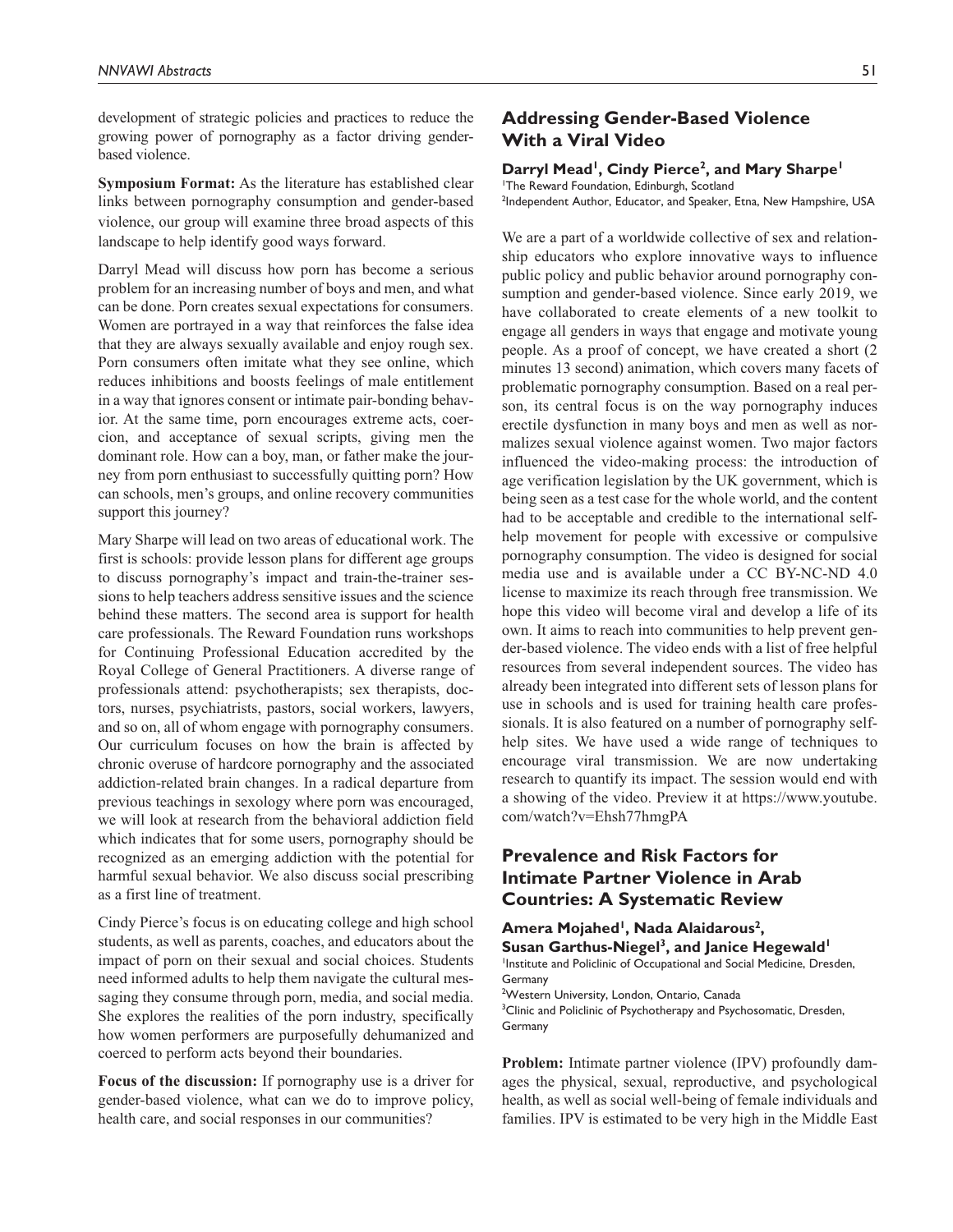development of strategic policies and practices to reduce the growing power of pornography as a factor driving gender-based violence.

**Symposium Format:** As the literature has established clear links between pornography consumption and gender-based violence, our group will examine three broad aspects of this landscape to help identify good ways forward.

Darryl Mead will discuss how porn has become a serious problem for an increasing number of boys and men, and what can be done. Porn creates sexual expectations for consumers. Women are portrayed in a way that reinforces the false idea that they are always sexually available and enjoy rough sex. Porn consumers often imitate what they see online, which reduces inhibitions and boosts feelings of male entitlement in a way that ignores consent or intimate pair-bonding behavior. At the same time, porn encourages extreme acts, coercion, and acceptance of sexual scripts, giving men the dominant role. How can a boy, man, or father make the journey from porn enthusiast to successfully quitting porn? How can schools, men's groups, and online recovery communities support this journey?

Mary Sharpe will lead on two areas of educational work. The first is schools: provide lesson plans for different age groups to discuss pornography's impact and train-the-trainer sessions to help teachers address sensitive issues and the science behind these matters. The second area is support for health care professionals. The Reward Foundation runs workshops for Continuing Professional Education accredited by the Royal College of General Practitioners. A diverse range of professionals attend: psychotherapists; sex therapists, doctors, nurses, psychiatrists, pastors, social workers, lawyers, and so on, all of whom engage with pornography consumers. Our curriculum focuses on how the brain is affected by chronic overuse of hardcore pornography and the associated addiction-related brain changes. In a radical departure from previous teachings in sexology where porn was encouraged, we will look at research from the behavioral addiction field which indicates that for some users, pornography should be recognized as an emerging addiction with the potential for harmful sexual behavior. We also discuss social prescribing as a first line of treatment.

Cindy Pierce's focus is on educating college and high school students, as well as parents, coaches, and educators about the impact of porn on their sexual and social choices. Students need informed adults to help them navigate the cultural messaging they consume through porn, media, and social media. She explores the realities of the porn industry, specifically how women performers are purposefully dehumanized and coerced to perform acts beyond their boundaries.

**Focus of the discussion:** If pornography use is a driver for gender-based violence, what can we do to improve policy, health care, and social responses in our communities?

## Addressing Gender-Based Violence With a Viral Video

**Darryl Mead[1], Cindy Pierce[2], and Mary Sharpe[1]**

[1]The Reward Foundation, Edinburgh, Scotland
[2]Independent Author, Educator, and Speaker, Etna, New Hampshire, USA

We are a part of a worldwide collective of sex and relationship educators who explore innovative ways to influence public policy and public behavior around pornography consumption and gender-based violence. Since early 2019, we have collaborated to create elements of a new toolkit to engage all genders in ways that engage and motivate young people. As a proof of concept, we have created a short (2 minutes 13 second) animation, which covers many facets of problematic pornography consumption. Based on a real person, its central focus is on the way pornography induces erectile dysfunction in many boys and men as well as normalizes sexual violence against women. Two major factors influenced the video-making process: the introduction of age verification legislation by the UK government, which is being seen as a test case for the whole world, and the content had to be acceptable and credible to the international self-help movement for people with excessive or compulsive pornography consumption. The video is designed for social media use and is available under a CC BY-NC-ND 4.0 license to maximize its reach through free transmission. We hope this video will become viral and develop a life of its own. It aims to reach into communities to help prevent gender-based violence. The video ends with a list of free helpful resources from several independent sources. The video has already been integrated into different sets of lesson plans for use in schools and is used for training health care professionals. It is also featured on a number of pornography self-help sites. We have used a wide range of techniques to encourage viral transmission. We are now undertaking research to quantify its impact. The session would end with a showing of the video. Preview it at https://www.youtube.com/watch?v=Ehsh77hmgPA

## Prevalence and Risk Factors for Intimate Partner Violence in Arab Countries: A Systematic Review

**Amera Mojahed[1], Nada Alaidarous[2], Susan Garthus-Niegel[3], and Janice Hegewald[1]**

[1]Institute and Policlinic of Occupational and Social Medicine, Dresden, Germany
[2]Western University, London, Ontario, Canada
[3]Clinic and Policlinic of Psychotherapy and Psychosomatic, Dresden, Germany

**Problem:** Intimate partner violence (IPV) profoundly damages the physical, sexual, reproductive, and psychological health, as well as social well-being of female individuals and families. IPV is estimated to be very high in the Middle East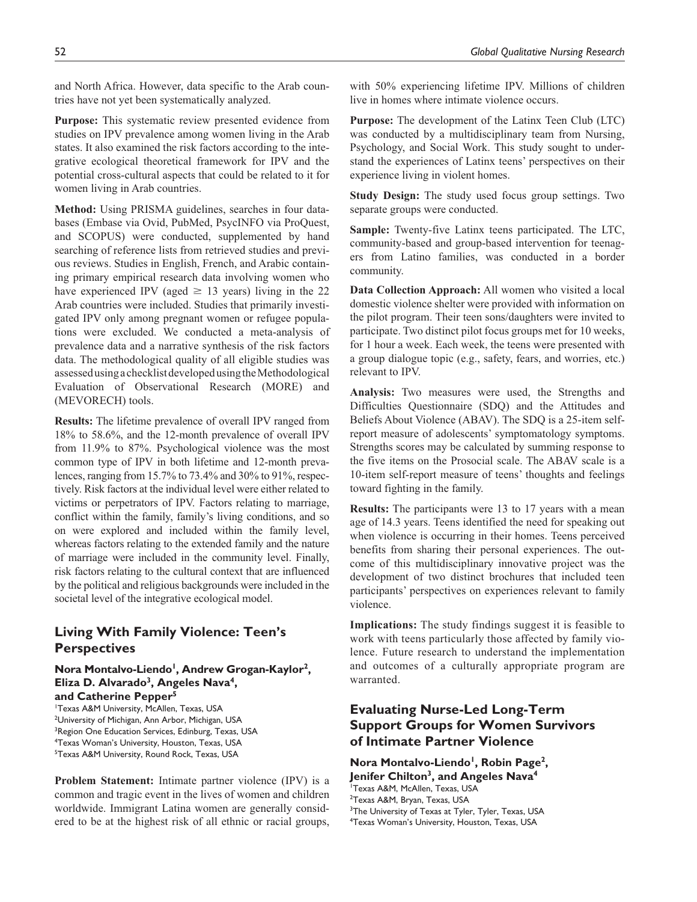and North Africa. However, data specific to the Arab countries have not yet been systematically analyzed.

**Purpose:** This systematic review presented evidence from studies on IPV prevalence among women living in the Arab states. It also examined the risk factors according to the integrative ecological theoretical framework for IPV and the potential cross-cultural aspects that could be related to it for women living in Arab countries.

**Method:** Using PRISMA guidelines, searches in four databases (Embase via Ovid, PubMed, PsycINFO via ProQuest, and SCOPUS) were conducted, supplemented by hand searching of reference lists from retrieved studies and previous reviews. Studies in English, French, and Arabic containing primary empirical research data involving women who have experienced IPV (aged $\geq$ 13 years) living in the 22 Arab countries were included. Studies that primarily investigated IPV only among pregnant women or refugee populations were excluded. We conducted a meta-analysis of prevalence data and a narrative synthesis of the risk factors data. The methodological quality of all eligible studies was assessed using a checklist developed using the Methodological Evaluation of Observational Research (MORE) and (MEVORECH) tools.

**Results:** The lifetime prevalence of overall IPV ranged from 18% to 58.6%, and the 12-month prevalence of overall IPV from 11.9% to 87%. Psychological violence was the most common type of IPV in both lifetime and 12-month prevalences, ranging from 15.7% to 73.4% and 30% to 91%, respectively. Risk factors at the individual level were either related to victims or perpetrators of IPV. Factors relating to marriage, conflict within the family, family's living conditions, and so on were explored and included within the family level, whereas factors relating to the extended family and the nature of marriage were included in the community level. Finally, risk factors relating to the cultural context that are influenced by the political and religious backgrounds were included in the societal level of the integrative ecological model.

## Living With Family Violence: Teen's Perspectives

**Nora Montalvo-Liendo[1], Andrew Grogan-Kaylor[2], Eliza D. Alvarado[3], Angeles Nava[4], and Catherine Pepper[5]**

[1]Texas A&M University, McAllen, Texas, USA
[2]University of Michigan, Ann Arbor, Michigan, USA
[3]Region One Education Services, Edinburg, Texas, USA
[4]Texas Woman's University, Houston, Texas, USA
[5]Texas A&M University, Round Rock, Texas, USA

**Problem Statement:** Intimate partner violence (IPV) is a common and tragic event in the lives of women and children worldwide. Immigrant Latina women are generally considered to be at the highest risk of all ethnic or racial groups, with 50% experiencing lifetime IPV. Millions of children live in homes where intimate violence occurs.

**Purpose:** The development of the Latinx Teen Club (LTC) was conducted by a multidisciplinary team from Nursing, Psychology, and Social Work. This study sought to understand the experiences of Latinx teens' perspectives on their experience living in violent homes.

**Study Design:** The study used focus group settings. Two separate groups were conducted.

**Sample:** Twenty-five Latinx teens participated. The LTC, community-based and group-based intervention for teenagers from Latino families, was conducted in a border community.

**Data Collection Approach:** All women who visited a local domestic violence shelter were provided with information on the pilot program. Their teen sons/daughters were invited to participate. Two distinct pilot focus groups met for 10 weeks, for 1 hour a week. Each week, the teens were presented with a group dialogue topic (e.g., safety, fears, and worries, etc.) relevant to IPV.

**Analysis:** Two measures were used, the Strengths and Difficulties Questionnaire (SDQ) and the Attitudes and Beliefs About Violence (ABAV). The SDQ is a 25-item self-report measure of adolescents' symptomatology symptoms. Strengths scores may be calculated by summing response to the five items on the Prosocial scale. The ABAV scale is a 10-item self-report measure of teens' thoughts and feelings toward fighting in the family.

**Results:** The participants were 13 to 17 years with a mean age of 14.3 years. Teens identified the need for speaking out when violence is occurring in their homes. Teens perceived benefits from sharing their personal experiences. The outcome of this multidisciplinary innovative project was the development of two distinct brochures that included teen participants' perspectives on experiences relevant to family violence.

**Implications:** The study findings suggest it is feasible to work with teens particularly those affected by family violence. Future research to understand the implementation and outcomes of a culturally appropriate program are warranted.

## Evaluating Nurse-Led Long-Term Support Groups for Women Survivors of Intimate Partner Violence

**Nora Montalvo-Liendo[1], Robin Page[2], Jenifer Chilton[3], and Angeles Nava[4]**

[1]Texas A&M, McAllen, Texas, USA
[2]Texas A&M, Bryan, Texas, USA
[3]The University of Texas at Tyler, Tyler, Texas, USA
[4]Texas Woman's University, Houston, Texas, USA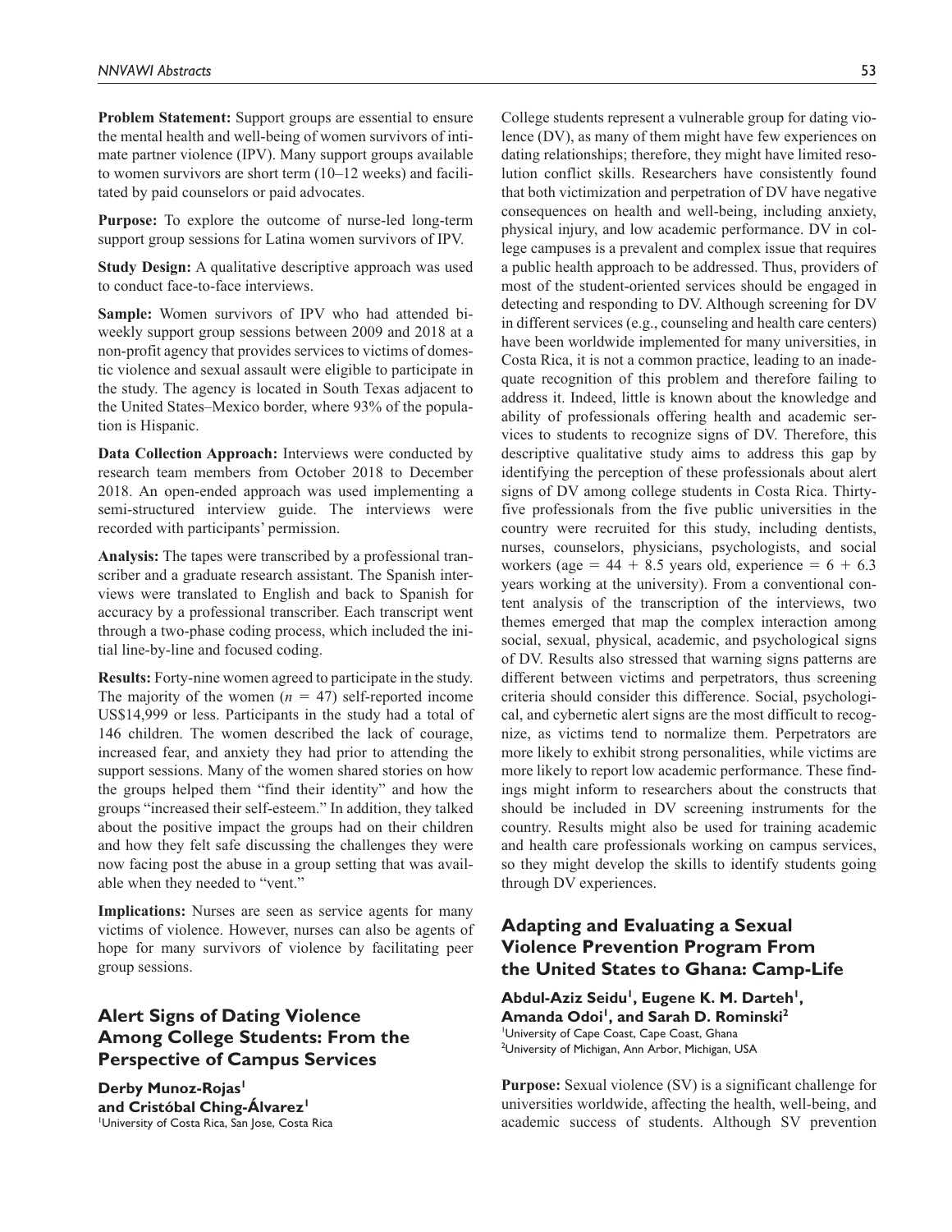**Problem Statement:** Support groups are essential to ensure the mental health and well-being of women survivors of intimate partner violence (IPV). Many support groups available to women survivors are short term (10–12 weeks) and facilitated by paid counselors or paid advocates.

**Purpose:** To explore the outcome of nurse-led long-term support group sessions for Latina women survivors of IPV.

**Study Design:** A qualitative descriptive approach was used to conduct face-to-face interviews.

**Sample:** Women survivors of IPV who had attended biweekly support group sessions between 2009 and 2018 at a non-profit agency that provides services to victims of domestic violence and sexual assault were eligible to participate in the study. The agency is located in South Texas adjacent to the United States–Mexico border, where 93% of the population is Hispanic.

**Data Collection Approach:** Interviews were conducted by research team members from October 2018 to December 2018. An open-ended approach was used implementing a semi-structured interview guide. The interviews were recorded with participants' permission.

**Analysis:** The tapes were transcribed by a professional transcriber and a graduate research assistant. The Spanish interviews were translated to English and back to Spanish for accuracy by a professional transcriber. Each transcript went through a two-phase coding process, which included the initial line-by-line and focused coding.

**Results:** Forty-nine women agreed to participate in the study. The majority of the women ($n$ = 47) self-reported income US$14,999 or less. Participants in the study had a total of 146 children. The women described the lack of courage, increased fear, and anxiety they had prior to attending the support sessions. Many of the women shared stories on how the groups helped them "find their identity" and how the groups "increased their self-esteem." In addition, they talked about the positive impact the groups had on their children and how they felt safe discussing the challenges they were now facing post the abuse in a group setting that was available when they needed to "vent."

**Implications:** Nurses are seen as service agents for many victims of violence. However, nurses can also be agents of hope for many survivors of violence by facilitating peer group sessions.

## Alert Signs of Dating Violence Among College Students: From the Perspective of Campus Services

**Derby Munoz-Rojas[1] and Cristóbal Ching-Álvarez[1]**
[1]University of Costa Rica, San Jose, Costa Rica

College students represent a vulnerable group for dating violence (DV), as many of them might have few experiences on dating relationships; therefore, they might have limited resolution conflict skills. Researchers have consistently found that both victimization and perpetration of DV have negative consequences on health and well-being, including anxiety, physical injury, and low academic performance. DV in college campuses is a prevalent and complex issue that requires a public health approach to be addressed. Thus, providers of most of the student-oriented services should be engaged in detecting and responding to DV. Although screening for DV in different services (e.g., counseling and health care centers) have been worldwide implemented for many universities, in Costa Rica, it is not a common practice, leading to an inadequate recognition of this problem and therefore failing to address it. Indeed, little is known about the knowledge and ability of professionals offering health and academic services to students to recognize signs of DV. Therefore, this descriptive qualitative study aims to address this gap by identifying the perception of these professionals about alert signs of DV among college students in Costa Rica. Thirty-five professionals from the five public universities in the country were recruited for this study, including dentists, nurses, counselors, physicians, psychologists, and social workers (age = 44 + 8.5 years old, experience = 6 + 6.3 years working at the university). From a conventional content analysis of the transcription of the interviews, two themes emerged that map the complex interaction among social, sexual, physical, academic, and psychological signs of DV. Results also stressed that warning signs patterns are different between victims and perpetrators, thus screening criteria should consider this difference. Social, psychological, and cybernetic alert signs are the most difficult to recognize, as victims tend to normalize them. Perpetrators are more likely to exhibit strong personalities, while victims are more likely to report low academic performance. These findings might inform to researchers about the constructs that should be included in DV screening instruments for the country. Results might also be used for training academic and health care professionals working on campus services, so they might develop the skills to identify students going through DV experiences.

## Adapting and Evaluating a Sexual Violence Prevention Program From the United States to Ghana: Camp-Life

**Abdul-Aziz Seidu[1], Eugene K. M. Darteh[1], Amanda Odoi[1], and Sarah D. Rominski[2]**
[1]University of Cape Coast, Cape Coast, Ghana
[2]University of Michigan, Ann Arbor, Michigan, USA

**Purpose:** Sexual violence (SV) is a significant challenge for universities worldwide, affecting the health, well-being, and academic success of students. Although SV prevention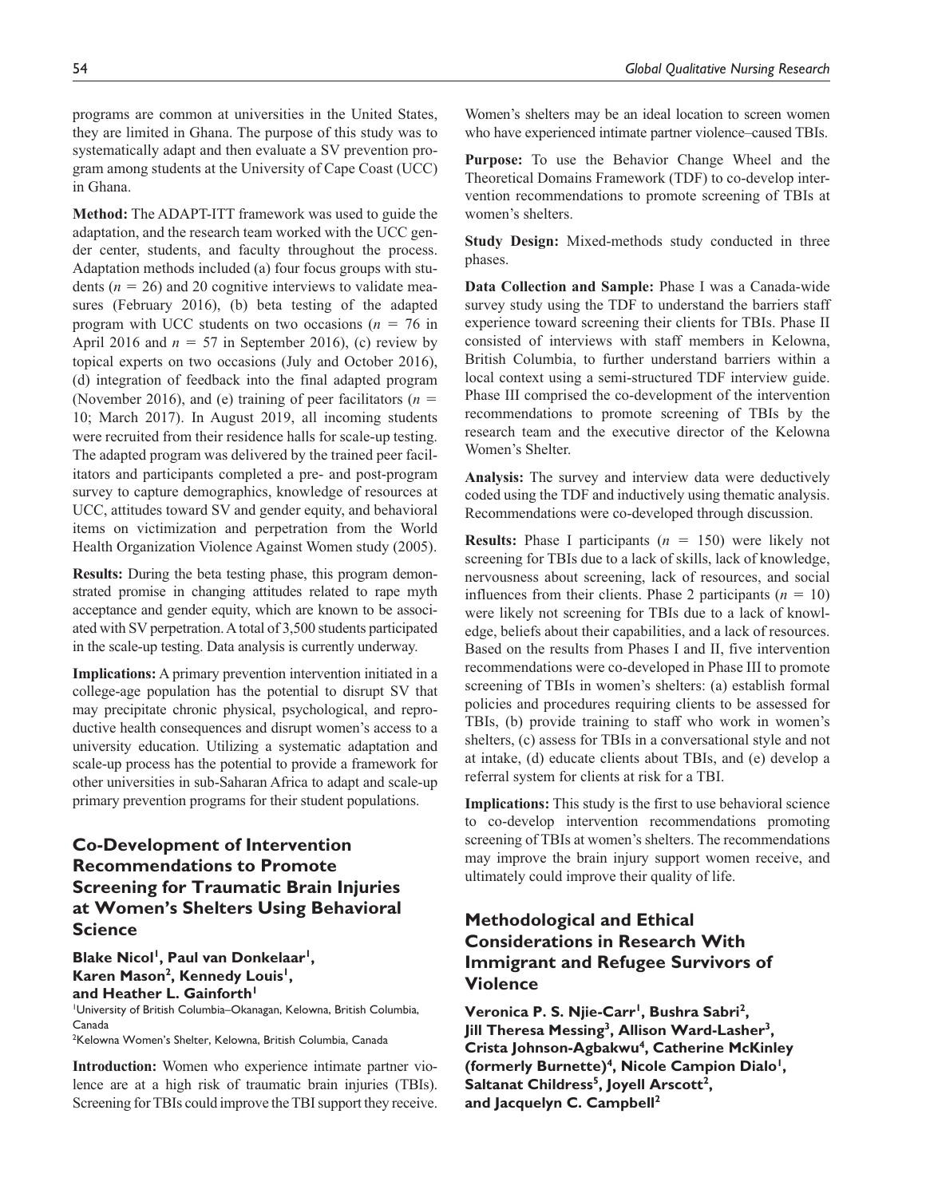programs are common at universities in the United States, they are limited in Ghana. The purpose of this study was to systematically adapt and then evaluate a SV prevention program among students at the University of Cape Coast (UCC) in Ghana.

**Method:** The ADAPT-ITT framework was used to guide the adaptation, and the research team worked with the UCC gender center, students, and faculty throughout the process. Adaptation methods included (a) four focus groups with students ($n$ = 26) and 20 cognitive interviews to validate measures (February 2016), (b) beta testing of the adapted program with UCC students on two occasions ($n$ = 76 in April 2016 and $n$ = 57 in September 2016), (c) review by topical experts on two occasions (July and October 2016), (d) integration of feedback into the final adapted program (November 2016), and (e) training of peer facilitators ($n$ = 10; March 2017). In August 2019, all incoming students were recruited from their residence halls for scale-up testing. The adapted program was delivered by the trained peer facilitators and participants completed a pre- and post-program survey to capture demographics, knowledge of resources at UCC, attitudes toward SV and gender equity, and behavioral items on victimization and perpetration from the World Health Organization Violence Against Women study (2005).

**Results:** During the beta testing phase, this program demonstrated promise in changing attitudes related to rape myth acceptance and gender equity, which are known to be associated with SV perpetration. A total of 3,500 students participated in the scale-up testing. Data analysis is currently underway.

**Implications:** A primary prevention intervention initiated in a college-age population has the potential to disrupt SV that may precipitate chronic physical, psychological, and reproductive health consequences and disrupt women's access to a university education. Utilizing a systematic adaptation and scale-up process has the potential to provide a framework for other universities in sub-Saharan Africa to adapt and scale-up primary prevention programs for their student populations.

## Co-Development of Intervention Recommendations to Promote Screening for Traumatic Brain Injuries at Women's Shelters Using Behavioral Science

**Blake Nicol[1], Paul van Donkelaar[1], Karen Mason[2], Kennedy Louis[1], and Heather L. Gainforth[1]**

[1]University of British Columbia–Okanagan, Kelowna, British Columbia, Canada
[2]Kelowna Women's Shelter, Kelowna, British Columbia, Canada

**Introduction:** Women who experience intimate partner violence are at a high risk of traumatic brain injuries (TBIs). Screening for TBIs could improve the TBI support they receive. Women's shelters may be an ideal location to screen women who have experienced intimate partner violence–caused TBIs.

**Purpose:** To use the Behavior Change Wheel and the Theoretical Domains Framework (TDF) to co-develop intervention recommendations to promote screening of TBIs at women's shelters.

**Study Design:** Mixed-methods study conducted in three phases.

**Data Collection and Sample:** Phase I was a Canada-wide survey study using the TDF to understand the barriers staff experience toward screening their clients for TBIs. Phase II consisted of interviews with staff members in Kelowna, British Columbia, to further understand barriers within a local context using a semi-structured TDF interview guide. Phase III comprised the co-development of the intervention recommendations to promote screening of TBIs by the research team and the executive director of the Kelowna Women's Shelter.

**Analysis:** The survey and interview data were deductively coded using the TDF and inductively using thematic analysis. Recommendations were co-developed through discussion.

**Results:** Phase I participants ($n$ = 150) were likely not screening for TBIs due to a lack of skills, lack of knowledge, nervousness about screening, lack of resources, and social influences from their clients. Phase 2 participants ($n$ = 10) were likely not screening for TBIs due to a lack of knowledge, beliefs about their capabilities, and a lack of resources. Based on the results from Phases I and II, five intervention recommendations were co-developed in Phase III to promote screening of TBIs in women's shelters: (a) establish formal policies and procedures requiring clients to be assessed for TBIs, (b) provide training to staff who work in women's shelters, (c) assess for TBIs in a conversational style and not at intake, (d) educate clients about TBIs, and (e) develop a referral system for clients at risk for a TBI.

**Implications:** This study is the first to use behavioral science to co-develop intervention recommendations promoting screening of TBIs at women's shelters. The recommendations may improve the brain injury support women receive, and ultimately could improve their quality of life.

## Methodological and Ethical Considerations in Research With Immigrant and Refugee Survivors of Violence

**Veronica P. S. Njie-Carr[1], Bushra Sabri[2], Jill Theresa Messing[3], Allison Ward-Lasher[3], Crista Johnson-Agbakwu[4], Catherine McKinley (formerly Burnette)[4], Nicole Campion Dialo[1], Saltanat Childress[5], Joyell Arscott[2], and Jacquelyn C. Campbell[2]**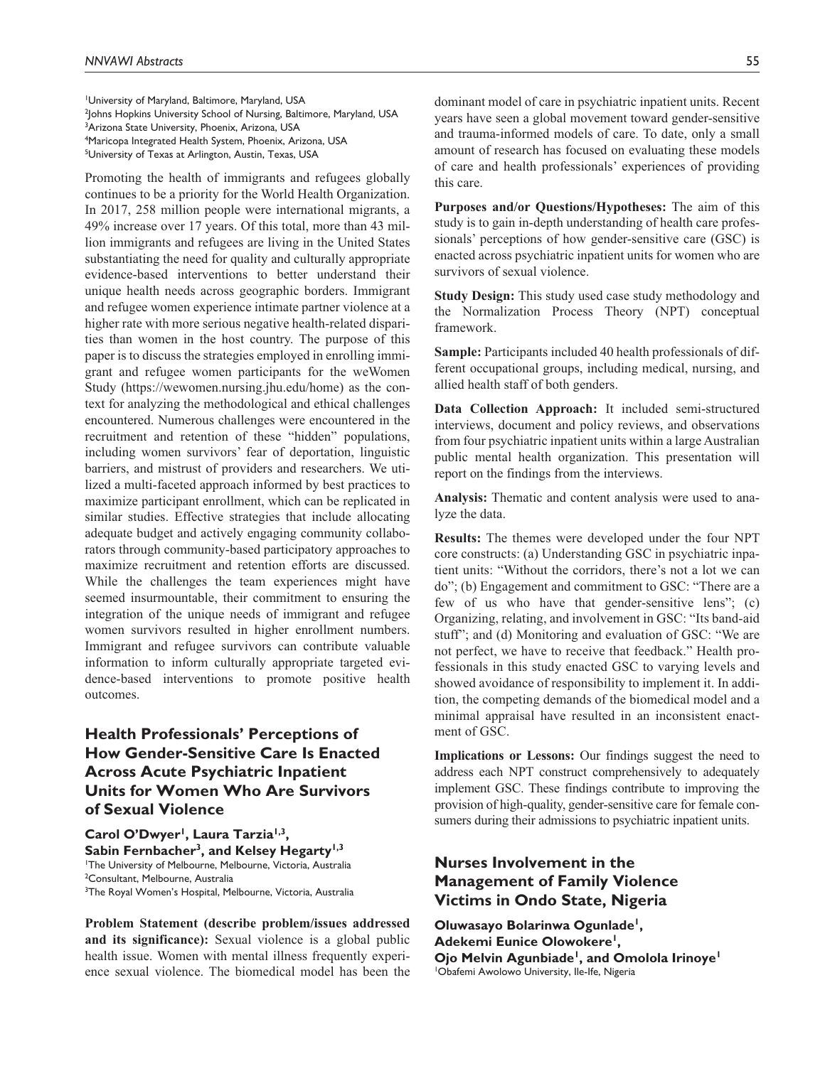[1]University of Maryland, Baltimore, Maryland, USA
[2]Johns Hopkins University School of Nursing, Baltimore, Maryland, USA
[3]Arizona State University, Phoenix, Arizona, USA
[4]Maricopa Integrated Health System, Phoenix, Arizona, USA
[5]University of Texas at Arlington, Austin, Texas, USA

Promoting the health of immigrants and refugees globally continues to be a priority for the World Health Organization. In 2017, 258 million people were international migrants, a 49% increase over 17 years. Of this total, more than 43 million immigrants and refugees are living in the United States substantiating the need for quality and culturally appropriate evidence-based interventions to better understand their unique health needs across geographic borders. Immigrant and refugee women experience intimate partner violence at a higher rate with more serious negative health-related disparities than women in the host country. The purpose of this paper is to discuss the strategies employed in enrolling immigrant and refugee women participants for the weWomen Study (https://wewomen.nursing.jhu.edu/home) as the context for analyzing the methodological and ethical challenges encountered. Numerous challenges were encountered in the recruitment and retention of these "hidden" populations, including women survivors' fear of deportation, linguistic barriers, and mistrust of providers and researchers. We utilized a multi-faceted approach informed by best practices to maximize participant enrollment, which can be replicated in similar studies. Effective strategies that include allocating adequate budget and actively engaging community collaborators through community-based participatory approaches to maximize recruitment and retention efforts are discussed. While the challenges the team experiences might have seemed insurmountable, their commitment to ensuring the integration of the unique needs of immigrant and refugee women survivors resulted in higher enrollment numbers. Immigrant and refugee survivors can contribute valuable information to inform culturally appropriate targeted evidence-based interventions to promote positive health outcomes.

## Health Professionals' Perceptions of How Gender-Sensitive Care Is Enacted Across Acute Psychiatric Inpatient Units for Women Who Are Survivors of Sexual Violence

**Carol O'Dwyer[1], Laura Tarzia[1,3], Sabin Fernbacher[3], and Kelsey Hegarty[1,3]**

[1]The University of Melbourne, Melbourne, Victoria, Australia
[2]Consultant, Melbourne, Australia
[3]The Royal Women's Hospital, Melbourne, Victoria, Australia

**Problem Statement (describe problem/issues addressed and its significance):** Sexual violence is a global public health issue. Women with mental illness frequently experience sexual violence. The biomedical model has been the dominant model of care in psychiatric inpatient units. Recent years have seen a global movement toward gender-sensitive and trauma-informed models of care. To date, only a small amount of research has focused on evaluating these models of care and health professionals' experiences of providing this care.

**Purposes and/or Questions/Hypotheses:** The aim of this study is to gain in-depth understanding of health care professionals' perceptions of how gender-sensitive care (GSC) is enacted across psychiatric inpatient units for women who are survivors of sexual violence.

**Study Design:** This study used case study methodology and the Normalization Process Theory (NPT) conceptual framework.

**Sample:** Participants included 40 health professionals of different occupational groups, including medical, nursing, and allied health staff of both genders.

**Data Collection Approach:** It included semi-structured interviews, document and policy reviews, and observations from four psychiatric inpatient units within a large Australian public mental health organization. This presentation will report on the findings from the interviews.

**Analysis:** Thematic and content analysis were used to analyze the data.

**Results:** The themes were developed under the four NPT core constructs: (a) Understanding GSC in psychiatric inpatient units: "Without the corridors, there's not a lot we can do"; (b) Engagement and commitment to GSC: "There are a few of us who have that gender-sensitive lens"; (c) Organizing, relating, and involvement in GSC: "Its band-aid stuff"; and (d) Monitoring and evaluation of GSC: "We are not perfect, we have to receive that feedback." Health professionals in this study enacted GSC to varying levels and showed avoidance of responsibility to implement it. In addition, the competing demands of the biomedical model and a minimal appraisal have resulted in an inconsistent enactment of GSC.

**Implications or Lessons:** Our findings suggest the need to address each NPT construct comprehensively to adequately implement GSC. These findings contribute to improving the provision of high-quality, gender-sensitive care for female consumers during their admissions to psychiatric inpatient units.

## Nurses Involvement in the Management of Family Violence Victims in Ondo State, Nigeria

**Oluwasayo Bolarinwa Ogunlade[1], Adekemi Eunice Olowokere[1], Ojo Melvin Agunbiade[1], and Omolola Irinoye[1]**

[1]Obafemi Awolowo University, Ile-Ife, Nigeria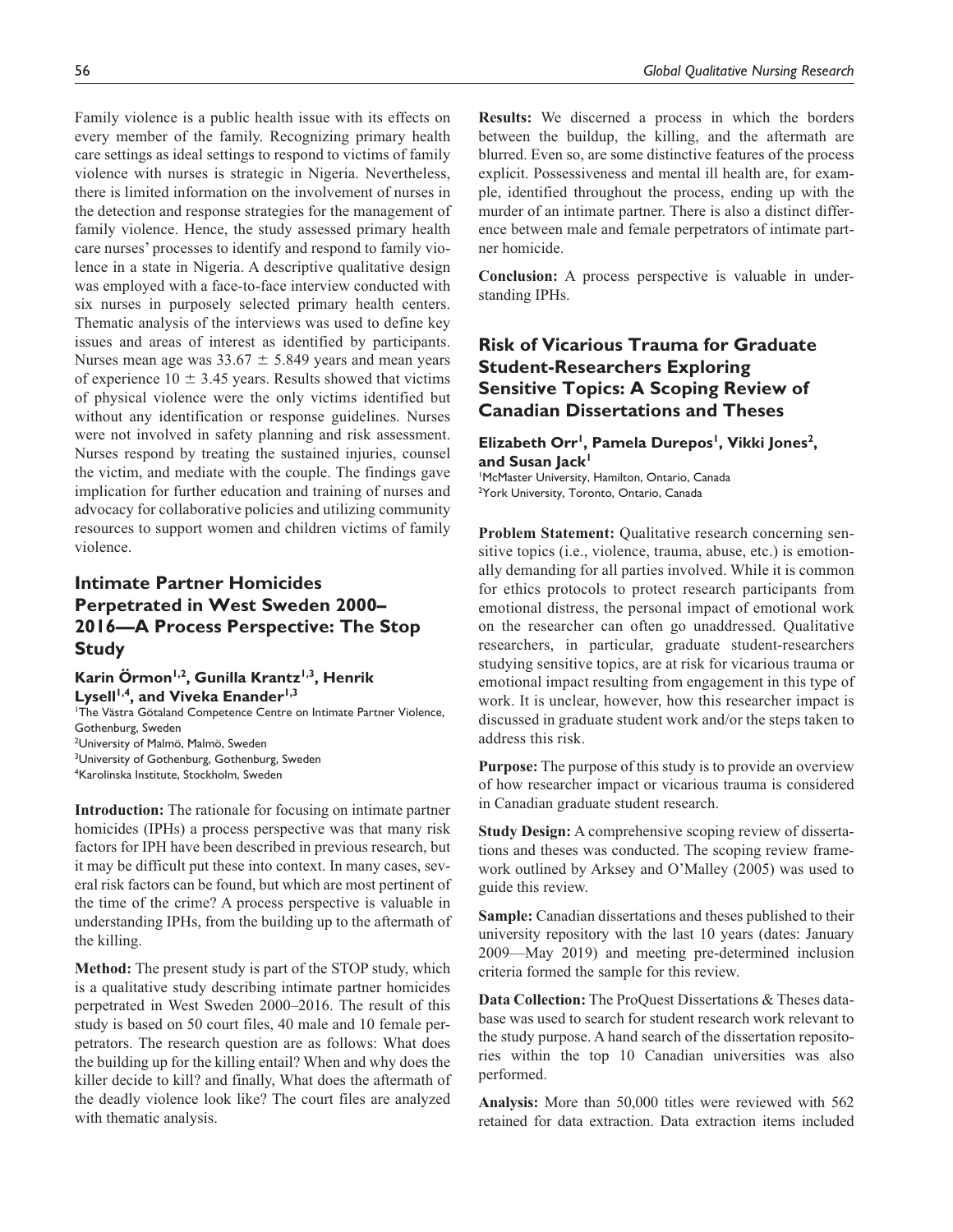Family violence is a public health issue with its effects on every member of the family. Recognizing primary health care settings as ideal settings to respond to victims of family violence with nurses is strategic in Nigeria. Nevertheless, there is limited information on the involvement of nurses in the detection and response strategies for the management of family violence. Hence, the study assessed primary health care nurses' processes to identify and respond to family violence in a state in Nigeria. A descriptive qualitative design was employed with a face-to-face interview conducted with six nurses in purposely selected primary health centers. Thematic analysis of the interviews was used to define key issues and areas of interest as identified by participants. Nurses mean age was $33.67 \pm 5.849$ years and mean years of experience $10 \pm 3.45$ years. Results showed that victims of physical violence were the only victims identified but without any identification or response guidelines. Nurses were not involved in safety planning and risk assessment. Nurses respond by treating the sustained injuries, counsel the victim, and mediate with the couple. The findings gave implication for further education and training of nurses and advocacy for collaborative policies and utilizing community resources to support women and children victims of family violence.

## Intimate Partner Homicides Perpetrated in West Sweden 2000–2016—A Process Perspective: The Stop Study

**Karin Örmon[1,2], Gunilla Krantz[1,3], Henrik Lysell[1,4], and Viveka Enander[1,3]**

[1]The Västra Götaland Competence Centre on Intimate Partner Violence, Gothenburg, Sweden
[2]University of Malmö, Malmö, Sweden
[3]University of Gothenburg, Gothenburg, Sweden
[4]Karolinska Institute, Stockholm, Sweden

**Introduction:** The rationale for focusing on intimate partner homicides (IPHs) a process perspective was that many risk factors for IPH have been described in previous research, but it may be difficult put these into context. In many cases, several risk factors can be found, but which are most pertinent of the time of the crime? A process perspective is valuable in understanding IPHs, from the building up to the aftermath of the killing.

**Method:** The present study is part of the STOP study, which is a qualitative study describing intimate partner homicides perpetrated in West Sweden 2000–2016. The result of this study is based on 50 court files, 40 male and 10 female perpetrators. The research question are as follows: What does the building up for the killing entail? When and why does the killer decide to kill? and finally, What does the aftermath of the deadly violence look like? The court files are analyzed with thematic analysis.

**Results:** We discerned a process in which the borders between the buildup, the killing, and the aftermath are blurred. Even so, are some distinctive features of the process explicit. Possessiveness and mental ill health are, for example, identified throughout the process, ending up with the murder of an intimate partner. There is also a distinct difference between male and female perpetrators of intimate partner homicide.

**Conclusion:** A process perspective is valuable in understanding IPHs.

## Risk of Vicarious Trauma for Graduate Student-Researchers Exploring Sensitive Topics: A Scoping Review of Canadian Dissertations and Theses

**Elizabeth Orr[1], Pamela Durepos[1], Vikki Jones[2], and Susan Jack[1]**

[1]McMaster University, Hamilton, Ontario, Canada
[2]York University, Toronto, Ontario, Canada

**Problem Statement:** Qualitative research concerning sensitive topics (i.e., violence, trauma, abuse, etc.) is emotionally demanding for all parties involved. While it is common for ethics protocols to protect research participants from emotional distress, the personal impact of emotional work on the researcher can often go unaddressed. Qualitative researchers, in particular, graduate student-researchers studying sensitive topics, are at risk for vicarious trauma or emotional impact resulting from engagement in this type of work. It is unclear, however, how this researcher impact is discussed in graduate student work and/or the steps taken to address this risk.

**Purpose:** The purpose of this study is to provide an overview of how researcher impact or vicarious trauma is considered in Canadian graduate student research.

**Study Design:** A comprehensive scoping review of dissertations and theses was conducted. The scoping review framework outlined by Arksey and O'Malley (2005) was used to guide this review.

**Sample:** Canadian dissertations and theses published to their university repository with the last 10 years (dates: January 2009—May 2019) and meeting pre-determined inclusion criteria formed the sample for this review.

**Data Collection:** The ProQuest Dissertations & Theses database was used to search for student research work relevant to the study purpose. A hand search of the dissertation repositories within the top 10 Canadian universities was also performed.

**Analysis:** More than 50,000 titles were reviewed with 562 retained for data extraction. Data extraction items included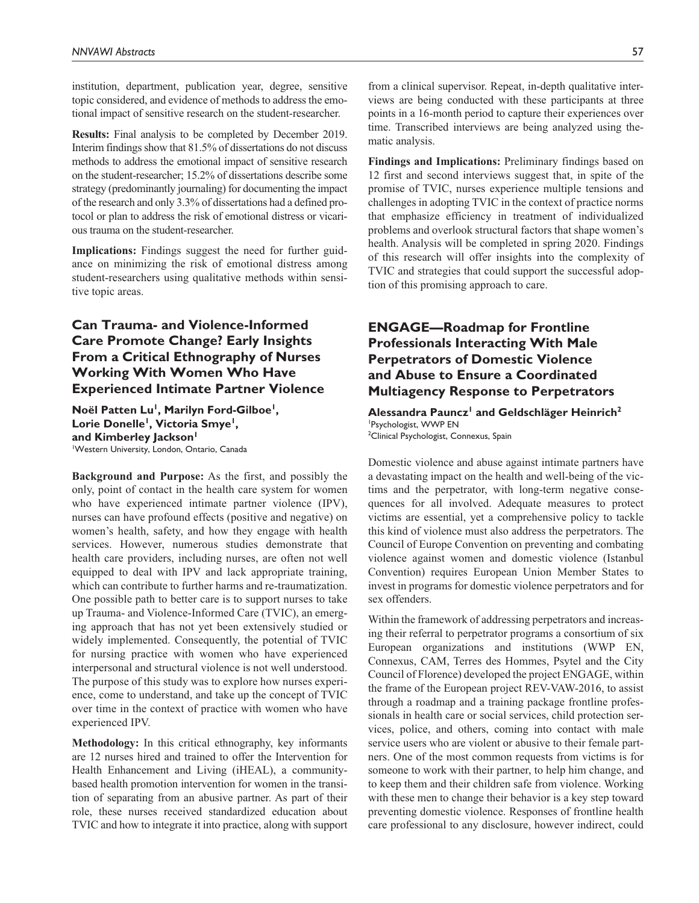institution, department, publication year, degree, sensitive topic considered, and evidence of methods to address the emotional impact of sensitive research on the student-researcher.

**Results:** Final analysis to be completed by December 2019. Interim findings show that 81.5% of dissertations do not discuss methods to address the emotional impact of sensitive research on the student-researcher; 15.2% of dissertations describe some strategy (predominantly journaling) for documenting the impact of the research and only 3.3% of dissertations had a defined protocol or plan to address the risk of emotional distress or vicarious trauma on the student-researcher.

**Implications:** Findings suggest the need for further guidance on minimizing the risk of emotional distress among student-researchers using qualitative methods within sensitive topic areas.

## Can Trauma- and Violence-Informed Care Promote Change? Early Insights From a Critical Ethnography of Nurses Working With Women Who Have Experienced Intimate Partner Violence

**Noël Patten Lu[1], Marilyn Ford-Gilboe[1], Lorie Donelle[1], Victoria Smye[1], and Kimberley Jackson[1]**

[1]Western University, London, Ontario, Canada

**Background and Purpose:** As the first, and possibly the only, point of contact in the health care system for women who have experienced intimate partner violence (IPV), nurses can have profound effects (positive and negative) on women's health, safety, and how they engage with health services. However, numerous studies demonstrate that health care providers, including nurses, are often not well equipped to deal with IPV and lack appropriate training, which can contribute to further harms and re-traumatization. One possible path to better care is to support nurses to take up Trauma- and Violence-Informed Care (TVIC), an emerging approach that has not yet been extensively studied or widely implemented. Consequently, the potential of TVIC for nursing practice with women who have experienced interpersonal and structural violence is not well understood. The purpose of this study was to explore how nurses experience, come to understand, and take up the concept of TVIC over time in the context of practice with women who have experienced IPV.

**Methodology:** In this critical ethnography, key informants are 12 nurses hired and trained to offer the Intervention for Health Enhancement and Living (iHEAL), a community-based health promotion intervention for women in the transition of separating from an abusive partner. As part of their role, these nurses received standardized education about TVIC and how to integrate it into practice, along with support from a clinical supervisor. Repeat, in-depth qualitative interviews are being conducted with these participants at three points in a 16-month period to capture their experiences over time. Transcribed interviews are being analyzed using thematic analysis.

**Findings and Implications:** Preliminary findings based on 12 first and second interviews suggest that, in spite of the promise of TVIC, nurses experience multiple tensions and challenges in adopting TVIC in the context of practice norms that emphasize efficiency in treatment of individualized problems and overlook structural factors that shape women's health. Analysis will be completed in spring 2020. Findings of this research will offer insights into the complexity of TVIC and strategies that could support the successful adoption of this promising approach to care.

## ENGAGE—Roadmap for Frontline Professionals Interacting With Male Perpetrators of Domestic Violence and Abuse to Ensure a Coordinated Multiagency Response to Perpetrators

**Alessandra Pauncz[1] and Geldschläger Heinrich[2]**

[1]Psychologist, WWP EN
[2]Clinical Psychologist, Connexus, Spain

Domestic violence and abuse against intimate partners have a devastating impact on the health and well-being of the victims and the perpetrator, with long-term negative consequences for all involved. Adequate measures to protect victims are essential, yet a comprehensive policy to tackle this kind of violence must also address the perpetrators. The Council of Europe Convention on preventing and combating violence against women and domestic violence (Istanbul Convention) requires European Union Member States to invest in programs for domestic violence perpetrators and for sex offenders.

Within the framework of addressing perpetrators and increasing their referral to perpetrator programs a consortium of six European organizations and institutions (WWP EN, Connexus, CAM, Terres des Hommes, Psytel and the City Council of Florence) developed the project ENGAGE, within the frame of the European project REV-VAW-2016, to assist through a roadmap and a training package frontline professionals in health care or social services, child protection services, police, and others, coming into contact with male service users who are violent or abusive to their female partners. One of the most common requests from victims is for someone to work with their partner, to help him change, and to keep them and their children safe from violence. Working with these men to change their behavior is a key step toward preventing domestic violence. Responses of frontline health care professional to any disclosure, however indirect, could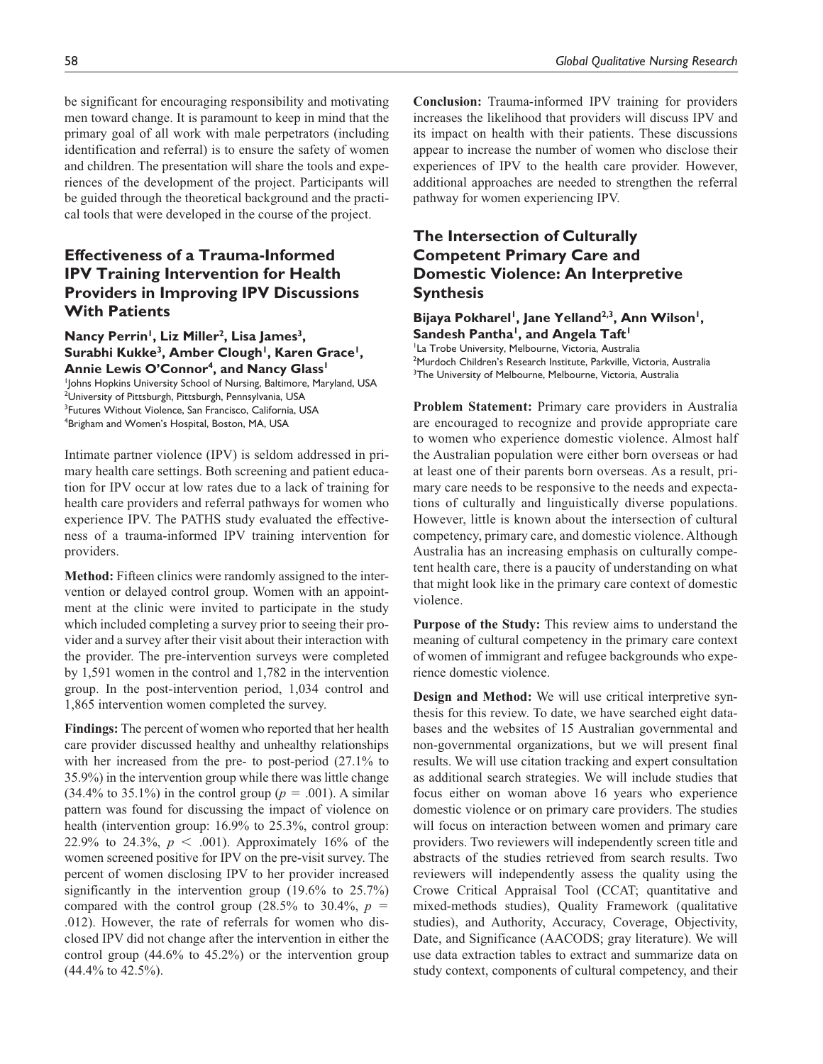be significant for encouraging responsibility and motivating men toward change. It is paramount to keep in mind that the primary goal of all work with male perpetrators (including identification and referral) is to ensure the safety of women and children. The presentation will share the tools and experiences of the development of the project. Participants will be guided through the theoretical background and the practical tools that were developed in the course of the project.

## Effectiveness of a Trauma-Informed IPV Training Intervention for Health Providers in Improving IPV Discussions With Patients

**Nancy Perrin[1], Liz Miller[2], Lisa James[3], Surabhi Kukke[3], Amber Clough[1], Karen Grace[1], Annie Lewis O'Connor[4], and Nancy Glass[1]**

[1]Johns Hopkins University School of Nursing, Baltimore, Maryland, USA
[2]University of Pittsburgh, Pittsburgh, Pennsylvania, USA
[3]Futures Without Violence, San Francisco, California, USA
[4]Brigham and Women's Hospital, Boston, MA, USA

Intimate partner violence (IPV) is seldom addressed in primary health care settings. Both screening and patient education for IPV occur at low rates due to a lack of training for health care providers and referral pathways for women who experience IPV. The PATHS study evaluated the effectiveness of a trauma-informed IPV training intervention for providers.

**Method:** Fifteen clinics were randomly assigned to the intervention or delayed control group. Women with an appointment at the clinic were invited to participate in the study which included completing a survey prior to seeing their provider and a survey after their visit about their interaction with the provider. The pre-intervention surveys were completed by 1,591 women in the control and 1,782 in the intervention group. In the post-intervention period, 1,034 control and 1,865 intervention women completed the survey.

**Findings:** The percent of women who reported that her health care provider discussed healthy and unhealthy relationships with her increased from the pre- to post-period (27.1% to 35.9%) in the intervention group while there was little change (34.4% to 35.1%) in the control group ($p$ = .001). A similar pattern was found for discussing the impact of violence on health (intervention group: 16.9% to 25.3%, control group: 22.9% to 24.3%, $p$ < .001). Approximately 16% of the women screened positive for IPV on the pre-visit survey. The percent of women disclosing IPV to her provider increased significantly in the intervention group (19.6% to 25.7%) compared with the control group (28.5% to 30.4%, $p$ = .012). However, the rate of referrals for women who disclosed IPV did not change after the intervention in either the control group (44.6% to 45.2%) or the intervention group (44.4% to 42.5%).

**Conclusion:** Trauma-informed IPV training for providers increases the likelihood that providers will discuss IPV and its impact on health with their patients. These discussions appear to increase the number of women who disclose their experiences of IPV to the health care provider. However, additional approaches are needed to strengthen the referral pathway for women experiencing IPV.

## The Intersection of Culturally Competent Primary Care and Domestic Violence: An Interpretive Synthesis

**Bijaya Pokharel[1], Jane Yelland[2,3], Ann Wilson[1], Sandesh Pantha[1], and Angela Taft[1]**

[1]La Trobe University, Melbourne, Victoria, Australia
[2]Murdoch Children's Research Institute, Parkville, Victoria, Australia
[3]The University of Melbourne, Melbourne, Victoria, Australia

**Problem Statement:** Primary care providers in Australia are encouraged to recognize and provide appropriate care to women who experience domestic violence. Almost half the Australian population were either born overseas or had at least one of their parents born overseas. As a result, primary care needs to be responsive to the needs and expectations of culturally and linguistically diverse populations. However, little is known about the intersection of cultural competency, primary care, and domestic violence. Although Australia has an increasing emphasis on culturally competent health care, there is a paucity of understanding on what that might look like in the primary care context of domestic violence.

**Purpose of the Study:** This review aims to understand the meaning of cultural competency in the primary care context of women of immigrant and refugee backgrounds who experience domestic violence.

**Design and Method:** We will use critical interpretive synthesis for this review. To date, we have searched eight databases and the websites of 15 Australian governmental and non-governmental organizations, but we will present final results. We will use citation tracking and expert consultation as additional search strategies. We will include studies that focus either on woman above 16 years who experience domestic violence or on primary care providers. The studies will focus on interaction between women and primary care providers. Two reviewers will independently screen title and abstracts of the studies retrieved from search results. Two reviewers will independently assess the quality using the Crowe Critical Appraisal Tool (CCAT; quantitative and mixed-methods studies), Quality Framework (qualitative studies), and Authority, Accuracy, Coverage, Objectivity, Date, and Significance (AACODS; gray literature). We will use data extraction tables to extract and summarize data on study context, components of cultural competency, and their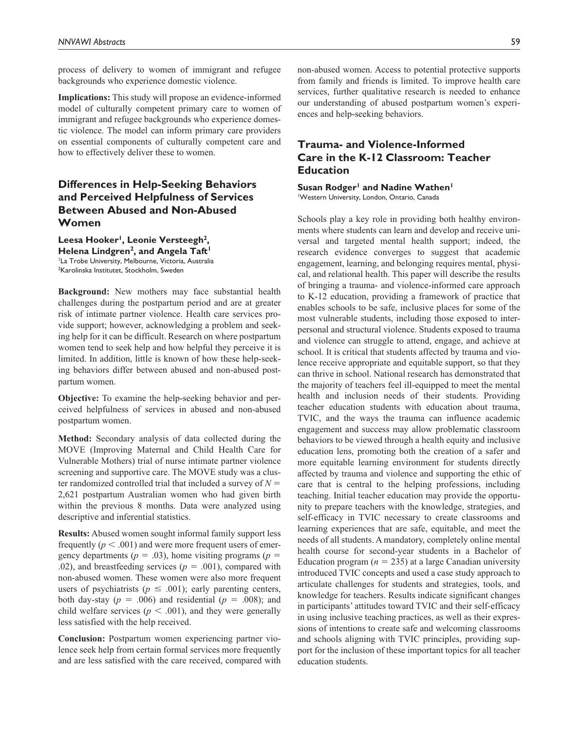process of delivery to women of immigrant and refugee backgrounds who experience domestic violence.

**Implications:** This study will propose an evidence-informed model of culturally competent primary care to women of immigrant and refugee backgrounds who experience domestic violence. The model can inform primary care providers on essential components of culturally competent care and how to effectively deliver these to women.

## Differences in Help-Seeking Behaviors and Perceived Helpfulness of Services Between Abused and Non-Abused Women

**Leesa Hooker[1], Leonie Versteegh[2], Helena Lindgren[2], and Angela Taft[1]**
[1]La Trobe University, Melbourne, Victoria, Australia
[2]Karolinska Institutet, Stockholm, Sweden

**Background:** New mothers may face substantial health challenges during the postpartum period and are at greater risk of intimate partner violence. Health care services provide support; however, acknowledging a problem and seeking help for it can be difficult. Research on where postpartum women tend to seek help and how helpful they perceive it is limited. In addition, little is known of how these help-seeking behaviors differ between abused and non-abused postpartum women.

**Objective:** To examine the help-seeking behavior and perceived helpfulness of services in abused and non-abused postpartum women.

**Method:** Secondary analysis of data collected during the MOVE (Improving Maternal and Child Health Care for Vulnerable Mothers) trial of nurse intimate partner violence screening and supportive care. The MOVE study was a cluster randomized controlled trial that included a survey of $N =$ 2,621 postpartum Australian women who had given birth within the previous 8 months. Data were analyzed using descriptive and inferential statistics.

**Results:** Abused women sought informal family support less frequently ($p < .001$) and were more frequent users of emergency departments ($p = .03$), home visiting programs ($p = .02$), and breastfeeding services ($p = .001$), compared with non-abused women. These women were also more frequent users of psychiatrists ($p \leq .001$); early parenting centers, both day-stay ($p = .006$) and residential ($p = .008$); and child welfare services ($p < .001$), and they were generally less satisfied with the help received.

**Conclusion:** Postpartum women experiencing partner violence seek help from certain formal services more frequently and are less satisfied with the care received, compared with non-abused women. Access to potential protective supports from family and friends is limited. To improve health care services, further qualitative research is needed to enhance our understanding of abused postpartum women's experiences and help-seeking behaviors.

## Trauma- and Violence-Informed Care in the K-12 Classroom: Teacher Education

**Susan Rodger[1] and Nadine Wathen[1]**
[1]Western University, London, Ontario, Canada

Schools play a key role in providing both healthy environments where students can learn and develop and receive universal and targeted mental health support; indeed, the research evidence converges to suggest that academic engagement, learning, and belonging requires mental, physical, and relational health. This paper will describe the results of bringing a trauma- and violence-informed care approach to K-12 education, providing a framework of practice that enables schools to be safe, inclusive places for some of the most vulnerable students, including those exposed to interpersonal and structural violence. Students exposed to trauma and violence can struggle to attend, engage, and achieve at school. It is critical that students affected by trauma and violence receive appropriate and equitable support, so that they can thrive in school. National research has demonstrated that the majority of teachers feel ill-equipped to meet the mental health and inclusion needs of their students. Providing teacher education students with education about trauma, TVIC, and the ways the trauma can influence academic engagement and success may allow problematic classroom behaviors to be viewed through a health equity and inclusive education lens, promoting both the creation of a safer and more equitable learning environment for students directly affected by trauma and violence and supporting the ethic of care that is central to the helping professions, including teaching. Initial teacher education may provide the opportunity to prepare teachers with the knowledge, strategies, and self-efficacy in TVIC necessary to create classrooms and learning experiences that are safe, equitable, and meet the needs of all students. A mandatory, completely online mental health course for second-year students in a Bachelor of Education program ($n = 235$) at a large Canadian university introduced TVIC concepts and used a case study approach to articulate challenges for students and strategies, tools, and knowledge for teachers. Results indicate significant changes in participants' attitudes toward TVIC and their self-efficacy in using inclusive teaching practices, as well as their expressions of intentions to create safe and welcoming classrooms and schools aligning with TVIC principles, providing support for the inclusion of these important topics for all teacher education students.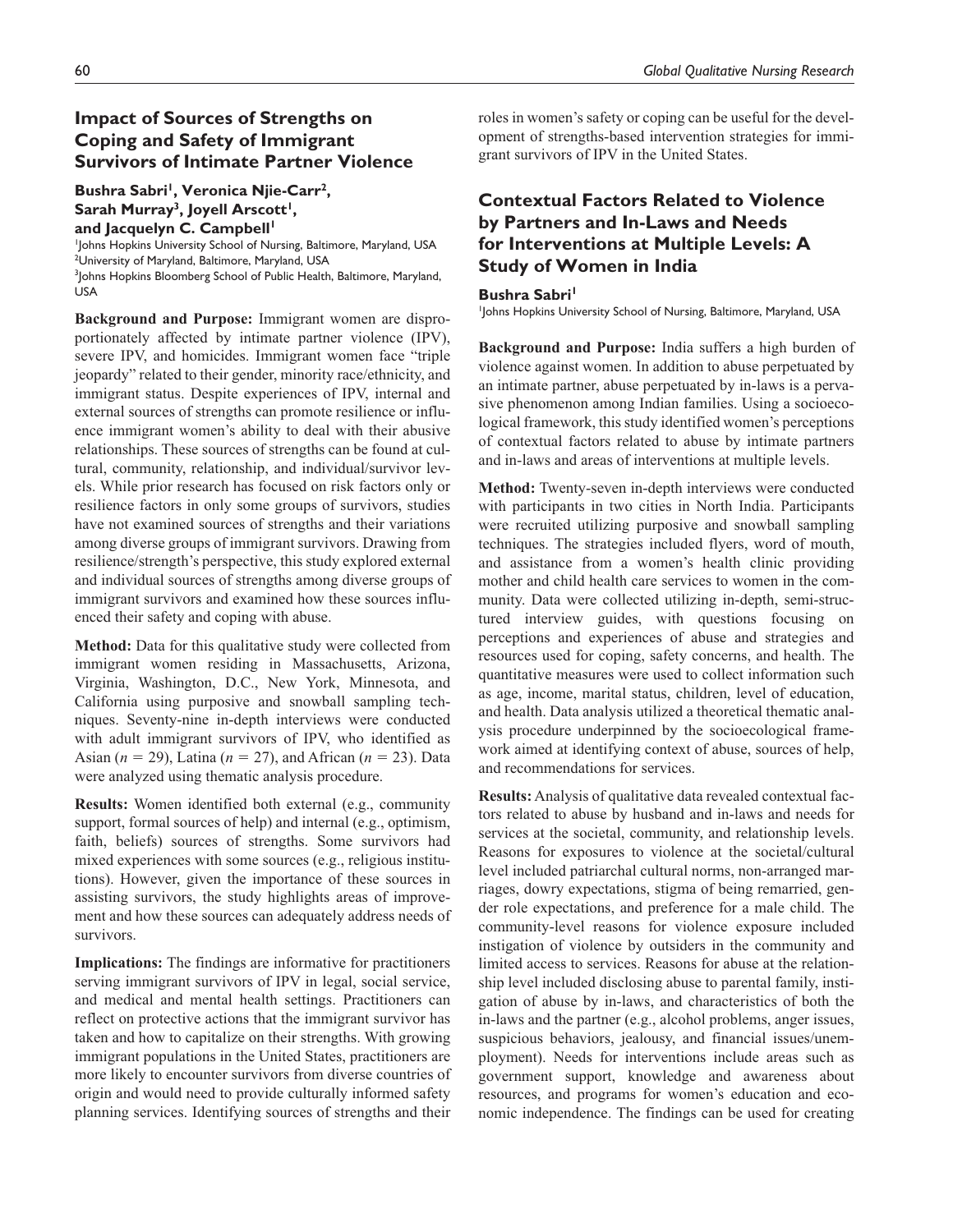## Impact of Sources of Strengths on Coping and Safety of Immigrant Survivors of Intimate Partner Violence

**Bushra Sabri[1], Veronica Njie-Carr[2], Sarah Murray[3], Joyell Arscott[1], and Jacquelyn C. Campbell[1]**

[1]Johns Hopkins University School of Nursing, Baltimore, Maryland, USA
[2]University of Maryland, Baltimore, Maryland, USA
[3]Johns Hopkins Bloomberg School of Public Health, Baltimore, Maryland, USA

**Background and Purpose:** Immigrant women are disproportionately affected by intimate partner violence (IPV), severe IPV, and homicides. Immigrant women face "triple jeopardy" related to their gender, minority race/ethnicity, and immigrant status. Despite experiences of IPV, internal and external sources of strengths can promote resilience or influence immigrant women's ability to deal with their abusive relationships. These sources of strengths can be found at cultural, community, relationship, and individual/survivor levels. While prior research has focused on risk factors only or resilience factors in only some groups of survivors, studies have not examined sources of strengths and their variations among diverse groups of immigrant survivors. Drawing from resilience/strength's perspective, this study explored external and individual sources of strengths among diverse groups of immigrant survivors and examined how these sources influenced their safety and coping with abuse.

**Method:** Data for this qualitative study were collected from immigrant women residing in Massachusetts, Arizona, Virginia, Washington, D.C., New York, Minnesota, and California using purposive and snowball sampling techniques. Seventy-nine in-depth interviews were conducted with adult immigrant survivors of IPV, who identified as Asian ($n = 29$), Latina ($n = 27$), and African ($n = 23$). Data were analyzed using thematic analysis procedure.

**Results:** Women identified both external (e.g., community support, formal sources of help) and internal (e.g., optimism, faith, beliefs) sources of strengths. Some survivors had mixed experiences with some sources (e.g., religious institutions). However, given the importance of these sources in assisting survivors, the study highlights areas of improvement and how these sources can adequately address needs of survivors.

**Implications:** The findings are informative for practitioners serving immigrant survivors of IPV in legal, social service, and medical and mental health settings. Practitioners can reflect on protective actions that the immigrant survivor has taken and how to capitalize on their strengths. With growing immigrant populations in the United States, practitioners are more likely to encounter survivors from diverse countries of origin and would need to provide culturally informed safety planning services. Identifying sources of strengths and their roles in women's safety or coping can be useful for the development of strengths-based intervention strategies for immigrant survivors of IPV in the United States.

## Contextual Factors Related to Violence by Partners and In-Laws and Needs for Interventions at Multiple Levels: A Study of Women in India

**Bushra Sabri[1]**

[1]Johns Hopkins University School of Nursing, Baltimore, Maryland, USA

**Background and Purpose:** India suffers a high burden of violence against women. In addition to abuse perpetuated by an intimate partner, abuse perpetuated by in-laws is a pervasive phenomenon among Indian families. Using a socioecological framework, this study identified women's perceptions of contextual factors related to abuse by intimate partners and in-laws and areas of interventions at multiple levels.

**Method:** Twenty-seven in-depth interviews were conducted with participants in two cities in North India. Participants were recruited utilizing purposive and snowball sampling techniques. The strategies included flyers, word of mouth, and assistance from a women's health clinic providing mother and child health care services to women in the community. Data were collected utilizing in-depth, semi-structured interview guides, with questions focusing on perceptions and experiences of abuse and strategies and resources used for coping, safety concerns, and health. The quantitative measures were used to collect information such as age, income, marital status, children, level of education, and health. Data analysis utilized a theoretical thematic analysis procedure underpinned by the socioecological framework aimed at identifying context of abuse, sources of help, and recommendations for services.

**Results:** Analysis of qualitative data revealed contextual factors related to abuse by husband and in-laws and needs for services at the societal, community, and relationship levels. Reasons for exposures to violence at the societal/cultural level included patriarchal cultural norms, non-arranged marriages, dowry expectations, stigma of being remarried, gender role expectations, and preference for a male child. The community-level reasons for violence exposure included instigation of violence by outsiders in the community and limited access to services. Reasons for abuse at the relationship level included disclosing abuse to parental family, instigation of abuse by in-laws, and characteristics of both the in-laws and the partner (e.g., alcohol problems, anger issues, suspicious behaviors, jealousy, and financial issues/unemployment). Needs for interventions include areas such as government support, knowledge and awareness about resources, and programs for women's education and economic independence. The findings can be used for creating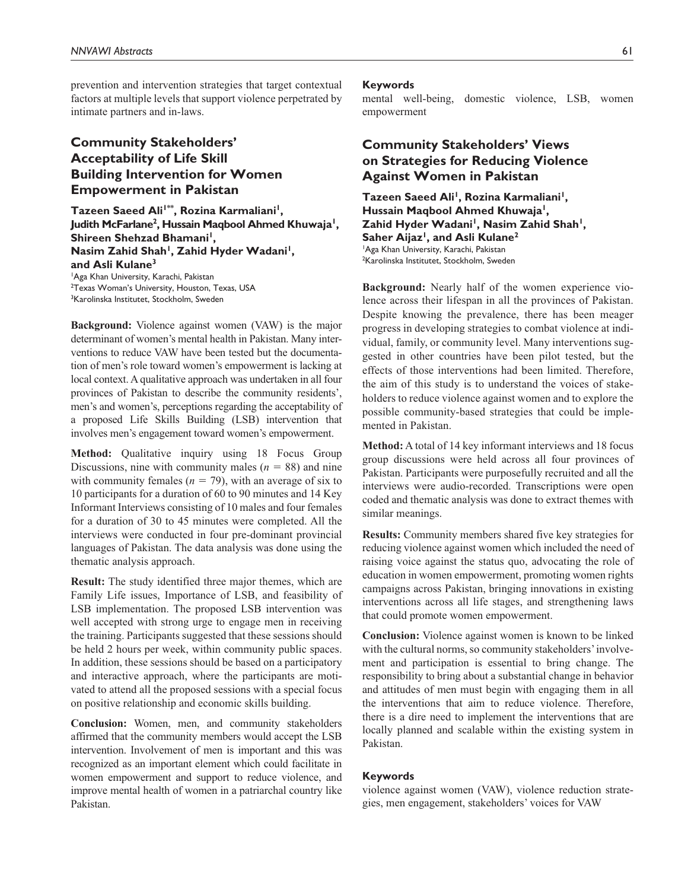prevention and intervention strategies that target contextual factors at multiple levels that support violence perpetrated by intimate partners and in-laws.

## Community Stakeholders' Acceptability of Life Skill Building Intervention for Women Empowerment in Pakistan

**Tazeen Saeed Ali[1**], Rozina Karmaliani[1], Judith McFarlane[2], Hussain Maqbool Ahmed Khuwaja[1], Shireen Shehzad Bhamani[1], Nasim Zahid Shah[1], Zahid Hyder Wadani[1], and Asli Kulane[3]**

[1]Aga Khan University, Karachi, Pakistan
[2]Texas Woman's University, Houston, Texas, USA
[3]Karolinska Institutet, Stockholm, Sweden

**Background:** Violence against women (VAW) is the major determinant of women's mental health in Pakistan. Many interventions to reduce VAW have been tested but the documentation of men's role toward women's empowerment is lacking at local context. A qualitative approach was undertaken in all four provinces of Pakistan to describe the community residents', men's and women's, perceptions regarding the acceptability of a proposed Life Skills Building (LSB) intervention that involves men's engagement toward women's empowerment.

**Method:** Qualitative inquiry using 18 Focus Group Discussions, nine with community males ($n$ = 88) and nine with community females ($n$ = 79), with an average of six to 10 participants for a duration of 60 to 90 minutes and 14 Key Informant Interviews consisting of 10 males and four females for a duration of 30 to 45 minutes were completed. All the interviews were conducted in four pre-dominant provincial languages of Pakistan. The data analysis was done using the thematic analysis approach.

**Result:** The study identified three major themes, which are Family Life issues, Importance of LSB, and feasibility of LSB implementation. The proposed LSB intervention was well accepted with strong urge to engage men in receiving the training. Participants suggested that these sessions should be held 2 hours per week, within community public spaces. In addition, these sessions should be based on a participatory and interactive approach, where the participants are motivated to attend all the proposed sessions with a special focus on positive relationship and economic skills building.

**Conclusion:** Women, men, and community stakeholders affirmed that the community members would accept the LSB intervention. Involvement of men is important and this was recognized as an important element which could facilitate in women empowerment and support to reduce violence, and improve mental health of women in a patriarchal country like Pakistan.

### Keywords

mental well-being, domestic violence, LSB, women empowerment

## Community Stakeholders' Views on Strategies for Reducing Violence Against Women in Pakistan

**Tazeen Saeed Ali[1], Rozina Karmaliani[1], Hussain Maqbool Ahmed Khuwaja[1], Zahid Hyder Wadani[1], Nasim Zahid Shah[1], Saher Aijaz[1], and Asli Kulane[2]**

[1]Aga Khan University, Karachi, Pakistan
[2]Karolinska Institutet, Stockholm, Sweden

**Background:** Nearly half of the women experience violence across their lifespan in all the provinces of Pakistan. Despite knowing the prevalence, there has been meager progress in developing strategies to combat violence at individual, family, or community level. Many interventions suggested in other countries have been pilot tested, but the effects of those interventions had been limited. Therefore, the aim of this study is to understand the voices of stakeholders to reduce violence against women and to explore the possible community-based strategies that could be implemented in Pakistan.

**Method:** A total of 14 key informant interviews and 18 focus group discussions were held across all four provinces of Pakistan. Participants were purposefully recruited and all the interviews were audio-recorded. Transcriptions were open coded and thematic analysis was done to extract themes with similar meanings.

**Results:** Community members shared five key strategies for reducing violence against women which included the need of raising voice against the status quo, advocating the role of education in women empowerment, promoting women rights campaigns across Pakistan, bringing innovations in existing interventions across all life stages, and strengthening laws that could promote women empowerment.

**Conclusion:** Violence against women is known to be linked with the cultural norms, so community stakeholders' involvement and participation is essential to bring change. The responsibility to bring about a substantial change in behavior and attitudes of men must begin with engaging them in all the interventions that aim to reduce violence. Therefore, there is a dire need to implement the interventions that are locally planned and scalable within the existing system in Pakistan.

### Keywords

violence against women (VAW), violence reduction strategies, men engagement, stakeholders' voices for VAW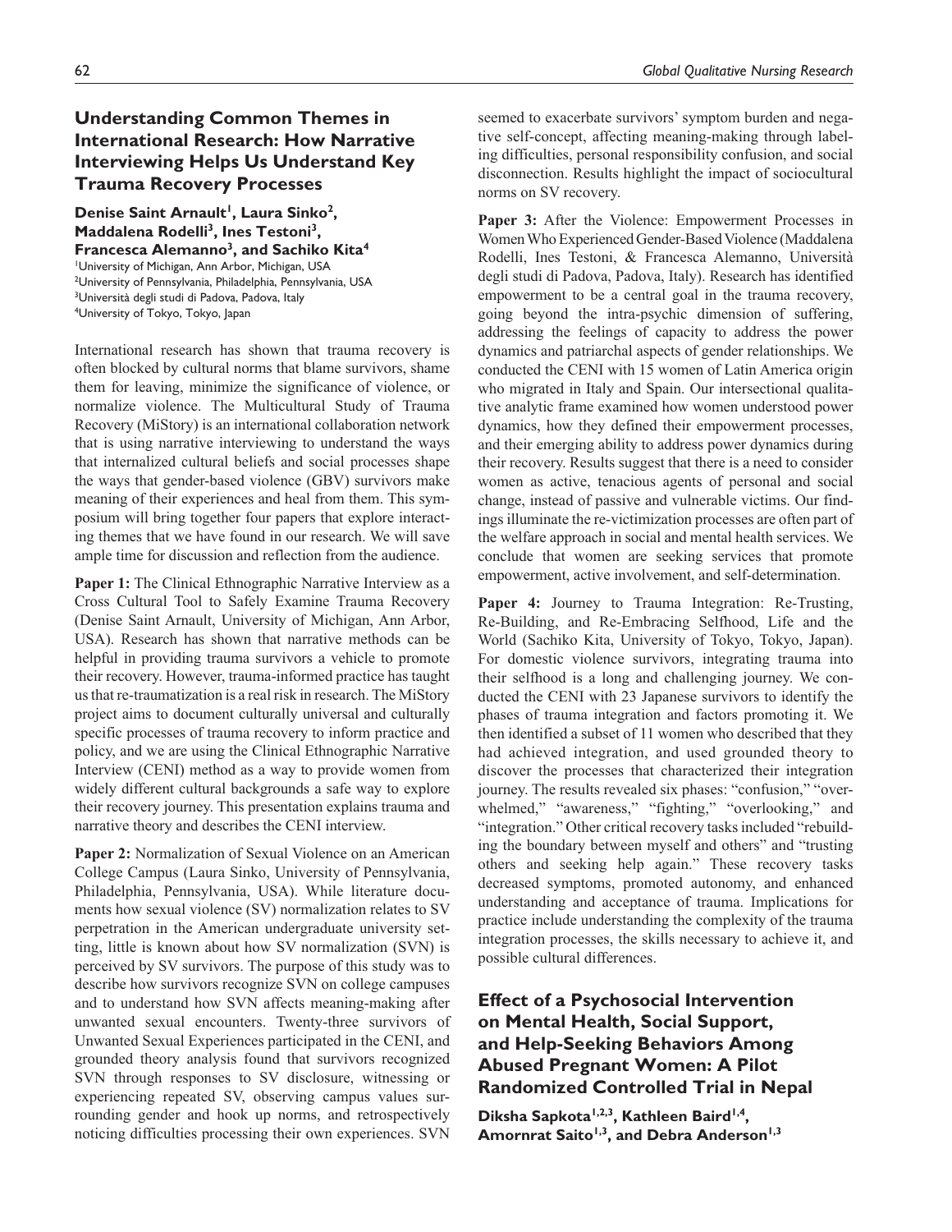## Understanding Common Themes in International Research: How Narrative Interviewing Helps Us Understand Key Trauma Recovery Processes

**Denise Saint Arnault[1], Laura Sinko[2], Maddalena Rodelli[3], Ines Testoni[3], Francesca Alemanno[3], and Sachiko Kita[4]**

[1]University of Michigan, Ann Arbor, Michigan, USA
[2]University of Pennsylvania, Philadelphia, Pennsylvania, USA
[3]Università degli studi di Padova, Padova, Italy
[4]University of Tokyo, Tokyo, Japan

International research has shown that trauma recovery is often blocked by cultural norms that blame survivors, shame them for leaving, minimize the significance of violence, or normalize violence. The Multicultural Study of Trauma Recovery (MiStory) is an international collaboration network that is using narrative interviewing to understand the ways that internalized cultural beliefs and social processes shape the ways that gender-based violence (GBV) survivors make meaning of their experiences and heal from them. This symposium will bring together four papers that explore interacting themes that we have found in our research. We will save ample time for discussion and reflection from the audience.

**Paper 1:** The Clinical Ethnographic Narrative Interview as a Cross Cultural Tool to Safely Examine Trauma Recovery (Denise Saint Arnault, University of Michigan, Ann Arbor, USA). Research has shown that narrative methods can be helpful in providing trauma survivors a vehicle to promote their recovery. However, trauma-informed practice has taught us that re-traumatization is a real risk in research. The MiStory project aims to document culturally universal and culturally specific processes of trauma recovery to inform practice and policy, and we are using the Clinical Ethnographic Narrative Interview (CENI) method as a way to provide women from widely different cultural backgrounds a safe way to explore their recovery journey. This presentation explains trauma and narrative theory and describes the CENI interview.

**Paper 2:** Normalization of Sexual Violence on an American College Campus (Laura Sinko, University of Pennsylvania, Philadelphia, Pennsylvania, USA). While literature documents how sexual violence (SV) normalization relates to SV perpetration in the American undergraduate university setting, little is known about how SV normalization (SVN) is perceived by SV survivors. The purpose of this study was to describe how survivors recognize SVN on college campuses and to understand how SVN affects meaning-making after unwanted sexual encounters. Twenty-three survivors of Unwanted Sexual Experiences participated in the CENI, and grounded theory analysis found that survivors recognized SVN through responses to SV disclosure, witnessing or experiencing repeated SV, observing campus values surrounding gender and hook up norms, and retrospectively noticing difficulties processing their own experiences. SVN seemed to exacerbate survivors' symptom burden and negative self-concept, affecting meaning-making through labeling difficulties, personal responsibility confusion, and social disconnection. Results highlight the impact of sociocultural norms on SV recovery.

**Paper 3:** After the Violence: Empowerment Processes in Women Who Experienced Gender-Based Violence (Maddalena Rodelli, Ines Testoni, & Francesca Alemanno, Università degli studi di Padova, Padova, Italy). Research has identified empowerment to be a central goal in the trauma recovery, going beyond the intra-psychic dimension of suffering, addressing the feelings of capacity to address the power dynamics and patriarchal aspects of gender relationships. We conducted the CENI with 15 women of Latin America origin who migrated in Italy and Spain. Our intersectional qualitative analytic frame examined how women understood power dynamics, how they defined their empowerment processes, and their emerging ability to address power dynamics during their recovery. Results suggest that there is a need to consider women as active, tenacious agents of personal and social change, instead of passive and vulnerable victims. Our findings illuminate the re-victimization processes are often part of the welfare approach in social and mental health services. We conclude that women are seeking services that promote empowerment, active involvement, and self-determination.

**Paper 4:** Journey to Trauma Integration: Re-Trusting, Re-Building, and Re-Embracing Selfhood, Life and the World (Sachiko Kita, University of Tokyo, Tokyo, Japan). For domestic violence survivors, integrating trauma into their selfhood is a long and challenging journey. We conducted the CENI with 23 Japanese survivors to identify the phases of trauma integration and factors promoting it. We then identified a subset of 11 women who described that they had achieved integration, and used grounded theory to discover the processes that characterized their integration journey. The results revealed six phases: "confusion," "overwhelmed," "awareness," "fighting," "overlooking," and "integration." Other critical recovery tasks included "rebuilding the boundary between myself and others" and "trusting others and seeking help again." These recovery tasks decreased symptoms, promoted autonomy, and enhanced understanding and acceptance of trauma. Implications for practice include understanding the complexity of the trauma integration processes, the skills necessary to achieve it, and possible cultural differences.

## Effect of a Psychosocial Intervention on Mental Health, Social Support, and Help-Seeking Behaviors Among Abused Pregnant Women: A Pilot Randomized Controlled Trial in Nepal

**Diksha Sapkota[1,2,3], Kathleen Baird[1,4], Amornrat Saito[1,3], and Debra Anderson[1,3]**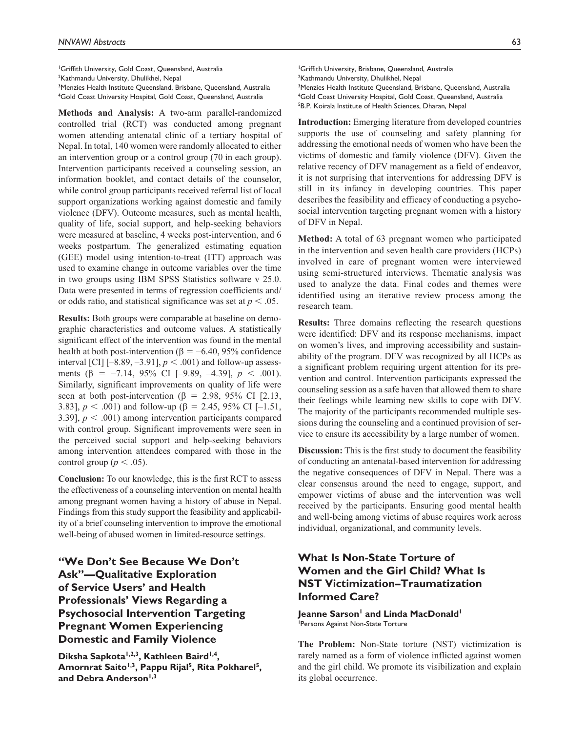[1]Griffith University, Gold Coast, Queensland, Australia
[2]Kathmandu University, Dhulikhel, Nepal
[3]Menzies Health Institute Queensland, Brisbane, Queensland, Australia
[4]Gold Coast University Hospital, Gold Coast, Queensland, Australia

**Methods and Analysis:** A two-arm parallel-randomized controlled trial (RCT) was conducted among pregnant women attending antenatal clinic of a tertiary hospital of Nepal. In total, 140 women were randomly allocated to either an intervention group or a control group (70 in each group). Intervention participants received a counseling session, an information booklet, and contact details of the counselor, while control group participants received referral list of local support organizations working against domestic and family violence (DFV). Outcome measures, such as mental health, quality of life, social support, and help-seeking behaviors were measured at baseline, 4 weeks post-intervention, and 6 weeks postpartum. The generalized estimating equation (GEE) model using intention-to-treat (ITT) approach was used to examine change in outcome variables over the time in two groups using IBM SPSS Statistics software v 25.0. Data were presented in terms of regression coefficients and/or odds ratio, and statistical significance was set at $p < .05$.

**Results:** Both groups were comparable at baseline on demographic characteristics and outcome values. A statistically significant effect of the intervention was found in the mental health at both post-intervention ($\beta = -6.40$, 95% confidence interval [CI] [–8.89, –3.91], $p < .001$) and follow-up assessments ($\beta = -7.14$, 95% CI [–9.89, –4.39], $p < .001$). Similarly, significant improvements on quality of life were seen at both post-intervention ($\beta = 2.98$, 95% CI [2.13, 3.83], $p < .001$) and follow-up ($\beta = 2.45$, 95% CI [–1.51, 3.39], $p < .001$) among intervention participants compared with control group. Significant improvements were seen in the perceived social support and help-seeking behaviors among intervention attendees compared with those in the control group ($p < .05$).

**Conclusion:** To our knowledge, this is the first RCT to assess the effectiveness of a counseling intervention on mental health among pregnant women having a history of abuse in Nepal. Findings from this study support the feasibility and applicability of a brief counseling intervention to improve the emotional well-being of abused women in limited-resource settings.

## "We Don't See Because We Don't Ask"—Qualitative Exploration of Service Users' and Health Professionals' Views Regarding a Psychosocial Intervention Targeting Pregnant Women Experiencing Domestic and Family Violence

**Diksha Sapkota[1,2,3], Kathleen Baird[1,4], Amornrat Saito[1,3], Pappu Rijal[5], Rita Pokharel[5], and Debra Anderson[1,3]**

[1]Griffith University, Brisbane, Queensland, Australia
[2]Kathmandu University, Dhulikhel, Nepal
[3]Menzies Health Institute Queensland, Brisbane, Queensland, Australia
[4]Gold Coast University Hospital, Gold Coast, Queensland, Australia
[5]B.P. Koirala Institute of Health Sciences, Dharan, Nepal

**Introduction:** Emerging literature from developed countries supports the use of counseling and safety planning for addressing the emotional needs of women who have been the victims of domestic and family violence (DFV). Given the relative recency of DFV management as a field of endeavor, it is not surprising that interventions for addressing DFV is still in its infancy in developing countries. This paper describes the feasibility and efficacy of conducting a psychosocial intervention targeting pregnant women with a history of DFV in Nepal.

**Method:** A total of 63 pregnant women who participated in the intervention and seven health care providers (HCPs) involved in care of pregnant women were interviewed using semi-structured interviews. Thematic analysis was used to analyze the data. Final codes and themes were identified using an iterative review process among the research team.

**Results:** Three domains reflecting the research questions were identified: DFV and its response mechanisms, impact on women's lives, and improving accessibility and sustainability of the program. DFV was recognized by all HCPs as a significant problem requiring urgent attention for its prevention and control. Intervention participants expressed the counseling session as a safe haven that allowed them to share their feelings while learning new skills to cope with DFV. The majority of the participants recommended multiple sessions during the counseling and a continued provision of service to ensure its accessibility by a large number of women.

**Discussion:** This is the first study to document the feasibility of conducting an antenatal-based intervention for addressing the negative consequences of DFV in Nepal. There was a clear consensus around the need to engage, support, and empower victims of abuse and the intervention was well received by the participants. Ensuring good mental health and well-being among victims of abuse requires work across individual, organizational, and community levels.

## What Is Non-State Torture of Women and the Girl Child? What Is NST Victimization–Traumatization Informed Care?

**Jeanne Sarson[1] and Linda MacDonald[1]**

[1]Persons Against Non-State Torture

**The Problem:** Non-State torture (NST) victimization is rarely named as a form of violence inflicted against women and the girl child. We promote its visibilization and explain its global occurrence.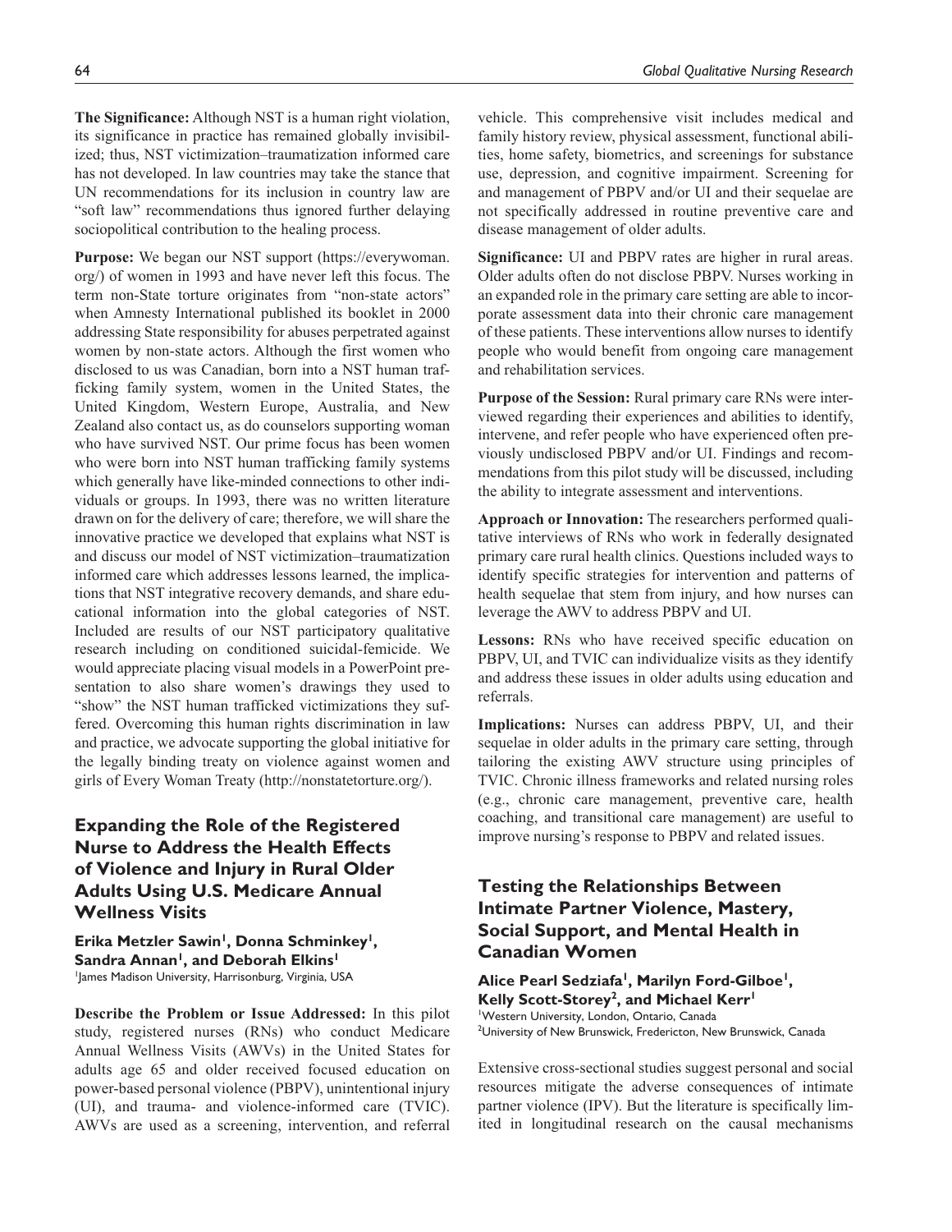**The Significance:** Although NST is a human right violation, its significance in practice has remained globally invisibilized; thus, NST victimization–traumatization informed care has not developed. In law countries may take the stance that UN recommendations for its inclusion in country law are "soft law" recommendations thus ignored further delaying sociopolitical contribution to the healing process.

**Purpose:** We began our NST support (https://everywoman.org/) of women in 1993 and have never left this focus. The term non-State torture originates from "non-state actors" when Amnesty International published its booklet in 2000 addressing State responsibility for abuses perpetrated against women by non-state actors. Although the first women who disclosed to us was Canadian, born into a NST human trafficking family system, women in the United States, the United Kingdom, Western Europe, Australia, and New Zealand also contact us, as do counselors supporting woman who have survived NST. Our prime focus has been women who were born into NST human trafficking family systems which generally have like-minded connections to other individuals or groups. In 1993, there was no written literature drawn on for the delivery of care; therefore, we will share the innovative practice we developed that explains what NST is and discuss our model of NST victimization–traumatization informed care which addresses lessons learned, the implications that NST integrative recovery demands, and share educational information into the global categories of NST. Included are results of our NST participatory qualitative research including on conditioned suicidal-femicide. We would appreciate placing visual models in a PowerPoint presentation to also share women's drawings they used to "show" the NST human trafficked victimizations they suffered. Overcoming this human rights discrimination in law and practice, we advocate supporting the global initiative for the legally binding treaty on violence against women and girls of Every Woman Treaty (http://nonstatetorture.org/).

## Expanding the Role of the Registered Nurse to Address the Health Effects of Violence and Injury in Rural Older Adults Using U.S. Medicare Annual Wellness Visits

**Erika Metzler Sawin[1], Donna Schminkey[1], Sandra Annan[1], and Deborah Elkins[1]**

[1]James Madison University, Harrisonburg, Virginia, USA

**Describe the Problem or Issue Addressed:** In this pilot study, registered nurses (RNs) who conduct Medicare Annual Wellness Visits (AWVs) in the United States for adults age 65 and older received focused education on power-based personal violence (PBPV), unintentional injury (UI), and trauma- and violence-informed care (TVIC). AWVs are used as a screening, intervention, and referral vehicle. This comprehensive visit includes medical and family history review, physical assessment, functional abilities, home safety, biometrics, and screenings for substance use, depression, and cognitive impairment. Screening for and management of PBPV and/or UI and their sequelae are not specifically addressed in routine preventive care and disease management of older adults.

**Significance:** UI and PBPV rates are higher in rural areas. Older adults often do not disclose PBPV. Nurses working in an expanded role in the primary care setting are able to incorporate assessment data into their chronic care management of these patients. These interventions allow nurses to identify people who would benefit from ongoing care management and rehabilitation services.

**Purpose of the Session:** Rural primary care RNs were interviewed regarding their experiences and abilities to identify, intervene, and refer people who have experienced often previously undisclosed PBPV and/or UI. Findings and recommendations from this pilot study will be discussed, including the ability to integrate assessment and interventions.

**Approach or Innovation:** The researchers performed qualitative interviews of RNs who work in federally designated primary care rural health clinics. Questions included ways to identify specific strategies for intervention and patterns of health sequelae that stem from injury, and how nurses can leverage the AWV to address PBPV and UI.

**Lessons:** RNs who have received specific education on PBPV, UI, and TVIC can individualize visits as they identify and address these issues in older adults using education and referrals.

**Implications:** Nurses can address PBPV, UI, and their sequelae in older adults in the primary care setting, through tailoring the existing AWV structure using principles of TVIC. Chronic illness frameworks and related nursing roles (e.g., chronic care management, preventive care, health coaching, and transitional care management) are useful to improve nursing's response to PBPV and related issues.

## Testing the Relationships Between Intimate Partner Violence, Mastery, Social Support, and Mental Health in Canadian Women

**Alice Pearl Sedziafa[1], Marilyn Ford-Gilboe[1], Kelly Scott-Storey[2], and Michael Kerr[1]**

[1]Western University, London, Ontario, Canada
[2]University of New Brunswick, Fredericton, New Brunswick, Canada

Extensive cross-sectional studies suggest personal and social resources mitigate the adverse consequences of intimate partner violence (IPV). But the literature is specifically limited in longitudinal research on the causal mechanisms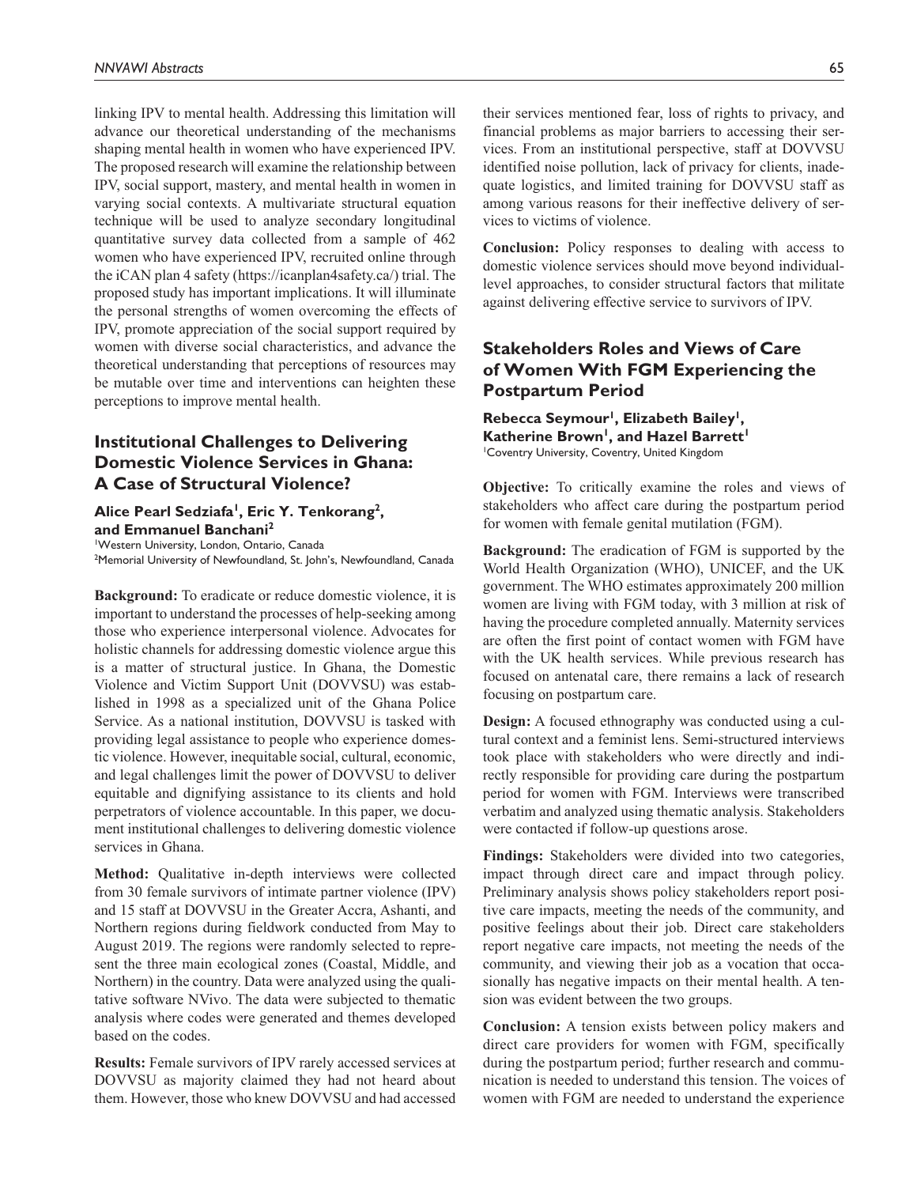linking IPV to mental health. Addressing this limitation will advance our theoretical understanding of the mechanisms shaping mental health in women who have experienced IPV. The proposed research will examine the relationship between IPV, social support, mastery, and mental health in women in varying social contexts. A multivariate structural equation technique will be used to analyze secondary longitudinal quantitative survey data collected from a sample of 462 women who have experienced IPV, recruited online through the iCAN plan 4 safety (https://icanplan4safety.ca/) trial. The proposed study has important implications. It will illuminate the personal strengths of women overcoming the effects of IPV, promote appreciation of the social support required by women with diverse social characteristics, and advance the theoretical understanding that perceptions of resources may be mutable over time and interventions can heighten these perceptions to improve mental health.

## Institutional Challenges to Delivering Domestic Violence Services in Ghana: A Case of Structural Violence?

**Alice Pearl Sedziafa[1], Eric Y. Tenkorang[2], and Emmanuel Banchani[2]**

[1]Western University, London, Ontario, Canada
[2]Memorial University of Newfoundland, St. John's, Newfoundland, Canada

**Background:** To eradicate or reduce domestic violence, it is important to understand the processes of help-seeking among those who experience interpersonal violence. Advocates for holistic channels for addressing domestic violence argue this is a matter of structural justice. In Ghana, the Domestic Violence and Victim Support Unit (DOVVSU) was established in 1998 as a specialized unit of the Ghana Police Service. As a national institution, DOVVSU is tasked with providing legal assistance to people who experience domestic violence. However, inequitable social, cultural, economic, and legal challenges limit the power of DOVVSU to deliver equitable and dignifying assistance to its clients and hold perpetrators of violence accountable. In this paper, we document institutional challenges to delivering domestic violence services in Ghana.

**Method:** Qualitative in-depth interviews were collected from 30 female survivors of intimate partner violence (IPV) and 15 staff at DOVVSU in the Greater Accra, Ashanti, and Northern regions during fieldwork conducted from May to August 2019. The regions were randomly selected to represent the three main ecological zones (Coastal, Middle, and Northern) in the country. Data were analyzed using the qualitative software NVivo. The data were subjected to thematic analysis where codes were generated and themes developed based on the codes.

**Results:** Female survivors of IPV rarely accessed services at DOVVSU as majority claimed they had not heard about them. However, those who knew DOVVSU and had accessed their services mentioned fear, loss of rights to privacy, and financial problems as major barriers to accessing their services. From an institutional perspective, staff at DOVVSU identified noise pollution, lack of privacy for clients, inadequate logistics, and limited training for DOVVSU staff as among various reasons for their ineffective delivery of services to victims of violence.

**Conclusion:** Policy responses to dealing with access to domestic violence services should move beyond individual-level approaches, to consider structural factors that militate against delivering effective service to survivors of IPV.

## Stakeholders Roles and Views of Care of Women With FGM Experiencing the Postpartum Period

**Rebecca Seymour[1], Elizabeth Bailey[1], Katherine Brown[1], and Hazel Barrett[1]**

[1]Coventry University, Coventry, United Kingdom

**Objective:** To critically examine the roles and views of stakeholders who affect care during the postpartum period for women with female genital mutilation (FGM).

**Background:** The eradication of FGM is supported by the World Health Organization (WHO), UNICEF, and the UK government. The WHO estimates approximately 200 million women are living with FGM today, with 3 million at risk of having the procedure completed annually. Maternity services are often the first point of contact women with FGM have with the UK health services. While previous research has focused on antenatal care, there remains a lack of research focusing on postpartum care.

**Design:** A focused ethnography was conducted using a cultural context and a feminist lens. Semi-structured interviews took place with stakeholders who were directly and indirectly responsible for providing care during the postpartum period for women with FGM. Interviews were transcribed verbatim and analyzed using thematic analysis. Stakeholders were contacted if follow-up questions arose.

**Findings:** Stakeholders were divided into two categories, impact through direct care and impact through policy. Preliminary analysis shows policy stakeholders report positive care impacts, meeting the needs of the community, and positive feelings about their job. Direct care stakeholders report negative care impacts, not meeting the needs of the community, and viewing their job as a vocation that occasionally has negative impacts on their mental health. A tension was evident between the two groups.

**Conclusion:** A tension exists between policy makers and direct care providers for women with FGM, specifically during the postpartum period; further research and communication is needed to understand this tension. The voices of women with FGM are needed to understand the experience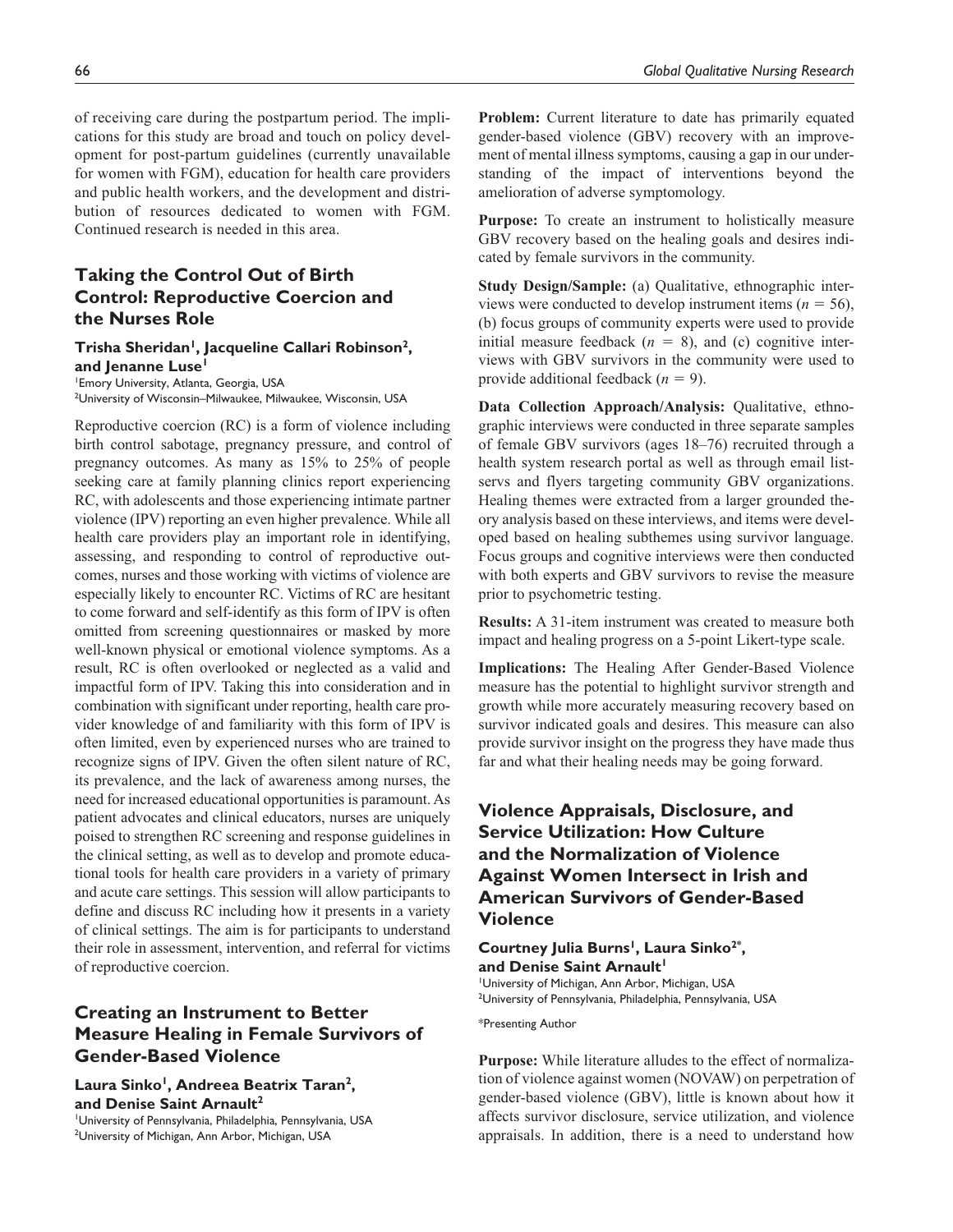of receiving care during the postpartum period. The implications for this study are broad and touch on policy development for post-partum guidelines (currently unavailable for women with FGM), education for health care providers and public health workers, and the development and distribution of resources dedicated to women with FGM. Continued research is needed in this area.

## Taking the Control Out of Birth Control: Reproductive Coercion and the Nurses Role

**Trisha Sheridan[1], Jacqueline Callari Robinson[2], and Jenanne Luse[1]**

[1]Emory University, Atlanta, Georgia, USA
[2]University of Wisconsin–Milwaukee, Milwaukee, Wisconsin, USA

Reproductive coercion (RC) is a form of violence including birth control sabotage, pregnancy pressure, and control of pregnancy outcomes. As many as 15% to 25% of people seeking care at family planning clinics report experiencing RC, with adolescents and those experiencing intimate partner violence (IPV) reporting an even higher prevalence. While all health care providers play an important role in identifying, assessing, and responding to control of reproductive outcomes, nurses and those working with victims of violence are especially likely to encounter RC. Victims of RC are hesitant to come forward and self-identify as this form of IPV is often omitted from screening questionnaires or masked by more well-known physical or emotional violence symptoms. As a result, RC is often overlooked or neglected as a valid and impactful form of IPV. Taking this into consideration and in combination with significant under reporting, health care provider knowledge of and familiarity with this form of IPV is often limited, even by experienced nurses who are trained to recognize signs of IPV. Given the often silent nature of RC, its prevalence, and the lack of awareness among nurses, the need for increased educational opportunities is paramount. As patient advocates and clinical educators, nurses are uniquely poised to strengthen RC screening and response guidelines in the clinical setting, as well as to develop and promote educational tools for health care providers in a variety of primary and acute care settings. This session will allow participants to define and discuss RC including how it presents in a variety of clinical settings. The aim is for participants to understand their role in assessment, intervention, and referral for victims of reproductive coercion.

## Creating an Instrument to Better Measure Healing in Female Survivors of Gender-Based Violence

**Laura Sinko[1], Andreea Beatrix Taran[2], and Denise Saint Arnault[2]**

[1]University of Pennsylvania, Philadelphia, Pennsylvania, USA
[2]University of Michigan, Ann Arbor, Michigan, USA

**Problem:** Current literature to date has primarily equated gender-based violence (GBV) recovery with an improvement of mental illness symptoms, causing a gap in our understanding of the impact of interventions beyond the amelioration of adverse symptomology.

**Purpose:** To create an instrument to holistically measure GBV recovery based on the healing goals and desires indicated by female survivors in the community.

**Study Design/Sample:** (a) Qualitative, ethnographic interviews were conducted to develop instrument items ($n = 56$), (b) focus groups of community experts were used to provide initial measure feedback ($n = 8$), and (c) cognitive interviews with GBV survivors in the community were used to provide additional feedback ($n = 9$).

**Data Collection Approach/Analysis:** Qualitative, ethnographic interviews were conducted in three separate samples of female GBV survivors (ages 18–76) recruited through a health system research portal as well as through email listservs and flyers targeting community GBV organizations. Healing themes were extracted from a larger grounded theory analysis based on these interviews, and items were developed based on healing subthemes using survivor language. Focus groups and cognitive interviews were then conducted with both experts and GBV survivors to revise the measure prior to psychometric testing.

**Results:** A 31-item instrument was created to measure both impact and healing progress on a 5-point Likert-type scale.

**Implications:** The Healing After Gender-Based Violence measure has the potential to highlight survivor strength and growth while more accurately measuring recovery based on survivor indicated goals and desires. This measure can also provide survivor insight on the progress they have made thus far and what their healing needs may be going forward.

## Violence Appraisals, Disclosure, and Service Utilization: How Culture and the Normalization of Violence Against Women Intersect in Irish and American Survivors of Gender-Based Violence

**Courtney Julia Burns[1], Laura Sinko[2*], and Denise Saint Arnault[1]**

[1]University of Michigan, Ann Arbor, Michigan, USA
[2]University of Pennsylvania, Philadelphia, Pennsylvania, USA

*Presenting Author

**Purpose:** While literature alludes to the effect of normalization of violence against women (NOVAW) on perpetration of gender-based violence (GBV), little is known about how it affects survivor disclosure, service utilization, and violence appraisals. In addition, there is a need to understand how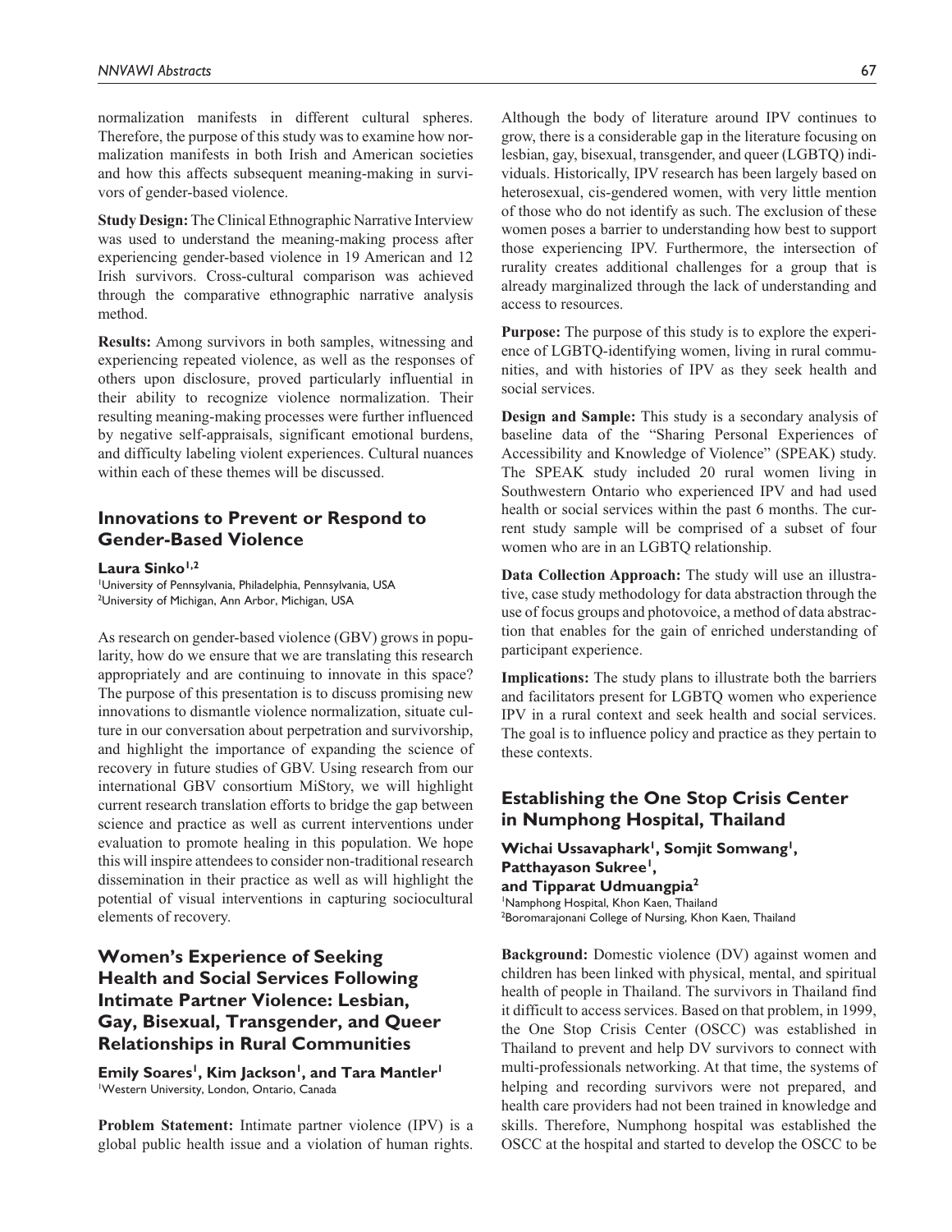normalization manifests in different cultural spheres. Therefore, the purpose of this study was to examine how normalization manifests in both Irish and American societies and how this affects subsequent meaning-making in survivors of gender-based violence.

**Study Design:** The Clinical Ethnographic Narrative Interview was used to understand the meaning-making process after experiencing gender-based violence in 19 American and 12 Irish survivors. Cross-cultural comparison was achieved through the comparative ethnographic narrative analysis method.

**Results:** Among survivors in both samples, witnessing and experiencing repeated violence, as well as the responses of others upon disclosure, proved particularly influential in their ability to recognize violence normalization. Their resulting meaning-making processes were further influenced by negative self-appraisals, significant emotional burdens, and difficulty labeling violent experiences. Cultural nuances within each of these themes will be discussed.

## Innovations to Prevent or Respond to Gender-Based Violence

**Laura Sinko[1,2]**

[1]University of Pennsylvania, Philadelphia, Pennsylvania, USA
[2]University of Michigan, Ann Arbor, Michigan, USA

As research on gender-based violence (GBV) grows in popularity, how do we ensure that we are translating this research appropriately and are continuing to innovate in this space? The purpose of this presentation is to discuss promising new innovations to dismantle violence normalization, situate culture in our conversation about perpetration and survivorship, and highlight the importance of expanding the science of recovery in future studies of GBV. Using research from our international GBV consortium MiStory, we will highlight current research translation efforts to bridge the gap between science and practice as well as current interventions under evaluation to promote healing in this population. We hope this will inspire attendees to consider non-traditional research dissemination in their practice as well as will highlight the potential of visual interventions in capturing sociocultural elements of recovery.

## Women's Experience of Seeking Health and Social Services Following Intimate Partner Violence: Lesbian, Gay, Bisexual, Transgender, and Queer Relationships in Rural Communities

**Emily Soares[1], Kim Jackson[1], and Tara Mantler[1]**

[1]Western University, London, Ontario, Canada

**Problem Statement:** Intimate partner violence (IPV) is a global public health issue and a violation of human rights. Although the body of literature around IPV continues to grow, there is a considerable gap in the literature focusing on lesbian, gay, bisexual, transgender, and queer (LGBTQ) individuals. Historically, IPV research has been largely based on heterosexual, cis-gendered women, with very little mention of those who do not identify as such. The exclusion of these women poses a barrier to understanding how best to support those experiencing IPV. Furthermore, the intersection of rurality creates additional challenges for a group that is already marginalized through the lack of understanding and access to resources.

**Purpose:** The purpose of this study is to explore the experience of LGBTQ-identifying women, living in rural communities, and with histories of IPV as they seek health and social services.

**Design and Sample:** This study is a secondary analysis of baseline data of the "Sharing Personal Experiences of Accessibility and Knowledge of Violence" (SPEAK) study. The SPEAK study included 20 rural women living in Southwestern Ontario who experienced IPV and had used health or social services within the past 6 months. The current study sample will be comprised of a subset of four women who are in an LGBTQ relationship.

**Data Collection Approach:** The study will use an illustrative, case study methodology for data abstraction through the use of focus groups and photovoice, a method of data abstraction that enables for the gain of enriched understanding of participant experience.

**Implications:** The study plans to illustrate both the barriers and facilitators present for LGBTQ women who experience IPV in a rural context and seek health and social services. The goal is to influence policy and practice as they pertain to these contexts.

## Establishing the One Stop Crisis Center in Numphong Hospital, Thailand

**Wichai Ussavaphark[1], Somjit Somwang[1], Patthayason Sukree[1], and Tipparat Udmuangpia[2]**

[1]Namphong Hospital, Khon Kaen, Thailand
[2]Boromarajonani College of Nursing, Khon Kaen, Thailand

**Background:** Domestic violence (DV) against women and children has been linked with physical, mental, and spiritual health of people in Thailand. The survivors in Thailand find it difficult to access services. Based on that problem, in 1999, the One Stop Crisis Center (OSCC) was established in Thailand to prevent and help DV survivors to connect with multi-professionals networking. At that time, the systems of helping and recording survivors were not prepared, and health care providers had not been trained in knowledge and skills. Therefore, Numphong hospital was established the OSCC at the hospital and started to develop the OSCC to be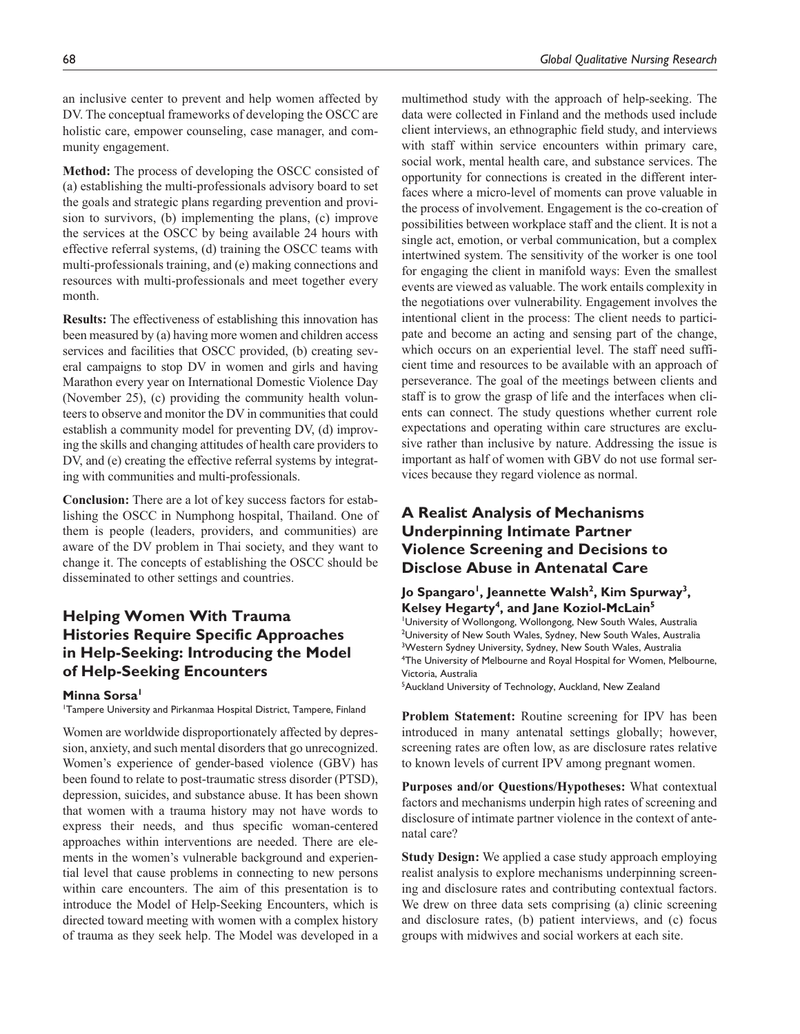an inclusive center to prevent and help women affected by DV. The conceptual frameworks of developing the OSCC are holistic care, empower counseling, case manager, and community engagement.

**Method:** The process of developing the OSCC consisted of (a) establishing the multi-professionals advisory board to set the goals and strategic plans regarding prevention and provision to survivors, (b) implementing the plans, (c) improve the services at the OSCC by being available 24 hours with effective referral systems, (d) training the OSCC teams with multi-professionals training, and (e) making connections and resources with multi-professionals and meet together every month.

**Results:** The effectiveness of establishing this innovation has been measured by (a) having more women and children access services and facilities that OSCC provided, (b) creating several campaigns to stop DV in women and girls and having Marathon every year on International Domestic Violence Day (November 25), (c) providing the community health volunteers to observe and monitor the DV in communities that could establish a community model for preventing DV, (d) improving the skills and changing attitudes of health care providers to DV, and (e) creating the effective referral systems by integrating with communities and multi-professionals.

**Conclusion:** There are a lot of key success factors for establishing the OSCC in Numphong hospital, Thailand. One of them is people (leaders, providers, and communities) are aware of the DV problem in Thai society, and they want to change it. The concepts of establishing the OSCC should be disseminated to other settings and countries.

## Helping Women With Trauma Histories Require Specific Approaches in Help-Seeking: Introducing the Model of Help-Seeking Encounters

**Minna Sorsa[1]**

[1]Tampere University and Pirkanmaa Hospital District, Tampere, Finland

Women are worldwide disproportionately affected by depression, anxiety, and such mental disorders that go unrecognized. Women's experience of gender-based violence (GBV) has been found to relate to post-traumatic stress disorder (PTSD), depression, suicides, and substance abuse. It has been shown that women with a trauma history may not have words to express their needs, and thus specific woman-centered approaches within interventions are needed. There are elements in the women's vulnerable background and experiential level that cause problems in connecting to new persons within care encounters. The aim of this presentation is to introduce the Model of Help-Seeking Encounters, which is directed toward meeting with women with a complex history of trauma as they seek help. The Model was developed in a multimethod study with the approach of help-seeking. The data were collected in Finland and the methods used include client interviews, an ethnographic field study, and interviews with staff within service encounters within primary care, social work, mental health care, and substance services. The opportunity for connections is created in the different interfaces where a micro-level of moments can prove valuable in the process of involvement. Engagement is the co-creation of possibilities between workplace staff and the client. It is not a single act, emotion, or verbal communication, but a complex intertwined system. The sensitivity of the worker is one tool for engaging the client in manifold ways: Even the smallest events are viewed as valuable. The work entails complexity in the negotiations over vulnerability. Engagement involves the intentional client in the process: The client needs to participate and become an acting and sensing part of the change, which occurs on an experiential level. The staff need sufficient time and resources to be available with an approach of perseverance. The goal of the meetings between clients and staff is to grow the grasp of life and the interfaces when clients can connect. The study questions whether current role expectations and operating within care structures are exclusive rather than inclusive by nature. Addressing the issue is important as half of women with GBV do not use formal services because they regard violence as normal.

## A Realist Analysis of Mechanisms Underpinning Intimate Partner Violence Screening and Decisions to Disclose Abuse in Antenatal Care

**Jo Spangaro[1], Jeannette Walsh[2], Kim Spurway[3], Kelsey Hegarty[4], and Jane Koziol-McLain[5]**

[1]University of Wollongong, Wollongong, New South Wales, Australia
[2]University of New South Wales, Sydney, New South Wales, Australia
[3]Western Sydney University, Sydney, New South Wales, Australia
[4]The University of Melbourne and Royal Hospital for Women, Melbourne, Victoria, Australia
[5]Auckland University of Technology, Auckland, New Zealand

**Problem Statement:** Routine screening for IPV has been introduced in many antenatal settings globally; however, screening rates are often low, as are disclosure rates relative to known levels of current IPV among pregnant women.

**Purposes and/or Questions/Hypotheses:** What contextual factors and mechanisms underpin high rates of screening and disclosure of intimate partner violence in the context of antenatal care?

**Study Design:** We applied a case study approach employing realist analysis to explore mechanisms underpinning screening and disclosure rates and contributing contextual factors. We drew on three data sets comprising (a) clinic screening and disclosure rates, (b) patient interviews, and (c) focus groups with midwives and social workers at each site.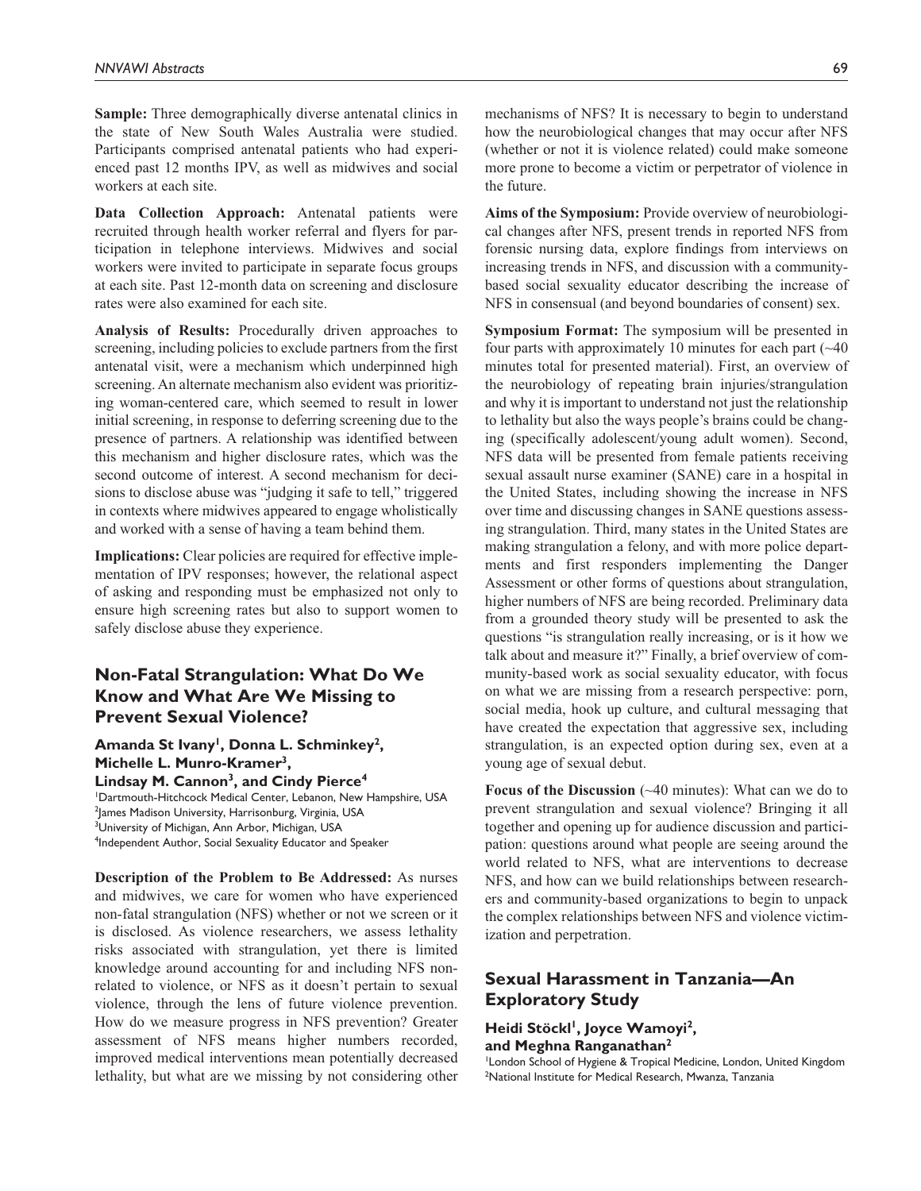**Sample:** Three demographically diverse antenatal clinics in the state of New South Wales Australia were studied. Participants comprised antenatal patients who had experienced past 12 months IPV, as well as midwives and social workers at each site.

**Data Collection Approach:** Antenatal patients were recruited through health worker referral and flyers for participation in telephone interviews. Midwives and social workers were invited to participate in separate focus groups at each site. Past 12-month data on screening and disclosure rates were also examined for each site.

**Analysis of Results:** Procedurally driven approaches to screening, including policies to exclude partners from the first antenatal visit, were a mechanism which underpinned high screening. An alternate mechanism also evident was prioritizing woman-centered care, which seemed to result in lower initial screening, in response to deferring screening due to the presence of partners. A relationship was identified between this mechanism and higher disclosure rates, which was the second outcome of interest. A second mechanism for decisions to disclose abuse was "judging it safe to tell," triggered in contexts where midwives appeared to engage wholistically and worked with a sense of having a team behind them.

**Implications:** Clear policies are required for effective implementation of IPV responses; however, the relational aspect of asking and responding must be emphasized not only to ensure high screening rates but also to support women to safely disclose abuse they experience.

## Non-Fatal Strangulation: What Do We Know and What Are We Missing to Prevent Sexual Violence?

**Amanda St Ivany[1], Donna L. Schminkey[2], Michelle L. Munro-Kramer[3], Lindsay M. Cannon[3], and Cindy Pierce[4]**

[1]Dartmouth-Hitchcock Medical Center, Lebanon, New Hampshire, USA
[2]James Madison University, Harrisonburg, Virginia, USA
[3]University of Michigan, Ann Arbor, Michigan, USA
[4]Independent Author, Social Sexuality Educator and Speaker

**Description of the Problem to Be Addressed:** As nurses and midwives, we care for women who have experienced non-fatal strangulation (NFS) whether or not we screen or it is disclosed. As violence researchers, we assess lethality risks associated with strangulation, yet there is limited knowledge around accounting for and including NFS non-related to violence, or NFS as it doesn't pertain to sexual violence, through the lens of future violence prevention. How do we measure progress in NFS prevention? Greater assessment of NFS means higher numbers recorded, improved medical interventions mean potentially decreased lethality, but what are we missing by not considering other mechanisms of NFS? It is necessary to begin to understand how the neurobiological changes that may occur after NFS (whether or not it is violence related) could make someone more prone to become a victim or perpetrator of violence in the future.

**Aims of the Symposium:** Provide overview of neurobiological changes after NFS, present trends in reported NFS from forensic nursing data, explore findings from interviews on increasing trends in NFS, and discussion with a community-based social sexuality educator describing the increase of NFS in consensual (and beyond boundaries of consent) sex.

**Symposium Format:** The symposium will be presented in four parts with approximately 10 minutes for each part (~40 minutes total for presented material). First, an overview of the neurobiology of repeating brain injuries/strangulation and why it is important to understand not just the relationship to lethality but also the ways people's brains could be changing (specifically adolescent/young adult women). Second, NFS data will be presented from female patients receiving sexual assault nurse examiner (SANE) care in a hospital in the United States, including showing the increase in NFS over time and discussing changes in SANE questions assessing strangulation. Third, many states in the United States are making strangulation a felony, and with more police departments and first responders implementing the Danger Assessment or other forms of questions about strangulation, higher numbers of NFS are being recorded. Preliminary data from a grounded theory study will be presented to ask the questions "is strangulation really increasing, or is it how we talk about and measure it?" Finally, a brief overview of community-based work as social sexuality educator, with focus on what we are missing from a research perspective: porn, social media, hook up culture, and cultural messaging that have created the expectation that aggressive sex, including strangulation, is an expected option during sex, even at a young age of sexual debut.

**Focus of the Discussion** (~40 minutes): What can we do to prevent strangulation and sexual violence? Bringing it all together and opening up for audience discussion and participation: questions around what people are seeing around the world related to NFS, what are interventions to decrease NFS, and how can we build relationships between researchers and community-based organizations to begin to unpack the complex relationships between NFS and violence victimization and perpetration.

## Sexual Harassment in Tanzania—An Exploratory Study

**Heidi Stöckl[1], Joyce Wamoyi[2], and Meghna Ranganathan[2]**

[1]London School of Hygiene & Tropical Medicine, London, United Kingdom
[2]National Institute for Medical Research, Mwanza, Tanzania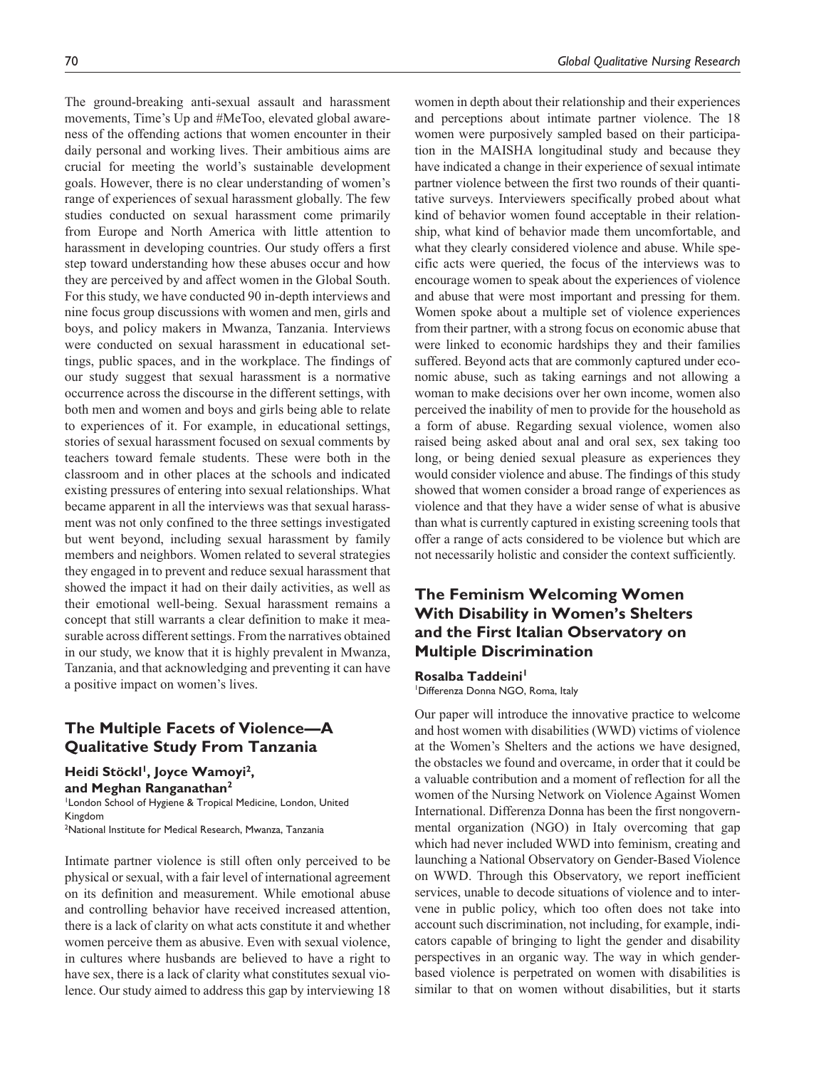The ground-breaking anti-sexual assault and harassment movements, Time's Up and #MeToo, elevated global awareness of the offending actions that women encounter in their daily personal and working lives. Their ambitious aims are crucial for meeting the world's sustainable development goals. However, there is no clear understanding of women's range of experiences of sexual harassment globally. The few studies conducted on sexual harassment come primarily from Europe and North America with little attention to harassment in developing countries. Our study offers a first step toward understanding how these abuses occur and how they are perceived by and affect women in the Global South. For this study, we have conducted 90 in-depth interviews and nine focus group discussions with women and men, girls and boys, and policy makers in Mwanza, Tanzania. Interviews were conducted on sexual harassment in educational settings, public spaces, and in the workplace. The findings of our study suggest that sexual harassment is a normative occurrence across the discourse in the different settings, with both men and women and boys and girls being able to relate to experiences of it. For example, in educational settings, stories of sexual harassment focused on sexual comments by teachers toward female students. These were both in the classroom and in other places at the schools and indicated existing pressures of entering into sexual relationships. What became apparent in all the interviews was that sexual harassment was not only confined to the three settings investigated but went beyond, including sexual harassment by family members and neighbors. Women related to several strategies they engaged in to prevent and reduce sexual harassment that showed the impact it had on their daily activities, as well as their emotional well-being. Sexual harassment remains a concept that still warrants a clear definition to make it measurable across different settings. From the narratives obtained in our study, we know that it is highly prevalent in Mwanza, Tanzania, and that acknowledging and preventing it can have a positive impact on women's lives.

## The Multiple Facets of Violence—A Qualitative Study From Tanzania

**Heidi Stöckl[1], Joyce Wamoyi[2], and Meghan Ranganathan[2]**

[1]London School of Hygiene & Tropical Medicine, London, United Kingdom
[2]National Institute for Medical Research, Mwanza, Tanzania

Intimate partner violence is still often only perceived to be physical or sexual, with a fair level of international agreement on its definition and measurement. While emotional abuse and controlling behavior have received increased attention, there is a lack of clarity on what acts constitute it and whether women perceive them as abusive. Even with sexual violence, in cultures where husbands are believed to have a right to have sex, there is a lack of clarity what constitutes sexual violence. Our study aimed to address this gap by interviewing 18 women in depth about their relationship and their experiences and perceptions about intimate partner violence. The 18 women were purposively sampled based on their participation in the MAISHA longitudinal study and because they have indicated a change in their experience of sexual intimate partner violence between the first two rounds of their quantitative surveys. Interviewers specifically probed about what kind of behavior women found acceptable in their relationship, what kind of behavior made them uncomfortable, and what they clearly considered violence and abuse. While specific acts were queried, the focus of the interviews was to encourage women to speak about the experiences of violence and abuse that were most important and pressing for them. Women spoke about a multiple set of violence experiences from their partner, with a strong focus on economic abuse that were linked to economic hardships they and their families suffered. Beyond acts that are commonly captured under economic abuse, such as taking earnings and not allowing a woman to make decisions over her own income, women also perceived the inability of men to provide for the household as a form of abuse. Regarding sexual violence, women also raised being asked about anal and oral sex, sex taking too long, or being denied sexual pleasure as experiences they would consider violence and abuse. The findings of this study showed that women consider a broad range of experiences as violence and that they have a wider sense of what is abusive than what is currently captured in existing screening tools that offer a range of acts considered to be violence but which are not necessarily holistic and consider the context sufficiently.

## The Feminism Welcoming Women With Disability in Women's Shelters and the First Italian Observatory on Multiple Discrimination

**Rosalba Taddeini[1]**

[1]Differenza Donna NGO, Roma, Italy

Our paper will introduce the innovative practice to welcome and host women with disabilities (WWD) victims of violence at the Women's Shelters and the actions we have designed, the obstacles we found and overcame, in order that it could be a valuable contribution and a moment of reflection for all the women of the Nursing Network on Violence Against Women International. Differenza Donna has been the first nongovernmental organization (NGO) in Italy overcoming that gap which had never included WWD into feminism, creating and launching a National Observatory on Gender-Based Violence on WWD. Through this Observatory, we report inefficient services, unable to decode situations of violence and to intervene in public policy, which too often does not take into account such discrimination, not including, for example, indicators capable of bringing to light the gender and disability perspectives in an organic way. The way in which gender-based violence is perpetrated on women with disabilities is similar to that on women without disabilities, but it starts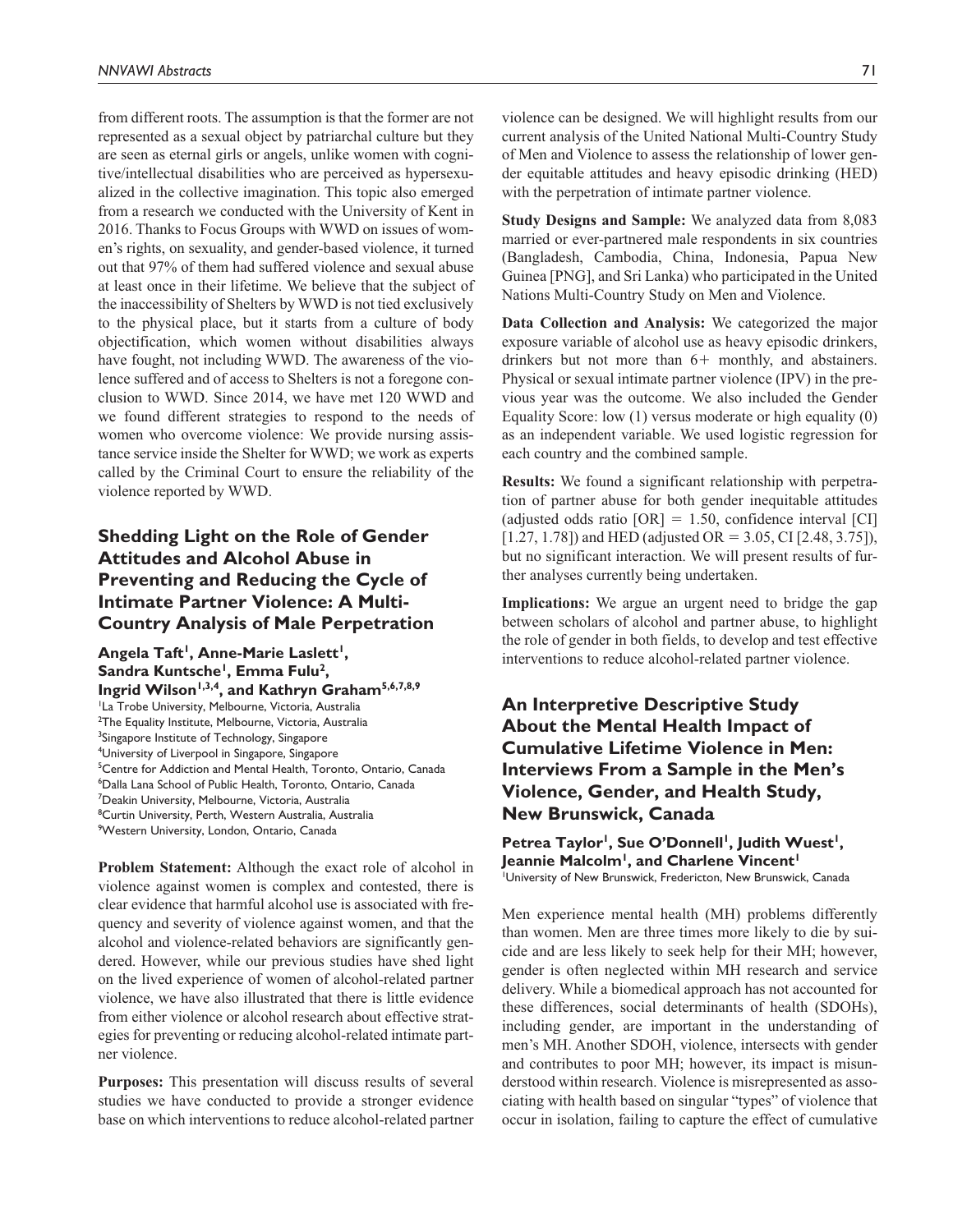from different roots. The assumption is that the former are not represented as a sexual object by patriarchal culture but they are seen as eternal girls or angels, unlike women with cognitive/intellectual disabilities who are perceived as hypersexualized in the collective imagination. This topic also emerged from a research we conducted with the University of Kent in 2016. Thanks to Focus Groups with WWD on issues of women's rights, on sexuality, and gender-based violence, it turned out that 97% of them had suffered violence and sexual abuse at least once in their lifetime. We believe that the subject of the inaccessibility of Shelters by WWD is not tied exclusively to the physical place, but it starts from a culture of body objectification, which women without disabilities always have fought, not including WWD. The awareness of the violence suffered and of access to Shelters is not a foregone conclusion to WWD. Since 2014, we have met 120 WWD and we found different strategies to respond to the needs of women who overcome violence: We provide nursing assistance service inside the Shelter for WWD; we work as experts called by the Criminal Court to ensure the reliability of the violence reported by WWD.

## Shedding Light on the Role of Gender Attitudes and Alcohol Abuse in Preventing and Reducing the Cycle of Intimate Partner Violence: A Multi-Country Analysis of Male Perpetration

**Angela Taft[1], Anne-Marie Laslett[1], Sandra Kuntsche[1], Emma Fulu[2], Ingrid Wilson[1,3,4], and Kathryn Graham[5,6,7,8,9]**

[1]La Trobe University, Melbourne, Victoria, Australia
[2]The Equality Institute, Melbourne, Victoria, Australia
[3]Singapore Institute of Technology, Singapore
[4]University of Liverpool in Singapore, Singapore
[5]Centre for Addiction and Mental Health, Toronto, Ontario, Canada
[6]Dalla Lana School of Public Health, Toronto, Ontario, Canada
[7]Deakin University, Melbourne, Victoria, Australia
[8]Curtin University, Perth, Western Australia, Australia
[9]Western University, London, Ontario, Canada

**Problem Statement:** Although the exact role of alcohol in violence against women is complex and contested, there is clear evidence that harmful alcohol use is associated with frequency and severity of violence against women, and that the alcohol and violence-related behaviors are significantly gendered. However, while our previous studies have shed light on the lived experience of women of alcohol-related partner violence, we have also illustrated that there is little evidence from either violence or alcohol research about effective strategies for preventing or reducing alcohol-related intimate partner violence.

**Purposes:** This presentation will discuss results of several studies we have conducted to provide a stronger evidence base on which interventions to reduce alcohol-related partner violence can be designed. We will highlight results from our current analysis of the United National Multi-Country Study of Men and Violence to assess the relationship of lower gender equitable attitudes and heavy episodic drinking (HED) with the perpetration of intimate partner violence.

**Study Designs and Sample:** We analyzed data from 8,083 married or ever-partnered male respondents in six countries (Bangladesh, Cambodia, China, Indonesia, Papua New Guinea [PNG], and Sri Lanka) who participated in the United Nations Multi-Country Study on Men and Violence.

**Data Collection and Analysis:** We categorized the major exposure variable of alcohol use as heavy episodic drinkers, drinkers but not more than 6+ monthly, and abstainers. Physical or sexual intimate partner violence (IPV) in the previous year was the outcome. We also included the Gender Equality Score: low (1) versus moderate or high equality (0) as an independent variable. We used logistic regression for each country and the combined sample.

**Results:** We found a significant relationship with perpetration of partner abuse for both gender inequitable attitudes (adjusted odds ratio [OR] = 1.50, confidence interval [CI] [1.27, 1.78]) and HED (adjusted OR = 3.05, CI [2.48, 3.75]), but no significant interaction. We will present results of further analyses currently being undertaken.

**Implications:** We argue an urgent need to bridge the gap between scholars of alcohol and partner abuse, to highlight the role of gender in both fields, to develop and test effective interventions to reduce alcohol-related partner violence.

## An Interpretive Descriptive Study About the Mental Health Impact of Cumulative Lifetime Violence in Men: Interviews From a Sample in the Men's Violence, Gender, and Health Study, New Brunswick, Canada

**Petrea Taylor[1], Sue O'Donnell[1], Judith Wuest[1], Jeannie Malcolm[1], and Charlene Vincent[1]**

[1]University of New Brunswick, Fredericton, New Brunswick, Canada

Men experience mental health (MH) problems differently than women. Men are three times more likely to die by suicide and are less likely to seek help for their MH; however, gender is often neglected within MH research and service delivery. While a biomedical approach has not accounted for these differences, social determinants of health (SDOHs), including gender, are important in the understanding of men's MH. Another SDOH, violence, intersects with gender and contributes to poor MH; however, its impact is misunderstood within research. Violence is misrepresented as associating with health based on singular "types" of violence that occur in isolation, failing to capture the effect of cumulative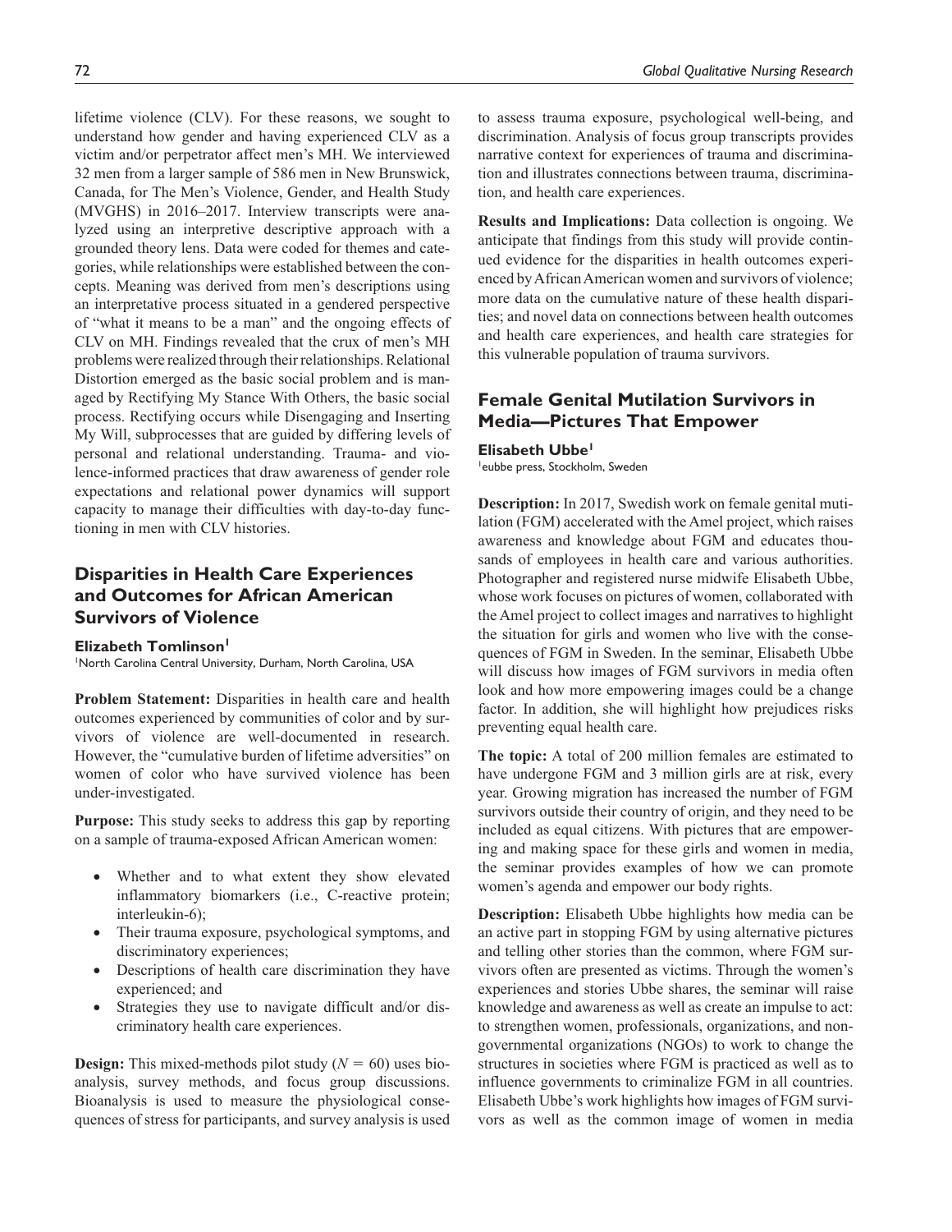lifetime violence (CLV). For these reasons, we sought to understand how gender and having experienced CLV as a victim and/or perpetrator affect men's MH. We interviewed 32 men from a larger sample of 586 men in New Brunswick, Canada, for The Men's Violence, Gender, and Health Study (MVGHS) in 2016–2017. Interview transcripts were analyzed using an interpretive descriptive approach with a grounded theory lens. Data were coded for themes and categories, while relationships were established between the concepts. Meaning was derived from men's descriptions using an interpretative process situated in a gendered perspective of "what it means to be a man" and the ongoing effects of CLV on MH. Findings revealed that the crux of men's MH problems were realized through their relationships. Relational Distortion emerged as the basic social problem and is managed by Rectifying My Stance With Others, the basic social process. Rectifying occurs while Disengaging and Inserting My Will, subprocesses that are guided by differing levels of personal and relational understanding. Trauma- and violence-informed practices that draw awareness of gender role expectations and relational power dynamics will support capacity to manage their difficulties with day-to-day functioning in men with CLV histories.

## Disparities in Health Care Experiences and Outcomes for African American Survivors of Violence

**Elizabeth Tomlinson**[1]

[1]North Carolina Central University, Durham, North Carolina, USA

**Problem Statement:** Disparities in health care and health outcomes experienced by communities of color and by survivors of violence are well-documented in research. However, the "cumulative burden of lifetime adversities" on women of color who have survived violence has been under-investigated.

**Purpose:** This study seeks to address this gap by reporting on a sample of trauma-exposed African American women:

- Whether and to what extent they show elevated inflammatory biomarkers (i.e., C-reactive protein; interleukin-6);
- Their trauma exposure, psychological symptoms, and discriminatory experiences;
- Descriptions of health care discrimination they have experienced; and
- Strategies they use to navigate difficult and/or discriminatory health care experiences.

**Design:** This mixed-methods pilot study ($N = 60$) uses bioanalysis, survey methods, and focus group discussions. Bioanalysis is used to measure the physiological consequences of stress for participants, and survey analysis is used to assess trauma exposure, psychological well-being, and discrimination. Analysis of focus group transcripts provides narrative context for experiences of trauma and discrimination and illustrates connections between trauma, discrimination, and health care experiences.

**Results and Implications:** Data collection is ongoing. We anticipate that findings from this study will provide continued evidence for the disparities in health outcomes experienced by African American women and survivors of violence; more data on the cumulative nature of these health disparities; and novel data on connections between health outcomes and health care experiences, and health care strategies for this vulnerable population of trauma survivors.

## Female Genital Mutilation Survivors in Media—Pictures That Empower

**Elisabeth Ubbe**[1]

[1]eubbe press, Stockholm, Sweden

**Description:** In 2017, Swedish work on female genital mutilation (FGM) accelerated with the Amel project, which raises awareness and knowledge about FGM and educates thousands of employees in health care and various authorities. Photographer and registered nurse midwife Elisabeth Ubbe, whose work focuses on pictures of women, collaborated with the Amel project to collect images and narratives to highlight the situation for girls and women who live with the consequences of FGM in Sweden. In the seminar, Elisabeth Ubbe will discuss how images of FGM survivors in media often look and how more empowering images could be a change factor. In addition, she will highlight how prejudices risks preventing equal health care.

**The topic:** A total of 200 million females are estimated to have undergone FGM and 3 million girls are at risk, every year. Growing migration has increased the number of FGM survivors outside their country of origin, and they need to be included as equal citizens. With pictures that are empowering and making space for these girls and women in media, the seminar provides examples of how we can promote women's agenda and empower our body rights.

**Description:** Elisabeth Ubbe highlights how media can be an active part in stopping FGM by using alternative pictures and telling other stories than the common, where FGM survivors often are presented as victims. Through the women's experiences and stories Ubbe shares, the seminar will raise knowledge and awareness as well as create an impulse to act: to strengthen women, professionals, organizations, and nongovernmental organizations (NGOs) to work to change the structures in societies where FGM is practiced as well as to influence governments to criminalize FGM in all countries. Elisabeth Ubbe's work highlights how images of FGM survivors as well as the common image of women in media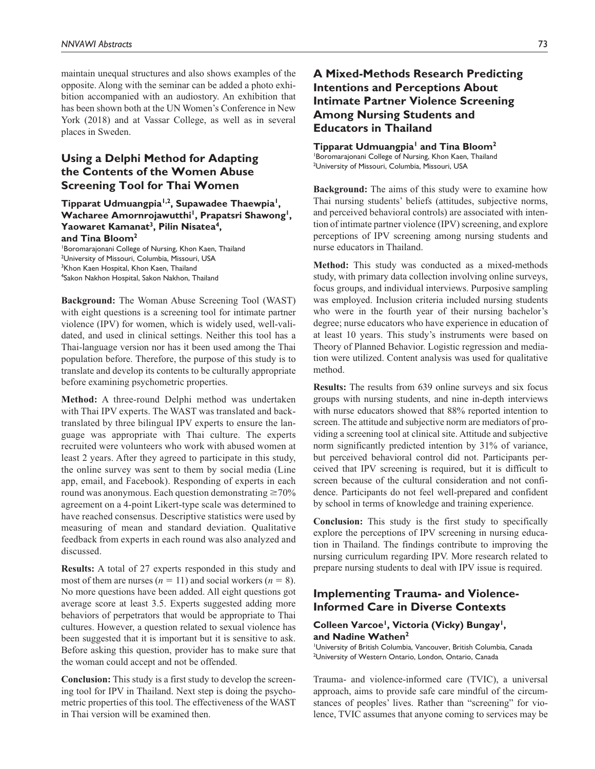maintain unequal structures and also shows examples of the opposite. Along with the seminar can be added a photo exhibition accompanied with an audiostory. An exhibition that has been shown both at the UN Women's Conference in New York (2018) and at Vassar College, as well as in several places in Sweden.

## Using a Delphi Method for Adapting the Contents of the Women Abuse Screening Tool for Thai Women

**Tipparat Udmuangpia[1,2], Supawadee Thaewpia[1], Wacharee Amornrojawutthi[1], Prapatsri Shawong[1], Yaowaret Kamanat[3], Pilin Nisatea[4], and Tina Bloom[2]**

[1]Boromarajonani College of Nursing, Khon Kaen, Thailand
[2]University of Missouri, Columbia, Missouri, USA
[3]Khon Kaen Hospital, Khon Kaen, Thailand
[4]Sakon Nakhon Hospital, Sakon Nakhon, Thailand

**Background:** The Woman Abuse Screening Tool (WAST) with eight questions is a screening tool for intimate partner violence (IPV) for women, which is widely used, well-validated, and used in clinical settings. Neither this tool has a Thai-language version nor has it been used among the Thai population before. Therefore, the purpose of this study is to translate and develop its contents to be culturally appropriate before examining psychometric properties.

**Method:** A three-round Delphi method was undertaken with Thai IPV experts. The WAST was translated and back-translated by three bilingual IPV experts to ensure the language was appropriate with Thai culture. The experts recruited were volunteers who work with abused women at least 2 years. After they agreed to participate in this study, the online survey was sent to them by social media (Line app, email, and Facebook). Responding of experts in each round was anonymous. Each question demonstrating $\geq$70% agreement on a 4-point Likert-type scale was determined to have reached consensus. Descriptive statistics were used by measuring of mean and standard deviation. Qualitative feedback from experts in each round was also analyzed and discussed.

**Results:** A total of 27 experts responded in this study and most of them are nurses ($n = 11$) and social workers ($n = 8$). No more questions have been added. All eight questions got average score at least 3.5. Experts suggested adding more behaviors of perpetrators that would be appropriate to Thai cultures. However, a question related to sexual violence has been suggested that it is important but it is sensitive to ask. Before asking this question, provider has to make sure that the woman could accept and not be offended.

**Conclusion:** This study is a first study to develop the screening tool for IPV in Thailand. Next step is doing the psychometric properties of this tool. The effectiveness of the WAST in Thai version will be examined then.

## A Mixed-Methods Research Predicting Intentions and Perceptions About Intimate Partner Violence Screening Among Nursing Students and Educators in Thailand

**Tipparat Udmuangpia[1] and Tina Bloom[2]**

[1]Boromarajonani College of Nursing, Khon Kaen, Thailand
[2]University of Missouri, Columbia, Missouri, USA

**Background:** The aims of this study were to examine how Thai nursing students' beliefs (attitudes, subjective norms, and perceived behavioral controls) are associated with intention of intimate partner violence (IPV) screening, and explore perceptions of IPV screening among nursing students and nurse educators in Thailand.

**Method:** This study was conducted as a mixed-methods study, with primary data collection involving online surveys, focus groups, and individual interviews. Purposive sampling was employed. Inclusion criteria included nursing students who were in the fourth year of their nursing bachelor's degree; nurse educators who have experience in education of at least 10 years. This study's instruments were based on Theory of Planned Behavior. Logistic regression and mediation were utilized. Content analysis was used for qualitative method.

**Results:** The results from 639 online surveys and six focus groups with nursing students, and nine in-depth interviews with nurse educators showed that 88% reported intention to screen. The attitude and subjective norm are mediators of providing a screening tool at clinical site. Attitude and subjective norm significantly predicted intention by 31% of variance, but perceived behavioral control did not. Participants perceived that IPV screening is required, but it is difficult to screen because of the cultural consideration and not confidence. Participants do not feel well-prepared and confident by school in terms of knowledge and training experience.

**Conclusion:** This study is the first study to specifically explore the perceptions of IPV screening in nursing education in Thailand. The findings contribute to improving the nursing curriculum regarding IPV. More research related to prepare nursing students to deal with IPV issue is required.

## Implementing Trauma- and Violence-Informed Care in Diverse Contexts

**Colleen Varcoe[1], Victoria (Vicky) Bungay[1], and Nadine Wathen[2]**

[1]University of British Columbia, Vancouver, British Columbia, Canada
[2]University of Western Ontario, London, Ontario, Canada

Trauma- and violence-informed care (TVIC), a universal approach, aims to provide safe care mindful of the circumstances of peoples' lives. Rather than "screening" for violence, TVIC assumes that anyone coming to services may be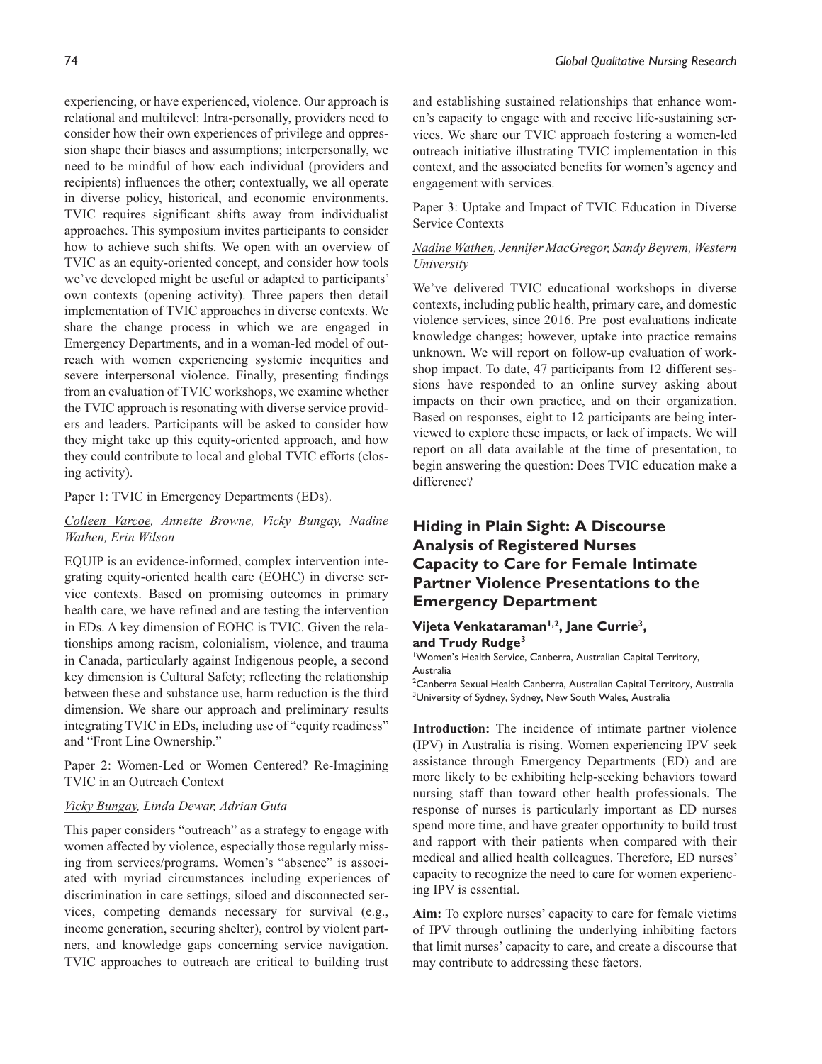experiencing, or have experienced, violence. Our approach is relational and multilevel: Intra-personally, providers need to consider how their own experiences of privilege and oppression shape their biases and assumptions; interpersonally, we need to be mindful of how each individual (providers and recipients) influences the other; contextually, we all operate in diverse policy, historical, and economic environments. TVIC requires significant shifts away from individualist approaches. This symposium invites participants to consider how to achieve such shifts. We open with an overview of TVIC as an equity-oriented concept, and consider how tools we've developed might be useful or adapted to participants' own contexts (opening activity). Three papers then detail implementation of TVIC approaches in diverse contexts. We share the change process in which we are engaged in Emergency Departments, and in a woman-led model of outreach with women experiencing systemic inequities and severe interpersonal violence. Finally, presenting findings from an evaluation of TVIC workshops, we examine whether the TVIC approach is resonating with diverse service providers and leaders. Participants will be asked to consider how they might take up this equity-oriented approach, and how they could contribute to local and global TVIC efforts (closing activity).

Paper 1: TVIC in Emergency Departments (EDs).

*Colleen Varcoe, Annette Browne, Vicky Bungay, Nadine Wathen, Erin Wilson*

EQUIP is an evidence-informed, complex intervention integrating equity-oriented health care (EOHC) in diverse service contexts. Based on promising outcomes in primary health care, we have refined and are testing the intervention in EDs. A key dimension of EOHC is TVIC. Given the relationships among racism, colonialism, violence, and trauma in Canada, particularly against Indigenous people, a second key dimension is Cultural Safety; reflecting the relationship between these and substance use, harm reduction is the third dimension. We share our approach and preliminary results integrating TVIC in EDs, including use of "equity readiness" and "Front Line Ownership."

Paper 2: Women-Led or Women Centered? Re-Imagining TVIC in an Outreach Context

*Vicky Bungay, Linda Dewar, Adrian Guta*

This paper considers "outreach" as a strategy to engage with women affected by violence, especially those regularly missing from services/programs. Women's "absence" is associated with myriad circumstances including experiences of discrimination in care settings, siloed and disconnected services, competing demands necessary for survival (e.g., income generation, securing shelter), control by violent partners, and knowledge gaps concerning service navigation. TVIC approaches to outreach are critical to building trust and establishing sustained relationships that enhance women's capacity to engage with and receive life-sustaining services. We share our TVIC approach fostering a women-led outreach initiative illustrating TVIC implementation in this context, and the associated benefits for women's agency and engagement with services.

Paper 3: Uptake and Impact of TVIC Education in Diverse Service Contexts

*Nadine Wathen, Jennifer MacGregor, Sandy Beyrem, Western University*

We've delivered TVIC educational workshops in diverse contexts, including public health, primary care, and domestic violence services, since 2016. Pre–post evaluations indicate knowledge changes; however, uptake into practice remains unknown. We will report on follow-up evaluation of workshop impact. To date, 47 participants from 12 different sessions have responded to an online survey asking about impacts on their own practice, and on their organization. Based on responses, eight to 12 participants are being interviewed to explore these impacts, or lack of impacts. We will report on all data available at the time of presentation, to begin answering the question: Does TVIC education make a difference?

## Hiding in Plain Sight: A Discourse Analysis of Registered Nurses Capacity to Care for Female Intimate Partner Violence Presentations to the Emergency Department

**Vijeta Venkataraman[1,2], Jane Currie[3], and Trudy Rudge[3]**

[1]Women's Health Service, Canberra, Australian Capital Territory, Australia
[2]Canberra Sexual Health Canberra, Australian Capital Territory, Australia
[3]University of Sydney, Sydney, New South Wales, Australia

**Introduction:** The incidence of intimate partner violence (IPV) in Australia is rising. Women experiencing IPV seek assistance through Emergency Departments (ED) and are more likely to be exhibiting help-seeking behaviors toward nursing staff than toward other health professionals. The response of nurses is particularly important as ED nurses spend more time, and have greater opportunity to build trust and rapport with their patients when compared with their medical and allied health colleagues. Therefore, ED nurses' capacity to recognize the need to care for women experiencing IPV is essential.

**Aim:** To explore nurses' capacity to care for female victims of IPV through outlining the underlying inhibiting factors that limit nurses' capacity to care, and create a discourse that may contribute to addressing these factors.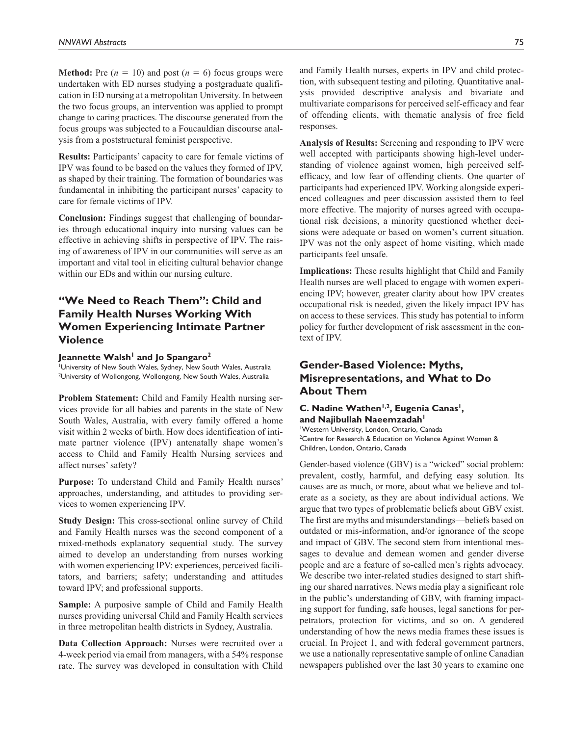**Method:** Pre ($n = 10$) and post ($n = 6$) focus groups were undertaken with ED nurses studying a postgraduate qualification in ED nursing at a metropolitan University. In between the two focus groups, an intervention was applied to prompt change to caring practices. The discourse generated from the focus groups was subjected to a Foucauldian discourse analysis from a poststructural feminist perspective.

**Results:** Participants' capacity to care for female victims of IPV was found to be based on the values they formed of IPV, as shaped by their training. The formation of boundaries was fundamental in inhibiting the participant nurses' capacity to care for female victims of IPV.

**Conclusion:** Findings suggest that challenging of boundaries through educational inquiry into nursing values can be effective in achieving shifts in perspective of IPV. The raising of awareness of IPV in our communities will serve as an important and vital tool in eliciting cultural behavior change within our EDs and within our nursing culture.

## "We Need to Reach Them": Child and Family Health Nurses Working With Women Experiencing Intimate Partner Violence

**Jeannette Walsh[1] and Jo Spangaro[2]**

[1]University of New South Wales, Sydney, New South Wales, Australia
[2]University of Wollongong, Wollongong, New South Wales, Australia

**Problem Statement:** Child and Family Health nursing services provide for all babies and parents in the state of New South Wales, Australia, with every family offered a home visit within 2 weeks of birth. How does identification of intimate partner violence (IPV) antenatally shape women's access to Child and Family Health Nursing services and affect nurses' safety?

**Purpose:** To understand Child and Family Health nurses' approaches, understanding, and attitudes to providing services to women experiencing IPV.

**Study Design:** This cross-sectional online survey of Child and Family Health nurses was the second component of a mixed-methods explanatory sequential study. The survey aimed to develop an understanding from nurses working with women experiencing IPV: experiences, perceived facilitators, and barriers; safety; understanding and attitudes toward IPV; and professional supports.

**Sample:** A purposive sample of Child and Family Health nurses providing universal Child and Family Health services in three metropolitan health districts in Sydney, Australia.

**Data Collection Approach:** Nurses were recruited over a 4-week period via email from managers, with a 54% response rate. The survey was developed in consultation with Child and Family Health nurses, experts in IPV and child protection, with subsequent testing and piloting. Quantitative analysis provided descriptive analysis and bivariate and multivariate comparisons for perceived self-efficacy and fear of offending clients, with thematic analysis of free field responses.

**Analysis of Results:** Screening and responding to IPV were well accepted with participants showing high-level understanding of violence against women, high perceived self-efficacy, and low fear of offending clients. One quarter of participants had experienced IPV. Working alongside experienced colleagues and peer discussion assisted them to feel more effective. The majority of nurses agreed with occupational risk decisions, a minority questioned whether decisions were adequate or based on women's current situation. IPV was not the only aspect of home visiting, which made participants feel unsafe.

**Implications:** These results highlight that Child and Family Health nurses are well placed to engage with women experiencing IPV; however, greater clarity about how IPV creates occupational risk is needed, given the likely impact IPV has on access to these services. This study has potential to inform policy for further development of risk assessment in the context of IPV.

## Gender-Based Violence: Myths, Misrepresentations, and What to Do About Them

**C. Nadine Wathen[1,2], Eugenia Canas[1], and Najibullah Naeemzadah[1]**

[1]Western University, London, Ontario, Canada
[2]Centre for Research & Education on Violence Against Women & Children, London, Ontario, Canada

Gender-based violence (GBV) is a "wicked" social problem: prevalent, costly, harmful, and defying easy solution. Its causes are as much, or more, about what we believe and tolerate as a society, as they are about individual actions. We argue that two types of problematic beliefs about GBV exist. The first are myths and misunderstandings—beliefs based on outdated or mis-information, and/or ignorance of the scope and impact of GBV. The second stem from intentional messages to devalue and demean women and gender diverse people and are a feature of so-called men's rights advocacy. We describe two inter-related studies designed to start shifting our shared narratives. News media play a significant role in the public's understanding of GBV, with framing impacting support for funding, safe houses, legal sanctions for perpetrators, protection for victims, and so on. A gendered understanding of how the news media frames these issues is crucial. In Project 1, and with federal government partners, we use a nationally representative sample of online Canadian newspapers published over the last 30 years to examine one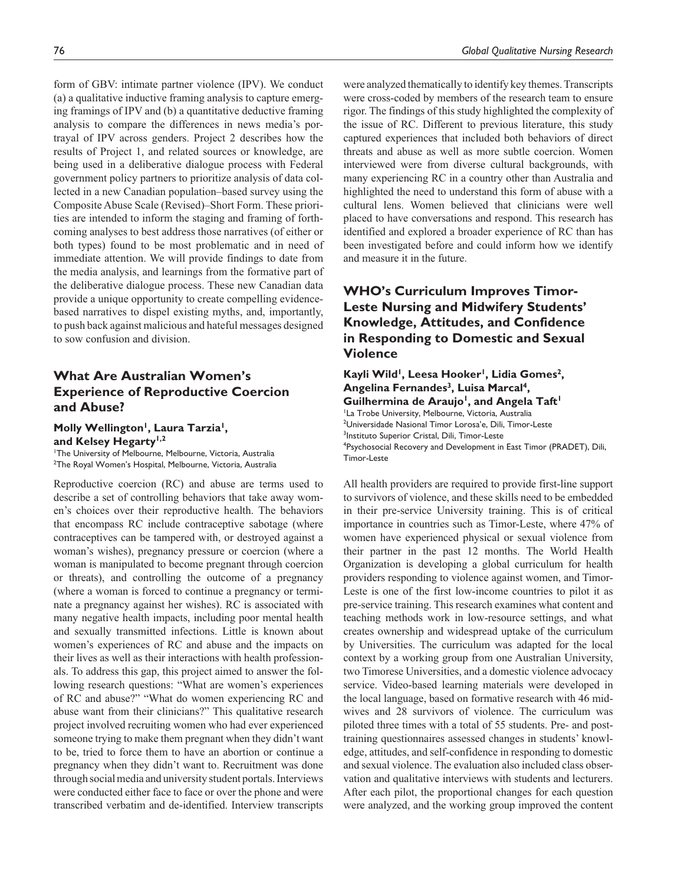form of GBV: intimate partner violence (IPV). We conduct (a) a qualitative inductive framing analysis to capture emerging framings of IPV and (b) a quantitative deductive framing analysis to compare the differences in news media's portrayal of IPV across genders. Project 2 describes how the results of Project 1, and related sources or knowledge, are being used in a deliberative dialogue process with Federal government policy partners to prioritize analysis of data collected in a new Canadian population–based survey using the Composite Abuse Scale (Revised)–Short Form. These priorities are intended to inform the staging and framing of forthcoming analyses to best address those narratives (of either or both types) found to be most problematic and in need of immediate attention. We will provide findings to date from the media analysis, and learnings from the formative part of the deliberative dialogue process. These new Canadian data provide a unique opportunity to create compelling evidence-based narratives to dispel existing myths, and, importantly, to push back against malicious and hateful messages designed to sow confusion and division.

## What Are Australian Women's Experience of Reproductive Coercion and Abuse?

**Molly Wellington[1], Laura Tarzia[1], and Kelsey Hegarty[1,2]**

[1]The University of Melbourne, Melbourne, Victoria, Australia
[2]The Royal Women's Hospital, Melbourne, Victoria, Australia

Reproductive coercion (RC) and abuse are terms used to describe a set of controlling behaviors that take away women's choices over their reproductive health. The behaviors that encompass RC include contraceptive sabotage (where contraceptives can be tampered with, or destroyed against a woman's wishes), pregnancy pressure or coercion (where a woman is manipulated to become pregnant through coercion or threats), and controlling the outcome of a pregnancy (where a woman is forced to continue a pregnancy or terminate a pregnancy against her wishes). RC is associated with many negative health impacts, including poor mental health and sexually transmitted infections. Little is known about women's experiences of RC and abuse and the impacts on their lives as well as their interactions with health professionals. To address this gap, this project aimed to answer the following research questions: "What are women's experiences of RC and abuse?" "What do women experiencing RC and abuse want from their clinicians?" This qualitative research project involved recruiting women who had ever experienced someone trying to make them pregnant when they didn't want to be, tried to force them to have an abortion or continue a pregnancy when they didn't want to. Recruitment was done through social media and university student portals. Interviews were conducted either face to face or over the phone and were transcribed verbatim and de-identified. Interview transcripts were analyzed thematically to identify key themes. Transcripts were cross-coded by members of the research team to ensure rigor. The findings of this study highlighted the complexity of the issue of RC. Different to previous literature, this study captured experiences that included both behaviors of direct threats and abuse as well as more subtle coercion. Women interviewed were from diverse cultural backgrounds, with many experiencing RC in a country other than Australia and highlighted the need to understand this form of abuse with a cultural lens. Women believed that clinicians were well placed to have conversations and respond. This research has identified and explored a broader experience of RC than has been investigated before and could inform how we identify and measure it in the future.

## WHO's Curriculum Improves Timor-Leste Nursing and Midwifery Students' Knowledge, Attitudes, and Confidence in Responding to Domestic and Sexual Violence

**Kayli Wild[1], Leesa Hooker[1], Lidia Gomes[2], Angelina Fernandes[3], Luisa Marcal[4], Guilhermina de Araujo[1], and Angela Taft[1]**

[1]La Trobe University, Melbourne, Victoria, Australia
[2]Universidade Nasional Timor Lorosa'e, Dili, Timor-Leste
[3]Instituto Superior Cristal, Dili, Timor-Leste
[4]Psychosocial Recovery and Development in East Timor (PRADET), Dili, Timor-Leste

All health providers are required to provide first-line support to survivors of violence, and these skills need to be embedded in their pre-service University training. This is of critical importance in countries such as Timor-Leste, where 47% of women have experienced physical or sexual violence from their partner in the past 12 months. The World Health Organization is developing a global curriculum for health providers responding to violence against women, and Timor-Leste is one of the first low-income countries to pilot it as pre-service training. This research examines what content and teaching methods work in low-resource settings, and what creates ownership and widespread uptake of the curriculum by Universities. The curriculum was adapted for the local context by a working group from one Australian University, two Timorese Universities, and a domestic violence advocacy service. Video-based learning materials were developed in the local language, based on formative research with 46 midwives and 28 survivors of violence. The curriculum was piloted three times with a total of 55 students. Pre- and post-training questionnaires assessed changes in students' knowledge, attitudes, and self-confidence in responding to domestic and sexual violence. The evaluation also included class observation and qualitative interviews with students and lecturers. After each pilot, the proportional changes for each question were analyzed, and the working group improved the content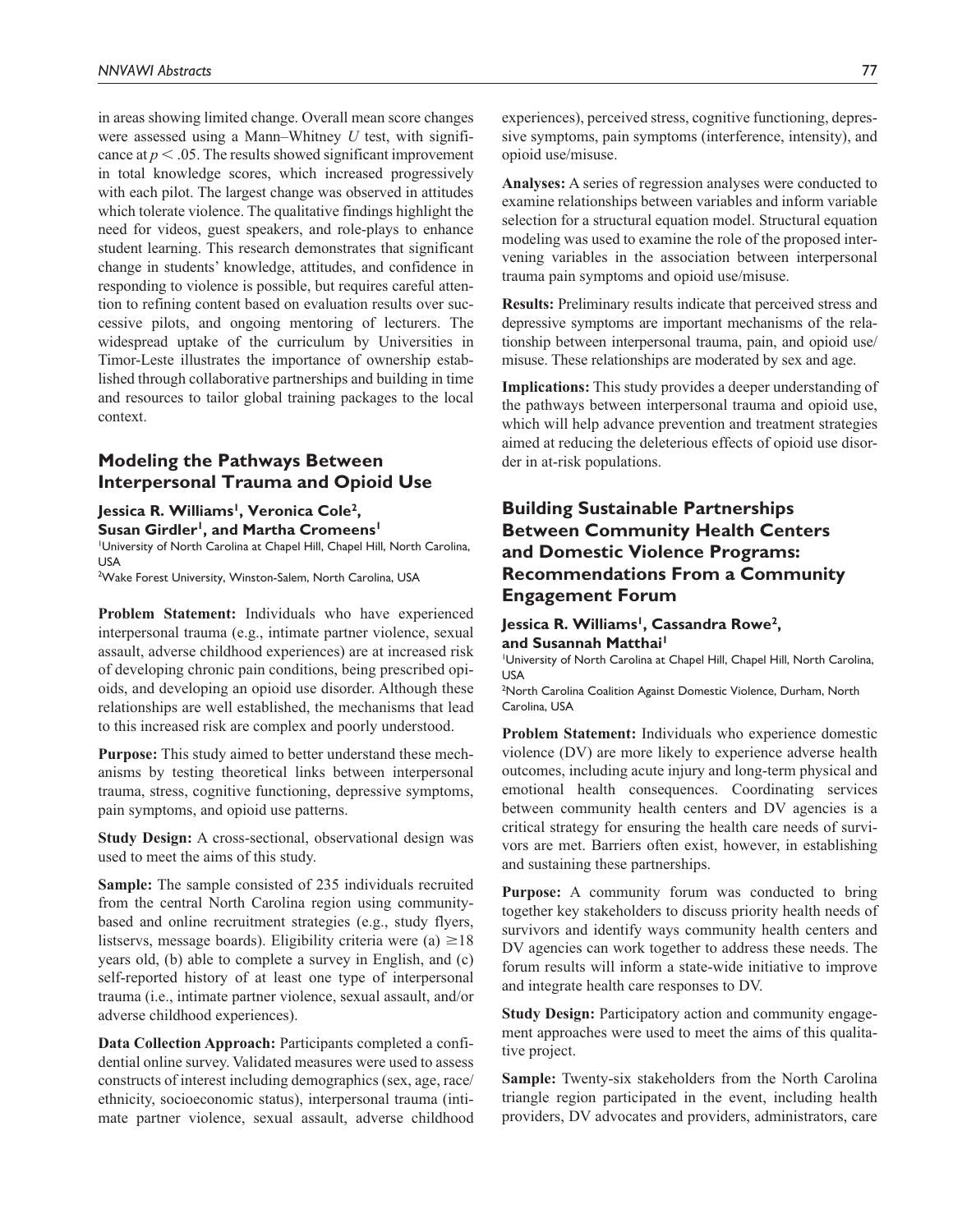in areas showing limited change. Overall mean score changes were assessed using a Mann–Whitney *U* test, with significance at $p < .05$. The results showed significant improvement in total knowledge scores, which increased progressively with each pilot. The largest change was observed in attitudes which tolerate violence. The qualitative findings highlight the need for videos, guest speakers, and role-plays to enhance student learning. This research demonstrates that significant change in students' knowledge, attitudes, and confidence in responding to violence is possible, but requires careful attention to refining content based on evaluation results over successive pilots, and ongoing mentoring of lecturers. The widespread uptake of the curriculum by Universities in Timor-Leste illustrates the importance of ownership established through collaborative partnerships and building in time and resources to tailor global training packages to the local context.

## Modeling the Pathways Between Interpersonal Trauma and Opioid Use

**Jessica R. Williams[1], Veronica Cole[2], Susan Girdler[1], and Martha Cromeens[1]**

[1]University of North Carolina at Chapel Hill, Chapel Hill, North Carolina, USA
[2]Wake Forest University, Winston-Salem, North Carolina, USA

**Problem Statement:** Individuals who have experienced interpersonal trauma (e.g., intimate partner violence, sexual assault, adverse childhood experiences) are at increased risk of developing chronic pain conditions, being prescribed opioids, and developing an opioid use disorder. Although these relationships are well established, the mechanisms that lead to this increased risk are complex and poorly understood.

**Purpose:** This study aimed to better understand these mechanisms by testing theoretical links between interpersonal trauma, stress, cognitive functioning, depressive symptoms, pain symptoms, and opioid use patterns.

**Study Design:** A cross-sectional, observational design was used to meet the aims of this study.

**Sample:** The sample consisted of 235 individuals recruited from the central North Carolina region using community-based and online recruitment strategies (e.g., study flyers, listservs, message boards). Eligibility criteria were (a) $\geq$18 years old, (b) able to complete a survey in English, and (c) self-reported history of at least one type of interpersonal trauma (i.e., intimate partner violence, sexual assault, and/or adverse childhood experiences).

**Data Collection Approach:** Participants completed a confidential online survey. Validated measures were used to assess constructs of interest including demographics (sex, age, race/ethnicity, socioeconomic status), interpersonal trauma (intimate partner violence, sexual assault, adverse childhood experiences), perceived stress, cognitive functioning, depressive symptoms, pain symptoms (interference, intensity), and opioid use/misuse.

**Analyses:** A series of regression analyses were conducted to examine relationships between variables and inform variable selection for a structural equation model. Structural equation modeling was used to examine the role of the proposed intervening variables in the association between interpersonal trauma pain symptoms and opioid use/misuse.

**Results:** Preliminary results indicate that perceived stress and depressive symptoms are important mechanisms of the relationship between interpersonal trauma, pain, and opioid use/misuse. These relationships are moderated by sex and age.

**Implications:** This study provides a deeper understanding of the pathways between interpersonal trauma and opioid use, which will help advance prevention and treatment strategies aimed at reducing the deleterious effects of opioid use disorder in at-risk populations.

## Building Sustainable Partnerships Between Community Health Centers and Domestic Violence Programs: Recommendations From a Community Engagement Forum

**Jessica R. Williams[1], Cassandra Rowe[2], and Susannah Matthai[1]**

[1]University of North Carolina at Chapel Hill, Chapel Hill, North Carolina, USA
[2]North Carolina Coalition Against Domestic Violence, Durham, North Carolina, USA

**Problem Statement:** Individuals who experience domestic violence (DV) are more likely to experience adverse health outcomes, including acute injury and long-term physical and emotional health consequences. Coordinating services between community health centers and DV agencies is a critical strategy for ensuring the health care needs of survivors are met. Barriers often exist, however, in establishing and sustaining these partnerships.

**Purpose:** A community forum was conducted to bring together key stakeholders to discuss priority health needs of survivors and identify ways community health centers and DV agencies can work together to address these needs. The forum results will inform a state-wide initiative to improve and integrate health care responses to DV.

**Study Design:** Participatory action and community engagement approaches were used to meet the aims of this qualitative project.

**Sample:** Twenty-six stakeholders from the North Carolina triangle region participated in the event, including health providers, DV advocates and providers, administrators, care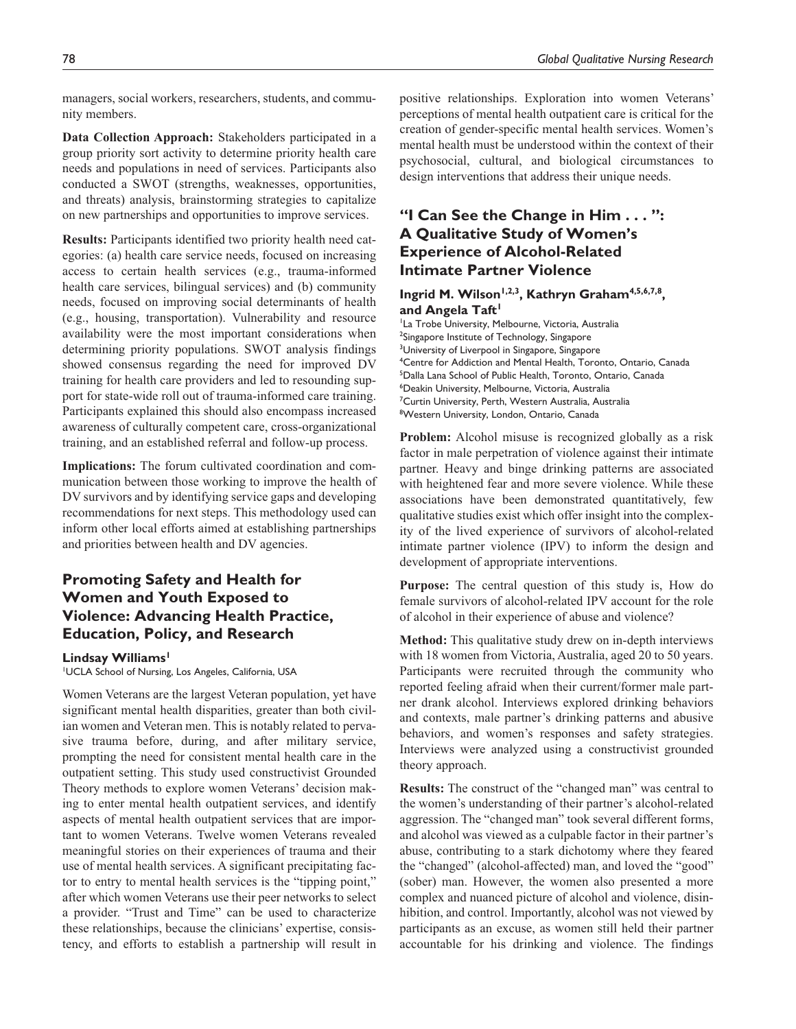managers, social workers, researchers, students, and community members.

**Data Collection Approach:** Stakeholders participated in a group priority sort activity to determine priority health care needs and populations in need of services. Participants also conducted a SWOT (strengths, weaknesses, opportunities, and threats) analysis, brainstorming strategies to capitalize on new partnerships and opportunities to improve services.

**Results:** Participants identified two priority health need categories: (a) health care service needs, focused on increasing access to certain health services (e.g., trauma-informed health care services, bilingual services) and (b) community needs, focused on improving social determinants of health (e.g., housing, transportation). Vulnerability and resource availability were the most important considerations when determining priority populations. SWOT analysis findings showed consensus regarding the need for improved DV training for health care providers and led to resounding support for state-wide roll out of trauma-informed care training. Participants explained this should also encompass increased awareness of culturally competent care, cross-organizational training, and an established referral and follow-up process.

**Implications:** The forum cultivated coordination and communication between those working to improve the health of DV survivors and by identifying service gaps and developing recommendations for next steps. This methodology used can inform other local efforts aimed at establishing partnerships and priorities between health and DV agencies.

## Promoting Safety and Health for Women and Youth Exposed to Violence: Advancing Health Practice, Education, Policy, and Research

**Lindsay Williams**[1]

[1]UCLA School of Nursing, Los Angeles, California, USA

Women Veterans are the largest Veteran population, yet have significant mental health disparities, greater than both civilian women and Veteran men. This is notably related to pervasive trauma before, during, and after military service, prompting the need for consistent mental health care in the outpatient setting. This study used constructivist Grounded Theory methods to explore women Veterans' decision making to enter mental health outpatient services, and identify aspects of mental health outpatient services that are important to women Veterans. Twelve women Veterans revealed meaningful stories on their experiences of trauma and their use of mental health services. A significant precipitating factor to entry to mental health services is the "tipping point," after which women Veterans use their peer networks to select a provider. "Trust and Time" can be used to characterize these relationships, because the clinicians' expertise, consistency, and efforts to establish a partnership will result in positive relationships. Exploration into women Veterans' perceptions of mental health outpatient care is critical for the creation of gender-specific mental health services. Women's mental health must be understood within the context of their psychosocial, cultural, and biological circumstances to design interventions that address their unique needs.

## "I Can See the Change in Him . . . ": A Qualitative Study of Women's Experience of Alcohol-Related Intimate Partner Violence

**Ingrid M. Wilson**[1,2,3], **Kathryn Graham**[4,5,6,7,8], **and Angela Taft**[1]

[1]La Trobe University, Melbourne, Victoria, Australia
[2]Singapore Institute of Technology, Singapore
[3]University of Liverpool in Singapore, Singapore
[4]Centre for Addiction and Mental Health, Toronto, Ontario, Canada
[5]Dalla Lana School of Public Health, Toronto, Ontario, Canada
[6]Deakin University, Melbourne, Victoria, Australia
[7]Curtin University, Perth, Western Australia, Australia
[8]Western University, London, Ontario, Canada

**Problem:** Alcohol misuse is recognized globally as a risk factor in male perpetration of violence against their intimate partner. Heavy and binge drinking patterns are associated with heightened fear and more severe violence. While these associations have been demonstrated quantitatively, few qualitative studies exist which offer insight into the complexity of the lived experience of survivors of alcohol-related intimate partner violence (IPV) to inform the design and development of appropriate interventions.

**Purpose:** The central question of this study is, How do female survivors of alcohol-related IPV account for the role of alcohol in their experience of abuse and violence?

**Method:** This qualitative study drew on in-depth interviews with 18 women from Victoria, Australia, aged 20 to 50 years. Participants were recruited through the community who reported feeling afraid when their current/former male partner drank alcohol. Interviews explored drinking behaviors and contexts, male partner's drinking patterns and abusive behaviors, and women's responses and safety strategies. Interviews were analyzed using a constructivist grounded theory approach.

**Results:** The construct of the "changed man" was central to the women's understanding of their partner's alcohol-related aggression. The "changed man" took several different forms, and alcohol was viewed as a culpable factor in their partner's abuse, contributing to a stark dichotomy where they feared the "changed" (alcohol-affected) man, and loved the "good" (sober) man. However, the women also presented a more complex and nuanced picture of alcohol and violence, disinhibition, and control. Importantly, alcohol was not viewed by participants as an excuse, as women still held their partner accountable for his drinking and violence. The findings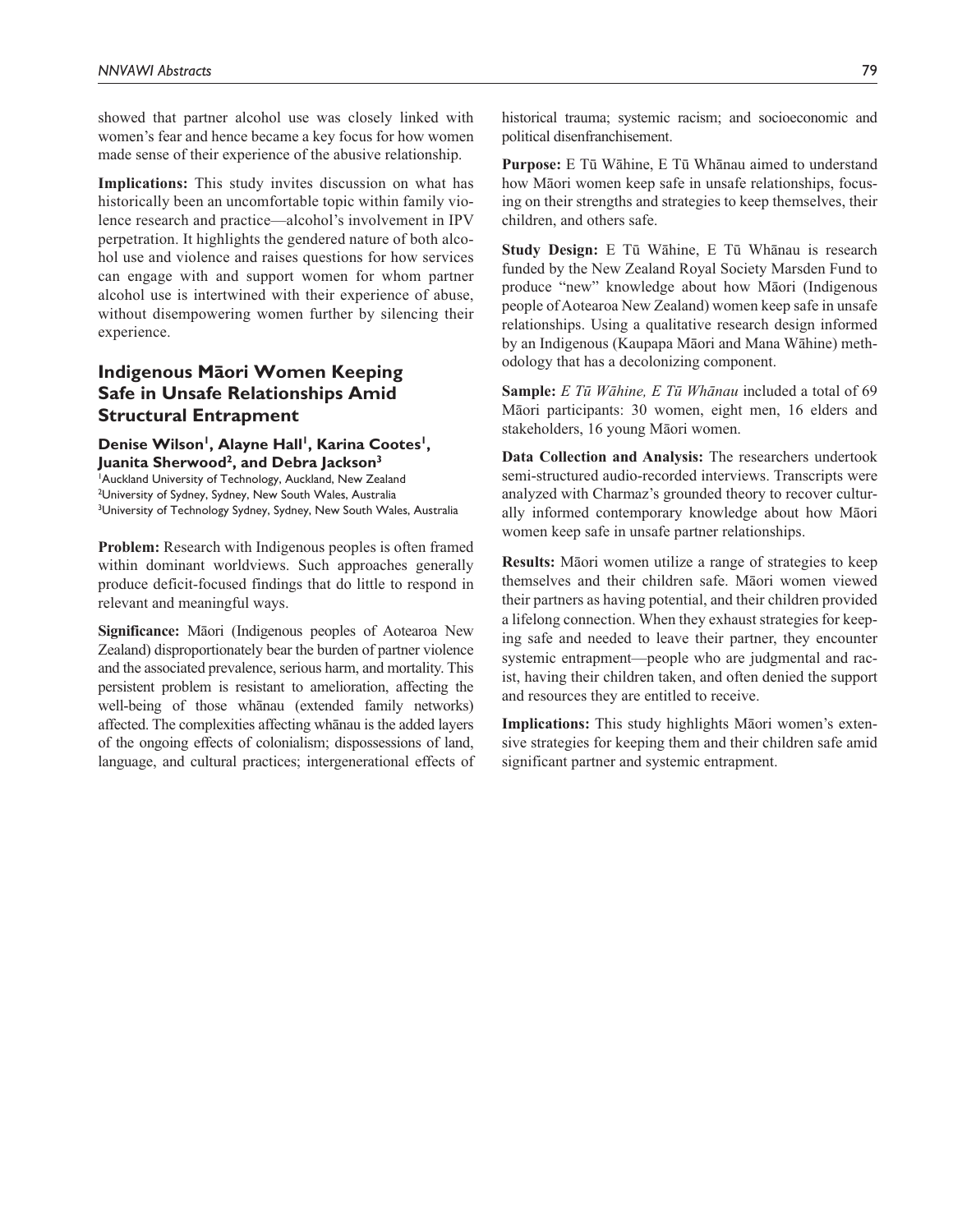showed that partner alcohol use was closely linked with women's fear and hence became a key focus for how women made sense of their experience of the abusive relationship.

**Implications:** This study invites discussion on what has historically been an uncomfortable topic within family violence research and practice—alcohol's involvement in IPV perpetration. It highlights the gendered nature of both alcohol use and violence and raises questions for how services can engage with and support women for whom partner alcohol use is intertwined with their experience of abuse, without disempowering women further by silencing their experience.

## Indigenous Māori Women Keeping Safe in Unsafe Relationships Amid Structural Entrapment

**Denise Wilson[1], Alayne Hall[1], Karina Cootes[1], Juanita Sherwood[2], and Debra Jackson[3]**

[1]Auckland University of Technology, Auckland, New Zealand
[2]University of Sydney, Sydney, New South Wales, Australia
[3]University of Technology Sydney, Sydney, New South Wales, Australia

**Problem:** Research with Indigenous peoples is often framed within dominant worldviews. Such approaches generally produce deficit-focused findings that do little to respond in relevant and meaningful ways.

**Significance:** Māori (Indigenous peoples of Aotearoa New Zealand) disproportionately bear the burden of partner violence and the associated prevalence, serious harm, and mortality. This persistent problem is resistant to amelioration, affecting the well-being of those whānau (extended family networks) affected. The complexities affecting whānau is the added layers of the ongoing effects of colonialism; dispossessions of land, language, and cultural practices; intergenerational effects of historical trauma; systemic racism; and socioeconomic and political disenfranchisement.

**Purpose:** E Tū Wāhine, E Tū Whānau aimed to understand how Māori women keep safe in unsafe relationships, focusing on their strengths and strategies to keep themselves, their children, and others safe.

**Study Design:** E Tū Wāhine, E Tū Whānau is research funded by the New Zealand Royal Society Marsden Fund to produce "new" knowledge about how Māori (Indigenous people of Aotearoa New Zealand) women keep safe in unsafe relationships. Using a qualitative research design informed by an Indigenous (Kaupapa Māori and Mana Wāhine) methodology that has a decolonizing component.

**Sample:** *E Tū Wāhine, E Tū Whānau* included a total of 69 Māori participants: 30 women, eight men, 16 elders and stakeholders, 16 young Māori women.

**Data Collection and Analysis:** The researchers undertook semi-structured audio-recorded interviews. Transcripts were analyzed with Charmaz's grounded theory to recover culturally informed contemporary knowledge about how Māori women keep safe in unsafe partner relationships.

**Results:** Māori women utilize a range of strategies to keep themselves and their children safe. Māori women viewed their partners as having potential, and their children provided a lifelong connection. When they exhaust strategies for keeping safe and needed to leave their partner, they encounter systemic entrapment—people who are judgmental and racist, having their children taken, and often denied the support and resources they are entitled to receive.

**Implications:** This study highlights Māori women's extensive strategies for keeping them and their children safe amid significant partner and systemic entrapment.